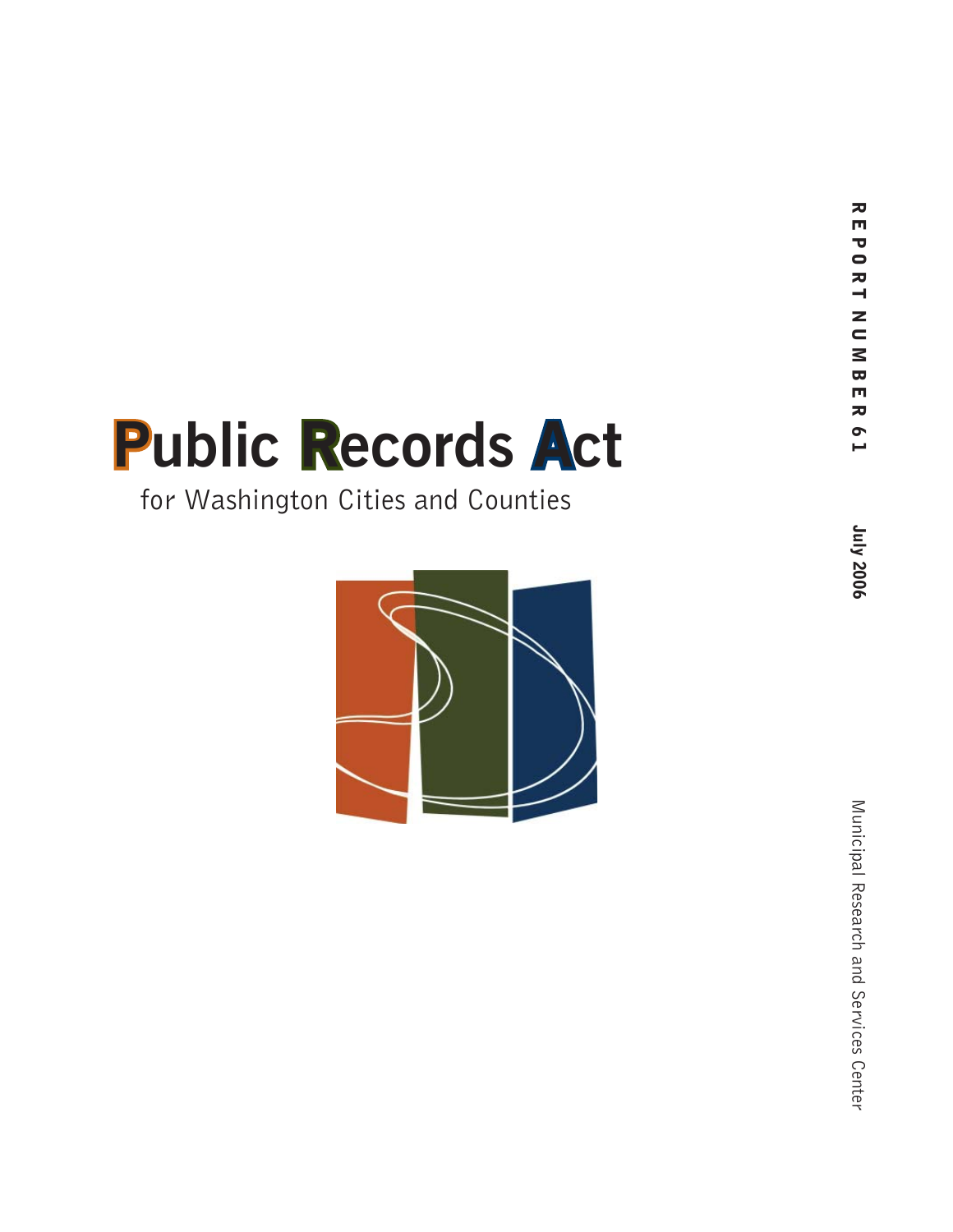# Public Records Act

for Washington Cities and Counties

REPORT NUMBER 61

July 2006

Municipal Research and Services Center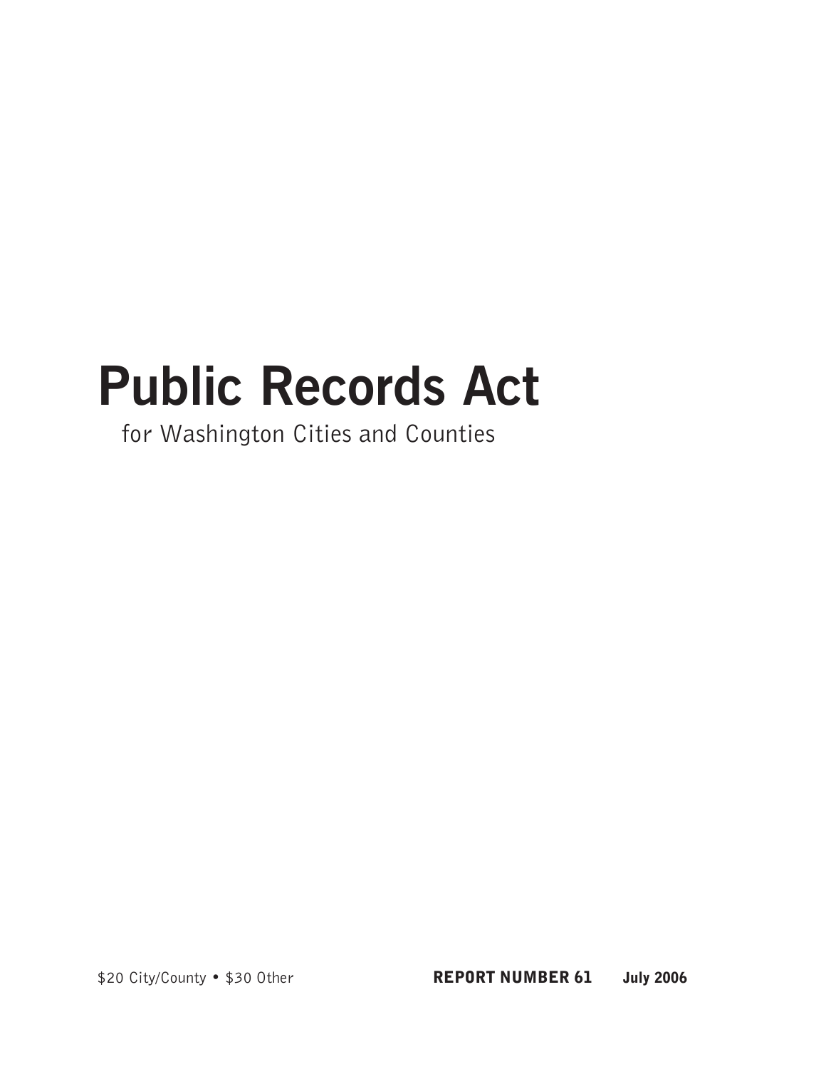# Public Records Act

for Washington Cities and Counties

$20 City/County • $30 Other **REPORT NUMBER 61** **July 2006**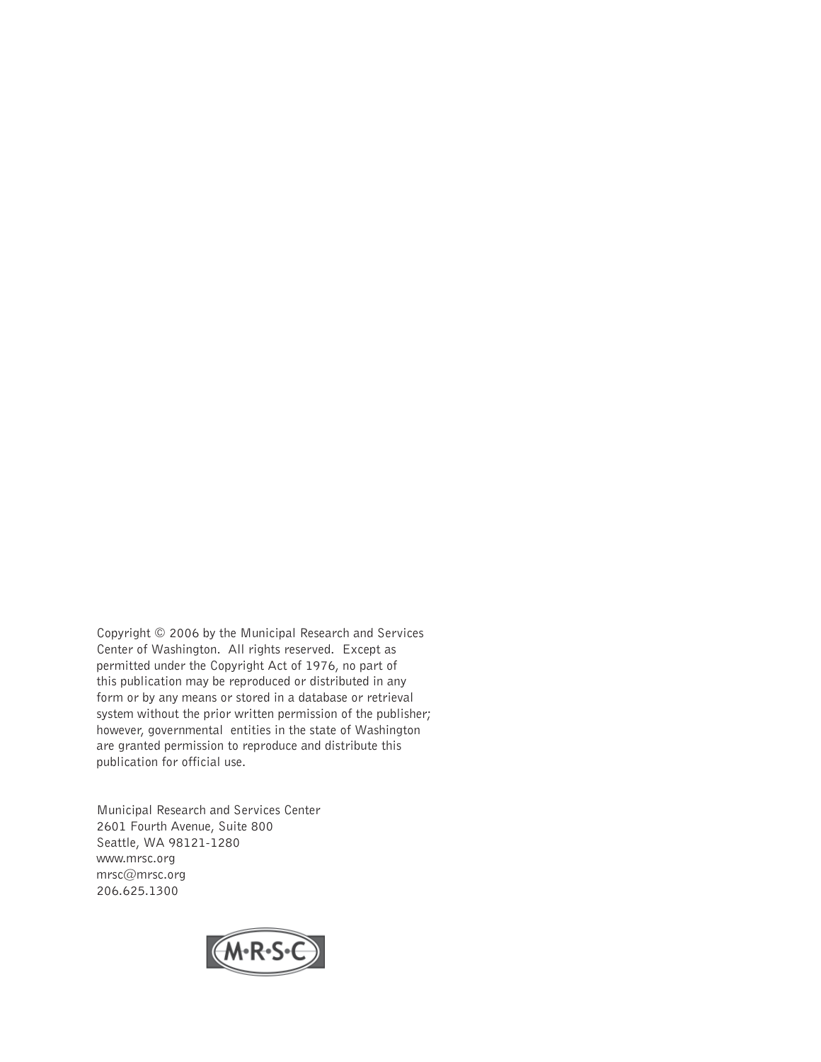Copyright © 2006 by the Municipal Research and Services Center of Washington. All rights reserved. Except as permitted under the Copyright Act of 1976, no part of this publication may be reproduced or distributed in any form or by any means or stored in a database or retrieval system without the prior written permission of the publisher; however, governmental entities in the state of Washington are granted permission to reproduce and distribute this publication for official use.

Municipal Research and Services Center
2601 Fourth Avenue, Suite 800
Seattle, WA 98121-1280
www.mrsc.org
mrsc@mrsc.org
206.625.1300

M·R·S·C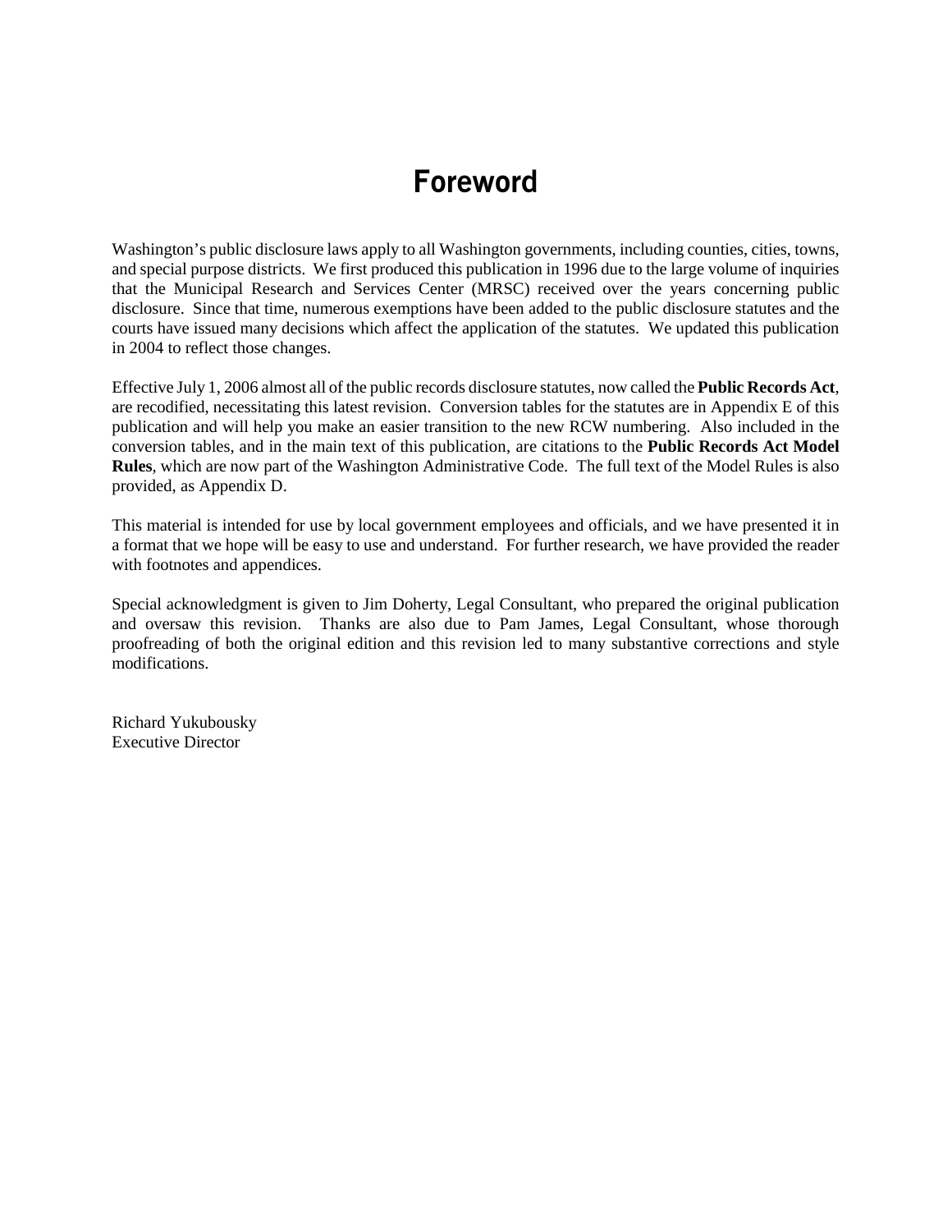# Foreword

Washington's public disclosure laws apply to all Washington governments, including counties, cities, towns, and special purpose districts. We first produced this publication in 1996 due to the large volume of inquiries that the Municipal Research and Services Center (MRSC) received over the years concerning public disclosure. Since that time, numerous exemptions have been added to the public disclosure statutes and the courts have issued many decisions which affect the application of the statutes. We updated this publication in 2004 to reflect those changes.

Effective July 1, 2006 almost all of the public records disclosure statutes, now called the **Public Records Act**, are recodified, necessitating this latest revision. Conversion tables for the statutes are in Appendix E of this publication and will help you make an easier transition to the new RCW numbering. Also included in the conversion tables, and in the main text of this publication, are citations to the **Public Records Act Model Rules**, which are now part of the Washington Administrative Code. The full text of the Model Rules is also provided, as Appendix D.

This material is intended for use by local government employees and officials, and we have presented it in a format that we hope will be easy to use and understand. For further research, we have provided the reader with footnotes and appendices.

Special acknowledgment is given to Jim Doherty, Legal Consultant, who prepared the original publication and oversaw this revision. Thanks are also due to Pam James, Legal Consultant, whose thorough proofreading of both the original edition and this revision led to many substantive corrections and style modifications.

Richard Yukubousky
Executive Director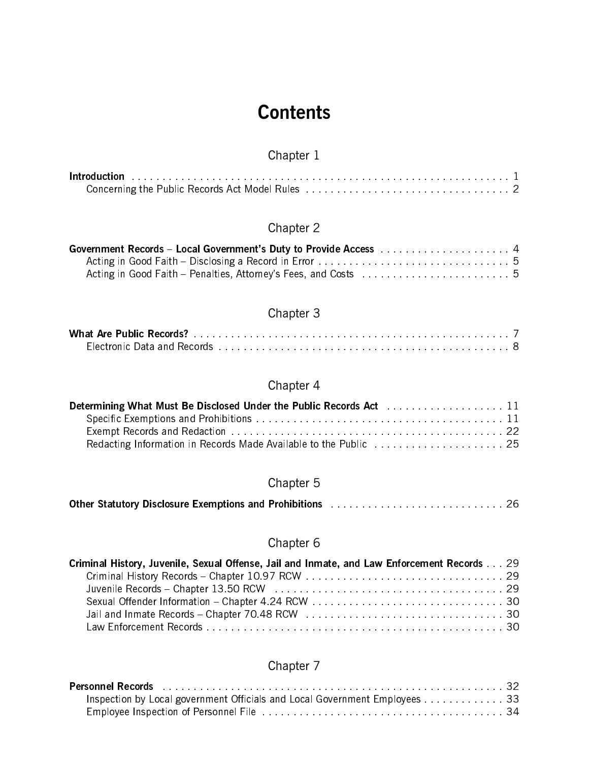# Contents

## Chapter 1

**Introduction** . . . . . . . . . . . . . . . . . . . . . . . . . . . . . . . . . . . . . . . . . . . . . . . . . . . . . . . . . . . 1
- Concerning the Public Records Act Model Rules . . . . . . . . . . . . . . . . . . . . . . . . . . . . . . . . . 2

## Chapter 2

**Government Records – Local Government's Duty to Provide Access** . . . . . . . . . . . . . . . . . . . . . 4
- Acting in Good Faith – Disclosing a Record in Error . . . . . . . . . . . . . . . . . . . . . . . . . . . . . . . 5
- Acting in Good Faith – Penalties, Attorney's Fees, and Costs . . . . . . . . . . . . . . . . . . . . . . . . 5

## Chapter 3

**What Are Public Records?** . . . . . . . . . . . . . . . . . . . . . . . . . . . . . . . . . . . . . . . . . . . . . . . . . . . 7
- Electronic Data and Records . . . . . . . . . . . . . . . . . . . . . . . . . . . . . . . . . . . . . . . . . . . . . . . . 8

## Chapter 4

**Determining What Must Be Disclosed Under the Public Records Act** . . . . . . . . . . . . . . . . . . . 11
- Specific Exemptions and Prohibitions . . . . . . . . . . . . . . . . . . . . . . . . . . . . . . . . . . . . . . . . 11
- Exempt Records and Redaction . . . . . . . . . . . . . . . . . . . . . . . . . . . . . . . . . . . . . . . . . . . . . 22
- Redacting Information in Records Made Available to the Public . . . . . . . . . . . . . . . . . . . . . 25

## Chapter 5

**Other Statutory Disclosure Exemptions and Prohibitions** . . . . . . . . . . . . . . . . . . . . . . . . . . . 26

## Chapter 6

**Criminal History, Juvenile, Sexual Offense, Jail and Inmate, and Law Enforcement Records** . . . 29
- Criminal History Records – Chapter 10.97 RCW . . . . . . . . . . . . . . . . . . . . . . . . . . . . . . . . 29
- Juvenile Records – Chapter 13.50 RCW . . . . . . . . . . . . . . . . . . . . . . . . . . . . . . . . . . . . . . 29
- Sexual Offender Information – Chapter 4.24 RCW . . . . . . . . . . . . . . . . . . . . . . . . . . . . . . . 30
- Jail and Inmate Records – Chapter 70.48 RCW . . . . . . . . . . . . . . . . . . . . . . . . . . . . . . . . . 30
- Law Enforcement Records . . . . . . . . . . . . . . . . . . . . . . . . . . . . . . . . . . . . . . . . . . . . . . . . . 30

## Chapter 7

**Personnel Records** . . . . . . . . . . . . . . . . . . . . . . . . . . . . . . . . . . . . . . . . . . . . . . . . . . . . . . . . 32
- Inspection by Local government Officials and Local Government Employees . . . . . . . . . . . . . 33
- Employee Inspection of Personnel File . . . . . . . . . . . . . . . . . . . . . . . . . . . . . . . . . . . . . . . . 34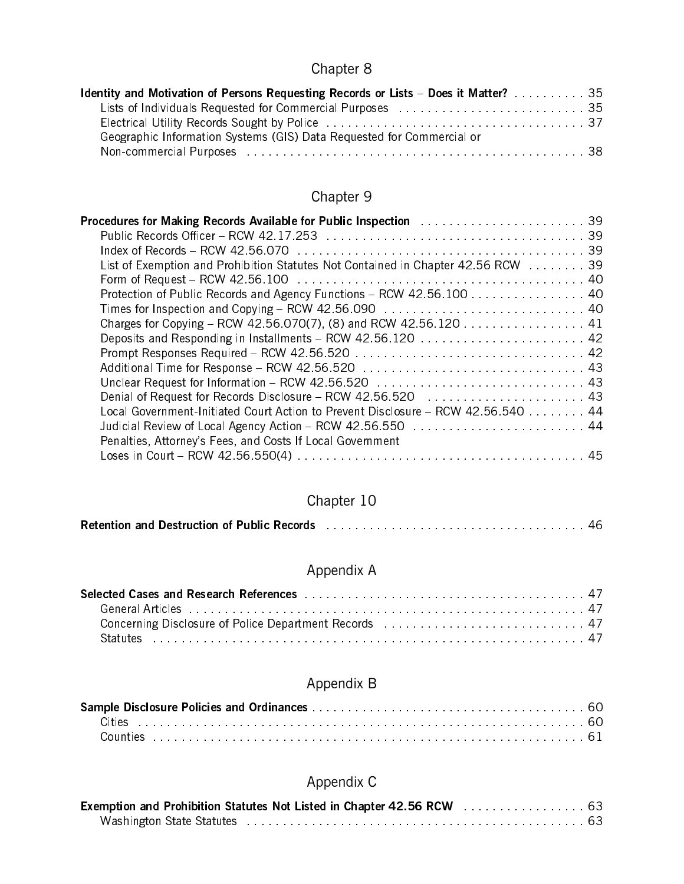## Chapter 8

**Identity and Motivation of Persons Requesting Records or Lists – Does it Matter?** . . . . . . . . . . 35

- Lists of Individuals Requested for Commercial Purposes . . . . . . . . . . . . . . . . . . . . . . . . . . 35
- Electrical Utility Records Sought by Police . . . . . . . . . . . . . . . . . . . . . . . . . . . . . . . . . . . . . 37
- Geographic Information Systems (GIS) Data Requested for Commercial or Non-commercial Purposes . . . . . . . . . . . . . . . . . . . . . . . . . . . . . . . . . . . . . . . . . . . . . . . . 38

## Chapter 9

**Procedures for Making Records Available for Public Inspection** . . . . . . . . . . . . . . . . . . . . . . . 39

- Public Records Officer – RCW 42.17.253 . . . . . . . . . . . . . . . . . . . . . . . . . . . . . . . . . . . . . 39
- Index of Records – RCW 42.56.070 . . . . . . . . . . . . . . . . . . . . . . . . . . . . . . . . . . . . . . . . 39
- List of Exemption and Prohibition Statutes Not Contained in Chapter 42.56 RCW . . . . . . . . 39
- Form of Request – RCW 42.56.100 . . . . . . . . . . . . . . . . . . . . . . . . . . . . . . . . . . . . . . . . 40
- Protection of Public Records and Agency Functions – RCW 42.56.100 . . . . . . . . . . . . . . . . 40
- Times for Inspection and Copying – RCW 42.56.090 . . . . . . . . . . . . . . . . . . . . . . . . . . . . 40
- Charges for Copying – RCW 42.56.070(7), (8) and RCW 42.56.120 . . . . . . . . . . . . . . . . . 41
- Deposits and Responding in Installments – RCW 42.56.120 . . . . . . . . . . . . . . . . . . . . . . . . 42
- Prompt Responses Required – RCW 42.56.520 . . . . . . . . . . . . . . . . . . . . . . . . . . . . . . . . 42
- Additional Time for Response – RCW 42.56.520 . . . . . . . . . . . . . . . . . . . . . . . . . . . . . . . 43
- Unclear Request for Information – RCW 42.56.520 . . . . . . . . . . . . . . . . . . . . . . . . . . . . . 43
- Denial of Request for Records Disclosure – RCW 42.56.520 . . . . . . . . . . . . . . . . . . . . . . 43
- Local Government-Initiated Court Action to Prevent Disclosure – RCW 42.56.540 . . . . . . . . 44
- Judicial Review of Local Agency Action – RCW 42.56.550 . . . . . . . . . . . . . . . . . . . . . . . . 44
- Penalties, Attorney's Fees, and Costs If Local Government Loses in Court – RCW 42.56.550(4) . . . . . . . . . . . . . . . . . . . . . . . . . . . . . . . . . . . . . . . . 45

## Chapter 10

**Retention and Destruction of Public Records** . . . . . . . . . . . . . . . . . . . . . . . . . . . . . . . . . . . . 46

## Appendix A

**Selected Cases and Research References** . . . . . . . . . . . . . . . . . . . . . . . . . . . . . . . . . . . . . . . 47

- General Articles . . . . . . . . . . . . . . . . . . . . . . . . . . . . . . . . . . . . . . . . . . . . . . . . . . . . . . 47
- Concerning Disclosure of Police Department Records . . . . . . . . . . . . . . . . . . . . . . . . . . . . 47
- Statutes . . . . . . . . . . . . . . . . . . . . . . . . . . . . . . . . . . . . . . . . . . . . . . . . . . . . . . . . . . . . 47

## Appendix B

**Sample Disclosure Policies and Ordinances** . . . . . . . . . . . . . . . . . . . . . . . . . . . . . . . . . . . . . . 60

- Cities . . . . . . . . . . . . . . . . . . . . . . . . . . . . . . . . . . . . . . . . . . . . . . . . . . . . . . . . . . . . . . 60
- Counties . . . . . . . . . . . . . . . . . . . . . . . . . . . . . . . . . . . . . . . . . . . . . . . . . . . . . . . . . . . . 61

## Appendix C

**Exemption and Prohibition Statutes Not Listed in Chapter 42.56 RCW** . . . . . . . . . . . . . . . . . 63

- Washington State Statutes . . . . . . . . . . . . . . . . . . . . . . . . . . . . . . . . . . . . . . . . . . . . . . . 63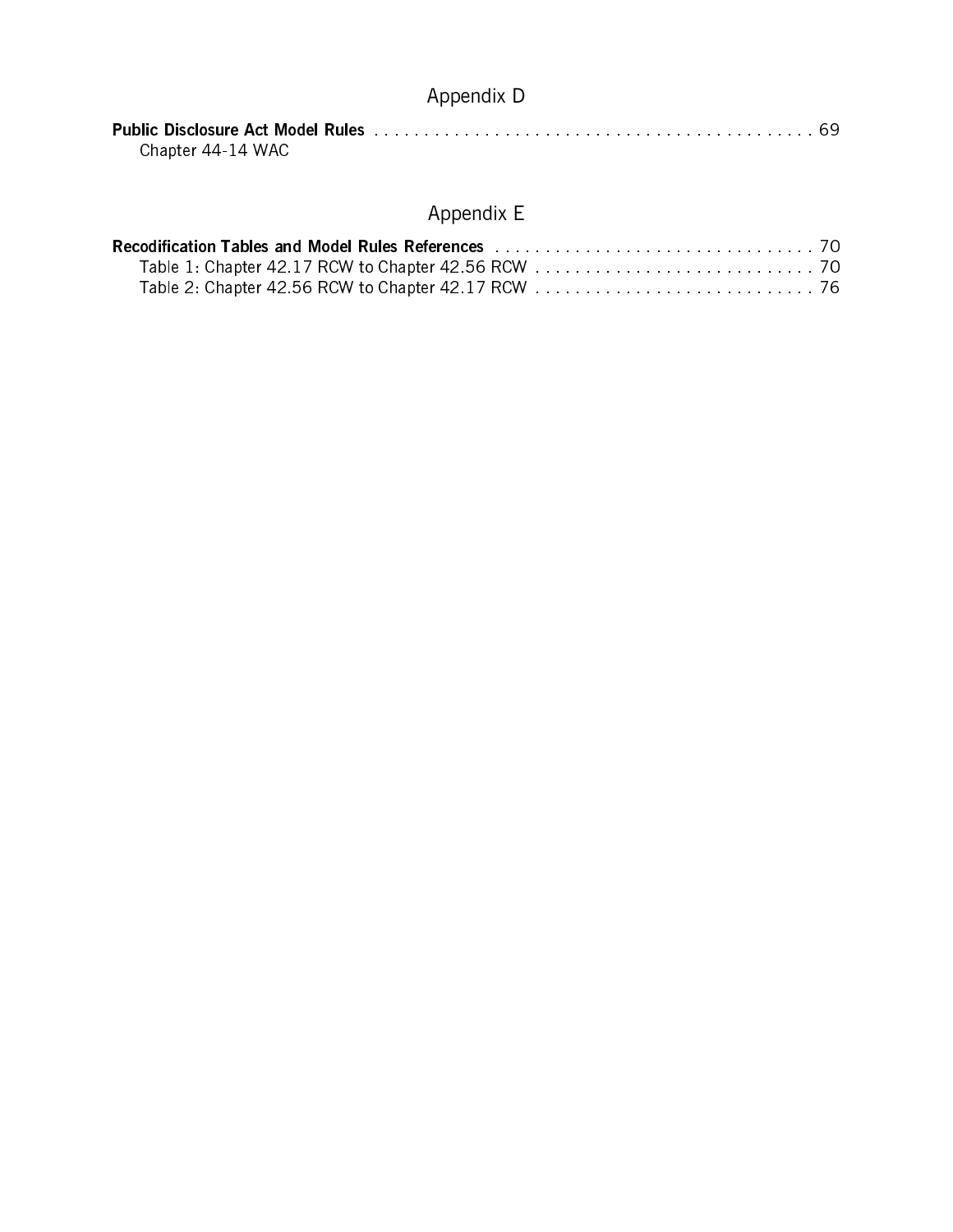## Appendix D

**Public Disclosure Act Model Rules** . . . . . . . . . . . . . . . . . . . . . . . . . . . . . . . . . . . . . . . . . . . . 69
Chapter 44-14 WAC

## Appendix E

**Recodification Tables and Model Rules References** . . . . . . . . . . . . . . . . . . . . . . . . . . . . . . . . 70
Table 1: Chapter 42.17 RCW to Chapter 42.56 RCW . . . . . . . . . . . . . . . . . . . . . . . . . . . . 70
Table 2: Chapter 42.56 RCW to Chapter 42.17 RCW . . . . . . . . . . . . . . . . . . . . . . . . . . . . 76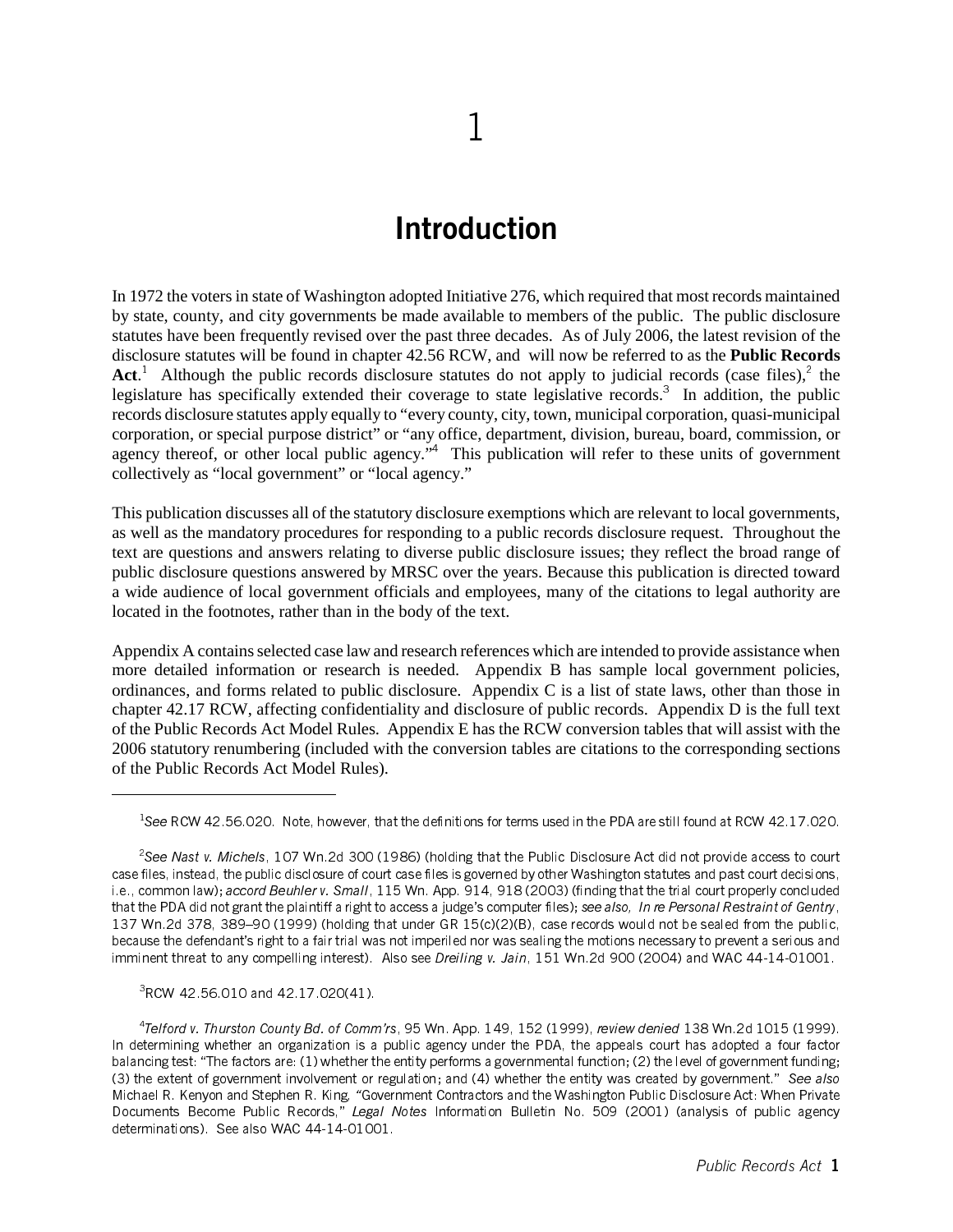# 1

# Introduction

In 1972 the voters in state of Washington adopted Initiative 276, which required that most records maintained by state, county, and city governments be made available to members of the public. The public disclosure statutes have been frequently revised over the past three decades. As of July 2006, the latest revision of the disclosure statutes will be found in chapter 42.56 RCW, and will now be referred to as the **Public Records Act**.[1] Although the public records disclosure statutes do not apply to judicial records (case files),[2] the legislature has specifically extended their coverage to state legislative records.[3] In addition, the public records disclosure statutes apply equally to "every county, city, town, municipal corporation, quasi-municipal corporation, or special purpose district" or "any office, department, division, bureau, board, commission, or agency thereof, or other local public agency."[4] This publication will refer to these units of government collectively as "local government" or "local agency."

This publication discusses all of the statutory disclosure exemptions which are relevant to local governments, as well as the mandatory procedures for responding to a public records disclosure request. Throughout the text are questions and answers relating to diverse public disclosure issues; they reflect the broad range of public disclosure questions answered by MRSC over the years. Because this publication is directed toward a wide audience of local government officials and employees, many of the citations to legal authority are located in the footnotes, rather than in the body of the text.

Appendix A contains selected case law and research references which are intended to provide assistance when more detailed information or research is needed. Appendix B has sample local government policies, ordinances, and forms related to public disclosure. Appendix C is a list of state laws, other than those in chapter 42.17 RCW, affecting confidentiality and disclosure of public records. Appendix D is the full text of the Public Records Act Model Rules. Appendix E has the RCW conversion tables that will assist with the 2006 statutory renumbering (included with the conversion tables are citations to the corresponding sections of the Public Records Act Model Rules).

---

[1] *See* RCW 42.56.020. Note, however, that the definitions for terms used in the PDA are still found at RCW 42.17.020.

[2] *See Nast v. Michels*, 107 Wn.2d 300 (1986) (holding that the Public Disclosure Act did not provide access to court case files, instead, the public disclosure of court case files is governed by other Washington statutes and past court decisions, i.e., common law); *accord Beuhler v. Small*, 115 Wn. App. 914, 918 (2003) (finding that the trial court properly concluded that the PDA did not grant the plaintiff a right to access a judge's computer files); *see also, In re Personal Restraint of Gentry*, 137 Wn.2d 378, 389–90 (1999) (holding that under GR 15(c)(2)(B), case records would not be sealed from the public, because the defendant's right to a fair trial was not imperiled nor was sealing the motions necessary to prevent a serious and imminent threat to any compelling interest). Also see *Dreiling v. Jain*, 151 Wn.2d 900 (2004) and WAC 44-14-01001.

[3] RCW 42.56.010 and 42.17.020(41).

[4] *Telford v. Thurston County Bd. of Comm'rs*, 95 Wn. App. 149, 152 (1999), *review denied* 138 Wn.2d 1015 (1999). In determining whether an organization is a public agency under the PDA, the appeals court has adopted a four factor balancing test: "The factors are: (1) whether the entity performs a governmental function; (2) the level of government funding; (3) the extent of government involvement or regulation; and (4) whether the entity was created by government." *See also* Michael R. Kenyon and Stephen R. King, "Government Contractors and the Washington Public Disclosure Act: When Private Documents Become Public Records," *Legal Notes* Information Bulletin No. 509 (2001) (analysis of public agency determinations). See also WAC 44-14-01001.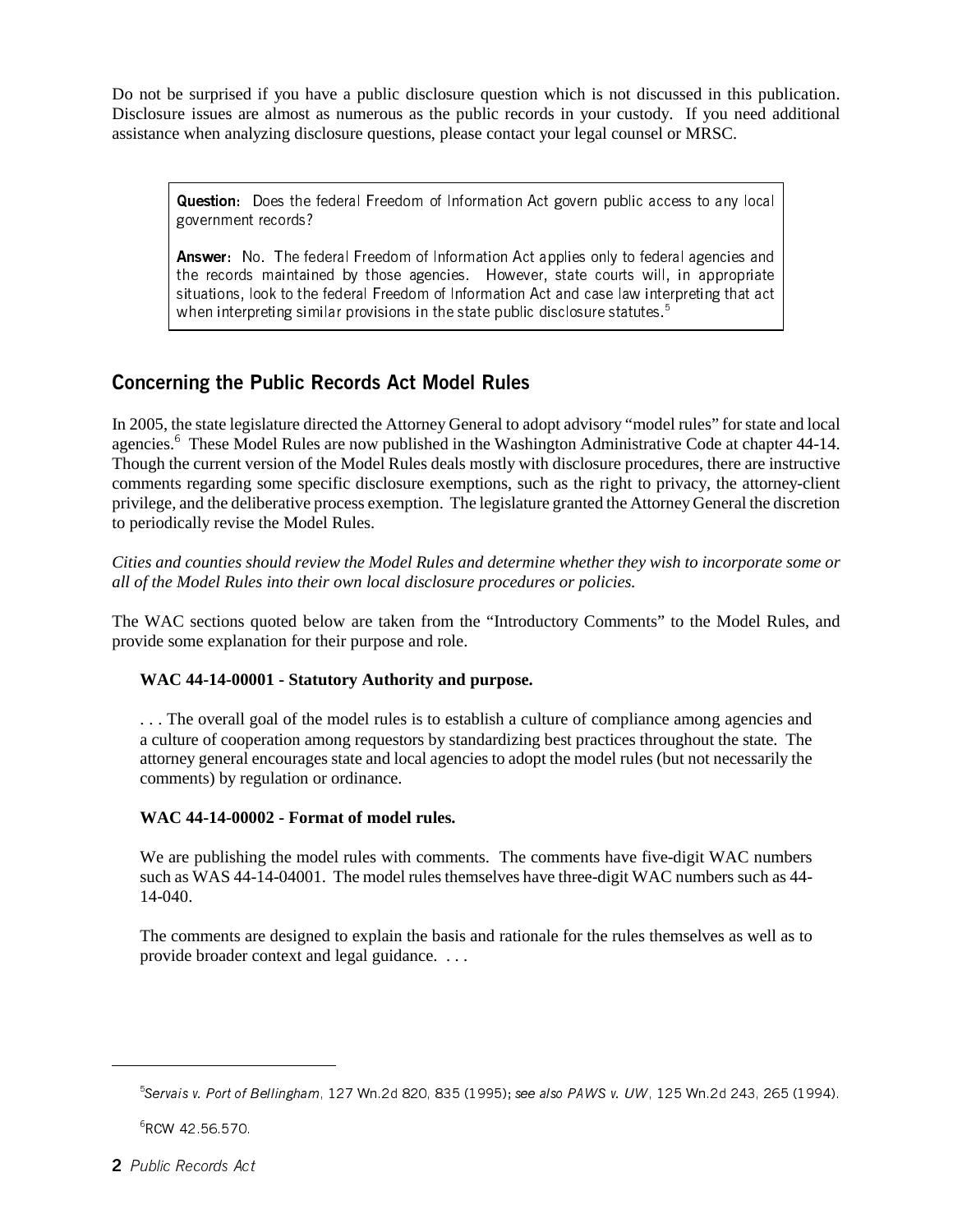Do not be surprised if you have a public disclosure question which is not discussed in this publication. Disclosure issues are almost as numerous as the public records in your custody. If you need additional assistance when analyzing disclosure questions, please contact your legal counsel or MRSC.

> **Question:** Does the federal Freedom of Information Act govern public access to any local government records?
>
> **Answer:** No. The federal Freedom of Information Act applies only to federal agencies and the records maintained by those agencies. However, state courts will, in appropriate situations, look to the federal Freedom of Information Act and case law interpreting that act when interpreting similar provisions in the state public disclosure statutes.[5]

## Concerning the Public Records Act Model Rules

In 2005, the state legislature directed the Attorney General to adopt advisory "model rules" for state and local agencies.[6] These Model Rules are now published in the Washington Administrative Code at chapter 44-14. Though the current version of the Model Rules deals mostly with disclosure procedures, there are instructive comments regarding some specific disclosure exemptions, such as the right to privacy, the attorney-client privilege, and the deliberative process exemption. The legislature granted the Attorney General the discretion to periodically revise the Model Rules.

*Cities and counties should review the Model Rules and determine whether they wish to incorporate some or all of the Model Rules into their own local disclosure procedures or policies.*

The WAC sections quoted below are taken from the "Introductory Comments" to the Model Rules, and provide some explanation for their purpose and role.

> **WAC 44-14-00001 - Statutory Authority and purpose.**
>
> . . . The overall goal of the model rules is to establish a culture of compliance among agencies and a culture of cooperation among requestors by standardizing best practices throughout the state. The attorney general encourages state and local agencies to adopt the model rules (but not necessarily the comments) by regulation or ordinance.
>
> **WAC 44-14-00002 - Format of model rules.**
>
> We are publishing the model rules with comments. The comments have five-digit WAC numbers such as WAS 44-14-04001. The model rules themselves have three-digit WAC numbers such as 44-14-040.
>
> The comments are designed to explain the basis and rationale for the rules themselves as well as to provide broader context and legal guidance. . . .

---

[5] *Servais v. Port of Bellingham*, 127 Wn.2d 820, 835 (1995); *see also PAWS v. UW*, 125 Wn.2d 243, 265 (1994).

[6] RCW 42.56.570.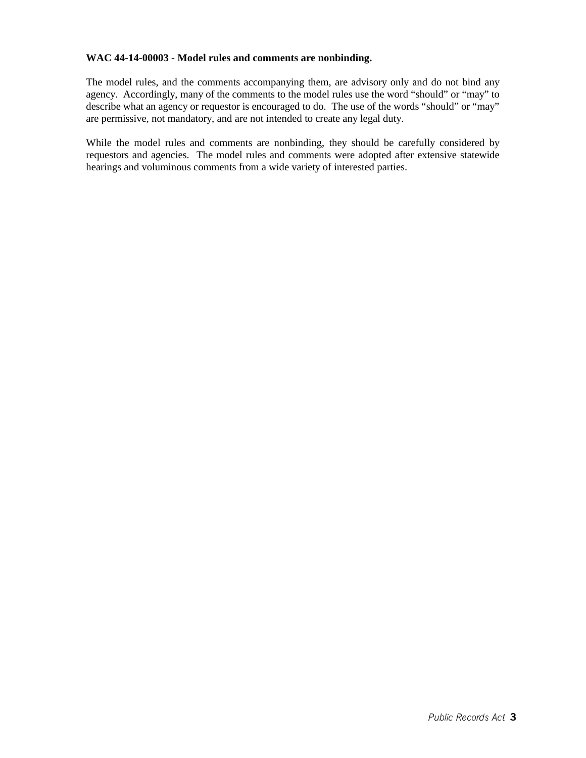**WAC 44-14-00003 - Model rules and comments are nonbinding.**

The model rules, and the comments accompanying them, are advisory only and do not bind any agency. Accordingly, many of the comments to the model rules use the word "should" or "may" to describe what an agency or requestor is encouraged to do. The use of the words "should" or "may" are permissive, not mandatory, and are not intended to create any legal duty.

While the model rules and comments are nonbinding, they should be carefully considered by requestors and agencies. The model rules and comments were adopted after extensive statewide hearings and voluminous comments from a wide variety of interested parties.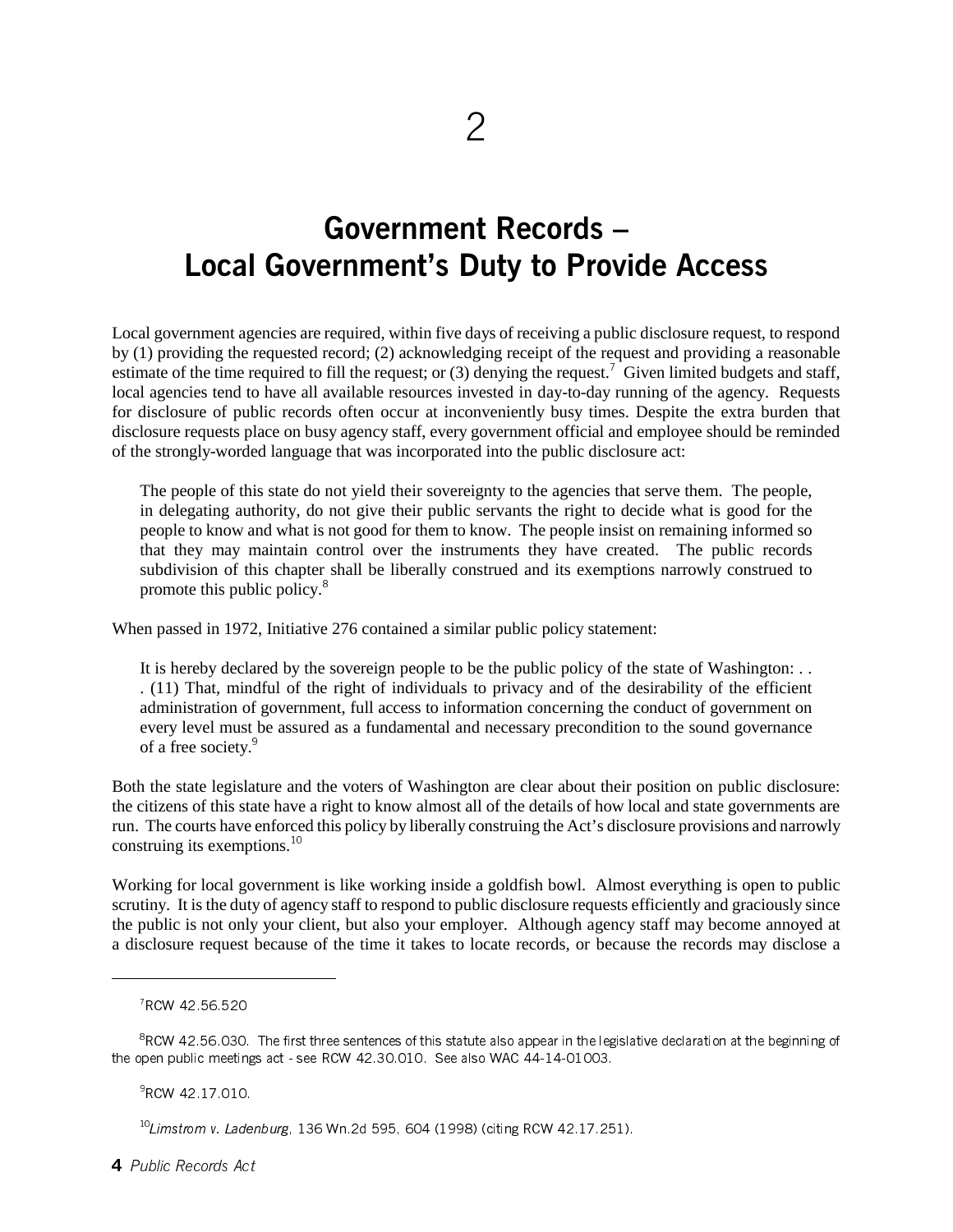# 2

# Government Records – Local Government's Duty to Provide Access

Local government agencies are required, within five days of receiving a public disclosure request, to respond by (1) providing the requested record; (2) acknowledging receipt of the request and providing a reasonable estimate of the time required to fill the request; or (3) denying the request.[7] Given limited budgets and staff, local agencies tend to have all available resources invested in day-to-day running of the agency. Requests for disclosure of public records often occur at inconveniently busy times. Despite the extra burden that disclosure requests place on busy agency staff, every government official and employee should be reminded of the strongly-worded language that was incorporated into the public disclosure act:

> The people of this state do not yield their sovereignty to the agencies that serve them. The people, in delegating authority, do not give their public servants the right to decide what is good for the people to know and what is not good for them to know. The people insist on remaining informed so that they may maintain control over the instruments they have created. The public records subdivision of this chapter shall be liberally construed and its exemptions narrowly construed to promote this public policy.[8]

When passed in 1972, Initiative 276 contained a similar public policy statement:

> It is hereby declared by the sovereign people to be the public policy of the state of Washington: . . . (11) That, mindful of the right of individuals to privacy and of the desirability of the efficient administration of government, full access to information concerning the conduct of government on every level must be assured as a fundamental and necessary precondition to the sound governance of a free society.[9]

Both the state legislature and the voters of Washington are clear about their position on public disclosure: the citizens of this state have a right to know almost all of the details of how local and state governments are run. The courts have enforced this policy by liberally construing the Act's disclosure provisions and narrowly construing its exemptions.[10]

Working for local government is like working inside a goldfish bowl. Almost everything is open to public scrutiny. It is the duty of agency staff to respond to public disclosure requests efficiently and graciously since the public is not only your client, but also your employer. Although agency staff may become annoyed at a disclosure request because of the time it takes to locate records, or because the records may disclose a

---

[7] RCW 42.56.520

[8] RCW 42.56.030. The first three sentences of this statute also appear in the legislative declaration at the beginning of the open public meetings act - see RCW 42.30.010. See also WAC 44-14-01003.

[9] RCW 42.17.010.

[10] *Limstrom v. Ladenburg*, 136 Wn.2d 595, 604 (1998) (citing RCW 42.17.251).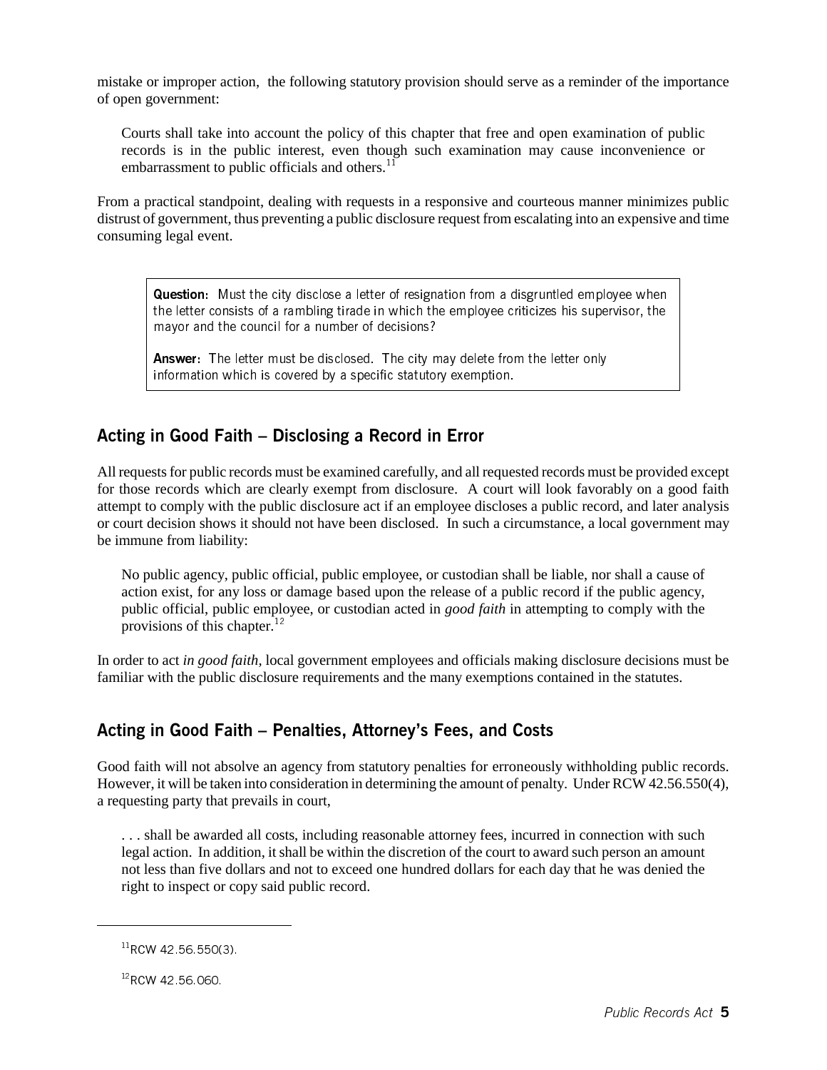mistake or improper action, the following statutory provision should serve as a reminder of the importance of open government:

> Courts shall take into account the policy of this chapter that free and open examination of public records is in the public interest, even though such examination may cause inconvenience or embarrassment to public officials and others.[11]

From a practical standpoint, dealing with requests in a responsive and courteous manner minimizes public distrust of government, thus preventing a public disclosure request from escalating into an expensive and time consuming legal event.

> **Question:** Must the city disclose a letter of resignation from a disgruntled employee when the letter consists of a rambling tirade in which the employee criticizes his supervisor, the mayor and the council for a number of decisions?
>
> **Answer:** The letter must be disclosed. The city may delete from the letter only information which is covered by a specific statutory exemption.

## Acting in Good Faith – Disclosing a Record in Error

All requests for public records must be examined carefully, and all requested records must be provided except for those records which are clearly exempt from disclosure. A court will look favorably on a good faith attempt to comply with the public disclosure act if an employee discloses a public record, and later analysis or court decision shows it should not have been disclosed. In such a circumstance, a local government may be immune from liability:

> No public agency, public official, public employee, or custodian shall be liable, nor shall a cause of action exist, for any loss or damage based upon the release of a public record if the public agency, public official, public employee, or custodian acted in *good faith* in attempting to comply with the provisions of this chapter.[12]

In order to act *in good faith*, local government employees and officials making disclosure decisions must be familiar with the public disclosure requirements and the many exemptions contained in the statutes.

## Acting in Good Faith – Penalties, Attorney's Fees, and Costs

Good faith will not absolve an agency from statutory penalties for erroneously withholding public records. However, it will be taken into consideration in determining the amount of penalty. Under RCW 42.56.550(4), a requesting party that prevails in court,

> . . . shall be awarded all costs, including reasonable attorney fees, incurred in connection with such legal action. In addition, it shall be within the discretion of the court to award such person an amount not less than five dollars and not to exceed one hundred dollars for each day that he was denied the right to inspect or copy said public record.

---

[11] RCW 42.56.550(3).

[12] RCW 42.56.060.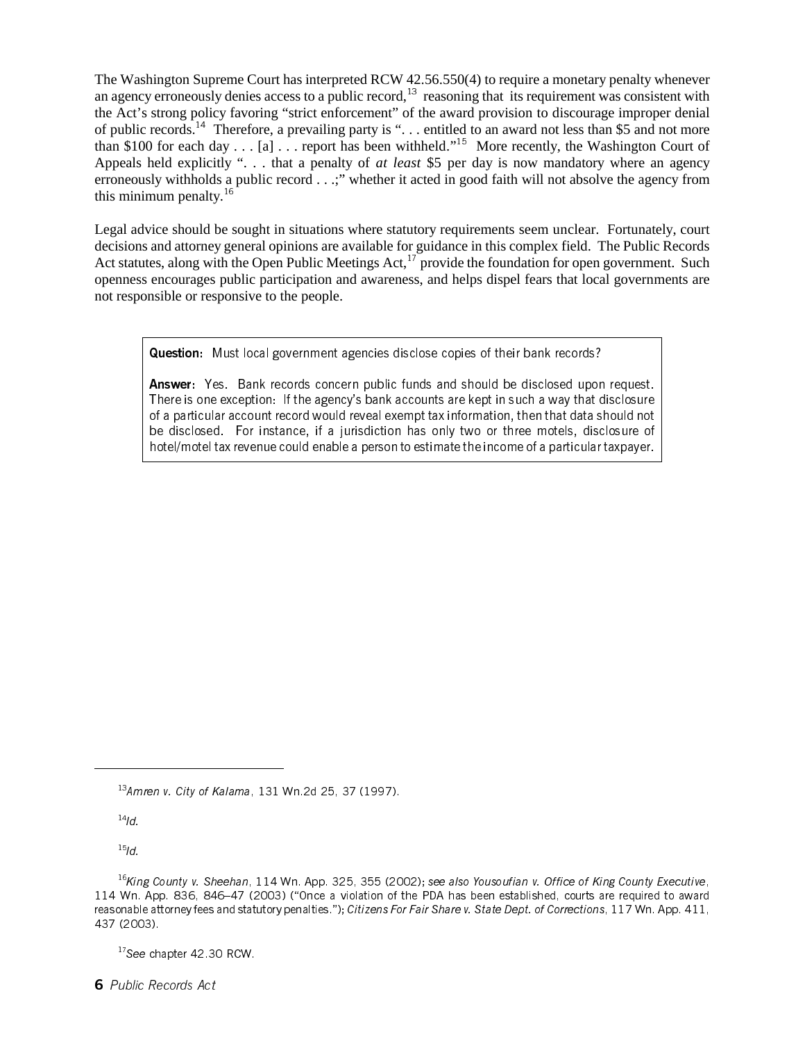The Washington Supreme Court has interpreted RCW 42.56.550(4) to require a monetary penalty whenever an agency erroneously denies access to a public record,[13] reasoning that its requirement was consistent with the Act's strong policy favoring "strict enforcement" of the award provision to discourage improper denial of public records.[14] Therefore, a prevailing party is ". . . entitled to an award not less than $5 and not more than $100 for each day . . . [a] . . . report has been withheld."[15] More recently, the Washington Court of Appeals held explicitly ". . . that a penalty of *at least* $5 per day is now mandatory where an agency erroneously withholds a public record . . .;" whether it acted in good faith will not absolve the agency from this minimum penalty.[16]

Legal advice should be sought in situations where statutory requirements seem unclear. Fortunately, court decisions and attorney general opinions are available for guidance in this complex field. The Public Records Act statutes, along with the Open Public Meetings Act,[17] provide the foundation for open government. Such openness encourages public participation and awareness, and helps dispel fears that local governments are not responsible or responsive to the people.

> **Question:** Must local government agencies disclose copies of their bank records?
>
> **Answer:** Yes. Bank records concern public funds and should be disclosed upon request. There is one exception: If the agency's bank accounts are kept in such a way that disclosure of a particular account record would reveal exempt tax information, then that data should not be disclosed. For instance, if a jurisdiction has only two or three motels, disclosure of hotel/motel tax revenue could enable a person to estimate the income of a particular taxpayer.

---

[13] *Amren v. City of Kalama*, 131 Wn.2d 25, 37 (1997).

[14] *Id.*

[15] *Id.*

[16] *King County v. Sheehan*, 114 Wn. App. 325, 355 (2002); *see also Yousoufian v. Office of King County Executive*, 114 Wn. App. 836, 846–47 (2003) ("Once a violation of the PDA has been established, courts are required to award reasonable attorney fees and statutory penalties."); *Citizens For Fair Share v. State Dept. of Corrections*, 117 Wn. App. 411, 437 (2003).

[17] *See* chapter 42.30 RCW.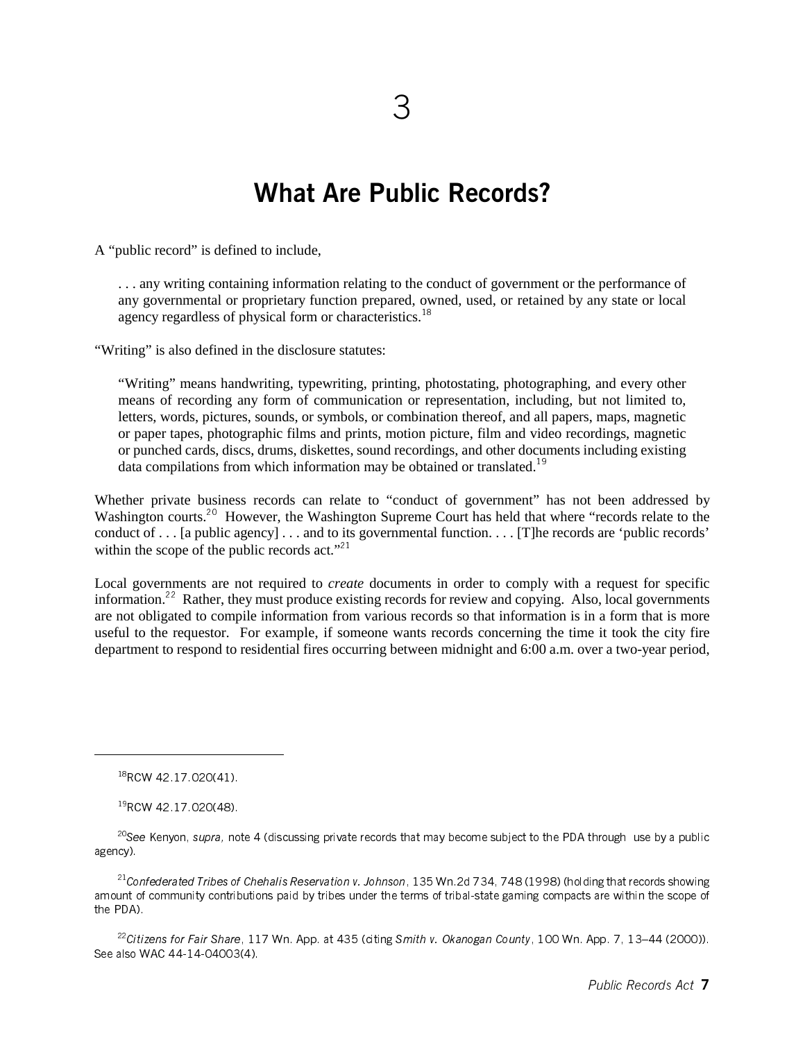# 3

# What Are Public Records?

A "public record" is defined to include,

> . . . any writing containing information relating to the conduct of government or the performance of any governmental or proprietary function prepared, owned, used, or retained by any state or local agency regardless of physical form or characteristics.[18]

"Writing" is also defined in the disclosure statutes:

> "Writing" means handwriting, typewriting, printing, photostating, photographing, and every other means of recording any form of communication or representation, including, but not limited to, letters, words, pictures, sounds, or symbols, or combination thereof, and all papers, maps, magnetic or paper tapes, photographic films and prints, motion picture, film and video recordings, magnetic or punched cards, discs, drums, diskettes, sound recordings, and other documents including existing data compilations from which information may be obtained or translated.[19]

Whether private business records can relate to "conduct of government" has not been addressed by Washington courts.[20] However, the Washington Supreme Court has held that where "records relate to the conduct of . . . [a public agency] . . . and to its governmental function. . . . [T]he records are 'public records' within the scope of the public records act."[21]

Local governments are not required to *create* documents in order to comply with a request for specific information.[22] Rather, they must produce existing records for review and copying. Also, local governments are not obligated to compile information from various records so that information is in a form that is more useful to the requestor. For example, if someone wants records concerning the time it took the city fire department to respond to residential fires occurring between midnight and 6:00 a.m. over a two-year period,

---

[18] RCW 42.17.020(41).

[19] RCW 42.17.020(48).

[20] *See* Kenyon, *supra,* note 4 (discussing private records that may become subject to the PDA through use by a public agency).

[21] *Confederated Tribes of Chehalis Reservation v. Johnson*, 135 Wn.2d 734, 748 (1998) (holding that records showing amount of community contributions paid by tribes under the terms of tribal-state gaming compacts are within the scope of the PDA).

[22] *Citizens for Fair Share*, 117 Wn. App. at 435 (citing *Smith v. Okanogan County*, 100 Wn. App. 7, 13–44 (2000)). See also WAC 44-14-04003(4).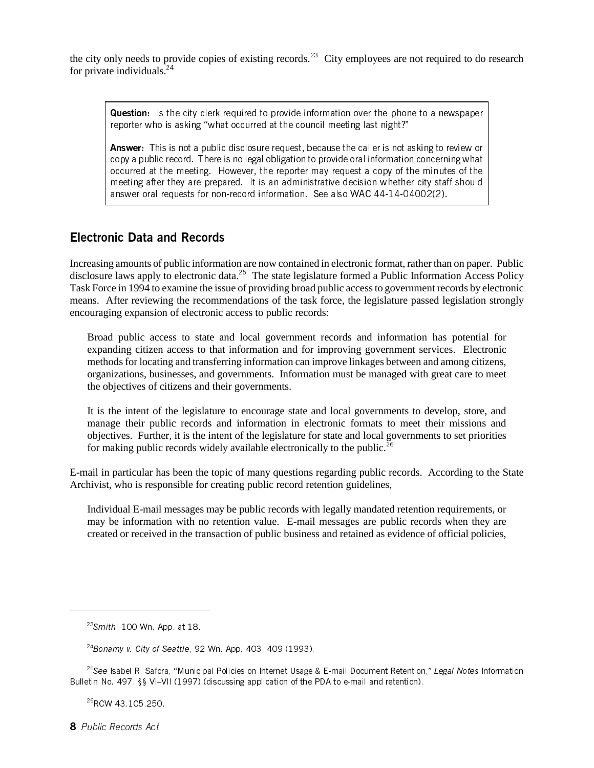the city only needs to provide copies of existing records.[23] City employees are not required to do research for private individuals.[24]

> **Question:** Is the city clerk required to provide information over the phone to a newspaper reporter who is asking "what occurred at the council meeting last night?"
>
> **Answer:** This is not a public disclosure request, because the caller is not asking to review or copy a public record. There is no legal obligation to provide oral information concerning what occurred at the meeting. However, the reporter may request a copy of the minutes of the meeting after they are prepared. It is an administrative decision whether city staff should answer oral requests for non-record information. See also WAC 44-14-04002(2).

## Electronic Data and Records

Increasing amounts of public information are now contained in electronic format, rather than on paper. Public disclosure laws apply to electronic data.[25] The state legislature formed a Public Information Access Policy Task Force in 1994 to examine the issue of providing broad public access to government records by electronic means. After reviewing the recommendations of the task force, the legislature passed legislation strongly encouraging expansion of electronic access to public records:

> Broad public access to state and local government records and information has potential for expanding citizen access to that information and for improving government services. Electronic methods for locating and transferring information can improve linkages between and among citizens, organizations, businesses, and governments. Information must be managed with great care to meet the objectives of citizens and their governments.
>
> It is the intent of the legislature to encourage state and local governments to develop, store, and manage their public records and information in electronic formats to meet their missions and objectives. Further, it is the intent of the legislature for state and local governments to set priorities for making public records widely available electronically to the public.[26]

E-mail in particular has been the topic of many questions regarding public records. According to the State Archivist, who is responsible for creating public record retention guidelines,

> Individual E-mail messages may be public records with legally mandated retention requirements, or may be information with no retention value. E-mail messages are public records when they are created or received in the transaction of public business and retained as evidence of official policies,

---

[23] *Smith*, 100 Wn. App. at 18.

[24] *Bonamy v. City of Seattle*, 92 Wn. App. 403, 409 (1993).

[25] *See* Isabel R. Safora, "Municipal Policies on Internet Usage & E-mail Document Retention," *Legal Notes* Information Bulletin No. 497, §§ VI–VII (1997) (discussing application of the PDA to e-mail and retention).

[26] RCW 43.105.250.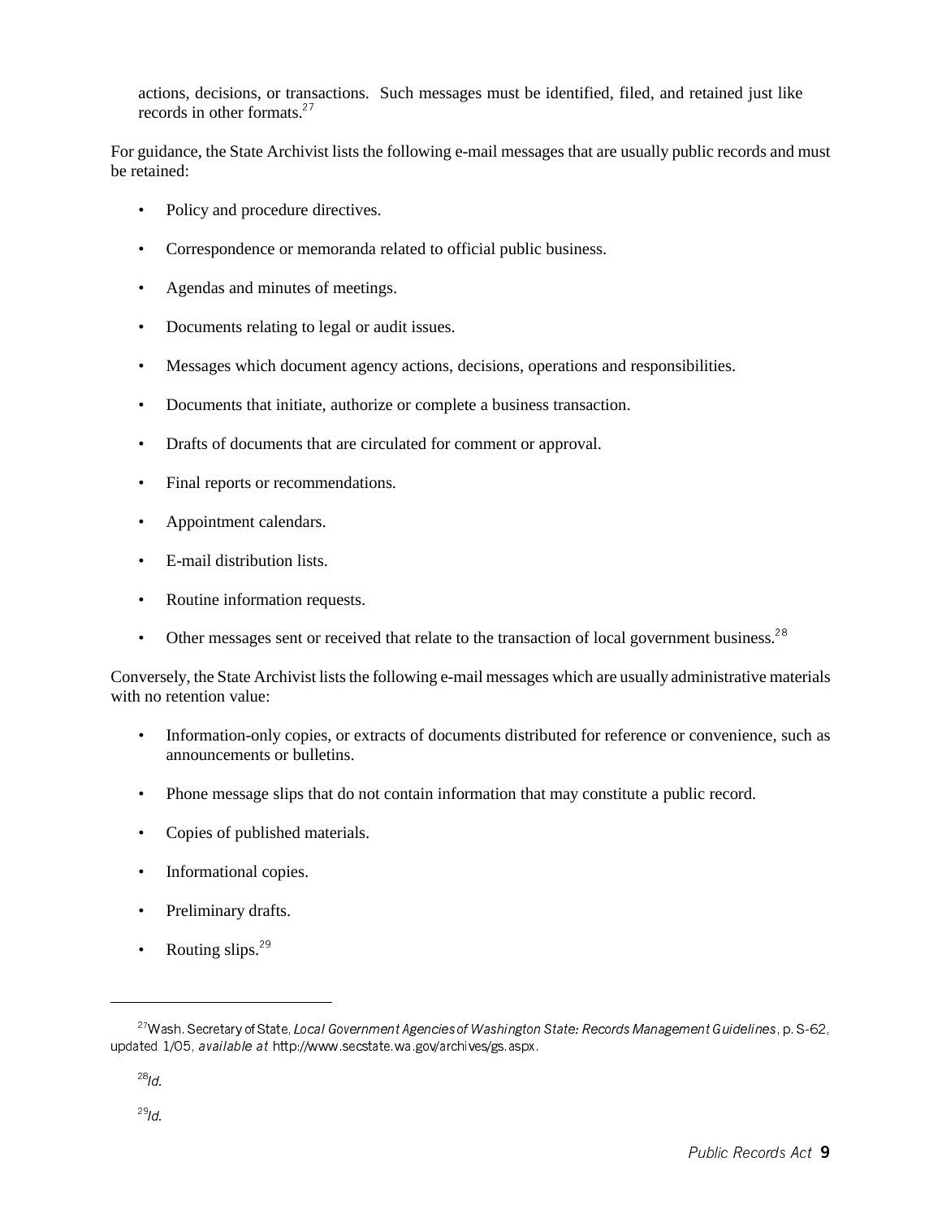actions, decisions, or transactions. Such messages must be identified, filed, and retained just like records in other formats.[27]

For guidance, the State Archivist lists the following e-mail messages that are usually public records and must be retained:

- Policy and procedure directives.
- Correspondence or memoranda related to official public business.
- Agendas and minutes of meetings.
- Documents relating to legal or audit issues.
- Messages which document agency actions, decisions, operations and responsibilities.
- Documents that initiate, authorize or complete a business transaction.
- Drafts of documents that are circulated for comment or approval.
- Final reports or recommendations.
- Appointment calendars.
- E-mail distribution lists.
- Routine information requests.
- Other messages sent or received that relate to the transaction of local government business.[28]

Conversely, the State Archivist lists the following e-mail messages which are usually administrative materials with no retention value:

- Information-only copies, or extracts of documents distributed for reference or convenience, such as announcements or bulletins.
- Phone message slips that do not contain information that may constitute a public record.
- Copies of published materials.
- Informational copies.
- Preliminary drafts.
- Routing slips.[29]

---

[27] Wash. Secretary of State, *Local Government Agencies of Washington State: Records Management Guidelines*, p. S-62, updated 1/05, *available at* http://www.secstate.wa.gov/archives/gs.aspx.

[28] *Id.*

[29] *Id.*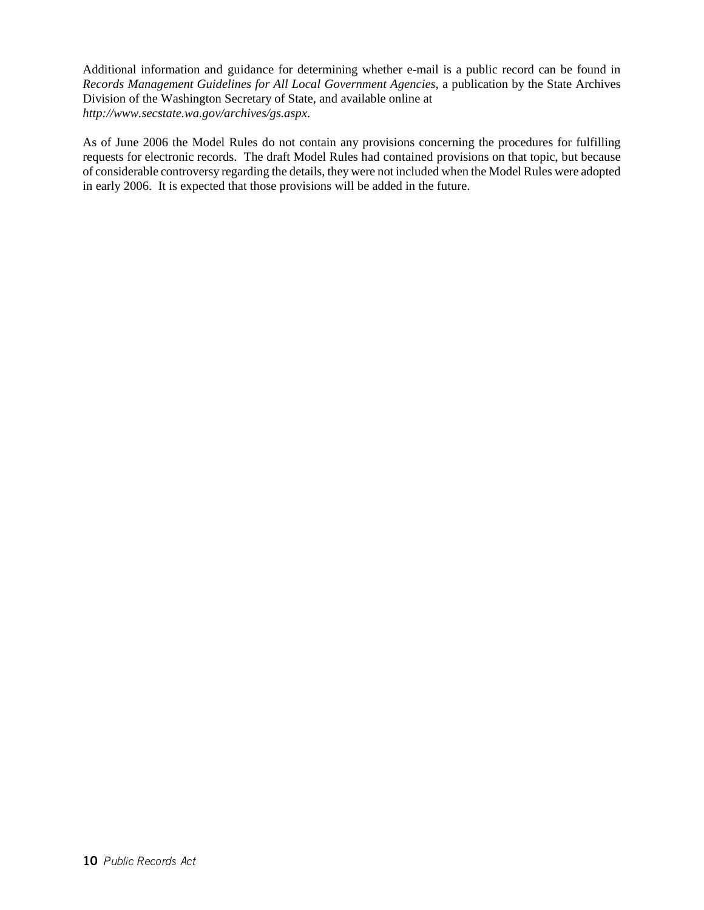Additional information and guidance for determining whether e-mail is a public record can be found in *Records Management Guidelines for All Local Government Agencies*, a publication by the State Archives Division of the Washington Secretary of State, and available online at *http://www.secstate.wa.gov/archives/gs.aspx*.

As of June 2006 the Model Rules do not contain any provisions concerning the procedures for fulfilling requests for electronic records. The draft Model Rules had contained provisions on that topic, but because of considerable controversy regarding the details, they were not included when the Model Rules were adopted in early 2006. It is expected that those provisions will be added in the future.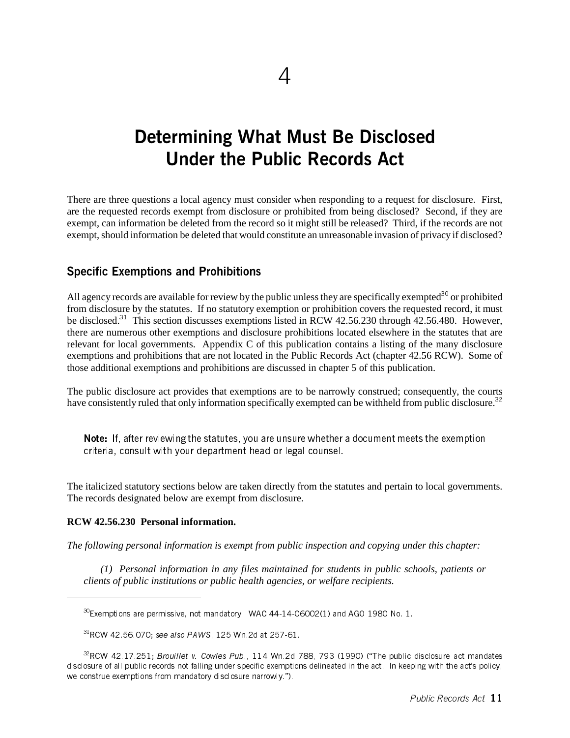4

# Determining What Must Be Disclosed Under the Public Records Act

There are three questions a local agency must consider when responding to a request for disclosure. First, are the requested records exempt from disclosure or prohibited from being disclosed? Second, if they are exempt, can information be deleted from the record so it might still be released? Third, if the records are not exempt, should information be deleted that would constitute an unreasonable invasion of privacy if disclosed?

## Specific Exemptions and Prohibitions

All agency records are available for review by the public unless they are specifically exempted[30] or prohibited from disclosure by the statutes. If no statutory exemption or prohibition covers the requested record, it must be disclosed.[31] This section discusses exemptions listed in RCW 42.56.230 through 42.56.480. However, there are numerous other exemptions and disclosure prohibitions located elsewhere in the statutes that are relevant for local governments. Appendix C of this publication contains a listing of the many disclosure exemptions and prohibitions that are not located in the Public Records Act (chapter 42.56 RCW). Some of those additional exemptions and prohibitions are discussed in chapter 5 of this publication.

The public disclosure act provides that exemptions are to be narrowly construed; consequently, the courts have consistently ruled that only information specifically exempted can be withheld from public disclosure.[32]

> **Note:** If, after reviewing the statutes, you are unsure whether a document meets the exemption criteria, consult with your department head or legal counsel.

The italicized statutory sections below are taken directly from the statutes and pertain to local governments. The records designated below are exempt from disclosure.

**RCW 42.56.230 Personal information.**

*The following personal information is exempt from public inspection and copying under this chapter:*

> *(1) Personal information in any files maintained for students in public schools, patients or clients of public institutions or public health agencies, or welfare recipients.*

---

[30] Exemptions are permissive, not mandatory. WAC 44-14-06002(1) and AGO 1980 No. 1.

[31] RCW 42.56.070; *see also PAWS*, 125 Wn.2d at 257-61.

[32] RCW 42.17.251; *Brouillet v. Cowles Pub.*, 114 Wn.2d 788, 793 (1990) ("The public disclosure act mandates disclosure of all public records not falling under specific exemptions delineated in the act. In keeping with the act's policy, we construe exemptions from mandatory disclosure narrowly.").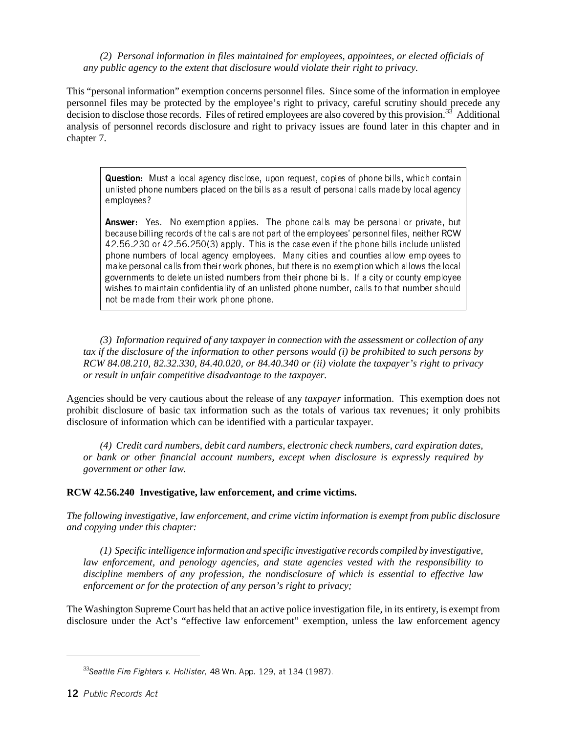*(2) Personal information in files maintained for employees, appointees, or elected officials of any public agency to the extent that disclosure would violate their right to privacy.*

This "personal information" exemption concerns personnel files. Since some of the information in employee personnel files may be protected by the employee's right to privacy, careful scrutiny should precede any decision to disclose those records. Files of retired employees are also covered by this provision.[33] Additional analysis of personnel records disclosure and right to privacy issues are found later in this chapter and in chapter 7.

> **Question:** Must a local agency disclose, upon request, copies of phone bills, which contain unlisted phone numbers placed on the bills as a result of personal calls made by local agency employees?
>
> **Answer:** Yes. No exemption applies. The phone calls may be personal or private, but because billing records of the calls are not part of the employees' personnel files, neither RCW 42.56.230 or 42.56.250(3) apply. This is the case even if the phone bills include unlisted phone numbers of local agency employees. Many cities and counties allow employees to make personal calls from their work phones, but there is no exemption which allows the local governments to delete unlisted numbers from their phone bills. If a city or county employee wishes to maintain confidentiality of an unlisted phone number, calls to that number should not be made from their work phone phone.

*(3) Information required of any taxpayer in connection with the assessment or collection of any tax if the disclosure of the information to other persons would (i) be prohibited to such persons by RCW 84.08.210, 82.32.330, 84.40.020, or 84.40.340 or (ii) violate the taxpayer's right to privacy or result in unfair competitive disadvantage to the taxpayer.*

Agencies should be very cautious about the release of any *taxpayer* information. This exemption does not prohibit disclosure of basic tax information such as the totals of various tax revenues; it only prohibits disclosure of information which can be identified with a particular taxpayer.

*(4) Credit card numbers, debit card numbers, electronic check numbers, card expiration dates, or bank or other financial account numbers, except when disclosure is expressly required by government or other law.*

**RCW 42.56.240 Investigative, law enforcement, and crime victims.**

*The following investigative, law enforcement, and crime victim information is exempt from public disclosure and copying under this chapter:*

*(1) Specific intelligence information and specific investigative records compiled by investigative, law enforcement, and penology agencies, and state agencies vested with the responsibility to discipline members of any profession, the nondisclosure of which is essential to effective law enforcement or for the protection of any person's right to privacy;*

The Washington Supreme Court has held that an active police investigation file, in its entirety, is exempt from disclosure under the Act's "effective law enforcement" exemption, unless the law enforcement agency

---

[33] *Seattle Fire Fighters v. Hollister*, 48 Wn. App. 129, at 134 (1987).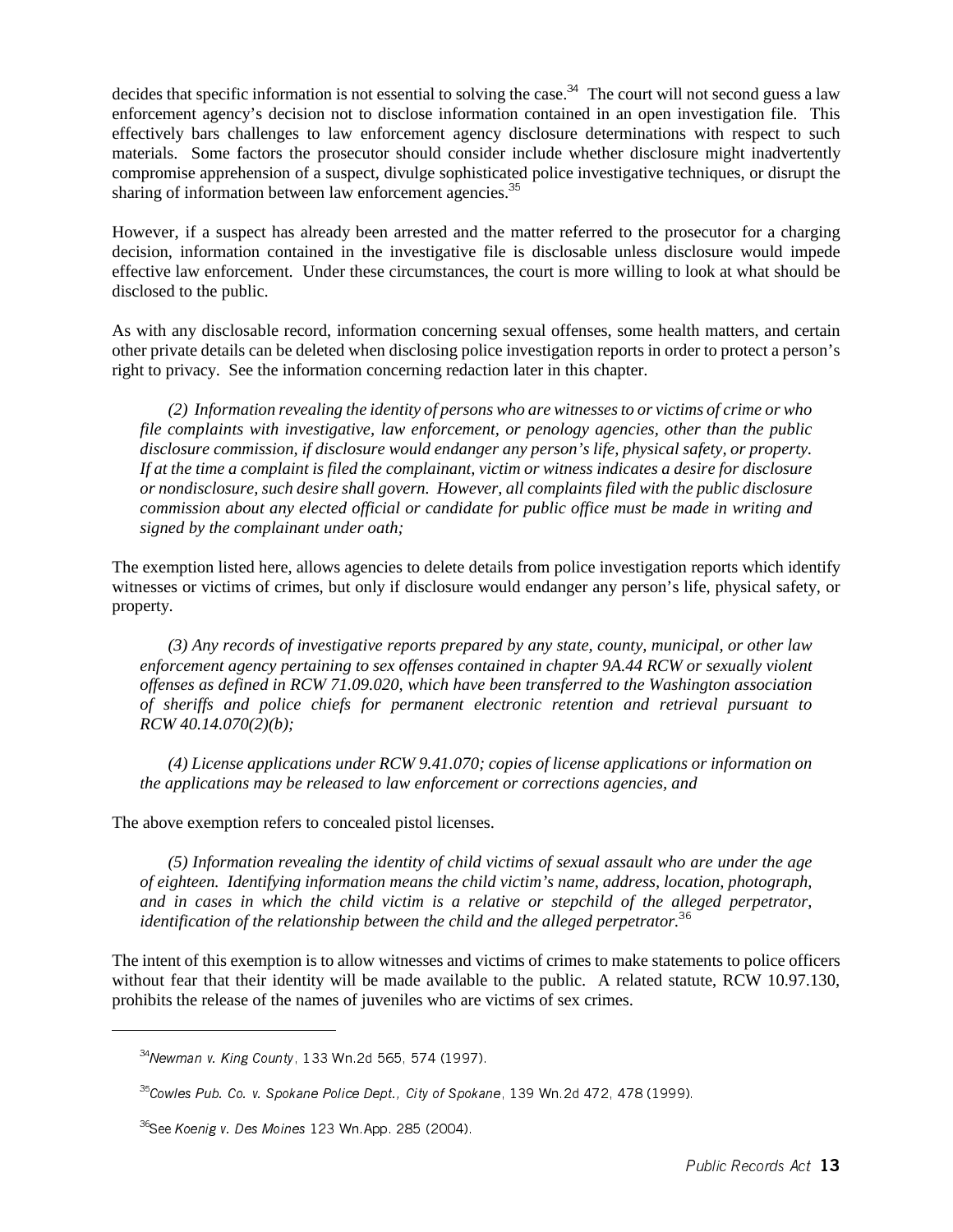decides that specific information is not essential to solving the case.[34] The court will not second guess a law enforcement agency's decision not to disclose information contained in an open investigation file. This effectively bars challenges to law enforcement agency disclosure determinations with respect to such materials. Some factors the prosecutor should consider include whether disclosure might inadvertently compromise apprehension of a suspect, divulge sophisticated police investigative techniques, or disrupt the sharing of information between law enforcement agencies.[35]

However, if a suspect has already been arrested and the matter referred to the prosecutor for a charging decision, information contained in the investigative file is disclosable unless disclosure would impede effective law enforcement. Under these circumstances, the court is more willing to look at what should be disclosed to the public.

As with any disclosable record, information concerning sexual offenses, some health matters, and certain other private details can be deleted when disclosing police investigation reports in order to protect a person's right to privacy. See the information concerning redaction later in this chapter.

> *(2) Information revealing the identity of persons who are witnesses to or victims of crime or who file complaints with investigative, law enforcement, or penology agencies, other than the public disclosure commission, if disclosure would endanger any person's life, physical safety, or property. If at the time a complaint is filed the complainant, victim or witness indicates a desire for disclosure or nondisclosure, such desire shall govern. However, all complaints filed with the public disclosure commission about any elected official or candidate for public office must be made in writing and signed by the complainant under oath;*

The exemption listed here, allows agencies to delete details from police investigation reports which identify witnesses or victims of crimes, but only if disclosure would endanger any person's life, physical safety, or property.

> *(3) Any records of investigative reports prepared by any state, county, municipal, or other law enforcement agency pertaining to sex offenses contained in chapter 9A.44 RCW or sexually violent offenses as defined in RCW 71.09.020, which have been transferred to the Washington association of sheriffs and police chiefs for permanent electronic retention and retrieval pursuant to RCW 40.14.070(2)(b);*

> *(4) License applications under RCW 9.41.070; copies of license applications or information on the applications may be released to law enforcement or corrections agencies, and*

The above exemption refers to concealed pistol licenses.

> *(5) Information revealing the identity of child victims of sexual assault who are under the age of eighteen. Identifying information means the child victim's name, address, location, photograph, and in cases in which the child victim is a relative or stepchild of the alleged perpetrator, identification of the relationship between the child and the alleged perpetrator.*[36]

The intent of this exemption is to allow witnesses and victims of crimes to make statements to police officers without fear that their identity will be made available to the public. A related statute, RCW 10.97.130, prohibits the release of the names of juveniles who are victims of sex crimes.

---

[34] *Newman v. King County*, 133 Wn.2d 565, 574 (1997).

[35] *Cowles Pub. Co. v. Spokane Police Dept., City of Spokane*, 139 Wn.2d 472, 478 (1999).

[36] See *Koenig v. Des Moines* 123 Wn.App. 285 (2004).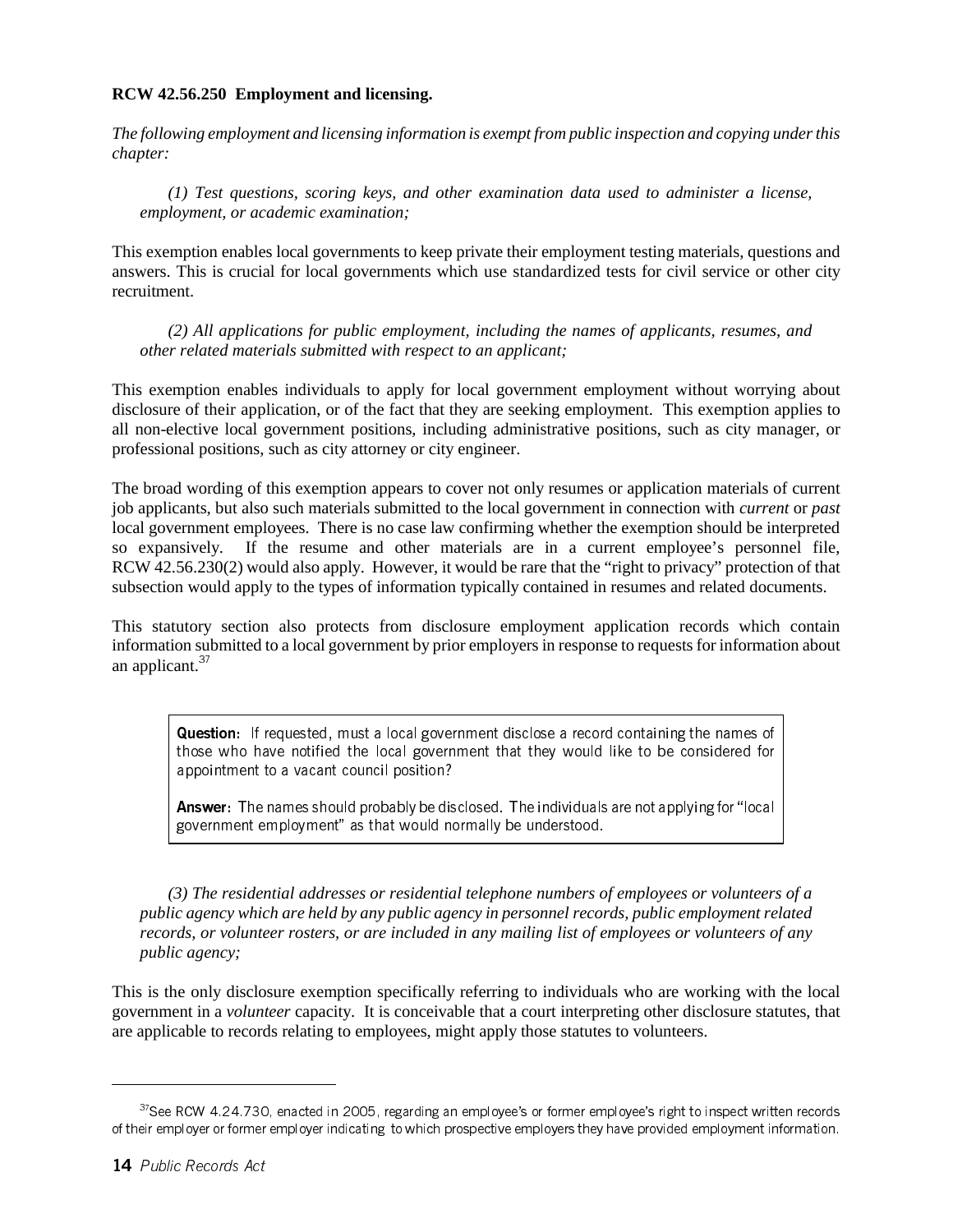**RCW 42.56.250 Employment and licensing.**

*The following employment and licensing information is exempt from public inspection and copying under this chapter:*

> *(1) Test questions, scoring keys, and other examination data used to administer a license, employment, or academic examination;*

This exemption enables local governments to keep private their employment testing materials, questions and answers. This is crucial for local governments which use standardized tests for civil service or other city recruitment.

> *(2) All applications for public employment, including the names of applicants, resumes, and other related materials submitted with respect to an applicant;*

This exemption enables individuals to apply for local government employment without worrying about disclosure of their application, or of the fact that they are seeking employment. This exemption applies to all non-elective local government positions, including administrative positions, such as city manager, or professional positions, such as city attorney or city engineer.

The broad wording of this exemption appears to cover not only resumes or application materials of current job applicants, but also such materials submitted to the local government in connection with *current* or *past* local government employees. There is no case law confirming whether the exemption should be interpreted so expansively. If the resume and other materials are in a current employee's personnel file, RCW 42.56.230(2) would also apply. However, it would be rare that the "right to privacy" protection of that subsection would apply to the types of information typically contained in resumes and related documents.

This statutory section also protects from disclosure employment application records which contain information submitted to a local government by prior employers in response to requests for information about an applicant.[37]

> **Question:** If requested, must a local government disclose a record containing the names of those who have notified the local government that they would like to be considered for appointment to a vacant council position?
>
> **Answer:** The names should probably be disclosed. The individuals are not applying for "local government employment" as that would normally be understood.

> *(3) The residential addresses or residential telephone numbers of employees or volunteers of a public agency which are held by any public agency in personnel records, public employment related records, or volunteer rosters, or are included in any mailing list of employees or volunteers of any public agency;*

This is the only disclosure exemption specifically referring to individuals who are working with the local government in a *volunteer* capacity. It is conceivable that a court interpreting other disclosure statutes, that are applicable to records relating to employees, might apply those statutes to volunteers.

---

[37] See RCW 4.24.730, enacted in 2005, regarding an employee's or former employee's right to inspect written records of their employer or former employer indicating to which prospective employers they have provided employment information.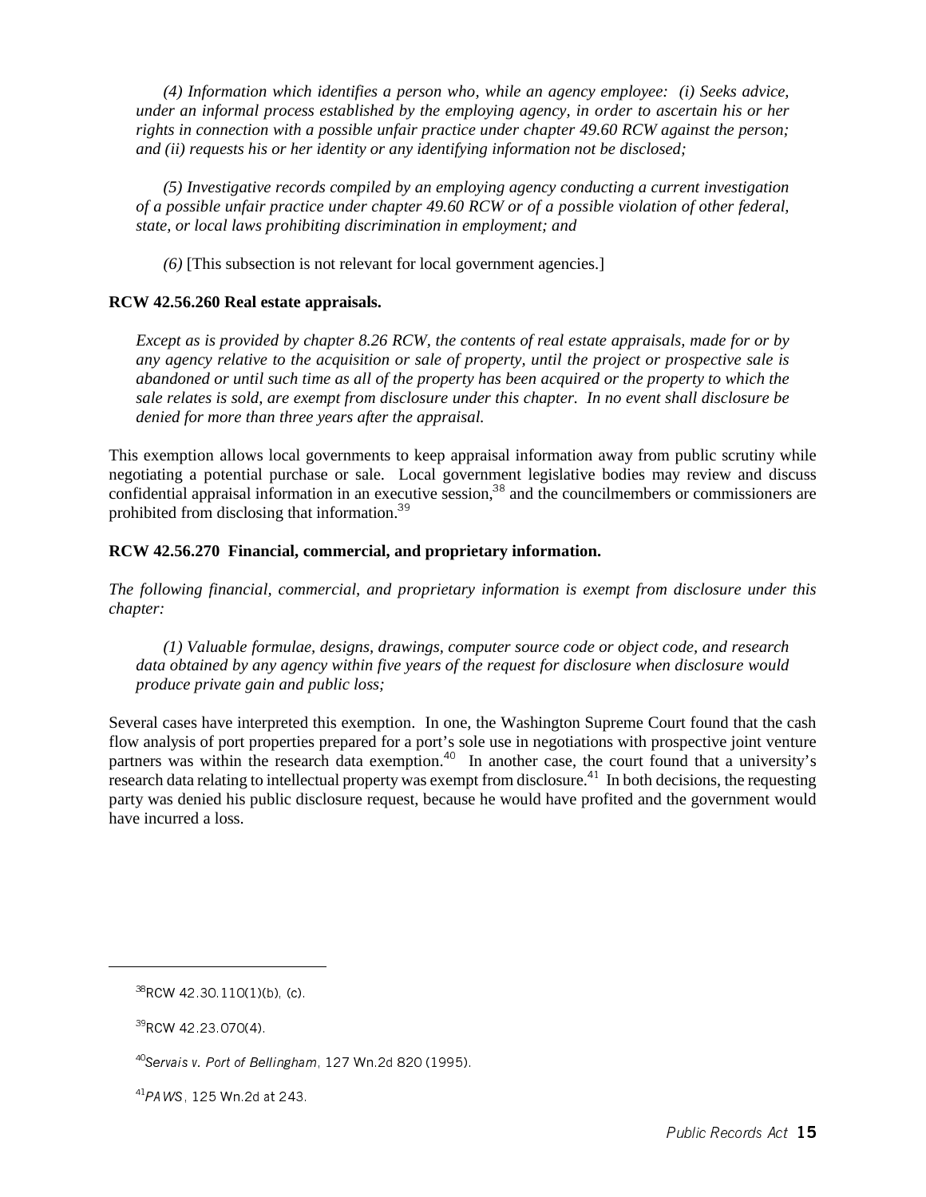*(4) Information which identifies a person who, while an agency employee: (i) Seeks advice, under an informal process established by the employing agency, in order to ascertain his or her rights in connection with a possible unfair practice under chapter 49.60 RCW against the person; and (ii) requests his or her identity or any identifying information not be disclosed;*

*(5) Investigative records compiled by an employing agency conducting a current investigation of a possible unfair practice under chapter 49.60 RCW or of a possible violation of other federal, state, or local laws prohibiting discrimination in employment; and*

*(6)* [This subsection is not relevant for local government agencies.]

**RCW 42.56.260 Real estate appraisals.**

*Except as is provided by chapter 8.26 RCW, the contents of real estate appraisals, made for or by any agency relative to the acquisition or sale of property, until the project or prospective sale is abandoned or until such time as all of the property has been acquired or the property to which the sale relates is sold, are exempt from disclosure under this chapter. In no event shall disclosure be denied for more than three years after the appraisal.*

This exemption allows local governments to keep appraisal information away from public scrutiny while negotiating a potential purchase or sale. Local government legislative bodies may review and discuss confidential appraisal information in an executive session,[38] and the councilmembers or commissioners are prohibited from disclosing that information.[39]

**RCW 42.56.270 Financial, commercial, and proprietary information.**

*The following financial, commercial, and proprietary information is exempt from disclosure under this chapter:*

*(1) Valuable formulae, designs, drawings, computer source code or object code, and research data obtained by any agency within five years of the request for disclosure when disclosure would produce private gain and public loss;*

Several cases have interpreted this exemption. In one, the Washington Supreme Court found that the cash flow analysis of port properties prepared for a port's sole use in negotiations with prospective joint venture partners was within the research data exemption.[40] In another case, the court found that a university's research data relating to intellectual property was exempt from disclosure.[41] In both decisions, the requesting party was denied his public disclosure request, because he would have profited and the government would have incurred a loss.

---

[38] RCW 42.30.110(1)(b), (c).

[39] RCW 42.23.070(4).

[40] *Servais v. Port of Bellingham*, 127 Wn.2d 820 (1995).

[41] *PAWS*, 125 Wn.2d at 243.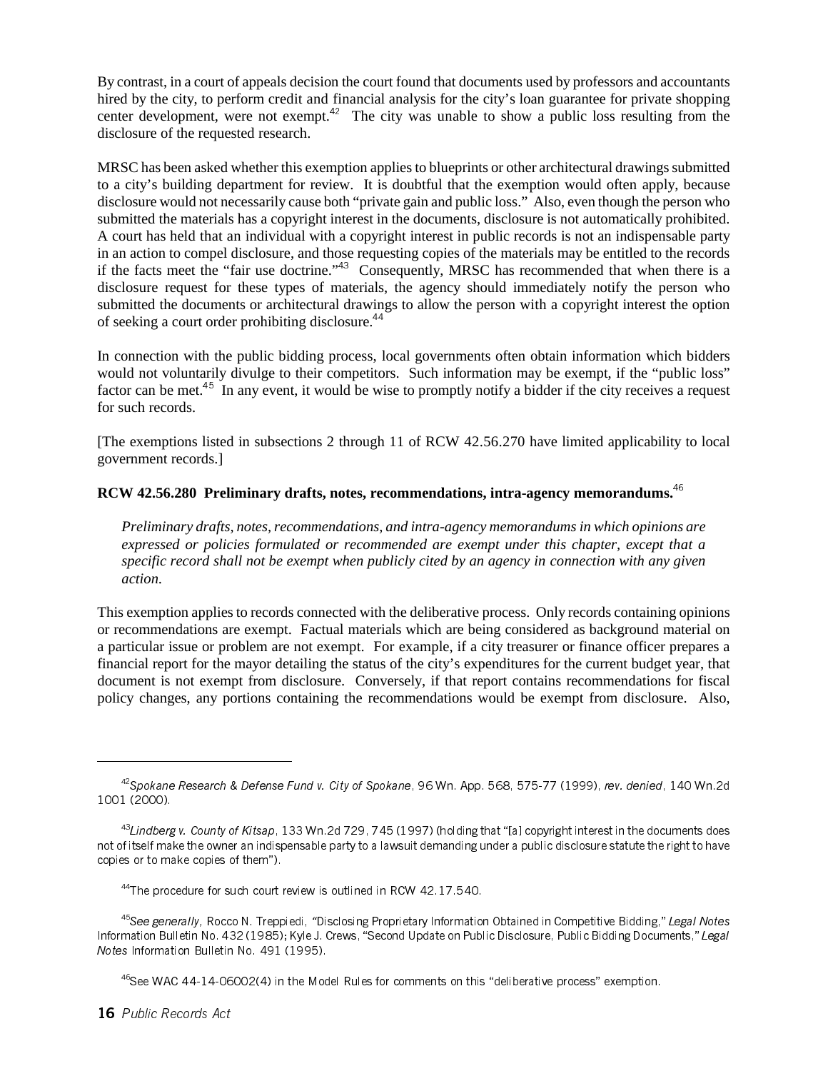By contrast, in a court of appeals decision the court found that documents used by professors and accountants hired by the city, to perform credit and financial analysis for the city's loan guarantee for private shopping center development, were not exempt.[42] The city was unable to show a public loss resulting from the disclosure of the requested research.

MRSC has been asked whether this exemption applies to blueprints or other architectural drawings submitted to a city's building department for review. It is doubtful that the exemption would often apply, because disclosure would not necessarily cause both "private gain and public loss." Also, even though the person who submitted the materials has a copyright interest in the documents, disclosure is not automatically prohibited. A court has held that an individual with a copyright interest in public records is not an indispensable party in an action to compel disclosure, and those requesting copies of the materials may be entitled to the records if the facts meet the "fair use doctrine."[43] Consequently, MRSC has recommended that when there is a disclosure request for these types of materials, the agency should immediately notify the person who submitted the documents or architectural drawings to allow the person with a copyright interest the option of seeking a court order prohibiting disclosure.[44]

In connection with the public bidding process, local governments often obtain information which bidders would not voluntarily divulge to their competitors. Such information may be exempt, if the "public loss" factor can be met.[45] In any event, it would be wise to promptly notify a bidder if the city receives a request for such records.

[The exemptions listed in subsections 2 through 11 of RCW 42.56.270 have limited applicability to local government records.]

### RCW 42.56.280 Preliminary drafts, notes, recommendations, intra-agency memorandums.[46]

*Preliminary drafts, notes, recommendations, and intra-agency memorandums in which opinions are expressed or policies formulated or recommended are exempt under this chapter, except that a specific record shall not be exempt when publicly cited by an agency in connection with any given action.*

This exemption applies to records connected with the deliberative process. Only records containing opinions or recommendations are exempt. Factual materials which are being considered as background material on a particular issue or problem are not exempt. For example, if a city treasurer or finance officer prepares a financial report for the mayor detailing the status of the city's expenditures for the current budget year, that document is not exempt from disclosure. Conversely, if that report contains recommendations for fiscal policy changes, any portions containing the recommendations would be exempt from disclosure. Also,

---

[42] *Spokane Research & Defense Fund v. City of Spokane*, 96 Wn. App. 568, 575-77 (1999), *rev. denied*, 140 Wn.2d 1001 (2000).

[43] *Lindberg v. County of Kitsap*, 133 Wn.2d 729, 745 (1997) (holding that "[a] copyright interest in the documents does not of itself make the owner an indispensable party to a lawsuit demanding under a public disclosure statute the right to have copies or to make copies of them").

[44] The procedure for such court review is outlined in RCW 42.17.540.

[45] *See generally,* Rocco N. Treppiedi, "Disclosing Proprietary Information Obtained in Competitive Bidding," *Legal Notes* Information Bulletin No. 432 (1985); Kyle J. Crews, "Second Update on Public Disclosure, Public Bidding Documents," *Legal Notes* Information Bulletin No. 491 (1995).

[46] See WAC 44-14-06002(4) in the Model Rules for comments on this "deliberative process" exemption.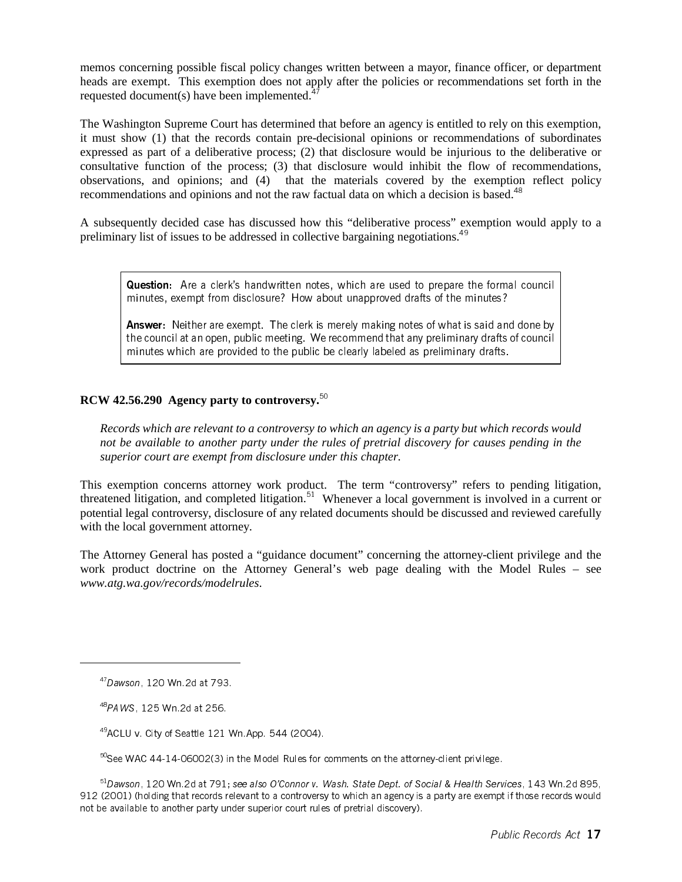memos concerning possible fiscal policy changes written between a mayor, finance officer, or department heads are exempt. This exemption does not apply after the policies or recommendations set forth in the requested document(s) have been implemented.[47]

The Washington Supreme Court has determined that before an agency is entitled to rely on this exemption, it must show (1) that the records contain pre-decisional opinions or recommendations of subordinates expressed as part of a deliberative process; (2) that disclosure would be injurious to the deliberative or consultative function of the process; (3) that disclosure would inhibit the flow of recommendations, observations, and opinions; and (4) that the materials covered by the exemption reflect policy recommendations and opinions and not the raw factual data on which a decision is based.[48]

A subsequently decided case has discussed how this "deliberative process" exemption would apply to a preliminary list of issues to be addressed in collective bargaining negotiations.[49]

> **Question:** Are a clerk's handwritten notes, which are used to prepare the formal council minutes, exempt from disclosure? How about unapproved drafts of the minutes?
>
> **Answer:** Neither are exempt. The clerk is merely making notes of what is said and done by the council at an open, public meeting. We recommend that any preliminary drafts of council minutes which are provided to the public be clearly labeled as preliminary drafts.

### RCW 42.56.290 Agency party to controversy.[50]

*Records which are relevant to a controversy to which an agency is a party but which records would not be available to another party under the rules of pretrial discovery for causes pending in the superior court are exempt from disclosure under this chapter.*

This exemption concerns attorney work product. The term "controversy" refers to pending litigation, threatened litigation, and completed litigation.[51] Whenever a local government is involved in a current or potential legal controversy, disclosure of any related documents should be discussed and reviewed carefully with the local government attorney.

The Attorney General has posted a "guidance document" concerning the attorney-client privilege and the work product doctrine on the Attorney General's web page dealing with the Model Rules – see *www.atg.wa.gov/records/modelrules*.

---

[47] *Dawson*, 120 Wn.2d at 793.

[48] *PAWS*, 125 Wn.2d at 256.

[49] ACLU v. City of Seattle 121 Wn.App. 544 (2004).

[50] See WAC 44-14-06002(3) in the Model Rules for comments on the attorney-client privilege.

[51] *Dawson*, 120 Wn.2d at 791; *see also O'Connor v. Wash. State Dept. of Social & Health Services*, 143 Wn.2d 895, 912 (2001) (holding that records relevant to a controversy to which an agency is a party are exempt if those records would not be available to another party under superior court rules of pretrial discovery).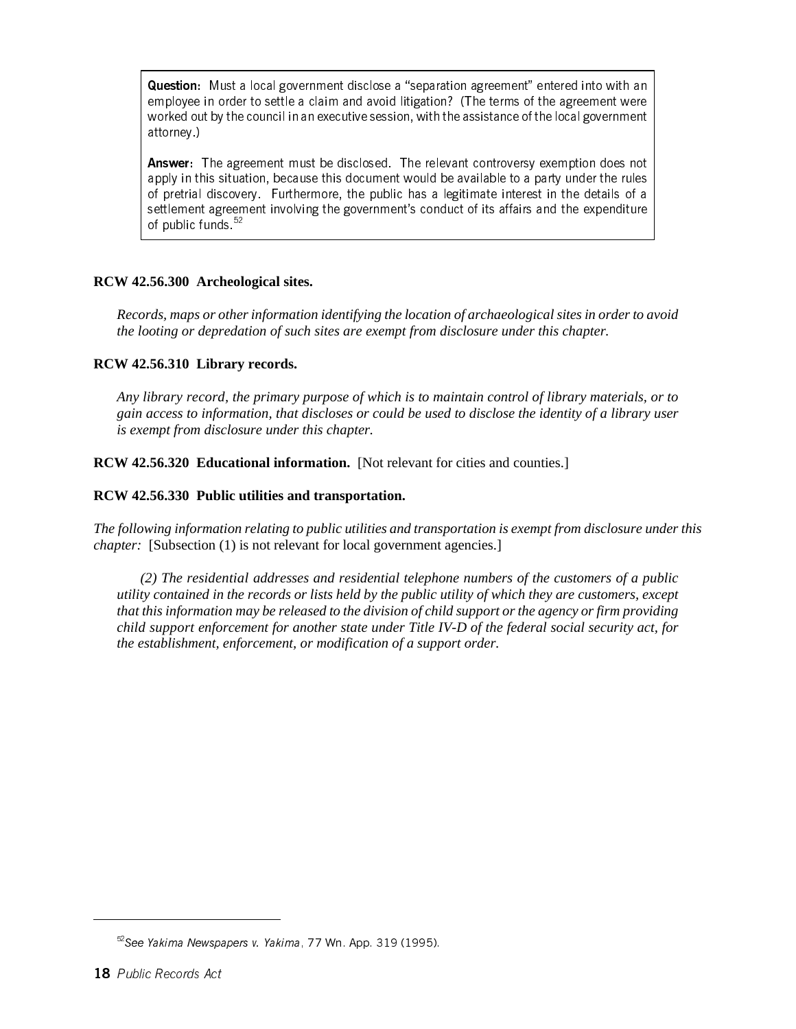> **Question:** Must a local government disclose a "separation agreement" entered into with an employee in order to settle a claim and avoid litigation? (The terms of the agreement were worked out by the council in an executive session, with the assistance of the local government attorney.)
>
> **Answer:** The agreement must be disclosed. The relevant controversy exemption does not apply in this situation, because this document would be available to a party under the rules of pretrial discovery. Furthermore, the public has a legitimate interest in the details of a settlement agreement involving the government's conduct of its affairs and the expenditure of public funds.[52]

**RCW 42.56.300 Archeological sites.**

*Records, maps or other information identifying the location of archaeological sites in order to avoid the looting or depredation of such sites are exempt from disclosure under this chapter.*

**RCW 42.56.310 Library records.**

*Any library record, the primary purpose of which is to maintain control of library materials, or to gain access to information, that discloses or could be used to disclose the identity of a library user is exempt from disclosure under this chapter.*

**RCW 42.56.320 Educational information.** [Not relevant for cities and counties.]

**RCW 42.56.330 Public utilities and transportation.**

*The following information relating to public utilities and transportation is exempt from disclosure under this chapter:* [Subsection (1) is not relevant for local government agencies.]

*(2) The residential addresses and residential telephone numbers of the customers of a public utility contained in the records or lists held by the public utility of which they are customers, except that this information may be released to the division of child support or the agency or firm providing child support enforcement for another state under Title IV-D of the federal social security act, for the establishment, enforcement, or modification of a support order.*

---

[52] *See Yakima Newspapers v. Yakima*, 77 Wn. App. 319 (1995).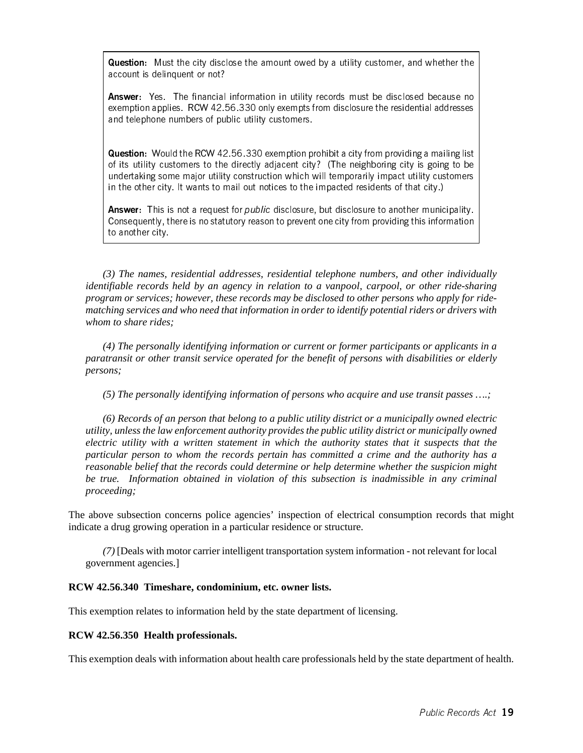> **Question:** Must the city disclose the amount owed by a utility customer, and whether the account is delinquent or not?
>
> **Answer:** Yes. The financial information in utility records must be disclosed because no exemption applies. RCW 42.56.330 only exempts from disclosure the residential addresses and telephone numbers of public utility customers.
>
> **Question:** Would the RCW 42.56.330 exemption prohibit a city from providing a mailing list of its utility customers to the directly adjacent city? (The neighboring city is going to be undertaking some major utility construction which will temporarily impact utility customers in the other city. It wants to mail out notices to the impacted residents of that city.)
>
> **Answer:** This is not a request for *public* disclosure, but disclosure to another municipality. Consequently, there is no statutory reason to prevent one city from providing this information to another city.

*(3) The names, residential addresses, residential telephone numbers, and other individually identifiable records held by an agency in relation to a vanpool, carpool, or other ride-sharing program or services; however, these records may be disclosed to other persons who apply for ride-matching services and who need that information in order to identify potential riders or drivers with whom to share rides;*

*(4) The personally identifying information or current or former participants or applicants in a paratransit or other transit service operated for the benefit of persons with disabilities or elderly persons;*

*(5) The personally identifying information of persons who acquire and use transit passes ….;*

*(6) Records of an person that belong to a public utility district or a municipally owned electric utility, unless the law enforcement authority provides the public utility district or municipally owned electric utility with a written statement in which the authority states that it suspects that the particular person to whom the records pertain has committed a crime and the authority has a reasonable belief that the records could determine or help determine whether the suspicion might be true. Information obtained in violation of this subsection is inadmissible in any criminal proceeding;*

The above subsection concerns police agencies' inspection of electrical consumption records that might indicate a drug growing operation in a particular residence or structure.

*(7)* [Deals with motor carrier intelligent transportation system information - not relevant for local government agencies.]

**RCW 42.56.340 Timeshare, condominium, etc. owner lists.**

This exemption relates to information held by the state department of licensing.

**RCW 42.56.350 Health professionals.**

This exemption deals with information about health care professionals held by the state department of health.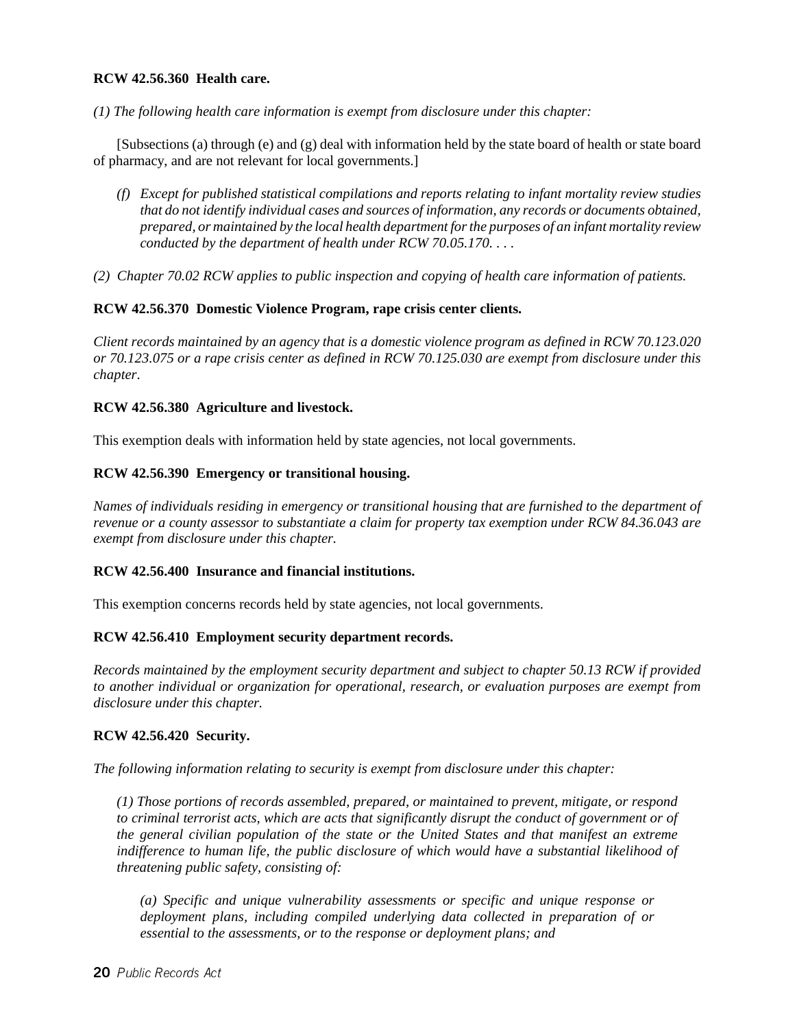**RCW 42.56.360 Health care.**

*(1) The following health care information is exempt from disclosure under this chapter:*

[Subsections (a) through (e) and (g) deal with information held by the state board of health or state board of pharmacy, and are not relevant for local governments.]

- *(f) Except for published statistical compilations and reports relating to infant mortality review studies that do not identify individual cases and sources of information, any records or documents obtained, prepared, or maintained by the local health department for the purposes of an infant mortality review conducted by the department of health under RCW 70.05.170. . . .*

*(2) Chapter 70.02 RCW applies to public inspection and copying of health care information of patients.*

**RCW 42.56.370 Domestic Violence Program, rape crisis center clients.**

*Client records maintained by an agency that is a domestic violence program as defined in RCW 70.123.020 or 70.123.075 or a rape crisis center as defined in RCW 70.125.030 are exempt from disclosure under this chapter.*

**RCW 42.56.380 Agriculture and livestock.**

This exemption deals with information held by state agencies, not local governments.

**RCW 42.56.390 Emergency or transitional housing.**

*Names of individuals residing in emergency or transitional housing that are furnished to the department of revenue or a county assessor to substantiate a claim for property tax exemption under RCW 84.36.043 are exempt from disclosure under this chapter.*

**RCW 42.56.400 Insurance and financial institutions.**

This exemption concerns records held by state agencies, not local governments.

**RCW 42.56.410 Employment security department records.**

*Records maintained by the employment security department and subject to chapter 50.13 RCW if provided to another individual or organization for operational, research, or evaluation purposes are exempt from disclosure under this chapter.*

**RCW 42.56.420 Security.**

*The following information relating to security is exempt from disclosure under this chapter:*

*(1) Those portions of records assembled, prepared, or maintained to prevent, mitigate, or respond to criminal terrorist acts, which are acts that significantly disrupt the conduct of government or of the general civilian population of the state or the United States and that manifest an extreme indifference to human life, the public disclosure of which would have a substantial likelihood of threatening public safety, consisting of:*

*(a) Specific and unique vulnerability assessments or specific and unique response or deployment plans, including compiled underlying data collected in preparation of or essential to the assessments, or to the response or deployment plans; and*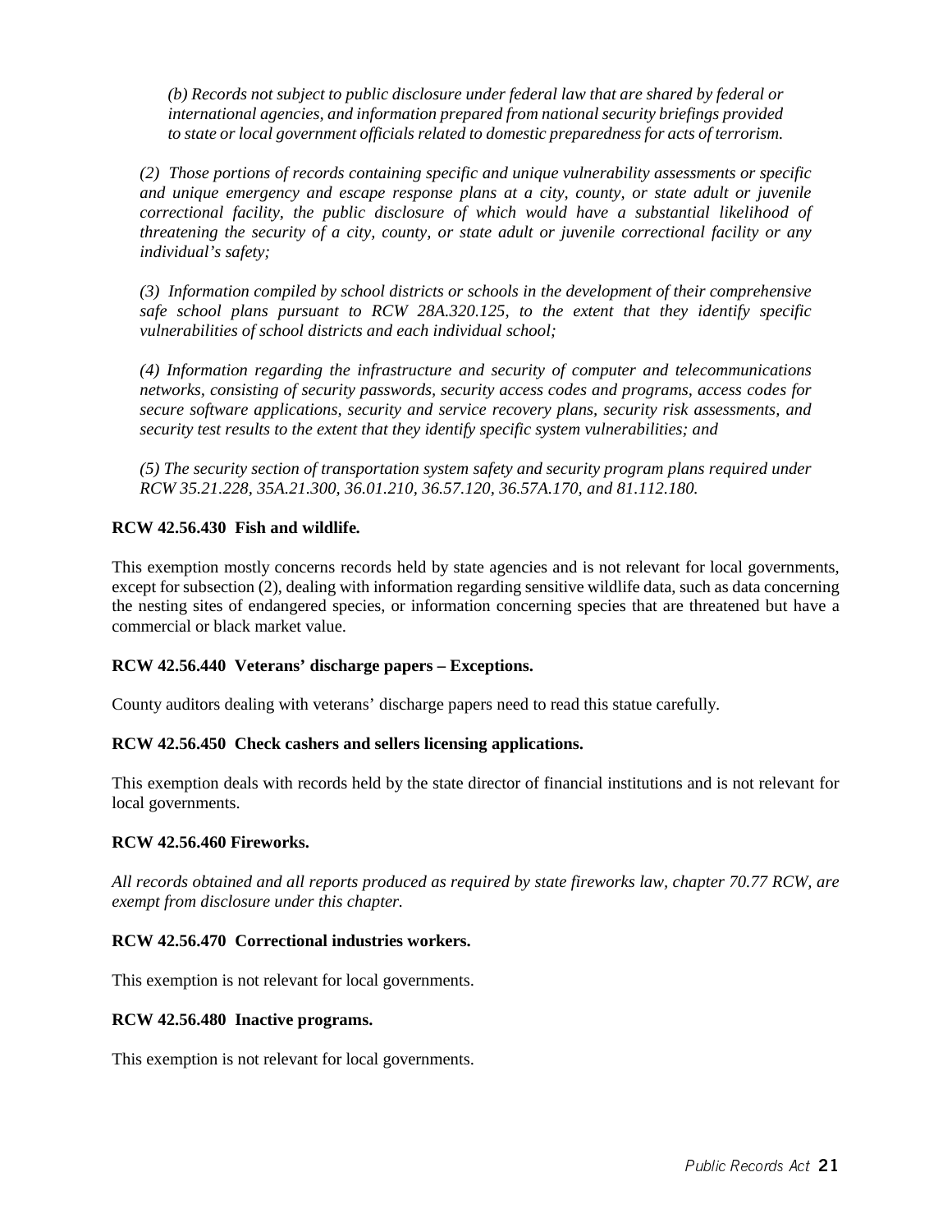*(b) Records not subject to public disclosure under federal law that are shared by federal or international agencies, and information prepared from national security briefings provided to state or local government officials related to domestic preparedness for acts of terrorism.*

*(2) Those portions of records containing specific and unique vulnerability assessments or specific and unique emergency and escape response plans at a city, county, or state adult or juvenile correctional facility, the public disclosure of which would have a substantial likelihood of threatening the security of a city, county, or state adult or juvenile correctional facility or any individual's safety;*

*(3) Information compiled by school districts or schools in the development of their comprehensive safe school plans pursuant to RCW 28A.320.125, to the extent that they identify specific vulnerabilities of school districts and each individual school;*

*(4) Information regarding the infrastructure and security of computer and telecommunications networks, consisting of security passwords, security access codes and programs, access codes for secure software applications, security and service recovery plans, security risk assessments, and security test results to the extent that they identify specific system vulnerabilities; and*

*(5) The security section of transportation system safety and security program plans required under RCW 35.21.228, 35A.21.300, 36.01.210, 36.57.120, 36.57A.170, and 81.112.180.*

**RCW 42.56.430 Fish and wildlife.**

This exemption mostly concerns records held by state agencies and is not relevant for local governments, except for subsection (2), dealing with information regarding sensitive wildlife data, such as data concerning the nesting sites of endangered species, or information concerning species that are threatened but have a commercial or black market value.

**RCW 42.56.440 Veterans' discharge papers – Exceptions.**

County auditors dealing with veterans' discharge papers need to read this statue carefully.

**RCW 42.56.450 Check cashers and sellers licensing applications.**

This exemption deals with records held by the state director of financial institutions and is not relevant for local governments.

**RCW 42.56.460 Fireworks.**

*All records obtained and all reports produced as required by state fireworks law, chapter 70.77 RCW, are exempt from disclosure under this chapter.*

**RCW 42.56.470 Correctional industries workers.**

This exemption is not relevant for local governments.

**RCW 42.56.480 Inactive programs.**

This exemption is not relevant for local governments.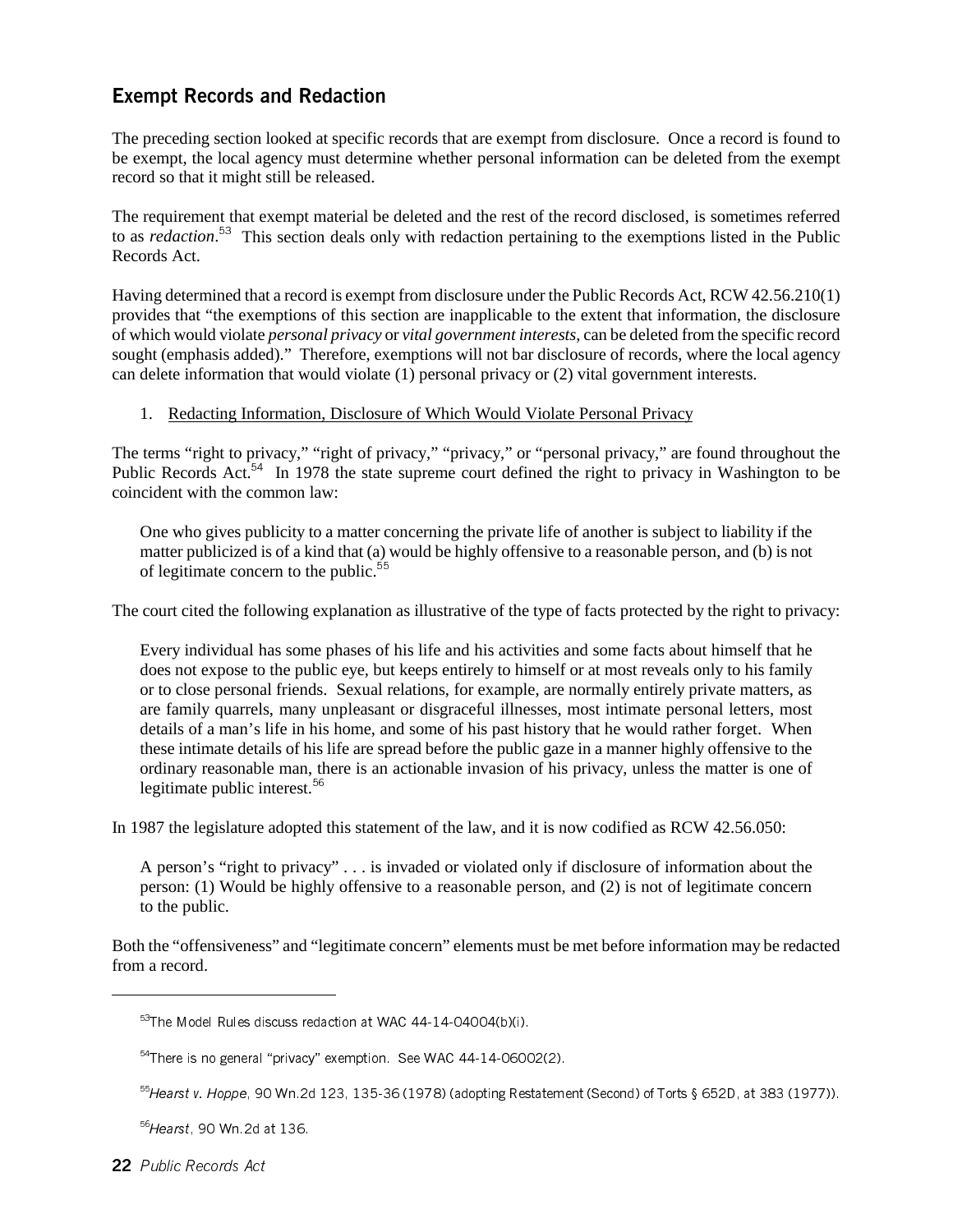## Exempt Records and Redaction

The preceding section looked at specific records that are exempt from disclosure. Once a record is found to be exempt, the local agency must determine whether personal information can be deleted from the exempt record so that it might still be released.

The requirement that exempt material be deleted and the rest of the record disclosed, is sometimes referred to as *redaction*.[53] This section deals only with redaction pertaining to the exemptions listed in the Public Records Act.

Having determined that a record is exempt from disclosure under the Public Records Act, RCW 42.56.210(1) provides that "the exemptions of this section are inapplicable to the extent that information, the disclosure of which would violate *personal privacy* or *vital government interests*, can be deleted from the specific record sought (emphasis added)." Therefore, exemptions will not bar disclosure of records, where the local agency can delete information that would violate (1) personal privacy or (2) vital government interests.

1. Redacting Information, Disclosure of Which Would Violate Personal Privacy

The terms "right to privacy," "right of privacy," "privacy," or "personal privacy," are found throughout the Public Records Act.[54] In 1978 the state supreme court defined the right to privacy in Washington to be coincident with the common law:

> One who gives publicity to a matter concerning the private life of another is subject to liability if the matter publicized is of a kind that (a) would be highly offensive to a reasonable person, and (b) is not of legitimate concern to the public.[55]

The court cited the following explanation as illustrative of the type of facts protected by the right to privacy:

> Every individual has some phases of his life and his activities and some facts about himself that he does not expose to the public eye, but keeps entirely to himself or at most reveals only to his family or to close personal friends. Sexual relations, for example, are normally entirely private matters, as are family quarrels, many unpleasant or disgraceful illnesses, most intimate personal letters, most details of a man's life in his home, and some of his past history that he would rather forget. When these intimate details of his life are spread before the public gaze in a manner highly offensive to the ordinary reasonable man, there is an actionable invasion of his privacy, unless the matter is one of legitimate public interest.[56]

In 1987 the legislature adopted this statement of the law, and it is now codified as RCW 42.56.050:

> A person's "right to privacy" . . . is invaded or violated only if disclosure of information about the person: (1) Would be highly offensive to a reasonable person, and (2) is not of legitimate concern to the public.

Both the "offensiveness" and "legitimate concern" elements must be met before information may be redacted from a record.

---

[53] The Model Rules discuss redaction at WAC 44-14-04004(b)(i).

[54] There is no general "privacy" exemption. See WAC 44-14-06002(2).

[55] *Hearst v. Hoppe*, 90 Wn.2d 123, 135-36 (1978) (adopting Restatement (Second) of Torts § 652D, at 383 (1977)).

[56] *Hearst*, 90 Wn.2d at 136.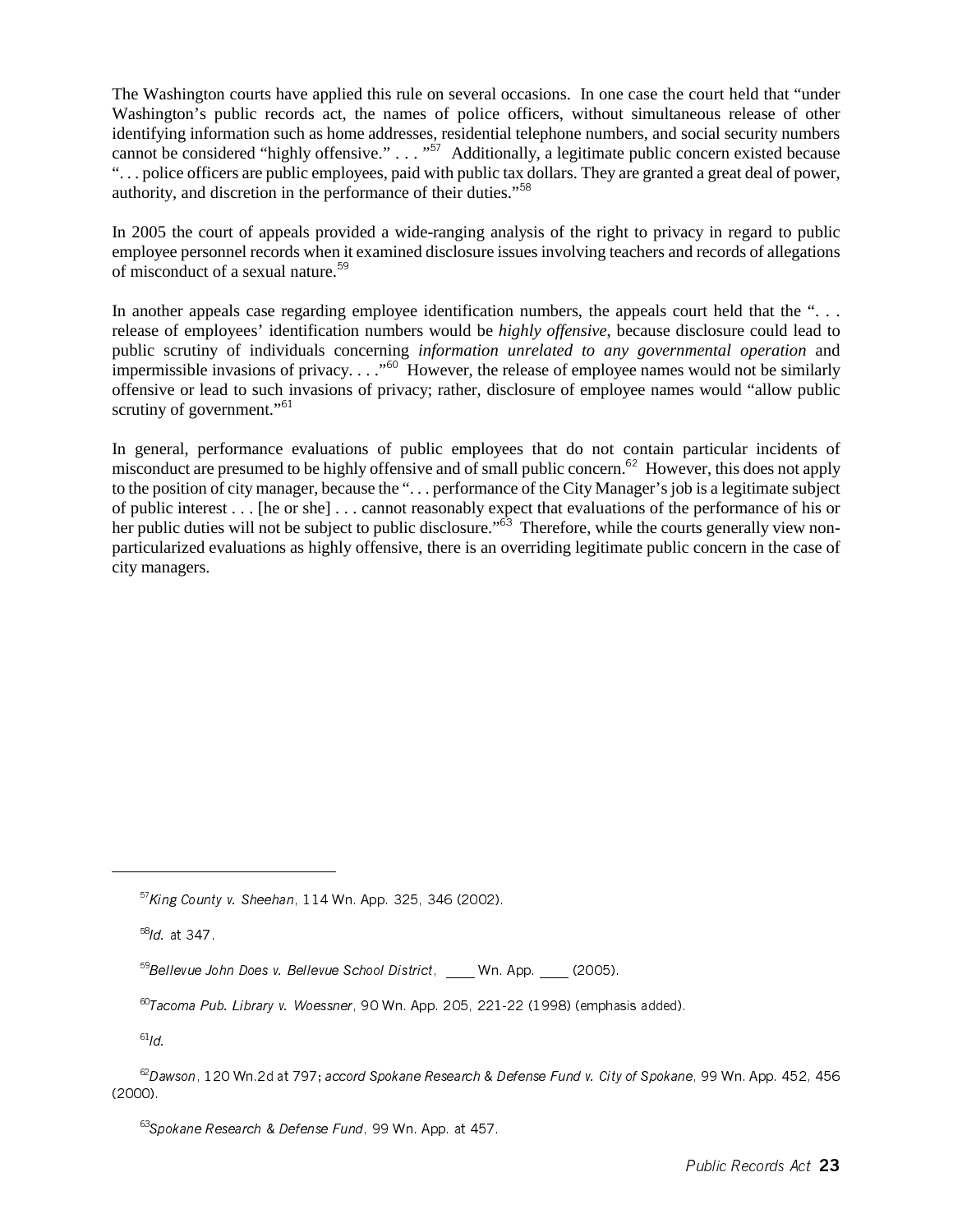The Washington courts have applied this rule on several occasions. In one case the court held that "under Washington's public records act, the names of police officers, without simultaneous release of other identifying information such as home addresses, residential telephone numbers, and social security numbers cannot be considered "highly offensive." . . . "[57] Additionally, a legitimate public concern existed because ". . . police officers are public employees, paid with public tax dollars. They are granted a great deal of power, authority, and discretion in the performance of their duties."[58]

In 2005 the court of appeals provided a wide-ranging analysis of the right to privacy in regard to public employee personnel records when it examined disclosure issues involving teachers and records of allegations of misconduct of a sexual nature.[59]

In another appeals case regarding employee identification numbers, the appeals court held that the ". . . release of employees' identification numbers would be *highly offensive*, because disclosure could lead to public scrutiny of individuals concerning *information unrelated to any governmental operation* and impermissible invasions of privacy. . . ."[60] However, the release of employee names would not be similarly offensive or lead to such invasions of privacy; rather, disclosure of employee names would "allow public scrutiny of government."[61]

In general, performance evaluations of public employees that do not contain particular incidents of misconduct are presumed to be highly offensive and of small public concern.[62] However, this does not apply to the position of city manager, because the ". . . performance of the City Manager's job is a legitimate subject of public interest . . . [he or she] . . . cannot reasonably expect that evaluations of the performance of his or her public duties will not be subject to public disclosure."[63] Therefore, while the courts generally view non-particularized evaluations as highly offensive, there is an overriding legitimate public concern in the case of city managers.

---

[57] *King County v. Sheehan*, 114 Wn. App. 325, 346 (2002).

[58] *Id.* at 347.

[59] *Bellevue John Does v. Bellevue School District*, ____ Wn. App. ____ (2005).

[60] *Tacoma Pub. Library v. Woessner*, 90 Wn. App. 205, 221-22 (1998) (emphasis added).

[61] *Id.*

[62] *Dawson*, 120 Wn.2d at 797; *accord Spokane Research & Defense Fund v. City of Spokane*, 99 Wn. App. 452, 456 (2000).

[63] *Spokane Research & Defense Fund*, 99 Wn. App. at 457.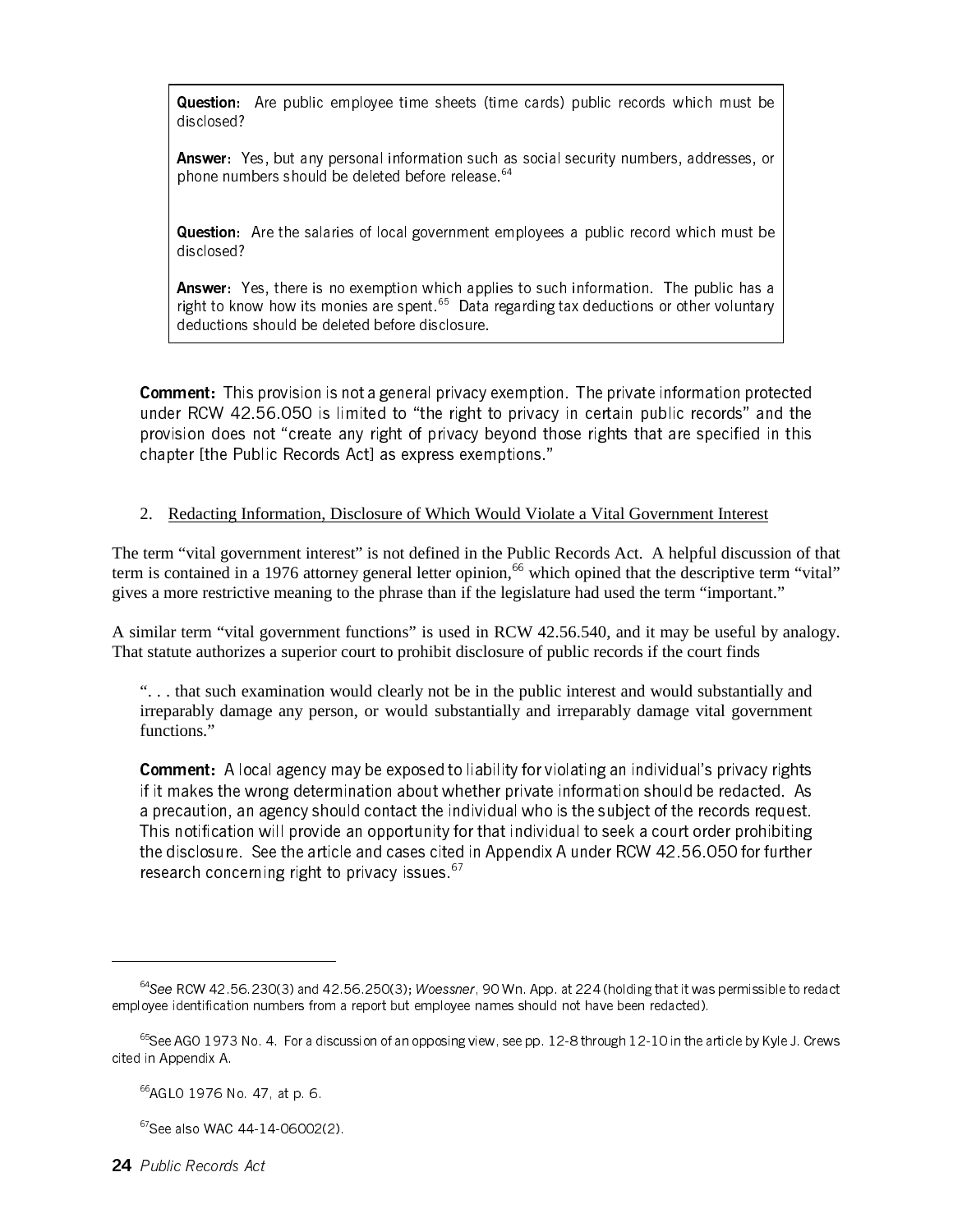**Question:** Are public employee time sheets (time cards) public records which must be disclosed?

**Answer:** Yes, but any personal information such as social security numbers, addresses, or phone numbers should be deleted before release.[64]

**Question:** Are the salaries of local government employees a public record which must be disclosed?

**Answer:** Yes, there is no exemption which applies to such information. The public has a right to know how its monies are spent.[65] Data regarding tax deductions or other voluntary deductions should be deleted before disclosure.

**Comment:** This provision is not a general privacy exemption. The private information protected under RCW 42.56.050 is limited to "the right to privacy in certain public records" and the provision does not "create any right of privacy beyond those rights that are specified in this chapter [the Public Records Act] as express exemptions."

2. Redacting Information, Disclosure of Which Would Violate a Vital Government Interest

The term "vital government interest" is not defined in the Public Records Act. A helpful discussion of that term is contained in a 1976 attorney general letter opinion,[66] which opined that the descriptive term "vital" gives a more restrictive meaning to the phrase than if the legislature had used the term "important."

A similar term "vital government functions" is used in RCW 42.56.540, and it may be useful by analogy. That statute authorizes a superior court to prohibit disclosure of public records if the court finds

> ". . . that such examination would clearly not be in the public interest and would substantially and irreparably damage any person, or would substantially and irreparably damage vital government functions."

**Comment:** A local agency may be exposed to liability for violating an individual's privacy rights if it makes the wrong determination about whether private information should be redacted. As a precaution, an agency should contact the individual who is the subject of the records request. This notification will provide an opportunity for that individual to seek a court order prohibiting the disclosure. See the article and cases cited in Appendix A under RCW 42.56.050 for further research concerning right to privacy issues.[67]

---

[64] *See* RCW 42.56.230(3) and 42.56.250(3); *Woessner*, 90 Wn. App. at 224 (holding that it was permissible to redact employee identification numbers from a report but employee names should not have been redacted).

[65] See AGO 1973 No. 4. For a discussion of an opposing view, see pp. 12-8 through 12-10 in the article by Kyle J. Crews cited in Appendix A.

[66] AGLO 1976 No. 47, at p. 6.

[67] See also WAC 44-14-06002(2).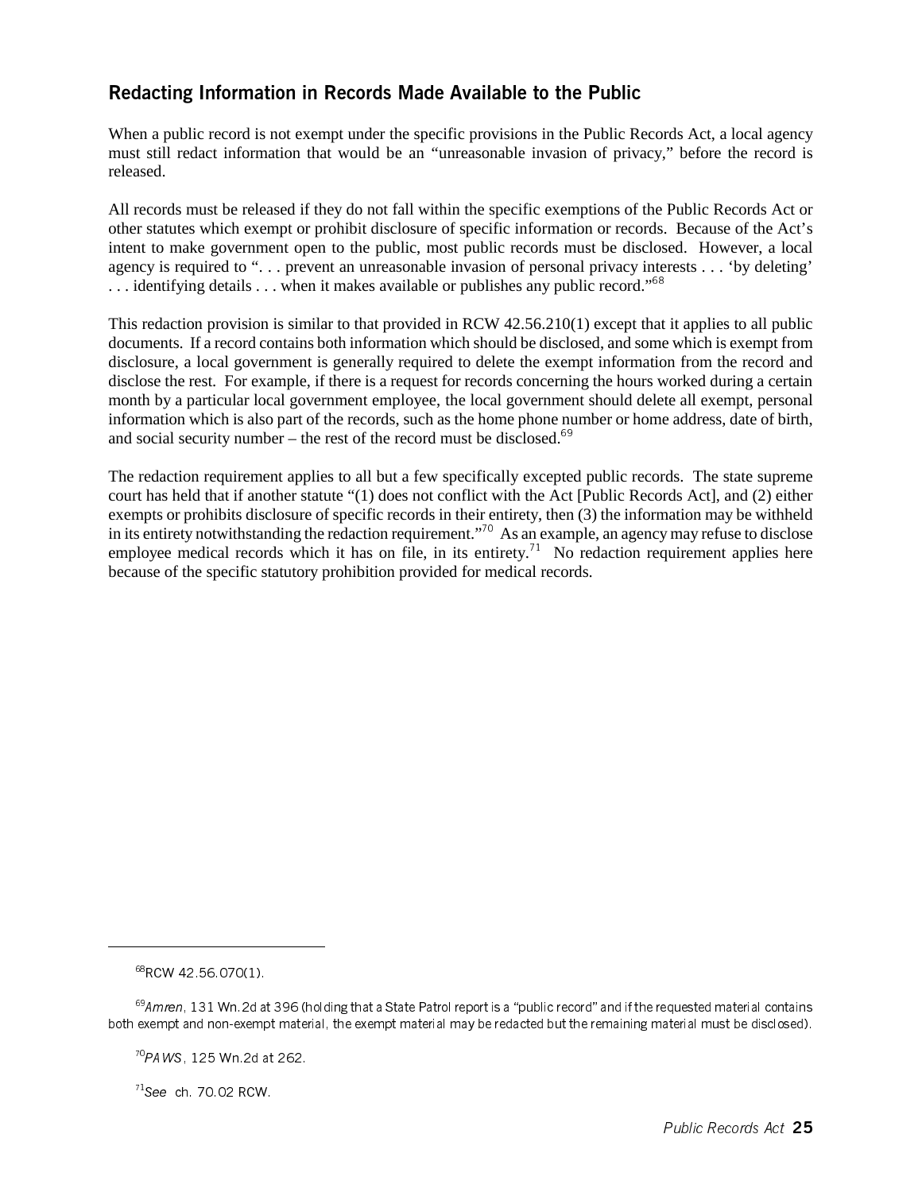## Redacting Information in Records Made Available to the Public

When a public record is not exempt under the specific provisions in the Public Records Act, a local agency must still redact information that would be an "unreasonable invasion of privacy," before the record is released.

All records must be released if they do not fall within the specific exemptions of the Public Records Act or other statutes which exempt or prohibit disclosure of specific information or records. Because of the Act's intent to make government open to the public, most public records must be disclosed. However, a local agency is required to ". . . prevent an unreasonable invasion of personal privacy interests . . . 'by deleting' . . . identifying details . . . when it makes available or publishes any public record."[68]

This redaction provision is similar to that provided in RCW 42.56.210(1) except that it applies to all public documents. If a record contains both information which should be disclosed, and some which is exempt from disclosure, a local government is generally required to delete the exempt information from the record and disclose the rest. For example, if there is a request for records concerning the hours worked during a certain month by a particular local government employee, the local government should delete all exempt, personal information which is also part of the records, such as the home phone number or home address, date of birth, and social security number – the rest of the record must be disclosed.[69]

The redaction requirement applies to all but a few specifically excepted public records. The state supreme court has held that if another statute "(1) does not conflict with the Act [Public Records Act], and (2) either exempts or prohibits disclosure of specific records in their entirety, then (3) the information may be withheld in its entirety notwithstanding the redaction requirement."[70] As an example, an agency may refuse to disclose employee medical records which it has on file, in its entirety.[71] No redaction requirement applies here because of the specific statutory prohibition provided for medical records.

---

[68] RCW 42.56.070(1).

[69] *Amren*, 131 Wn.2d at 396 (holding that a State Patrol report is a "public record" and if the requested material contains both exempt and non-exempt material, the exempt material may be redacted but the remaining material must be disclosed).

[70] *PAWS*, 125 Wn.2d at 262.

[71] *See* ch. 70.02 RCW.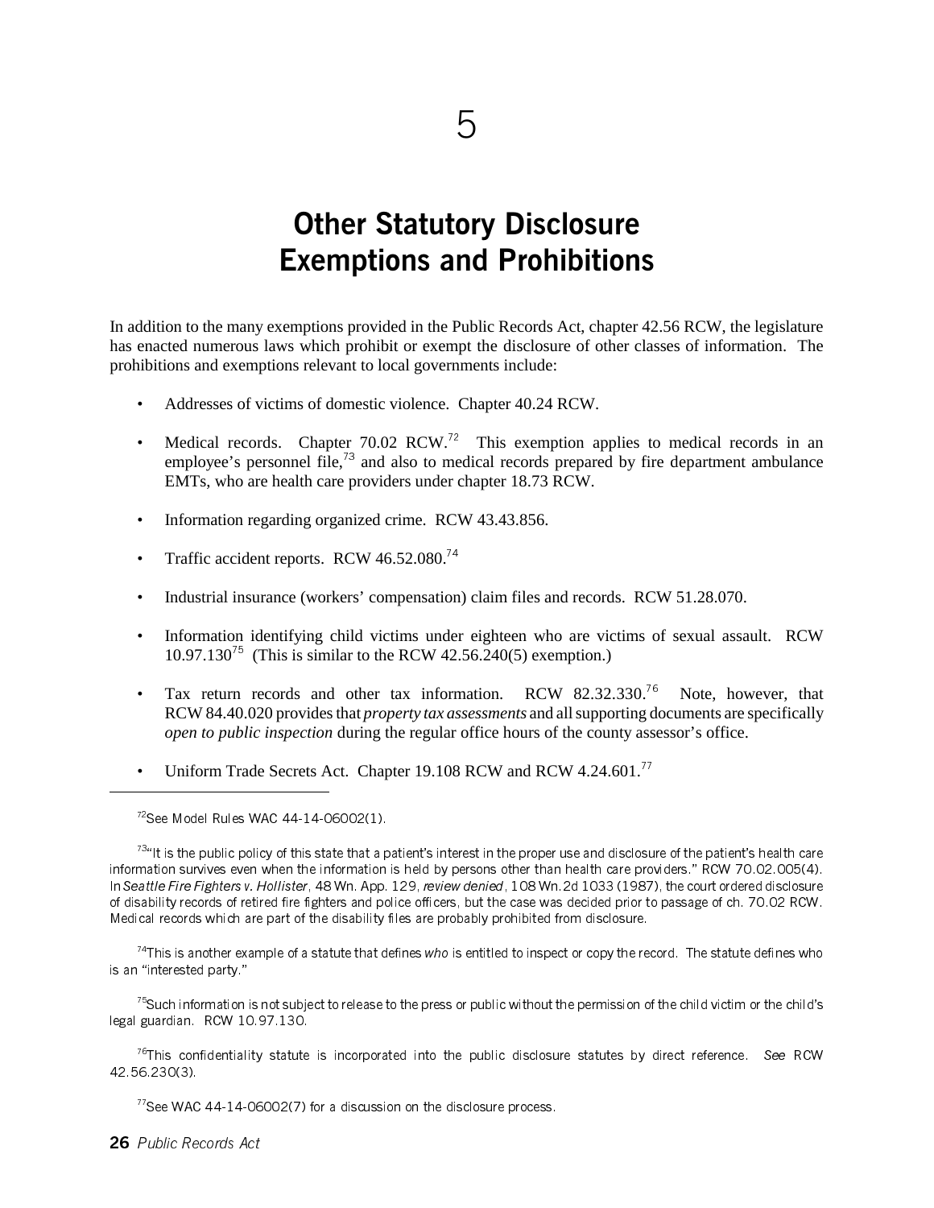# 5

# Other Statutory Disclosure Exemptions and Prohibitions

In addition to the many exemptions provided in the Public Records Act, chapter 42.56 RCW, the legislature has enacted numerous laws which prohibit or exempt the disclosure of other classes of information. The prohibitions and exemptions relevant to local governments include:

- Addresses of victims of domestic violence. Chapter 40.24 RCW.
- Medical records. Chapter 70.02 RCW.[72] This exemption applies to medical records in an employee's personnel file,[73] and also to medical records prepared by fire department ambulance EMTs, who are health care providers under chapter 18.73 RCW.
- Information regarding organized crime. RCW 43.43.856.
- Traffic accident reports. RCW 46.52.080.[74]
- Industrial insurance (workers' compensation) claim files and records. RCW 51.28.070.
- Information identifying child victims under eighteen who are victims of sexual assault. RCW 10.97.130[75] (This is similar to the RCW 42.56.240(5) exemption.)
- Tax return records and other tax information. RCW 82.32.330.[76] Note, however, that RCW 84.40.020 provides that *property tax assessments* and all supporting documents are specifically *open to public inspection* during the regular office hours of the county assessor's office.
- Uniform Trade Secrets Act. Chapter 19.108 RCW and RCW 4.24.601.[77]

---

[72] See Model Rules WAC 44-14-06002(1).

[73] "It is the public policy of this state that a patient's interest in the proper use and disclosure of the patient's health care information survives even when the information is held by persons other than health care providers." RCW 70.02.005(4). In *Seattle Fire Fighters v. Hollister*, 48 Wn. App. 129, *review denied*, 108 Wn.2d 1033 (1987), the court ordered disclosure of disability records of retired fire fighters and police officers, but the case was decided prior to passage of ch. 70.02 RCW. Medical records which are part of the disability files are probably prohibited from disclosure.

[74] This is another example of a statute that defines *who* is entitled to inspect or copy the record. The statute defines who is an "interested party."

[75] Such information is not subject to release to the press or public without the permission of the child victim or the child's legal guardian. RCW 10.97.130.

[76] This confidentiality statute is incorporated into the public disclosure statutes by direct reference. *See* RCW 42.56.230(3).

[77] See WAC 44-14-06002(7) for a discussion on the disclosure process.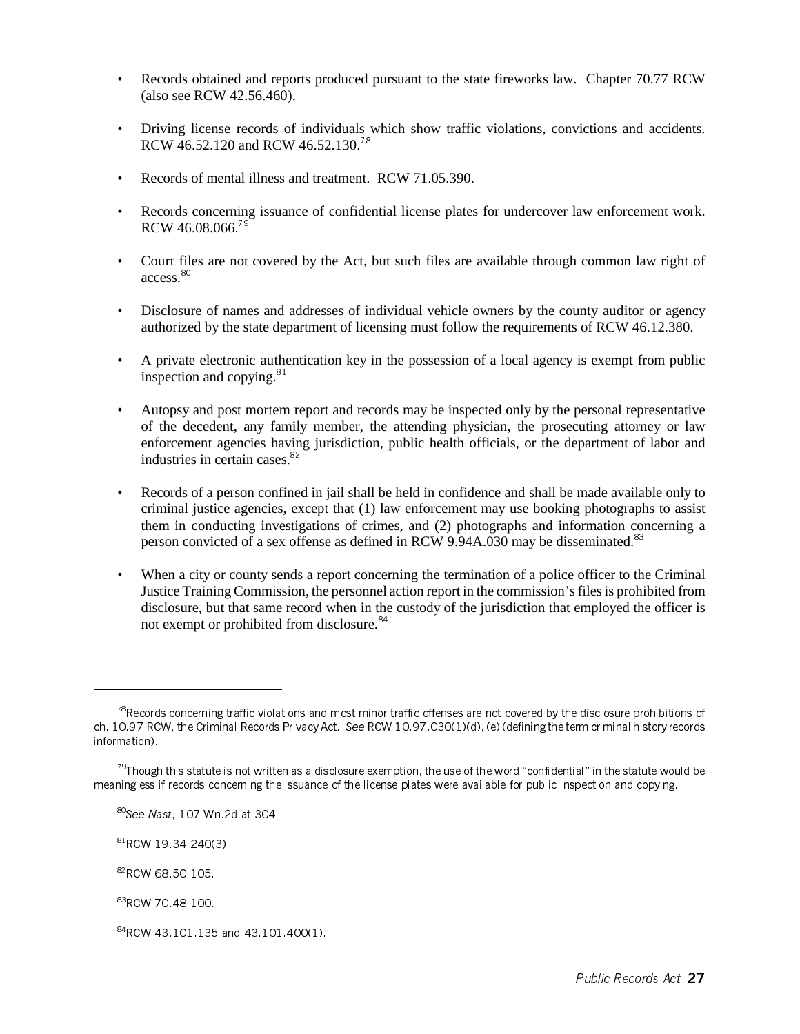- Records obtained and reports produced pursuant to the state fireworks law. Chapter 70.77 RCW (also see RCW 42.56.460).
- Driving license records of individuals which show traffic violations, convictions and accidents. RCW 46.52.120 and RCW 46.52.130.[78]
- Records of mental illness and treatment. RCW 71.05.390.
- Records concerning issuance of confidential license plates for undercover law enforcement work. RCW 46.08.066.[79]
- Court files are not covered by the Act, but such files are available through common law right of access.[80]
- Disclosure of names and addresses of individual vehicle owners by the county auditor or agency authorized by the state department of licensing must follow the requirements of RCW 46.12.380.
- A private electronic authentication key in the possession of a local agency is exempt from public inspection and copying.[81]
- Autopsy and post mortem report and records may be inspected only by the personal representative of the decedent, any family member, the attending physician, the prosecuting attorney or law enforcement agencies having jurisdiction, public health officials, or the department of labor and industries in certain cases.[82]
- Records of a person confined in jail shall be held in confidence and shall be made available only to criminal justice agencies, except that (1) law enforcement may use booking photographs to assist them in conducting investigations of crimes, and (2) photographs and information concerning a person convicted of a sex offense as defined in RCW 9.94A.030 may be disseminated.[83]
- When a city or county sends a report concerning the termination of a police officer to the Criminal Justice Training Commission, the personnel action report in the commission's files is prohibited from disclosure, but that same record when in the custody of the jurisdiction that employed the officer is not exempt or prohibited from disclosure.[84]

---

[78] Records concerning traffic violations and most minor traffic offenses are not covered by the disclosure prohibitions of ch. 10.97 RCW, the Criminal Records Privacy Act. *See* RCW 10.97.030(1)(d), (e) (defining the term criminal history records information).

[79] Though this statute is not written as a disclosure exemption, the use of the word "confidential" in the statute would be meaningless if records concerning the issuance of the license plates were available for public inspection and copying.

[80] *See Nast*, 107 Wn.2d at 304.

[81] RCW 19.34.240(3).

[82] RCW 68.50.105.

[83] RCW 70.48.100.

[84] RCW 43.101.135 and 43.101.400(1).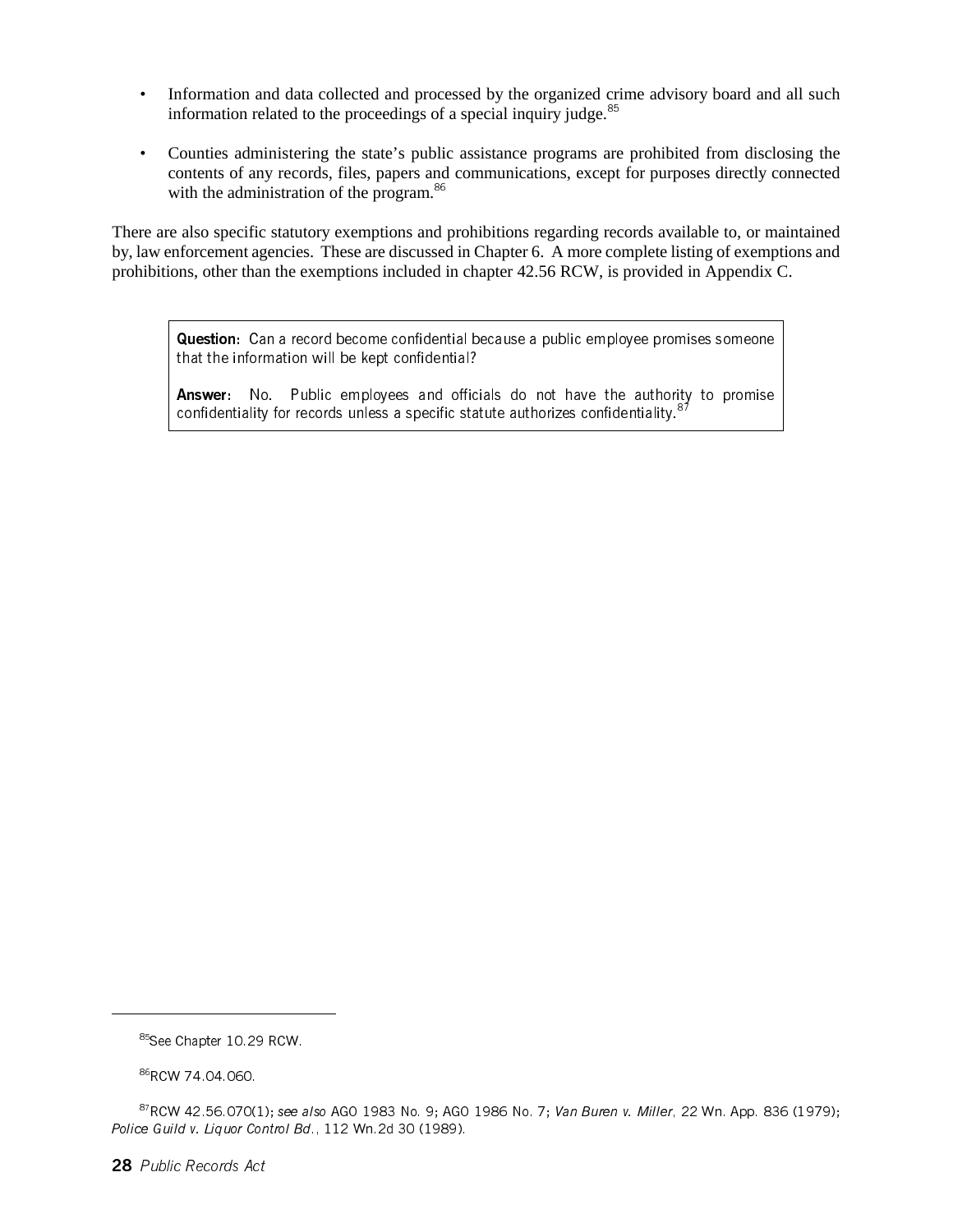- Information and data collected and processed by the organized crime advisory board and all such information related to the proceedings of a special inquiry judge.[85]

- Counties administering the state's public assistance programs are prohibited from disclosing the contents of any records, files, papers and communications, except for purposes directly connected with the administration of the program.[86]

There are also specific statutory exemptions and prohibitions regarding records available to, or maintained by, law enforcement agencies. These are discussed in Chapter 6. A more complete listing of exemptions and prohibitions, other than the exemptions included in chapter 42.56 RCW, is provided in Appendix C.

> **Question:** Can a record become confidential because a public employee promises someone that the information will be kept confidential?
>
> **Answer:** No. Public employees and officials do not have the authority to promise confidentiality for records unless a specific statute authorizes confidentiality.[87]

---

[85] See Chapter 10.29 RCW.

[86] RCW 74.04.060.

[87] RCW 42.56.070(1); *see also* AGO 1983 No. 9; AGO 1986 No. 7; *Van Buren v. Miller*, 22 Wn. App. 836 (1979); *Police Guild v. Liquor Control Bd.*, 112 Wn.2d 30 (1989).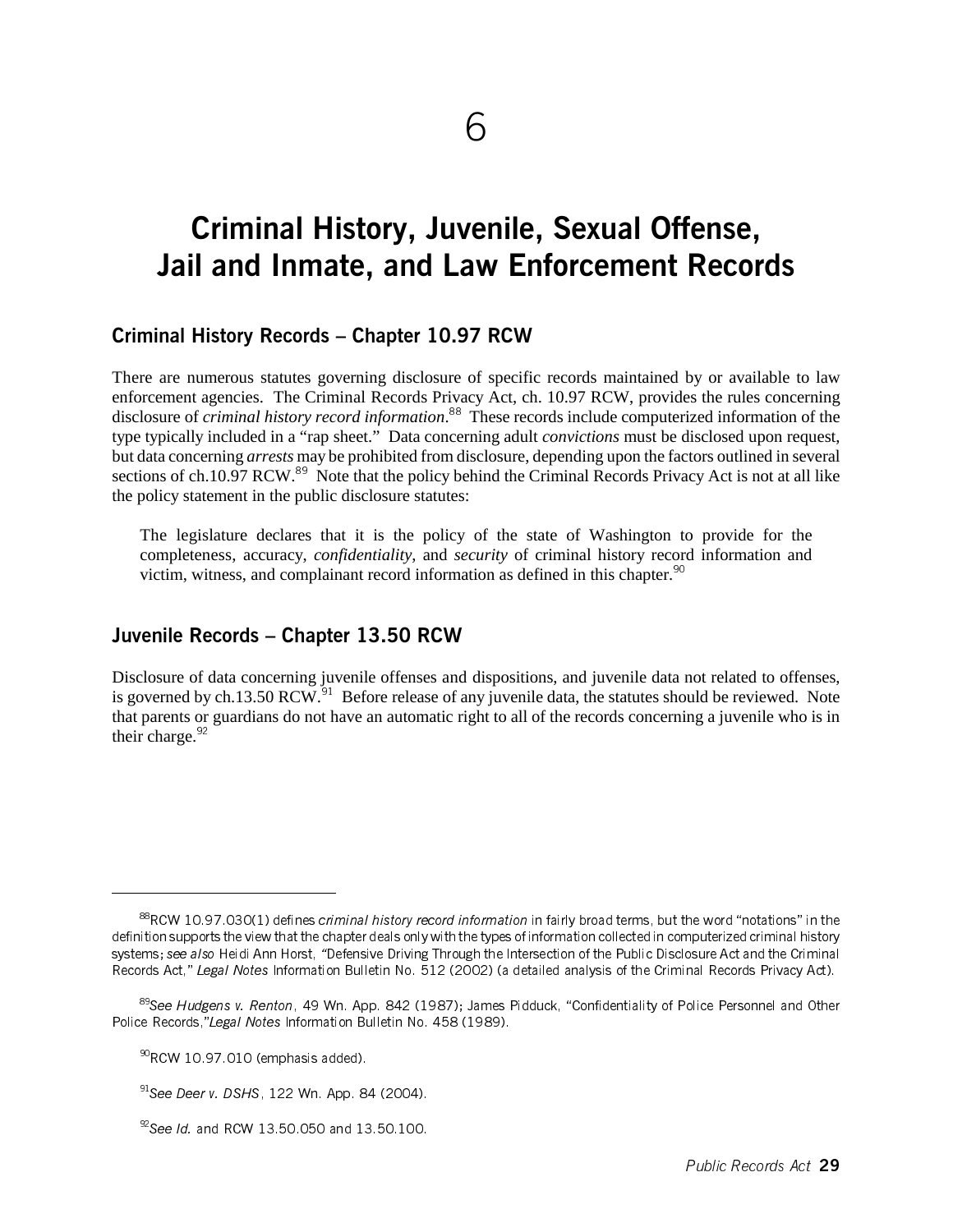# 6

# Criminal History, Juvenile, Sexual Offense, Jail and Inmate, and Law Enforcement Records

## Criminal History Records – Chapter 10.97 RCW

There are numerous statutes governing disclosure of specific records maintained by or available to law enforcement agencies. The Criminal Records Privacy Act, ch. 10.97 RCW, provides the rules concerning disclosure of *criminal history record information*.[88] These records include computerized information of the type typically included in a "rap sheet." Data concerning adult *convictions* must be disclosed upon request, but data concerning *arrests* may be prohibited from disclosure, depending upon the factors outlined in several sections of ch.10.97 RCW.[89] Note that the policy behind the Criminal Records Privacy Act is not at all like the policy statement in the public disclosure statutes:

> The legislature declares that it is the policy of the state of Washington to provide for the completeness, accuracy, *confidentiality*, and *security* of criminal history record information and victim, witness, and complainant record information as defined in this chapter.[90]

## Juvenile Records – Chapter 13.50 RCW

Disclosure of data concerning juvenile offenses and dispositions, and juvenile data not related to offenses, is governed by ch.13.50 RCW.[91] Before release of any juvenile data, the statutes should be reviewed. Note that parents or guardians do not have an automatic right to all of the records concerning a juvenile who is in their charge.[92]

---

[88] RCW 10.97.030(1) defines *criminal history record information* in fairly broad terms, but the word "notations" in the definition supports the view that the chapter deals only with the types of information collected in computerized criminal history systems; *see also* Heidi Ann Horst, "Defensive Driving Through the Intersection of the Public Disclosure Act and the Criminal Records Act," *Legal Notes* Information Bulletin No. 512 (2002) (a detailed analysis of the Criminal Records Privacy Act).

[89] *See Hudgens v. Renton*, 49 Wn. App. 842 (1987); James Pidduck, "Confidentiality of Police Personnel and Other Police Records,"*Legal Notes* Information Bulletin No. 458 (1989).

[90] RCW 10.97.010 (emphasis added).

[91] *See Deer v. DSHS*, 122 Wn. App. 84 (2004).

[92] *See Id.* and RCW 13.50.050 and 13.50.100.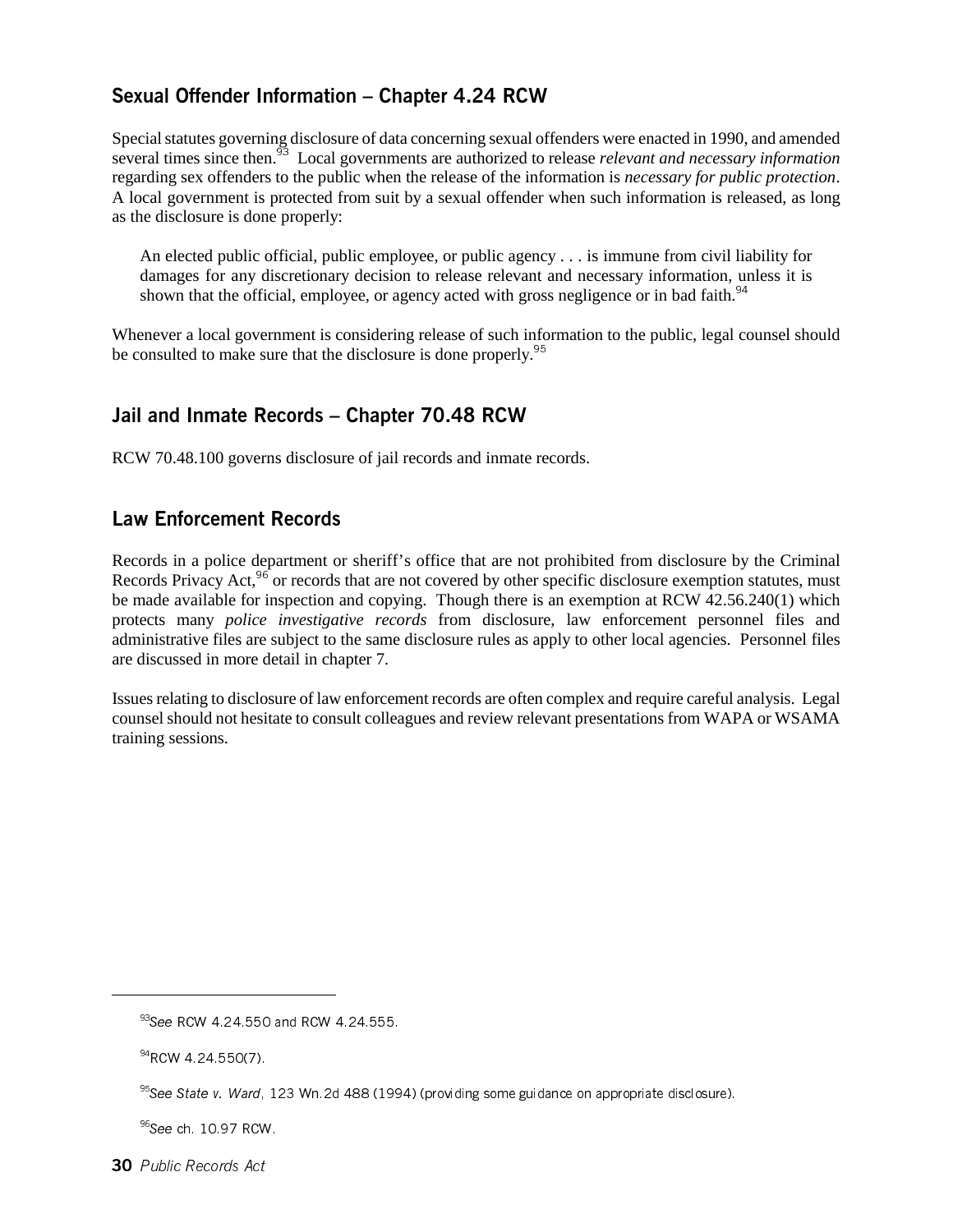## Sexual Offender Information – Chapter 4.24 RCW

Special statutes governing disclosure of data concerning sexual offenders were enacted in 1990, and amended several times since then.[93] Local governments are authorized to release *relevant and necessary information* regarding sex offenders to the public when the release of the information is *necessary for public protection*. A local government is protected from suit by a sexual offender when such information is released, as long as the disclosure is done properly:

> An elected public official, public employee, or public agency . . . is immune from civil liability for damages for any discretionary decision to release relevant and necessary information, unless it is shown that the official, employee, or agency acted with gross negligence or in bad faith.[94]

Whenever a local government is considering release of such information to the public, legal counsel should be consulted to make sure that the disclosure is done properly.[95]

## Jail and Inmate Records – Chapter 70.48 RCW

RCW 70.48.100 governs disclosure of jail records and inmate records.

## Law Enforcement Records

Records in a police department or sheriff's office that are not prohibited from disclosure by the Criminal Records Privacy Act,[96] or records that are not covered by other specific disclosure exemption statutes, must be made available for inspection and copying. Though there is an exemption at RCW 42.56.240(1) which protects many *police investigative records* from disclosure, law enforcement personnel files and administrative files are subject to the same disclosure rules as apply to other local agencies. Personnel files are discussed in more detail in chapter 7.

Issues relating to disclosure of law enforcement records are often complex and require careful analysis. Legal counsel should not hesitate to consult colleagues and review relevant presentations from WAPA or WSAMA training sessions.

---

[93] *See* RCW 4.24.550 and RCW 4.24.555.

[94] RCW 4.24.550(7).

[95] *See State v. Ward*, 123 Wn.2d 488 (1994) (providing some guidance on appropriate disclosure).

[96] *See* ch. 10.97 RCW.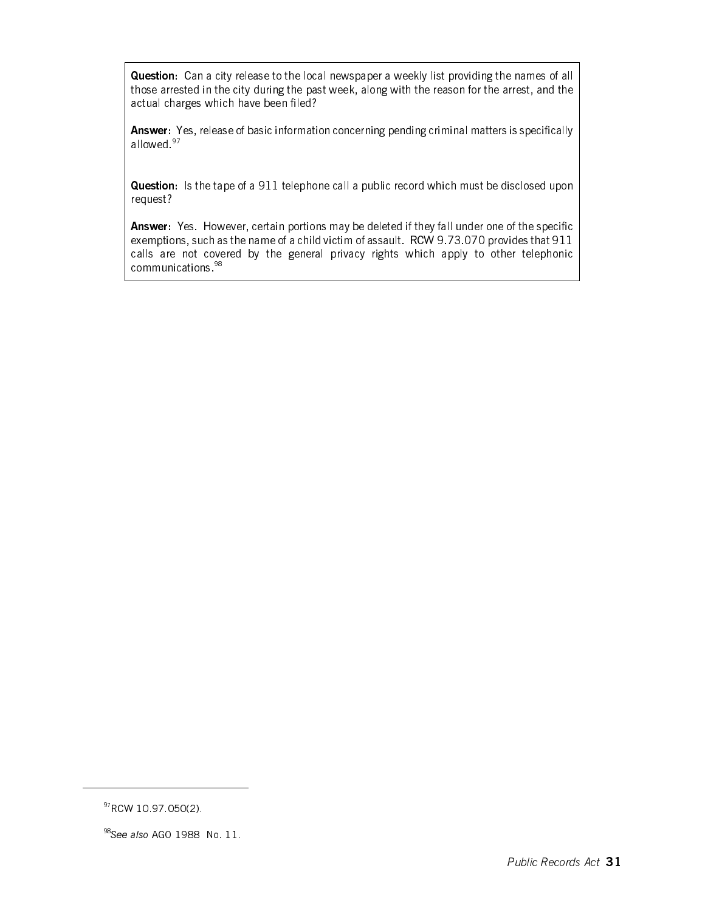**Question:** Can a city release to the local newspaper a weekly list providing the names of all those arrested in the city during the past week, along with the reason for the arrest, and the actual charges which have been filed?

**Answer:** Yes, release of basic information concerning pending criminal matters is specifically allowed.[97]

**Question:** Is the tape of a 911 telephone call a public record which must be disclosed upon request?

**Answer:** Yes. However, certain portions may be deleted if they fall under one of the specific exemptions, such as the name of a child victim of assault. RCW 9.73.070 provides that 911 calls are not covered by the general privacy rights which apply to other telephonic communications.[98]

---

[97] RCW 10.97.050(2).

[98] *See also* AGO 1988 No. 11.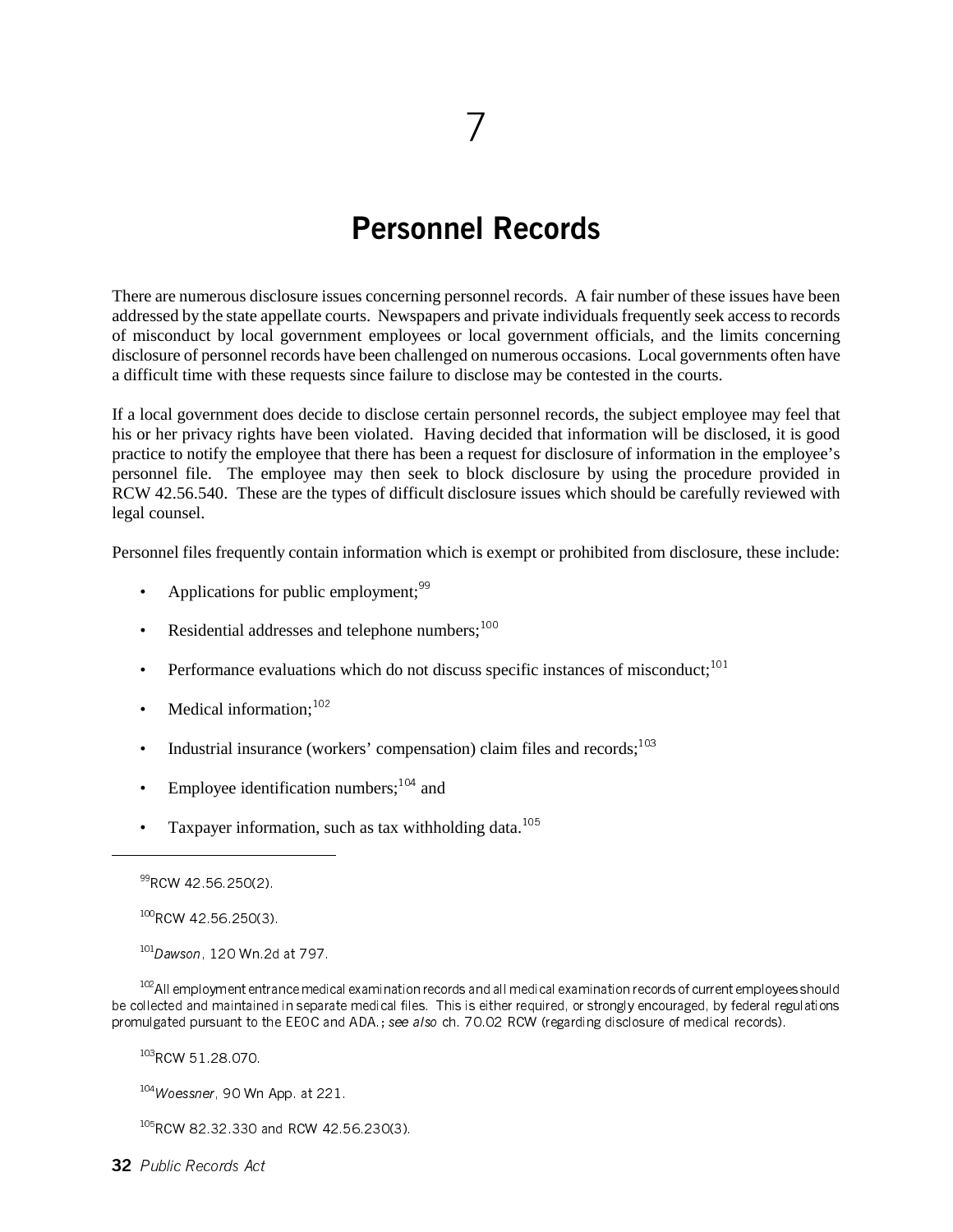# 7

# Personnel Records

There are numerous disclosure issues concerning personnel records. A fair number of these issues have been addressed by the state appellate courts. Newspapers and private individuals frequently seek access to records of misconduct by local government employees or local government officials, and the limits concerning disclosure of personnel records have been challenged on numerous occasions. Local governments often have a difficult time with these requests since failure to disclose may be contested in the courts.

If a local government does decide to disclose certain personnel records, the subject employee may feel that his or her privacy rights have been violated. Having decided that information will be disclosed, it is good practice to notify the employee that there has been a request for disclosure of information in the employee's personnel file. The employee may then seek to block disclosure by using the procedure provided in RCW 42.56.540. These are the types of difficult disclosure issues which should be carefully reviewed with legal counsel.

Personnel files frequently contain information which is exempt or prohibited from disclosure, these include:

- Applications for public employment;[99]
- Residential addresses and telephone numbers;[100]
- Performance evaluations which do not discuss specific instances of misconduct;[101]
- Medical information;[102]
- Industrial insurance (workers' compensation) claim files and records;[103]
- Employee identification numbers;[104] and
- Taxpayer information, such as tax withholding data.[105]

---

[99] RCW 42.56.250(2).

[100] RCW 42.56.250(3).

[101] *Dawson*, 120 Wn.2d at 797.

[102] All employment entrance medical examination records and all medical examination records of current employees should be collected and maintained in separate medical files. This is either required, or strongly encouraged, by federal regulations promulgated pursuant to the EEOC and ADA.; *see also* ch. 70.02 RCW (regarding disclosure of medical records).

[103] RCW 51.28.070.

[104] *Woessner*, 90 Wn App. at 221.

[105] RCW 82.32.330 and RCW 42.56.230(3).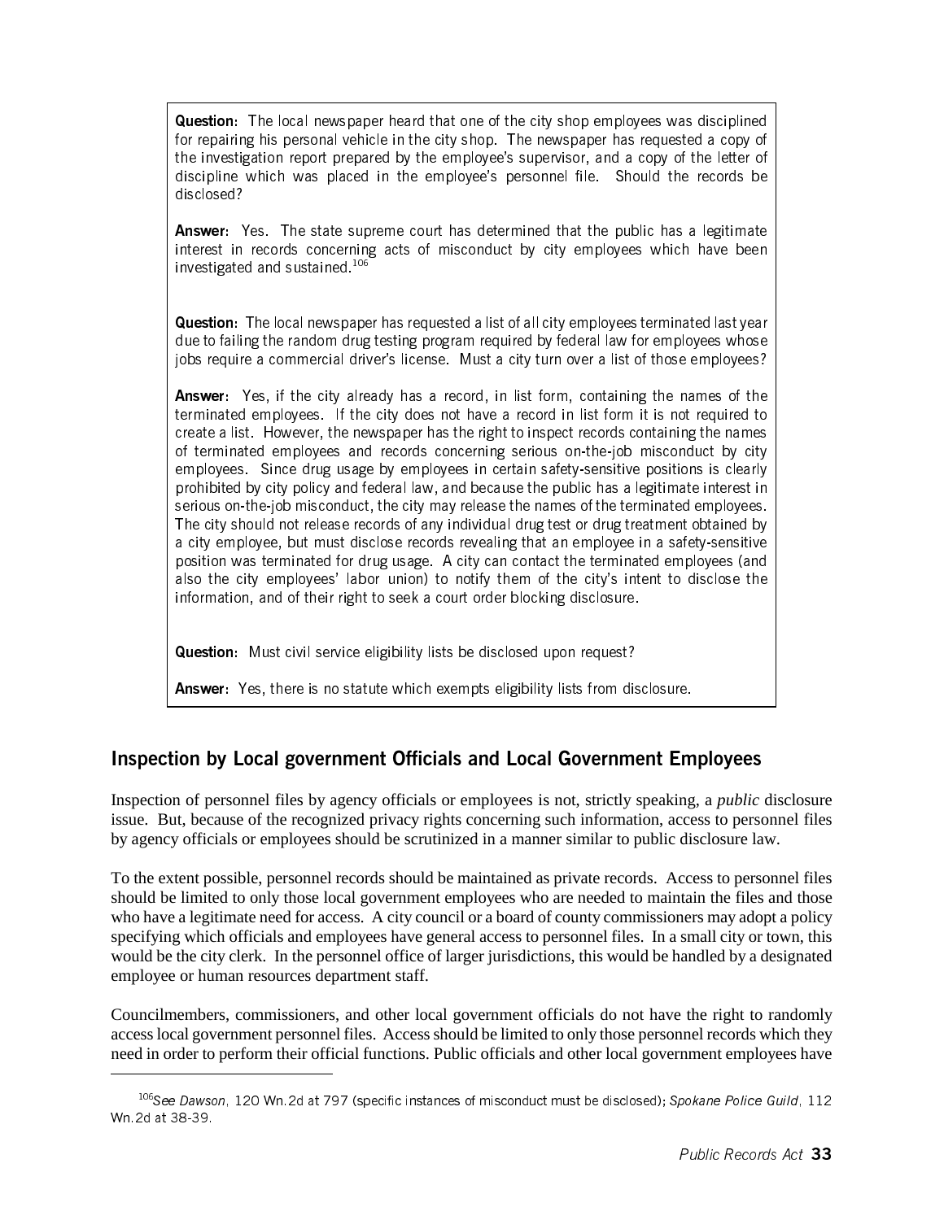**Question:** The local newspaper heard that one of the city shop employees was disciplined for repairing his personal vehicle in the city shop. The newspaper has requested a copy of the investigation report prepared by the employee's supervisor, and a copy of the letter of discipline which was placed in the employee's personnel file. Should the records be disclosed?

**Answer:** Yes. The state supreme court has determined that the public has a legitimate interest in records concerning acts of misconduct by city employees which have been investigated and sustained.[106]

**Question:** The local newspaper has requested a list of all city employees terminated last year due to failing the random drug testing program required by federal law for employees whose jobs require a commercial driver's license. Must a city turn over a list of those employees?

**Answer:** Yes, if the city already has a record, in list form, containing the names of the terminated employees. If the city does not have a record in list form it is not required to create a list. However, the newspaper has the right to inspect records containing the names of terminated employees and records concerning serious on-the-job misconduct by city employees. Since drug usage by employees in certain safety-sensitive positions is clearly prohibited by city policy and federal law, and because the public has a legitimate interest in serious on-the-job misconduct, the city may release the names of the terminated employees. The city should not release records of any individual drug test or drug treatment obtained by a city employee, but must disclose records revealing that an employee in a safety-sensitive position was terminated for drug usage. A city can contact the terminated employees (and also the city employees' labor union) to notify them of the city's intent to disclose the information, and of their right to seek a court order blocking disclosure.

**Question:** Must civil service eligibility lists be disclosed upon request?

**Answer:** Yes, there is no statute which exempts eligibility lists from disclosure.

## Inspection by Local government Officials and Local Government Employees

Inspection of personnel files by agency officials or employees is not, strictly speaking, a *public* disclosure issue. But, because of the recognized privacy rights concerning such information, access to personnel files by agency officials or employees should be scrutinized in a manner similar to public disclosure law.

To the extent possible, personnel records should be maintained as private records. Access to personnel files should be limited to only those local government employees who are needed to maintain the files and those who have a legitimate need for access. A city council or a board of county commissioners may adopt a policy specifying which officials and employees have general access to personnel files. In a small city or town, this would be the city clerk. In the personnel office of larger jurisdictions, this would be handled by a designated employee or human resources department staff.

Councilmembers, commissioners, and other local government officials do not have the right to randomly access local government personnel files. Access should be limited to only those personnel records which they need in order to perform their official functions. Public officials and other local government employees have

---

[106] *See Dawson*, 120 Wn.2d at 797 (specific instances of misconduct must be disclosed); *Spokane Police Guild*, 112 Wn.2d at 38-39.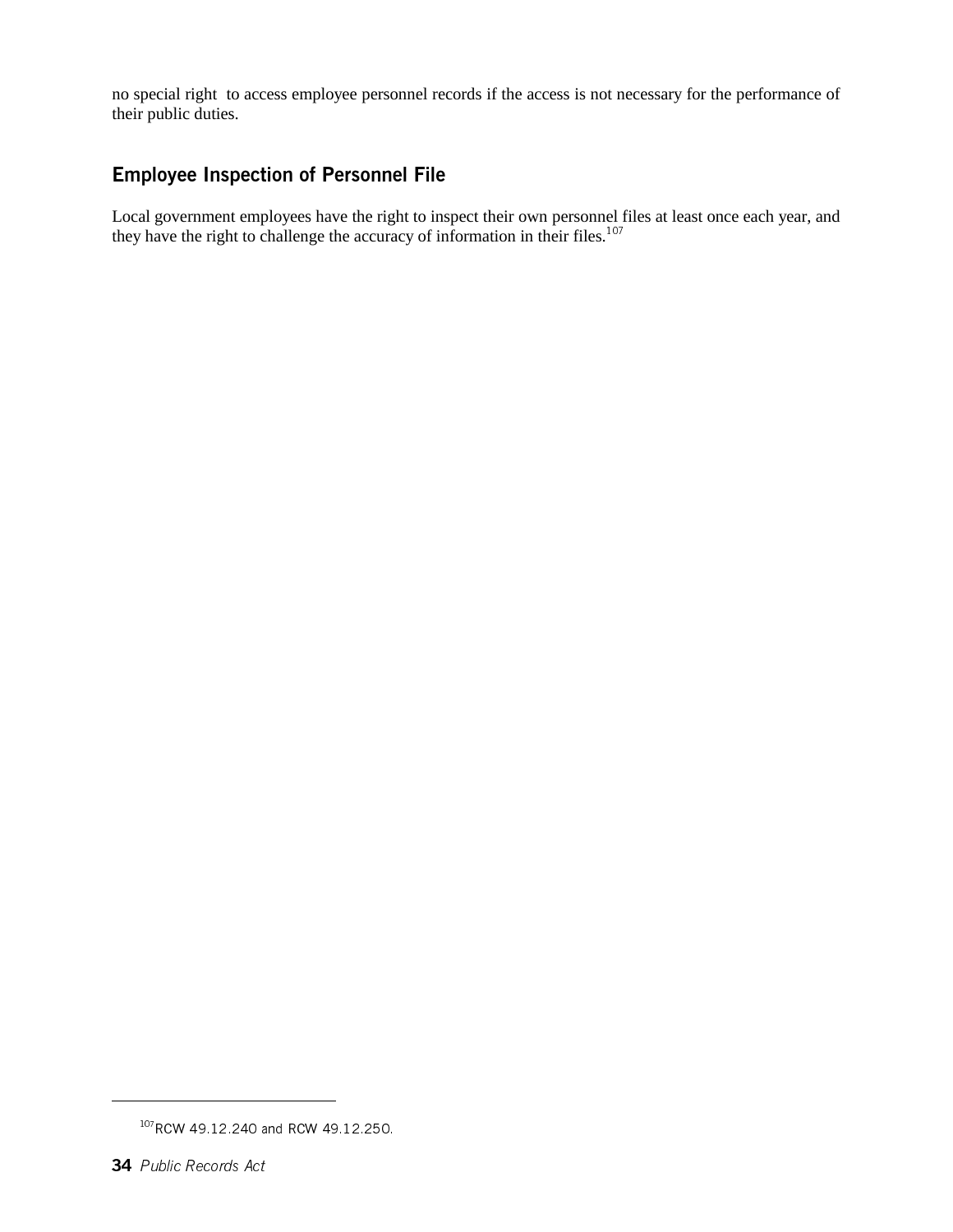no special right to access employee personnel records if the access is not necessary for the performance of their public duties.

## Employee Inspection of Personnel File

Local government employees have the right to inspect their own personnel files at least once each year, and they have the right to challenge the accuracy of information in their files.[107]

---

[107] RCW 49.12.240 and RCW 49.12.250.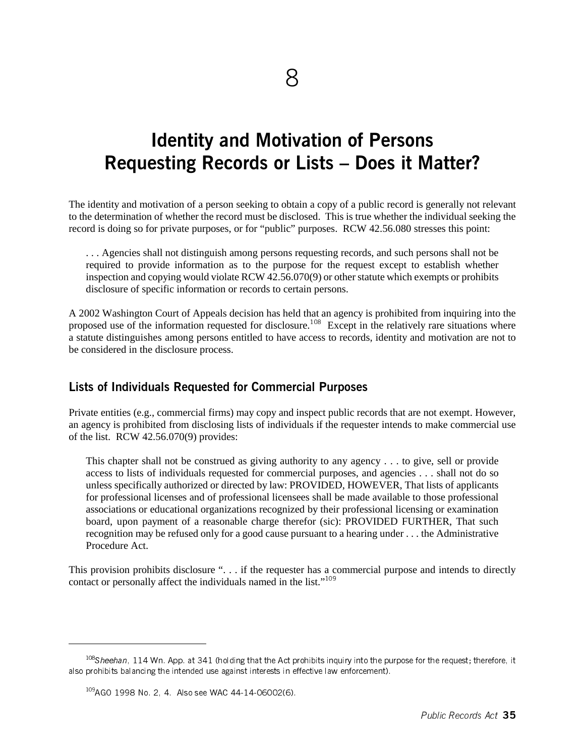# 8

# Identity and Motivation of Persons Requesting Records or Lists – Does it Matter?

The identity and motivation of a person seeking to obtain a copy of a public record is generally not relevant to the determination of whether the record must be disclosed. This is true whether the individual seeking the record is doing so for private purposes, or for "public" purposes. RCW 42.56.080 stresses this point:

> . . . Agencies shall not distinguish among persons requesting records, and such persons shall not be required to provide information as to the purpose for the request except to establish whether inspection and copying would violate RCW 42.56.070(9) or other statute which exempts or prohibits disclosure of specific information or records to certain persons.

A 2002 Washington Court of Appeals decision has held that an agency is prohibited from inquiring into the proposed use of the information requested for disclosure.[108] Except in the relatively rare situations where a statute distinguishes among persons entitled to have access to records, identity and motivation are not to be considered in the disclosure process.

## Lists of Individuals Requested for Commercial Purposes

Private entities (e.g., commercial firms) may copy and inspect public records that are not exempt. However, an agency is prohibited from disclosing lists of individuals if the requester intends to make commercial use of the list. RCW 42.56.070(9) provides:

> This chapter shall not be construed as giving authority to any agency . . . to give, sell or provide access to lists of individuals requested for commercial purposes, and agencies . . . shall not do so unless specifically authorized or directed by law: PROVIDED, HOWEVER, That lists of applicants for professional licenses and of professional licensees shall be made available to those professional associations or educational organizations recognized by their professional licensing or examination board, upon payment of a reasonable charge therefor (sic): PROVIDED FURTHER, That such recognition may be refused only for a good cause pursuant to a hearing under . . . the Administrative Procedure Act.

This provision prohibits disclosure ". . . if the requester has a commercial purpose and intends to directly contact or personally affect the individuals named in the list."[109]

---

[108] *Sheehan*, 114 Wn. App. at 341 (holding that the Act prohibits inquiry into the purpose for the request; therefore, it also prohibits balancing the intended use against interests in effective law enforcement).

[109] AGO 1998 No. 2, 4. Also see WAC 44-14-06002(6).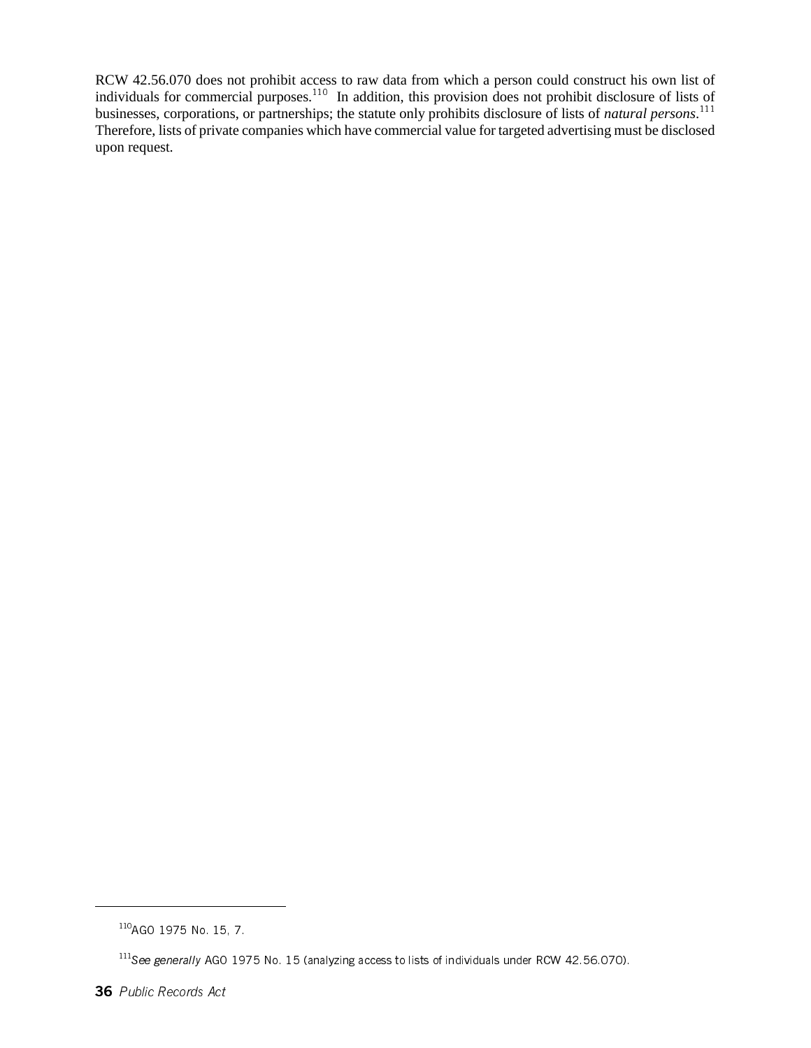RCW 42.56.070 does not prohibit access to raw data from which a person could construct his own list of individuals for commercial purposes.[110] In addition, this provision does not prohibit disclosure of lists of businesses, corporations, or partnerships; the statute only prohibits disclosure of lists of *natural persons*.[111] Therefore, lists of private companies which have commercial value for targeted advertising must be disclosed upon request.

---

[110] AGO 1975 No. 15, 7.

[111] *See generally* AGO 1975 No. 15 (analyzing access to lists of individuals under RCW 42.56.070).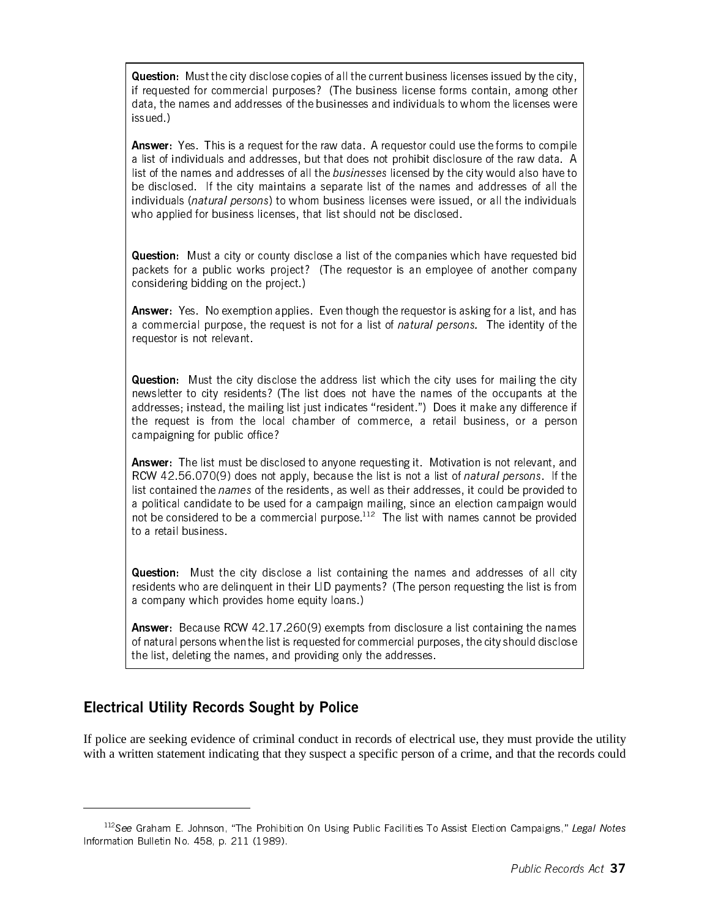**Question:** Must the city disclose copies of all the current business licenses issued by the city, if requested for commercial purposes? (The business license forms contain, among other data, the names and addresses of the businesses and individuals to whom the licenses were issued.)

**Answer:** Yes. This is a request for the raw data. A requestor could use the forms to compile a list of individuals and addresses, but that does not prohibit disclosure of the raw data. A list of the names and addresses of all the *businesses* licensed by the city would also have to be disclosed. If the city maintains a separate list of the names and addresses of all the individuals (*natural persons*) to whom business licenses were issued, or all the individuals who applied for business licenses, that list should not be disclosed.

**Question:** Must a city or county disclose a list of the companies which have requested bid packets for a public works project? (The requestor is an employee of another company considering bidding on the project.)

**Answer:** Yes. No exemption applies. Even though the requestor is asking for a list, and has a commercial purpose, the request is not for a list of *natural persons.* The identity of the requestor is not relevant.

**Question:** Must the city disclose the address list which the city uses for mailing the city newsletter to city residents? (The list does not have the names of the occupants at the addresses; instead, the mailing list just indicates "resident.") Does it make any difference if the request is from the local chamber of commerce, a retail business, or a person campaigning for public office?

**Answer:** The list must be disclosed to anyone requesting it. Motivation is not relevant, and RCW 42.56.070(9) does not apply, because the list is not a list of *natural persons*. If the list contained the *names* of the residents, as well as their addresses, it could be provided to a political candidate to be used for a campaign mailing, since an election campaign would not be considered to be a commercial purpose.[112] The list with names cannot be provided to a retail business.

**Question:** Must the city disclose a list containing the names and addresses of all city residents who are delinquent in their LID payments? (The person requesting the list is from a company which provides home equity loans.)

**Answer:** Because RCW 42.17.260(9) exempts from disclosure a list containing the names of natural persons when the list is requested for commercial purposes, the city should disclose the list, deleting the names, and providing only the addresses.

## Electrical Utility Records Sought by Police

If police are seeking evidence of criminal conduct in records of electrical use, they must provide the utility with a written statement indicating that they suspect a specific person of a crime, and that the records could

---

[112] *See* Graham E. Johnson, "The Prohibition On Using Public Facilities To Assist Election Campaigns," *Legal Notes* Information Bulletin No. 458, p. 211 (1989).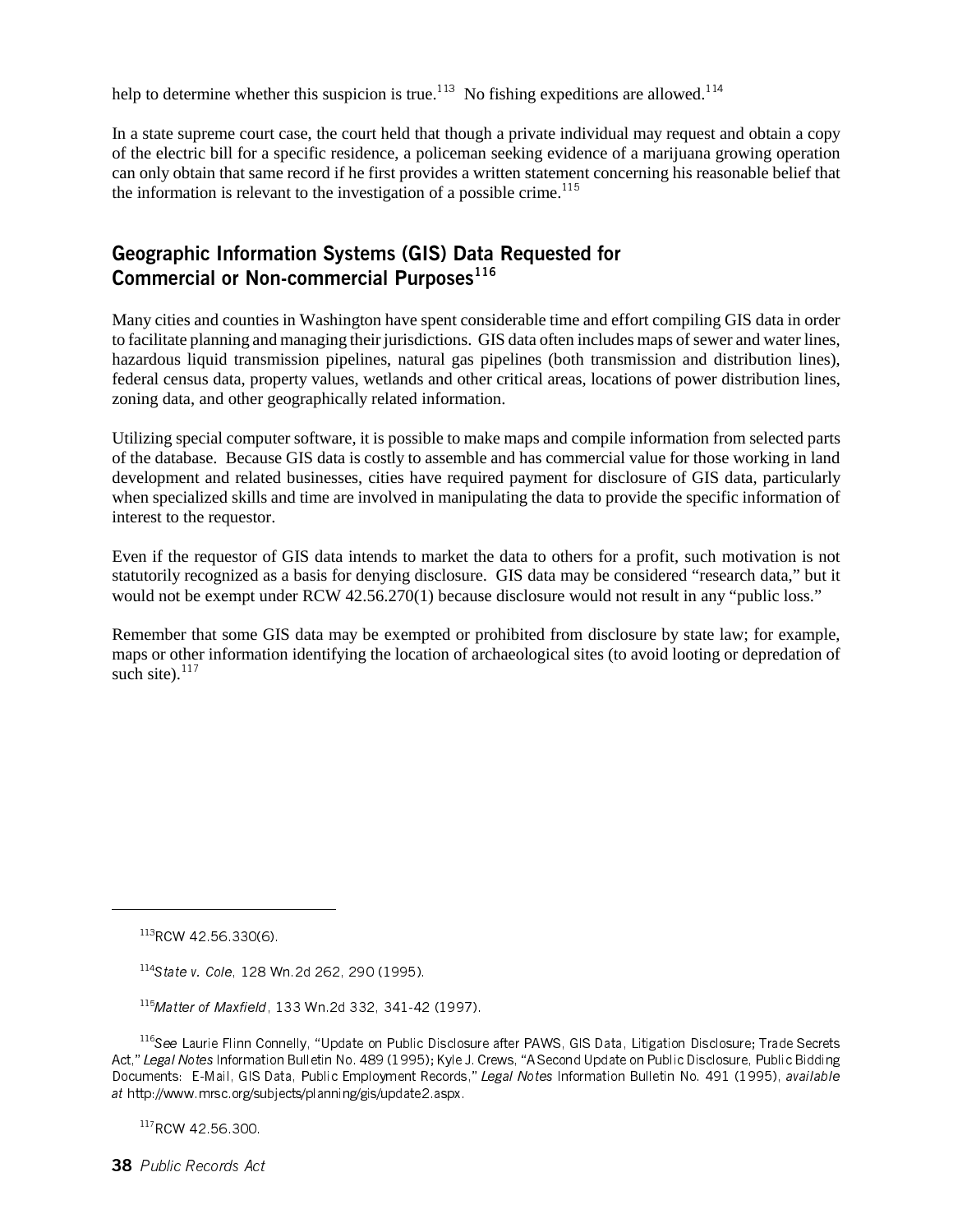help to determine whether this suspicion is true.[113] No fishing expeditions are allowed.[114]

In a state supreme court case, the court held that though a private individual may request and obtain a copy of the electric bill for a specific residence, a policeman seeking evidence of a marijuana growing operation can only obtain that same record if he first provides a written statement concerning his reasonable belief that the information is relevant to the investigation of a possible crime.[115]

## Geographic Information Systems (GIS) Data Requested for Commercial or Non-commercial Purposes[116]

Many cities and counties in Washington have spent considerable time and effort compiling GIS data in order to facilitate planning and managing their jurisdictions. GIS data often includes maps of sewer and water lines, hazardous liquid transmission pipelines, natural gas pipelines (both transmission and distribution lines), federal census data, property values, wetlands and other critical areas, locations of power distribution lines, zoning data, and other geographically related information.

Utilizing special computer software, it is possible to make maps and compile information from selected parts of the database. Because GIS data is costly to assemble and has commercial value for those working in land development and related businesses, cities have required payment for disclosure of GIS data, particularly when specialized skills and time are involved in manipulating the data to provide the specific information of interest to the requestor.

Even if the requestor of GIS data intends to market the data to others for a profit, such motivation is not statutorily recognized as a basis for denying disclosure. GIS data may be considered "research data," but it would not be exempt under RCW 42.56.270(1) because disclosure would not result in any "public loss."

Remember that some GIS data may be exempted or prohibited from disclosure by state law; for example, maps or other information identifying the location of archaeological sites (to avoid looting or depredation of such site).[117]

---

[113] RCW 42.56.330(6).

[114] *State v. Cole*, 128 Wn.2d 262, 290 (1995).

[115] *Matter of Maxfield*, 133 Wn.2d 332, 341-42 (1997).

[116] *See* Laurie Flinn Connelly, "Update on Public Disclosure after PAWS, GIS Data, Litigation Disclosure; Trade Secrets Act," *Legal Notes* Information Bulletin No. 489 (1995); Kyle J. Crews, "A Second Update on Public Disclosure, Public Bidding Documents: E-Mail, GIS Data, Public Employment Records," *Legal Notes* Information Bulletin No. 491 (1995), *available at* http://www.mrsc.org/subjects/planning/gis/update2.aspx.

[117] RCW 42.56.300.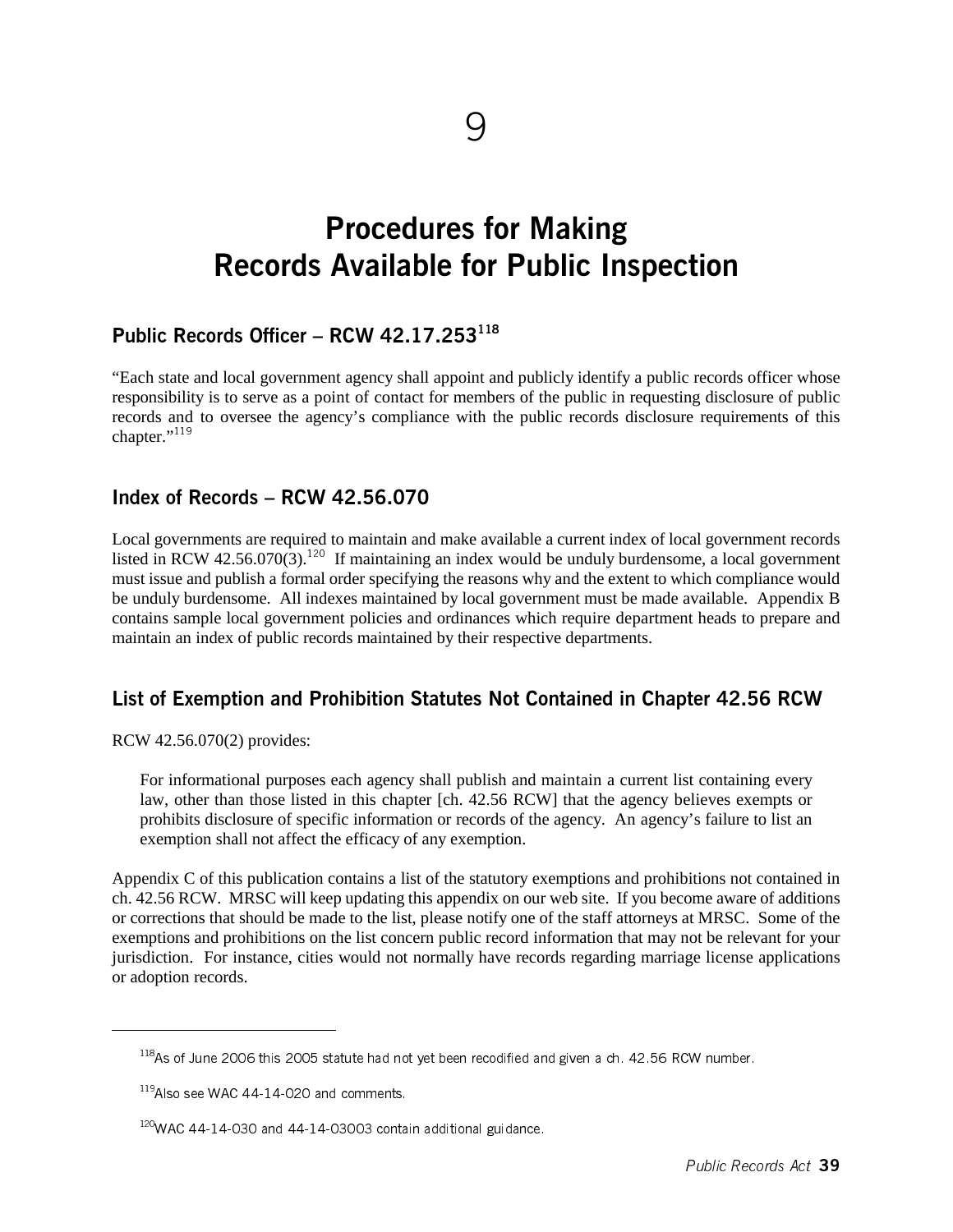# 9

# Procedures for Making Records Available for Public Inspection

## Public Records Officer – RCW 42.17.253[118]

"Each state and local government agency shall appoint and publicly identify a public records officer whose responsibility is to serve as a point of contact for members of the public in requesting disclosure of public records and to oversee the agency's compliance with the public records disclosure requirements of this chapter."[119]

## Index of Records – RCW 42.56.070

Local governments are required to maintain and make available a current index of local government records listed in RCW 42.56.070(3).[120] If maintaining an index would be unduly burdensome, a local government must issue and publish a formal order specifying the reasons why and the extent to which compliance would be unduly burdensome. All indexes maintained by local government must be made available. Appendix B contains sample local government policies and ordinances which require department heads to prepare and maintain an index of public records maintained by their respective departments.

## List of Exemption and Prohibition Statutes Not Contained in Chapter 42.56 RCW

RCW 42.56.070(2) provides:

> For informational purposes each agency shall publish and maintain a current list containing every law, other than those listed in this chapter [ch. 42.56 RCW] that the agency believes exempts or prohibits disclosure of specific information or records of the agency. An agency's failure to list an exemption shall not affect the efficacy of any exemption.

Appendix C of this publication contains a list of the statutory exemptions and prohibitions not contained in ch. 42.56 RCW. MRSC will keep updating this appendix on our web site. If you become aware of additions or corrections that should be made to the list, please notify one of the staff attorneys at MRSC. Some of the exemptions and prohibitions on the list concern public record information that may not be relevant for your jurisdiction. For instance, cities would not normally have records regarding marriage license applications or adoption records.

---

[118] As of June 2006 this 2005 statute had not yet been recodified and given a ch. 42.56 RCW number.

[119] Also see WAC 44-14-020 and comments.

[120] WAC 44-14-030 and 44-14-03003 contain additional guidance.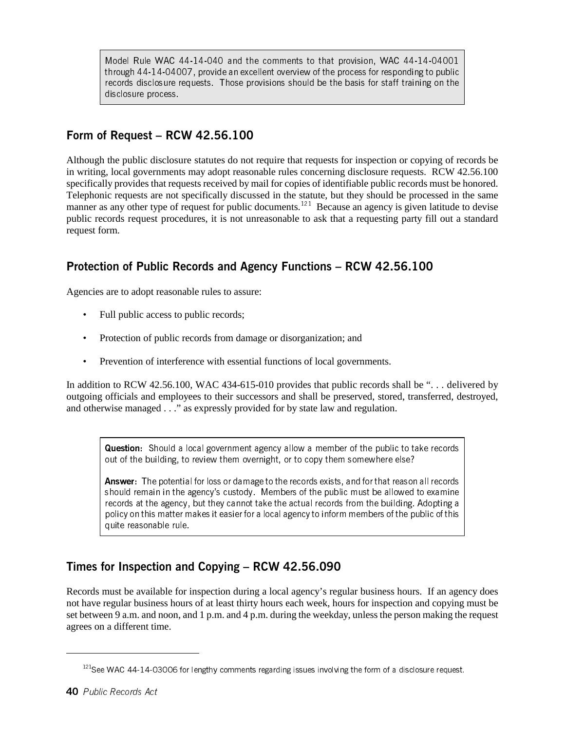> Model Rule WAC 44-14-040 and the comments to that provision, WAC 44-14-04001 through 44-14-04007, provide an excellent overview of the process for responding to public records disclosure requests. Those provisions should be the basis for staff training on the disclosure process.

## Form of Request – RCW 42.56.100

Although the public disclosure statutes do not require that requests for inspection or copying of records be in writing, local governments may adopt reasonable rules concerning disclosure requests. RCW 42.56.100 specifically provides that requests received by mail for copies of identifiable public records must be honored. Telephonic requests are not specifically discussed in the statute, but they should be processed in the same manner as any other type of request for public documents.[121] Because an agency is given latitude to devise public records request procedures, it is not unreasonable to ask that a requesting party fill out a standard request form.

## Protection of Public Records and Agency Functions – RCW 42.56.100

Agencies are to adopt reasonable rules to assure:

- Full public access to public records;
- Protection of public records from damage or disorganization; and
- Prevention of interference with essential functions of local governments.

In addition to RCW 42.56.100, WAC 434-615-010 provides that public records shall be ". . . delivered by outgoing officials and employees to their successors and shall be preserved, stored, transferred, destroyed, and otherwise managed . . ." as expressly provided for by state law and regulation.

> **Question:** Should a local government agency allow a member of the public to take records out of the building, to review them overnight, or to copy them somewhere else?
>
> **Answer:** The potential for loss or damage to the records exists, and for that reason all records should remain in the agency's custody. Members of the public must be allowed to examine records at the agency, but they cannot take the actual records from the building. Adopting a policy on this matter makes it easier for a local agency to inform members of the public of this quite reasonable rule.

## Times for Inspection and Copying – RCW 42.56.090

Records must be available for inspection during a local agency's regular business hours. If an agency does not have regular business hours of at least thirty hours each week, hours for inspection and copying must be set between 9 a.m. and noon, and 1 p.m. and 4 p.m. during the weekday, unless the person making the request agrees on a different time.

---

[121] See WAC 44-14-03006 for lengthy comments regarding issues involving the form of a disclosure request.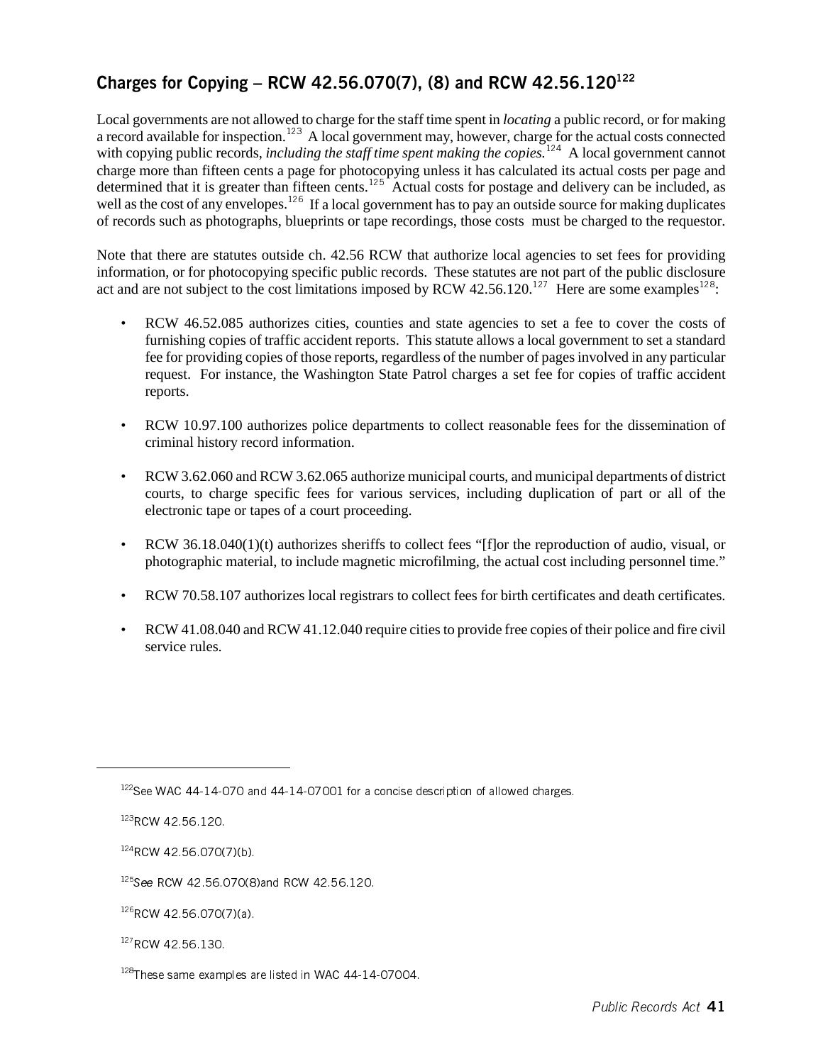## Charges for Copying – RCW 42.56.070(7), (8) and RCW 42.56.120[122]

Local governments are not allowed to charge for the staff time spent in *locating* a public record, or for making a record available for inspection.[123] A local government may, however, charge for the actual costs connected with copying public records, *including the staff time spent making the copies.*[124] A local government cannot charge more than fifteen cents a page for photocopying unless it has calculated its actual costs per page and determined that it is greater than fifteen cents.[125] Actual costs for postage and delivery can be included, as well as the cost of any envelopes.[126] If a local government has to pay an outside source for making duplicates of records such as photographs, blueprints or tape recordings, those costs must be charged to the requestor.

Note that there are statutes outside ch. 42.56 RCW that authorize local agencies to set fees for providing information, or for photocopying specific public records. These statutes are not part of the public disclosure act and are not subject to the cost limitations imposed by RCW 42.56.120.[127] Here are some examples[128]:

- RCW 46.52.085 authorizes cities, counties and state agencies to set a fee to cover the costs of furnishing copies of traffic accident reports. This statute allows a local government to set a standard fee for providing copies of those reports, regardless of the number of pages involved in any particular request. For instance, the Washington State Patrol charges a set fee for copies of traffic accident reports.
- RCW 10.97.100 authorizes police departments to collect reasonable fees for the dissemination of criminal history record information.
- RCW 3.62.060 and RCW 3.62.065 authorize municipal courts, and municipal departments of district courts, to charge specific fees for various services, including duplication of part or all of the electronic tape or tapes of a court proceeding.
- RCW 36.18.040(1)(t) authorizes sheriffs to collect fees "[f]or the reproduction of audio, visual, or photographic material, to include magnetic microfilming, the actual cost including personnel time."
- RCW 70.58.107 authorizes local registrars to collect fees for birth certificates and death certificates.
- RCW 41.08.040 and RCW 41.12.040 require cities to provide free copies of their police and fire civil service rules.

---

[122] See WAC 44-14-070 and 44-14-07001 for a concise description of allowed charges.

[123] RCW 42.56.120.

[124] RCW 42.56.070(7)(b).

[125] *See* RCW 42.56.070(8)and RCW 42.56.120.

[126] RCW 42.56.070(7)(a).

[127] RCW 42.56.130.

[128] These same examples are listed in WAC 44-14-07004.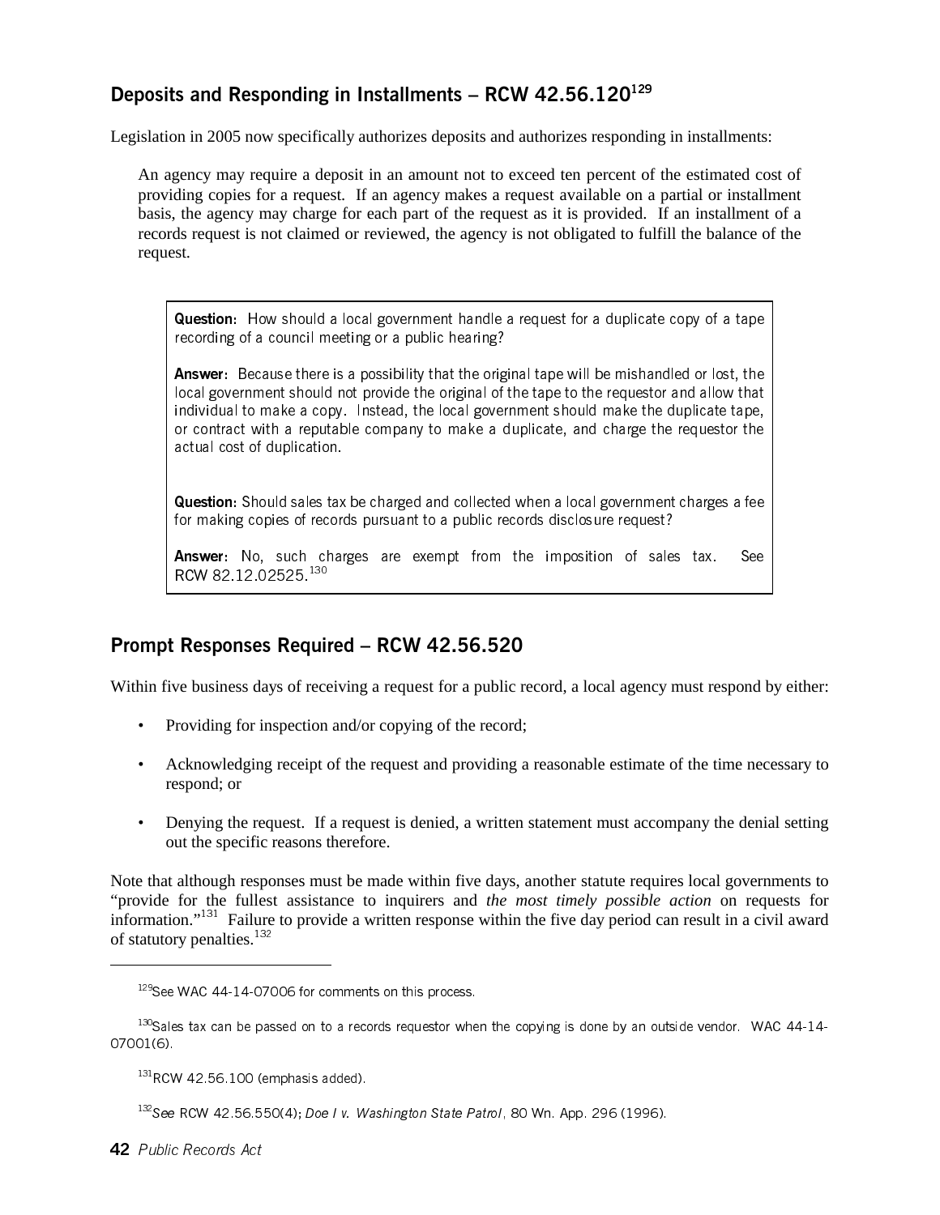## Deposits and Responding in Installments – RCW 42.56.120[129]

Legislation in 2005 now specifically authorizes deposits and authorizes responding in installments:

> An agency may require a deposit in an amount not to exceed ten percent of the estimated cost of providing copies for a request. If an agency makes a request available on a partial or installment basis, the agency may charge for each part of the request as it is provided. If an installment of a records request is not claimed or reviewed, the agency is not obligated to fulfill the balance of the request.

**Question:** How should a local government handle a request for a duplicate copy of a tape recording of a council meeting or a public hearing?

**Answer:** Because there is a possibility that the original tape will be mishandled or lost, the local government should not provide the original of the tape to the requestor and allow that individual to make a copy. Instead, the local government should make the duplicate tape, or contract with a reputable company to make a duplicate, and charge the requestor the actual cost of duplication.

**Question:** Should sales tax be charged and collected when a local government charges a fee for making copies of records pursuant to a public records disclosure request?

**Answer:** No, such charges are exempt from the imposition of sales tax. See RCW 82.12.02525.[130]

## Prompt Responses Required – RCW 42.56.520

Within five business days of receiving a request for a public record, a local agency must respond by either:

- Providing for inspection and/or copying of the record;
- Acknowledging receipt of the request and providing a reasonable estimate of the time necessary to respond; or
- Denying the request. If a request is denied, a written statement must accompany the denial setting out the specific reasons therefore.

Note that although responses must be made within five days, another statute requires local governments to "provide for the fullest assistance to inquirers and *the most timely possible action* on requests for information."[131] Failure to provide a written response within the five day period can result in a civil award of statutory penalties.[132]

---

[129] See WAC 44-14-07006 for comments on this process.

[130] Sales tax can be passed on to a records requestor when the copying is done by an outside vendor. WAC 44-14-07001(6).

[131] RCW 42.56.100 (emphasis added).

[132] *See* RCW 42.56.550(4); *Doe I v. Washington State Patrol*, 80 Wn. App. 296 (1996).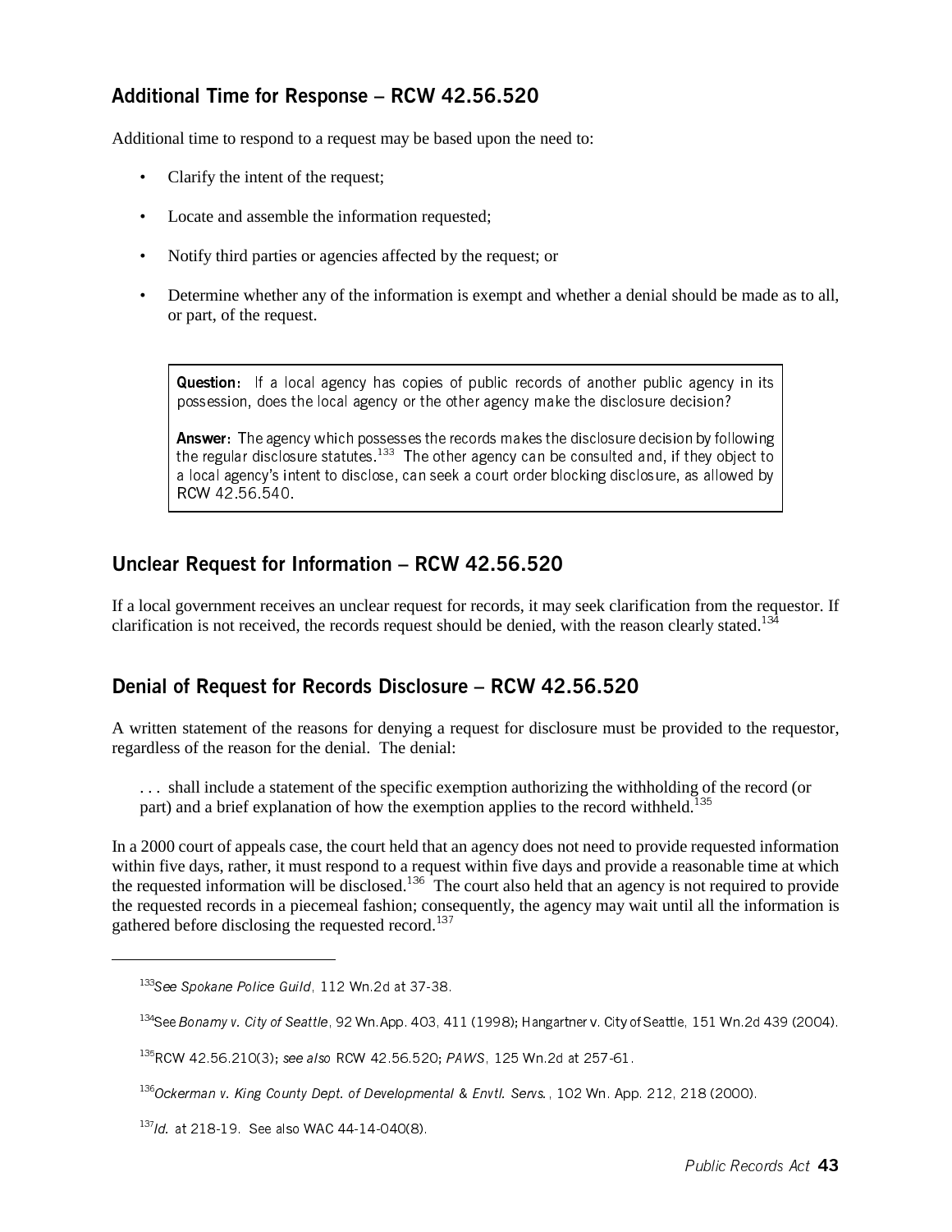## Additional Time for Response – RCW 42.56.520

Additional time to respond to a request may be based upon the need to:

- Clarify the intent of the request;
- Locate and assemble the information requested;
- Notify third parties or agencies affected by the request; or
- Determine whether any of the information is exempt and whether a denial should be made as to all, or part, of the request.

> **Question:** If a local agency has copies of public records of another public agency in its possession, does the local agency or the other agency make the disclosure decision?
>
> **Answer:** The agency which possesses the records makes the disclosure decision by following the regular disclosure statutes.[133] The other agency can be consulted and, if they object to a local agency's intent to disclose, can seek a court order blocking disclosure, as allowed by RCW 42.56.540.

## Unclear Request for Information – RCW 42.56.520

If a local government receives an unclear request for records, it may seek clarification from the requestor. If clarification is not received, the records request should be denied, with the reason clearly stated.[134]

## Denial of Request for Records Disclosure – RCW 42.56.520

A written statement of the reasons for denying a request for disclosure must be provided to the requestor, regardless of the reason for the denial. The denial:

> . . . shall include a statement of the specific exemption authorizing the withholding of the record (or part) and a brief explanation of how the exemption applies to the record withheld.[135]

In a 2000 court of appeals case, the court held that an agency does not need to provide requested information within five days, rather, it must respond to a request within five days and provide a reasonable time at which the requested information will be disclosed.[136] The court also held that an agency is not required to provide the requested records in a piecemeal fashion; consequently, the agency may wait until all the information is gathered before disclosing the requested record.[137]

---

[133] *See Spokane Police Guild*, 112 Wn.2d at 37-38.

[134] See *Bonamy v. City of Seattle*, 92 Wn.App. 403, 411 (1998); Hangartner v. City of Seattle, 151 Wn.2d 439 (2004).

[135] RCW 42.56.210(3); *see also* RCW 42.56.520; *PAWS*, 125 Wn.2d at 257-61.

[136] *Ockerman v. King County Dept. of Developmental & Envtl. Servs.*, 102 Wn. App. 212, 218 (2000).

[137] *Id.* at 218-19. See also WAC 44-14-040(8).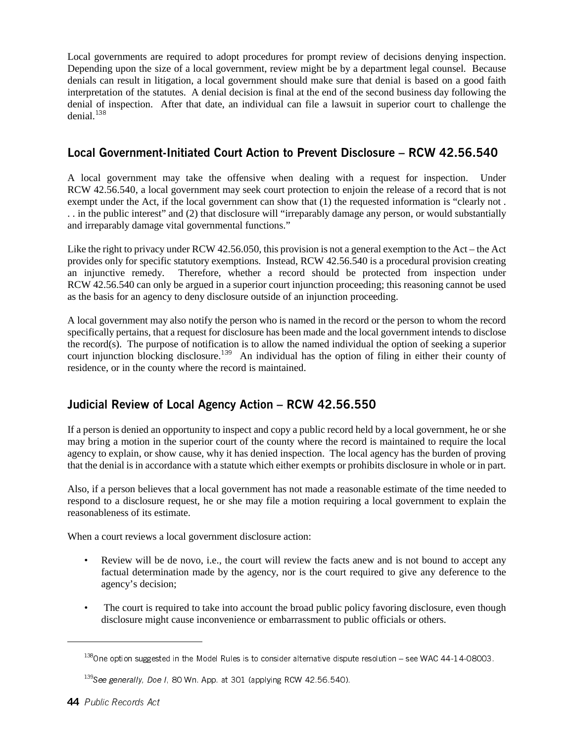Local governments are required to adopt procedures for prompt review of decisions denying inspection. Depending upon the size of a local government, review might be by a department legal counsel. Because denials can result in litigation, a local government should make sure that denial is based on a good faith interpretation of the statutes. A denial decision is final at the end of the second business day following the denial of inspection. After that date, an individual can file a lawsuit in superior court to challenge the denial.[138]

## Local Government-Initiated Court Action to Prevent Disclosure – RCW 42.56.540

A local government may take the offensive when dealing with a request for inspection. Under RCW 42.56.540, a local government may seek court protection to enjoin the release of a record that is not exempt under the Act, if the local government can show that (1) the requested information is "clearly not . . . in the public interest" and (2) that disclosure will "irreparably damage any person, or would substantially and irreparably damage vital governmental functions."

Like the right to privacy under RCW 42.56.050, this provision is not a general exemption to the Act – the Act provides only for specific statutory exemptions. Instead, RCW 42.56.540 is a procedural provision creating an injunctive remedy. Therefore, whether a record should be protected from inspection under RCW 42.56.540 can only be argued in a superior court injunction proceeding; this reasoning cannot be used as the basis for an agency to deny disclosure outside of an injunction proceeding.

A local government may also notify the person who is named in the record or the person to whom the record specifically pertains, that a request for disclosure has been made and the local government intends to disclose the record(s). The purpose of notification is to allow the named individual the option of seeking a superior court injunction blocking disclosure.[139] An individual has the option of filing in either their county of residence, or in the county where the record is maintained.

## Judicial Review of Local Agency Action – RCW 42.56.550

If a person is denied an opportunity to inspect and copy a public record held by a local government, he or she may bring a motion in the superior court of the county where the record is maintained to require the local agency to explain, or show cause, why it has denied inspection. The local agency has the burden of proving that the denial is in accordance with a statute which either exempts or prohibits disclosure in whole or in part.

Also, if a person believes that a local government has not made a reasonable estimate of the time needed to respond to a disclosure request, he or she may file a motion requiring a local government to explain the reasonableness of its estimate.

When a court reviews a local government disclosure action:

- Review will be de novo, i.e., the court will review the facts anew and is not bound to accept any factual determination made by the agency, nor is the court required to give any deference to the agency's decision;
- The court is required to take into account the broad public policy favoring disclosure, even though disclosure might cause inconvenience or embarrassment to public officials or others.

---

[138] One option suggested in the Model Rules is to consider alternative dispute resolution – see WAC 44-14-08003.

[139] *See generally, Doe I*, 80 Wn. App. at 301 (applying RCW 42.56.540).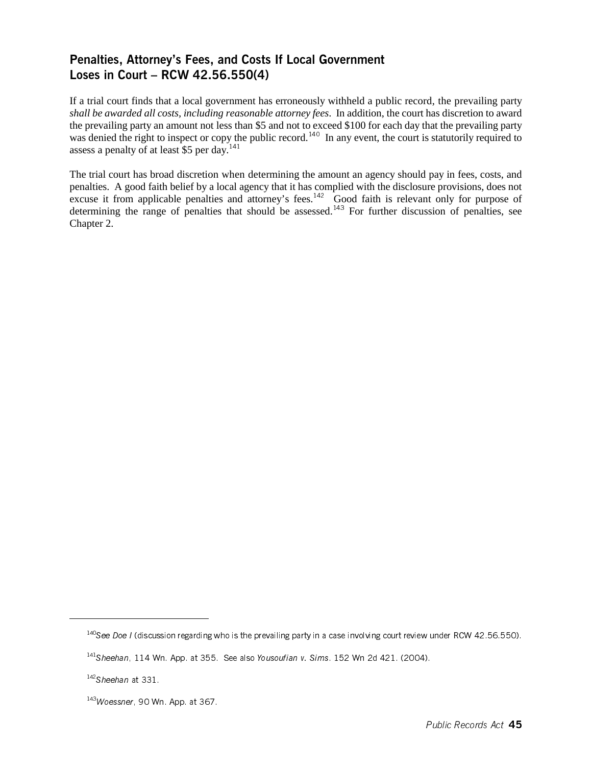## Penalties, Attorney's Fees, and Costs If Local Government Loses in Court – RCW 42.56.550(4)

If a trial court finds that a local government has erroneously withheld a public record, the prevailing party *shall be awarded all costs, including reasonable attorney fees*. In addition, the court has discretion to award the prevailing party an amount not less than $5 and not to exceed $100 for each day that the prevailing party was denied the right to inspect or copy the public record.[140] In any event, the court is statutorily required to assess a penalty of at least $5 per day.[141]

The trial court has broad discretion when determining the amount an agency should pay in fees, costs, and penalties. A good faith belief by a local agency that it has complied with the disclosure provisions, does not excuse it from applicable penalties and attorney's fees.[142] Good faith is relevant only for purpose of determining the range of penalties that should be assessed.[143] For further discussion of penalties, see Chapter 2.

---

[140]*See Doe I* (discussion regarding who is the prevailing party in a case involving court review under RCW 42.56.550).

[141]*Sheehan*, 114 Wn. App. at 355. See also *Yousoufian v. Sims*. 152 Wn 2d 421. (2004).

[142]*Sheehan* at 331.

[143]*Woessner*, 90 Wn. App. at 367.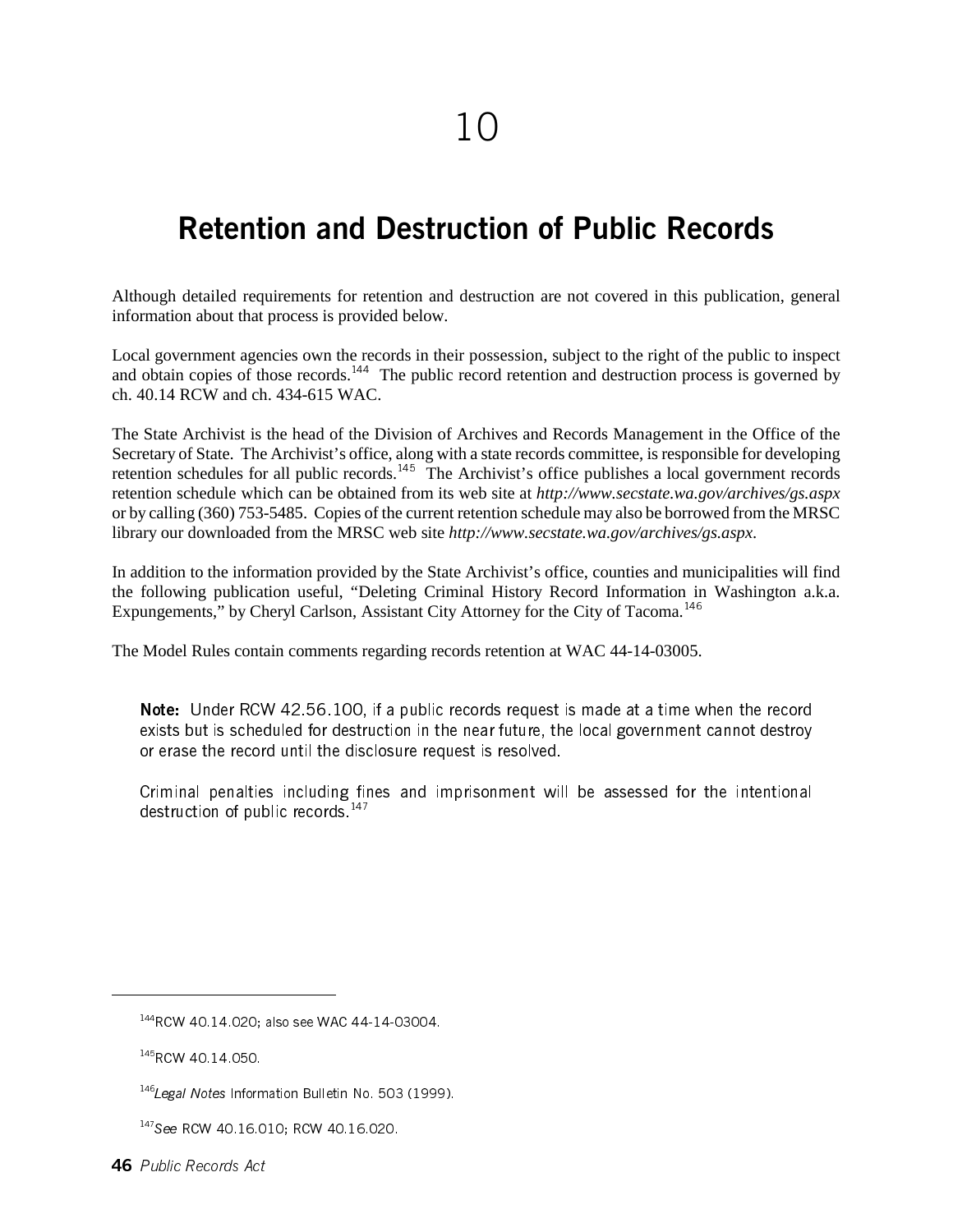# 10

## Retention and Destruction of Public Records

Although detailed requirements for retention and destruction are not covered in this publication, general information about that process is provided below.

Local government agencies own the records in their possession, subject to the right of the public to inspect and obtain copies of those records.[144] The public record retention and destruction process is governed by ch. 40.14 RCW and ch. 434-615 WAC.

The State Archivist is the head of the Division of Archives and Records Management in the Office of the Secretary of State. The Archivist's office, along with a state records committee, is responsible for developing retention schedules for all public records.[145] The Archivist's office publishes a local government records retention schedule which can be obtained from its web site at *http://www.secstate.wa.gov/archives/gs.aspx* or by calling (360) 753-5485. Copies of the current retention schedule may also be borrowed from the MRSC library our downloaded from the MRSC web site *http://www.secstate.wa.gov/archives/gs.aspx*.

In addition to the information provided by the State Archivist's office, counties and municipalities will find the following publication useful, "Deleting Criminal History Record Information in Washington a.k.a. Expungements," by Cheryl Carlson, Assistant City Attorney for the City of Tacoma.[146]

The Model Rules contain comments regarding records retention at WAC 44-14-03005.

> **Note:** Under RCW 42.56.100, if a public records request is made at a time when the record exists but is scheduled for destruction in the near future, the local government cannot destroy or erase the record until the disclosure request is resolved.
>
> Criminal penalties including fines and imprisonment will be assessed for the intentional destruction of public records.[147]

---

[144] RCW 40.14.020; also see WAC 44-14-03004.

[145] RCW 40.14.050.

[146] *Legal Notes* Information Bulletin No. 503 (1999).

[147] *See* RCW 40.16.010; RCW 40.16.020.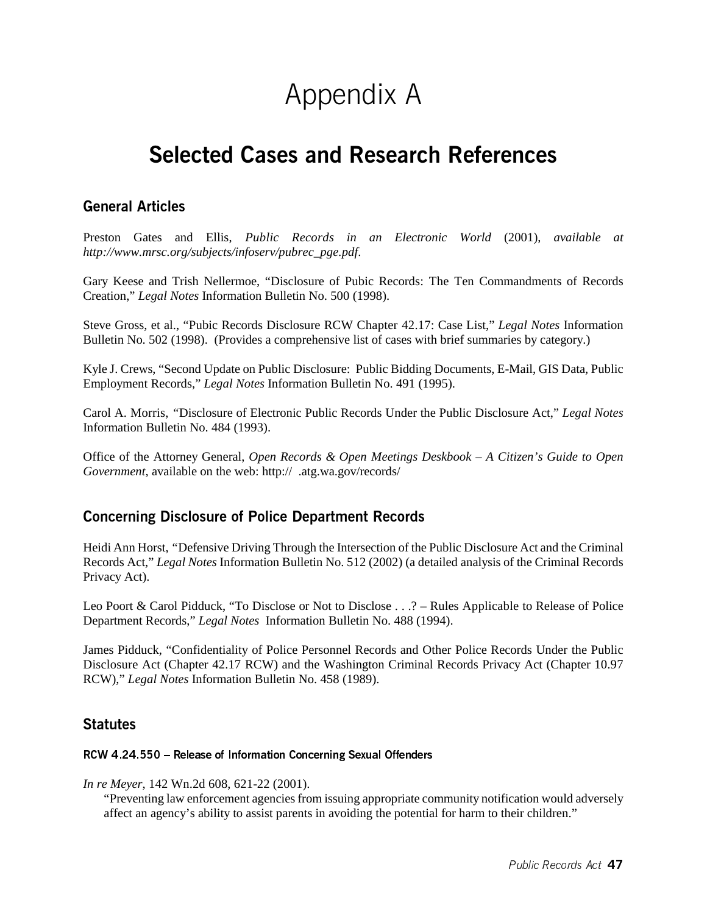# Appendix A

## Selected Cases and Research References

### General Articles

Preston Gates and Ellis, *Public Records in an Electronic World* (2001), *available at http://www.mrsc.org/subjects/infoserv/pubrec_pge.pdf*.

Gary Keese and Trish Nellermoe, "Disclosure of Pubic Records: The Ten Commandments of Records Creation," *Legal Notes* Information Bulletin No. 500 (1998).

Steve Gross, et al., "Pubic Records Disclosure RCW Chapter 42.17: Case List," *Legal Notes* Information Bulletin No. 502 (1998). (Provides a comprehensive list of cases with brief summaries by category.)

Kyle J. Crews, "Second Update on Public Disclosure: Public Bidding Documents, E-Mail, GIS Data, Public Employment Records," *Legal Notes* Information Bulletin No. 491 (1995).

Carol A. Morris, "Disclosure of Electronic Public Records Under the Public Disclosure Act," *Legal Notes* Information Bulletin No. 484 (1993).

Office of the Attorney General, *Open Records & Open Meetings Deskbook – A Citizen's Guide to Open Government*, available on the web: http:// .atg.wa.gov/records/

### Concerning Disclosure of Police Department Records

Heidi Ann Horst, "Defensive Driving Through the Intersection of the Public Disclosure Act and the Criminal Records Act," *Legal Notes* Information Bulletin No. 512 (2002) (a detailed analysis of the Criminal Records Privacy Act).

Leo Poort & Carol Pidduck, "To Disclose or Not to Disclose . . .? – Rules Applicable to Release of Police Department Records," *Legal Notes* Information Bulletin No. 488 (1994).

James Pidduck, "Confidentiality of Police Personnel Records and Other Police Records Under the Public Disclosure Act (Chapter 42.17 RCW) and the Washington Criminal Records Privacy Act (Chapter 10.97 RCW)," *Legal Notes* Information Bulletin No. 458 (1989).

### Statutes

#### RCW 4.24.550 – Release of Information Concerning Sexual Offenders

*In re Meyer*, 142 Wn.2d 608, 621-22 (2001).

"Preventing law enforcement agencies from issuing appropriate community notification would adversely affect an agency's ability to assist parents in avoiding the potential for harm to their children."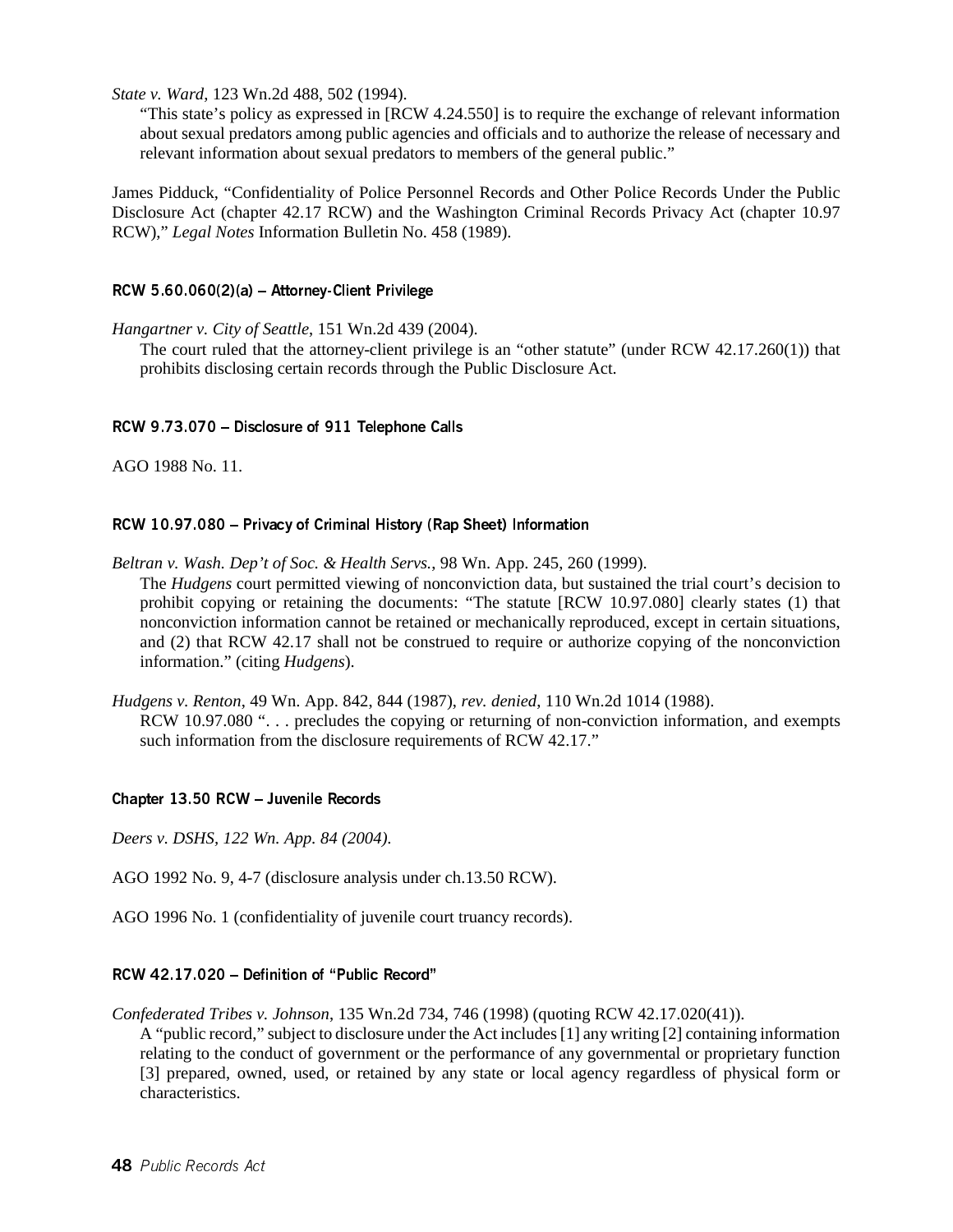*State v. Ward*, 123 Wn.2d 488, 502 (1994).

"This state's policy as expressed in [RCW 4.24.550] is to require the exchange of relevant information about sexual predators among public agencies and officials and to authorize the release of necessary and relevant information about sexual predators to members of the general public."

James Pidduck, "Confidentiality of Police Personnel Records and Other Police Records Under the Public Disclosure Act (chapter 42.17 RCW) and the Washington Criminal Records Privacy Act (chapter 10.97 RCW)," *Legal Notes* Information Bulletin No. 458 (1989).

#### RCW 5.60.060(2)(a) – Attorney-Client Privilege

*Hangartner v. City of Seattle*, 151 Wn.2d 439 (2004).

The court ruled that the attorney-client privilege is an "other statute" (under RCW 42.17.260(1)) that prohibits disclosing certain records through the Public Disclosure Act.

#### RCW 9.73.070 – Disclosure of 911 Telephone Calls

AGO 1988 No. 11.

#### RCW 10.97.080 – Privacy of Criminal History (Rap Sheet) Information

*Beltran v. Wash. Dep't of Soc. & Health Servs.*, 98 Wn. App. 245, 260 (1999).

The *Hudgens* court permitted viewing of nonconviction data, but sustained the trial court's decision to prohibit copying or retaining the documents: "The statute [RCW 10.97.080] clearly states (1) that nonconviction information cannot be retained or mechanically reproduced, except in certain situations, and (2) that RCW 42.17 shall not be construed to require or authorize copying of the nonconviction information." (citing *Hudgens*).

*Hudgens v. Renton*, 49 Wn. App. 842, 844 (1987), *rev. denied*, 110 Wn.2d 1014 (1988).

RCW 10.97.080 ". . . precludes the copying or returning of non-conviction information, and exempts such information from the disclosure requirements of RCW 42.17."

#### Chapter 13.50 RCW – Juvenile Records

*Deers v. DSHS, 122 Wn. App. 84 (2004).*

AGO 1992 No. 9, 4-7 (disclosure analysis under ch.13.50 RCW).

AGO 1996 No. 1 (confidentiality of juvenile court truancy records).

#### RCW 42.17.020 – Definition of "Public Record"

*Confederated Tribes v. Johnson*, 135 Wn.2d 734, 746 (1998) (quoting RCW 42.17.020(41)).

A "public record," subject to disclosure under the Act includes [1] any writing [2] containing information relating to the conduct of government or the performance of any governmental or proprietary function [3] prepared, owned, used, or retained by any state or local agency regardless of physical form or characteristics.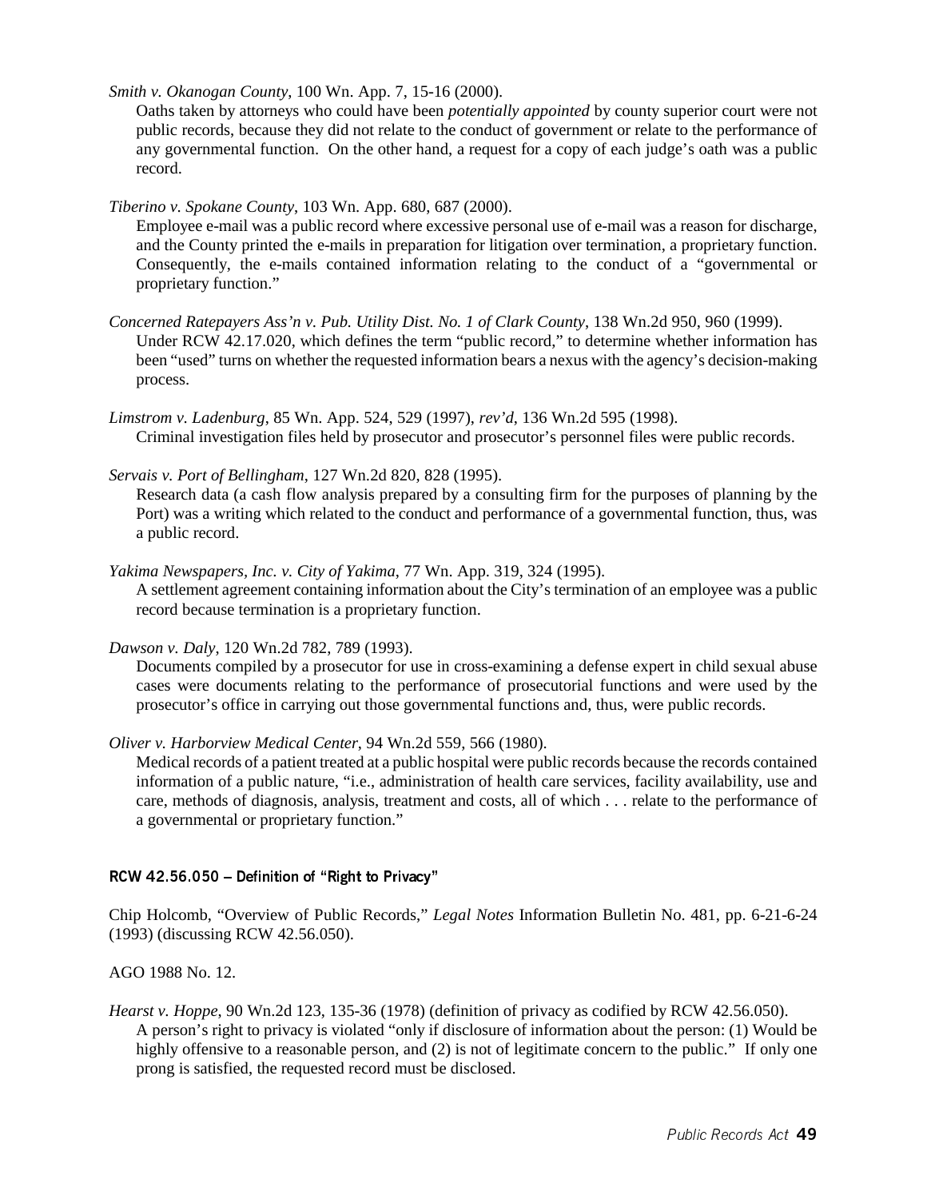*Smith v. Okanogan County*, 100 Wn. App. 7, 15-16 (2000).

Oaths taken by attorneys who could have been *potentially appointed* by county superior court were not public records, because they did not relate to the conduct of government or relate to the performance of any governmental function. On the other hand, a request for a copy of each judge's oath was a public record.

*Tiberino v. Spokane County*, 103 Wn. App. 680, 687 (2000).

Employee e-mail was a public record where excessive personal use of e-mail was a reason for discharge, and the County printed the e-mails in preparation for litigation over termination, a proprietary function. Consequently, the e-mails contained information relating to the conduct of a "governmental or proprietary function."

*Concerned Ratepayers Ass'n v. Pub. Utility Dist. No. 1 of Clark County*, 138 Wn.2d 950, 960 (1999).

Under RCW 42.17.020, which defines the term "public record," to determine whether information has been "used" turns on whether the requested information bears a nexus with the agency's decision-making process.

*Limstrom v. Ladenburg*, 85 Wn. App. 524, 529 (1997), *rev'd*, 136 Wn.2d 595 (1998).

Criminal investigation files held by prosecutor and prosecutor's personnel files were public records.

*Servais v. Port of Bellingham*, 127 Wn.2d 820, 828 (1995).

Research data (a cash flow analysis prepared by a consulting firm for the purposes of planning by the Port) was a writing which related to the conduct and performance of a governmental function, thus, was a public record.

*Yakima Newspapers, Inc. v. City of Yakima*, 77 Wn. App. 319, 324 (1995).

A settlement agreement containing information about the City's termination of an employee was a public record because termination is a proprietary function.

*Dawson v. Daly*, 120 Wn.2d 782, 789 (1993).

Documents compiled by a prosecutor for use in cross-examining a defense expert in child sexual abuse cases were documents relating to the performance of prosecutorial functions and were used by the prosecutor's office in carrying out those governmental functions and, thus, were public records.

*Oliver v. Harborview Medical Center*, 94 Wn.2d 559, 566 (1980).

Medical records of a patient treated at a public hospital were public records because the records contained information of a public nature, "i.e., administration of health care services, facility availability, use and care, methods of diagnosis, analysis, treatment and costs, all of which . . . relate to the performance of a governmental or proprietary function."

### RCW 42.56.050 – Definition of "Right to Privacy"

Chip Holcomb, "Overview of Public Records," *Legal Notes* Information Bulletin No. 481, pp. 6-21-6-24 (1993) (discussing RCW 42.56.050).

AGO 1988 No. 12.

*Hearst v. Hoppe*, 90 Wn.2d 123, 135-36 (1978) (definition of privacy as codified by RCW 42.56.050).

A person's right to privacy is violated "only if disclosure of information about the person: (1) Would be highly offensive to a reasonable person, and (2) is not of legitimate concern to the public." If only one prong is satisfied, the requested record must be disclosed.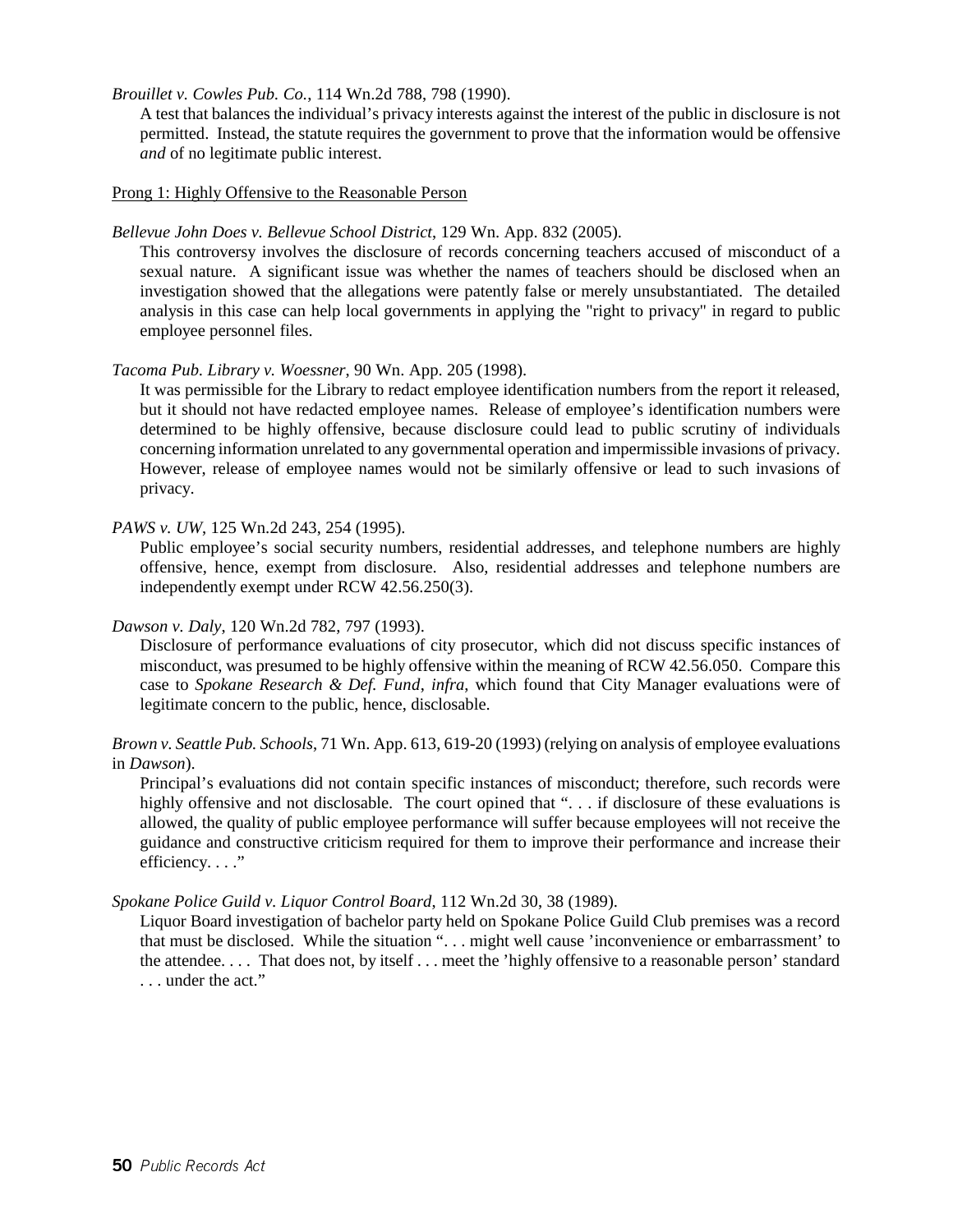*Brouillet v. Cowles Pub. Co.*, 114 Wn.2d 788, 798 (1990).

A test that balances the individual's privacy interests against the interest of the public in disclosure is not permitted. Instead, the statute requires the government to prove that the information would be offensive *and* of no legitimate public interest.

Prong 1: Highly Offensive to the Reasonable Person

*Bellevue John Does v. Bellevue School District*, 129 Wn. App. 832 (2005).

This controversy involves the disclosure of records concerning teachers accused of misconduct of a sexual nature. A significant issue was whether the names of teachers should be disclosed when an investigation showed that the allegations were patently false or merely unsubstantiated. The detailed analysis in this case can help local governments in applying the "right to privacy" in regard to public employee personnel files.

*Tacoma Pub. Library v. Woessner*, 90 Wn. App. 205 (1998).

It was permissible for the Library to redact employee identification numbers from the report it released, but it should not have redacted employee names. Release of employee's identification numbers were determined to be highly offensive, because disclosure could lead to public scrutiny of individuals concerning information unrelated to any governmental operation and impermissible invasions of privacy. However, release of employee names would not be similarly offensive or lead to such invasions of privacy.

*PAWS v. UW*, 125 Wn.2d 243, 254 (1995).

Public employee's social security numbers, residential addresses, and telephone numbers are highly offensive, hence, exempt from disclosure. Also, residential addresses and telephone numbers are independently exempt under RCW 42.56.250(3).

*Dawson v. Daly*, 120 Wn.2d 782, 797 (1993).

Disclosure of performance evaluations of city prosecutor, which did not discuss specific instances of misconduct, was presumed to be highly offensive within the meaning of RCW 42.56.050. Compare this case to *Spokane Research & Def. Fund*, *infra*, which found that City Manager evaluations were of legitimate concern to the public, hence, disclosable.

*Brown v. Seattle Pub. Schools*, 71 Wn. App. 613, 619-20 (1993) (relying on analysis of employee evaluations in *Dawson*).

Principal's evaluations did not contain specific instances of misconduct; therefore, such records were highly offensive and not disclosable. The court opined that ". . . if disclosure of these evaluations is allowed, the quality of public employee performance will suffer because employees will not receive the guidance and constructive criticism required for them to improve their performance and increase their efficiency. . . ."

*Spokane Police Guild v. Liquor Control Board*, 112 Wn.2d 30, 38 (1989).

Liquor Board investigation of bachelor party held on Spokane Police Guild Club premises was a record that must be disclosed. While the situation ". . . might well cause 'inconvenience or embarrassment' to the attendee. . . . That does not, by itself . . . meet the 'highly offensive to a reasonable person' standard . . . under the act."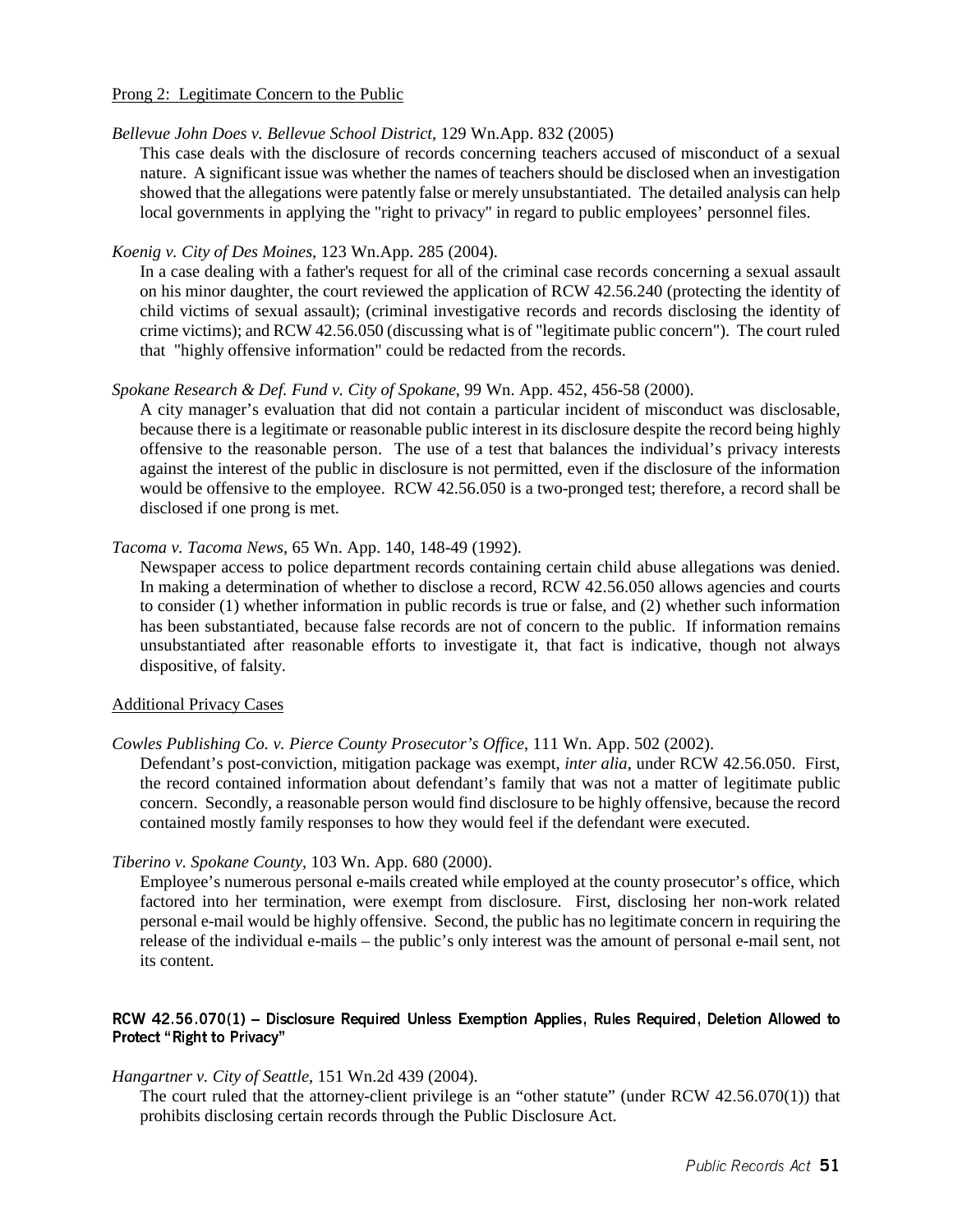Prong 2: Legitimate Concern to the Public

*Bellevue John Does v. Bellevue School District*, 129 Wn.App. 832 (2005)

This case deals with the disclosure of records concerning teachers accused of misconduct of a sexual nature. A significant issue was whether the names of teachers should be disclosed when an investigation showed that the allegations were patently false or merely unsubstantiated. The detailed analysis can help local governments in applying the "right to privacy" in regard to public employees' personnel files.

*Koenig v. City of Des Moines*, 123 Wn.App. 285 (2004).

In a case dealing with a father's request for all of the criminal case records concerning a sexual assault on his minor daughter, the court reviewed the application of RCW 42.56.240 (protecting the identity of child victims of sexual assault); (criminal investigative records and records disclosing the identity of crime victims); and RCW 42.56.050 (discussing what is of "legitimate public concern"). The court ruled that "highly offensive information" could be redacted from the records.

*Spokane Research & Def. Fund v. City of Spokane*, 99 Wn. App. 452, 456-58 (2000).

A city manager's evaluation that did not contain a particular incident of misconduct was disclosable, because there is a legitimate or reasonable public interest in its disclosure despite the record being highly offensive to the reasonable person. The use of a test that balances the individual's privacy interests against the interest of the public in disclosure is not permitted, even if the disclosure of the information would be offensive to the employee. RCW 42.56.050 is a two-pronged test; therefore, a record shall be disclosed if one prong is met.

*Tacoma v. Tacoma News*, 65 Wn. App. 140, 148-49 (1992).

Newspaper access to police department records containing certain child abuse allegations was denied. In making a determination of whether to disclose a record, RCW 42.56.050 allows agencies and courts to consider (1) whether information in public records is true or false, and (2) whether such information has been substantiated, because false records are not of concern to the public. If information remains unsubstantiated after reasonable efforts to investigate it, that fact is indicative, though not always dispositive, of falsity.

Additional Privacy Cases

*Cowles Publishing Co. v. Pierce County Prosecutor's Office*, 111 Wn. App. 502 (2002).

Defendant's post-conviction, mitigation package was exempt, *inter alia*, under RCW 42.56.050. First, the record contained information about defendant's family that was not a matter of legitimate public concern. Secondly, a reasonable person would find disclosure to be highly offensive, because the record contained mostly family responses to how they would feel if the defendant were executed.

*Tiberino v. Spokane County*, 103 Wn. App. 680 (2000).

Employee's numerous personal e-mails created while employed at the county prosecutor's office, which factored into her termination, were exempt from disclosure. First, disclosing her non-work related personal e-mail would be highly offensive. Second, the public has no legitimate concern in requiring the release of the individual e-mails – the public's only interest was the amount of personal e-mail sent, not its content.

#### RCW 42.56.070(1) – Disclosure Required Unless Exemption Applies, Rules Required, Deletion Allowed to Protect "Right to Privacy"

*Hangartner v. City of Seattle*, 151 Wn.2d 439 (2004).

The court ruled that the attorney-client privilege is an "other statute" (under RCW 42.56.070(1)) that prohibits disclosing certain records through the Public Disclosure Act.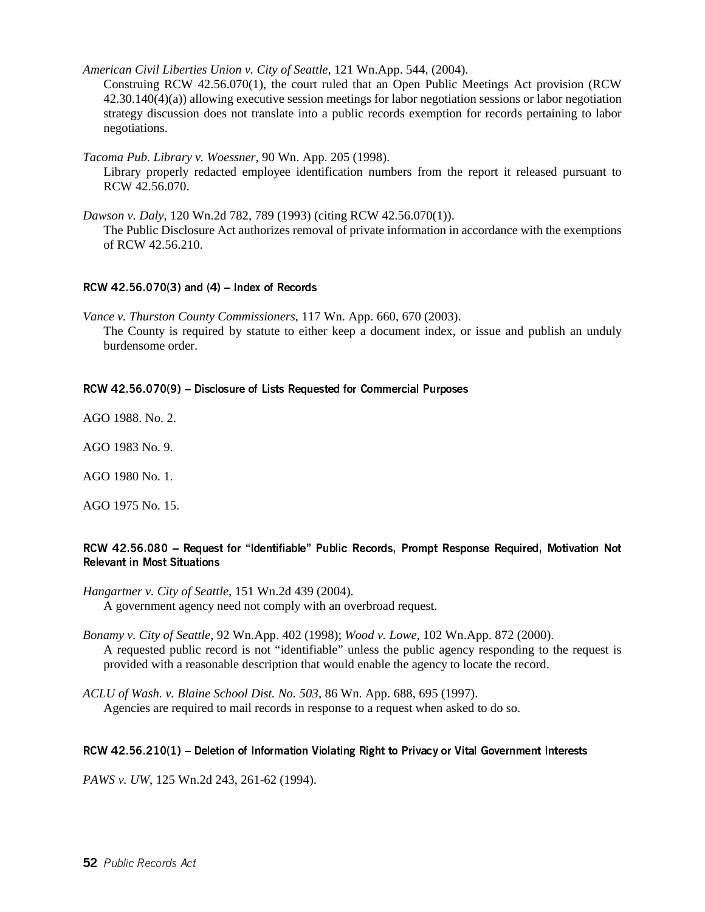*American Civil Liberties Union v. City of Seattle*, 121 Wn.App. 544, (2004).
Construing RCW 42.56.070(1), the court ruled that an Open Public Meetings Act provision (RCW 42.30.140(4)(a)) allowing executive session meetings for labor negotiation sessions or labor negotiation strategy discussion does not translate into a public records exemption for records pertaining to labor negotiations.

*Tacoma Pub. Library v. Woessner*, 90 Wn. App. 205 (1998).
Library properly redacted employee identification numbers from the report it released pursuant to RCW 42.56.070.

*Dawson v. Daly*, 120 Wn.2d 782, 789 (1993) (citing RCW 42.56.070(1)).
The Public Disclosure Act authorizes removal of private information in accordance with the exemptions of RCW 42.56.210.

#### RCW 42.56.070(3) and (4) – Index of Records

*Vance v. Thurston County Commissioners*, 117 Wn. App. 660, 670 (2003).
The County is required by statute to either keep a document index, or issue and publish an unduly burdensome order.

#### RCW 42.56.070(9) – Disclosure of Lists Requested for Commercial Purposes

AGO 1988. No. 2.

AGO 1983 No. 9.

AGO 1980 No. 1.

AGO 1975 No. 15.

#### RCW 42.56.080 – Request for "Identifiable" Public Records, Prompt Response Required, Motivation Not Relevant in Most Situations

*Hangartner v. City of Seattle*, 151 Wn.2d 439 (2004).
A government agency need not comply with an overbroad request.

*Bonamy v. City of Seattle*, 92 Wn.App. 402 (1998); *Wood v. Lowe*, 102 Wn.App. 872 (2000).
A requested public record is not "identifiable" unless the public agency responding to the request is provided with a reasonable description that would enable the agency to locate the record.

*ACLU of Wash. v. Blaine School Dist. No. 503*, 86 Wn. App. 688, 695 (1997).
Agencies are required to mail records in response to a request when asked to do so.

#### RCW 42.56.210(1) – Deletion of Information Violating Right to Privacy or Vital Government Interests

*PAWS v. UW*, 125 Wn.2d 243, 261-62 (1994).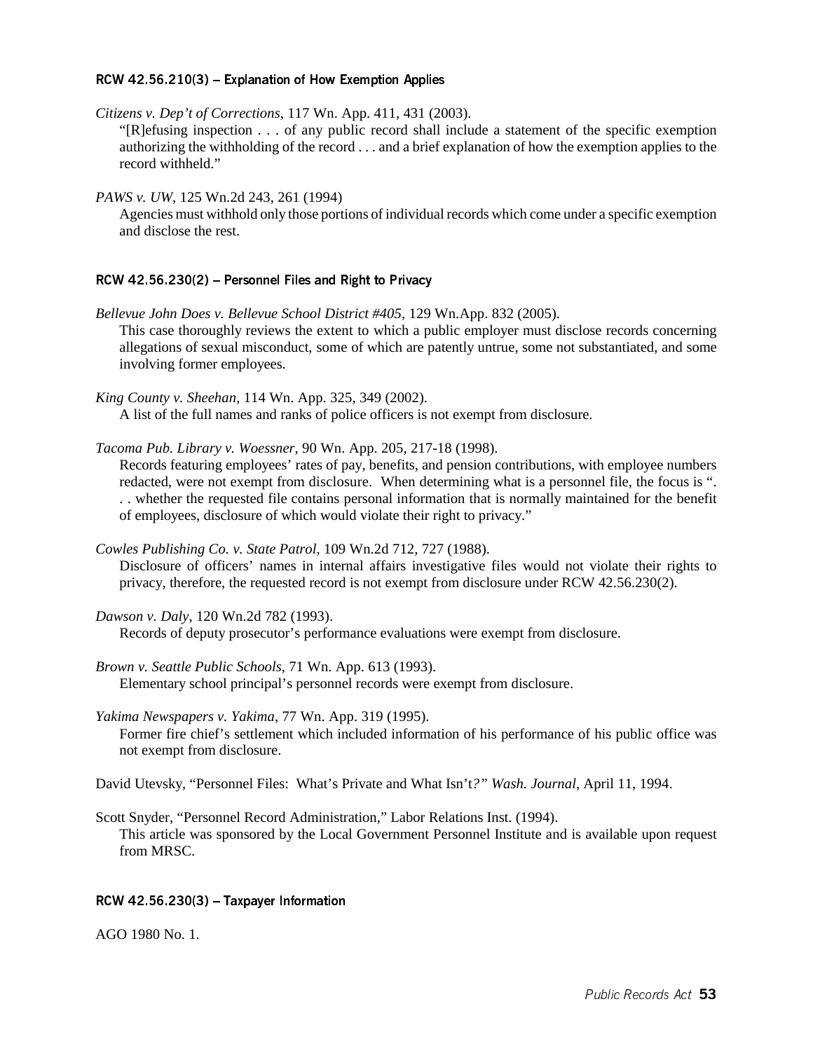### RCW 42.56.210(3) – Explanation of How Exemption Applies

*Citizens v. Dep't of Corrections*, 117 Wn. App. 411, 431 (2003).

"[R]efusing inspection . . . of any public record shall include a statement of the specific exemption authorizing the withholding of the record . . . and a brief explanation of how the exemption applies to the record withheld."

*PAWS v. UW*, 125 Wn.2d 243, 261 (1994)

Agencies must withhold only those portions of individual records which come under a specific exemption and disclose the rest.

### RCW 42.56.230(2) – Personnel Files and Right to Privacy

*Bellevue John Does v. Bellevue School District #405*, 129 Wn.App. 832 (2005).

This case thoroughly reviews the extent to which a public employer must disclose records concerning allegations of sexual misconduct, some of which are patently untrue, some not substantiated, and some involving former employees.

*King County v. Sheehan*, 114 Wn. App. 325, 349 (2002).

A list of the full names and ranks of police officers is not exempt from disclosure.

*Tacoma Pub. Library v. Woessner*, 90 Wn. App. 205, 217-18 (1998).

Records featuring employees' rates of pay, benefits, and pension contributions, with employee numbers redacted, were not exempt from disclosure. When determining what is a personnel file, the focus is ". . . whether the requested file contains personal information that is normally maintained for the benefit of employees, disclosure of which would violate their right to privacy."

*Cowles Publishing Co. v. State Patrol*, 109 Wn.2d 712, 727 (1988).

Disclosure of officers' names in internal affairs investigative files would not violate their rights to privacy, therefore, the requested record is not exempt from disclosure under RCW 42.56.230(2).

*Dawson v. Daly*, 120 Wn.2d 782 (1993).

Records of deputy prosecutor's performance evaluations were exempt from disclosure.

*Brown v. Seattle Public Schools*, 71 Wn. App. 613 (1993).

Elementary school principal's personnel records were exempt from disclosure.

*Yakima Newspapers v. Yakima*, 77 Wn. App. 319 (1995).

Former fire chief's settlement which included information of his performance of his public office was not exempt from disclosure.

David Utevsky, "Personnel Files: What's Private and What Isn't?" *Wash. Journal*, April 11, 1994.

Scott Snyder, "Personnel Record Administration," Labor Relations Inst. (1994).

This article was sponsored by the Local Government Personnel Institute and is available upon request from MRSC.

### RCW 42.56.230(3) – Taxpayer Information

AGO 1980 No. 1.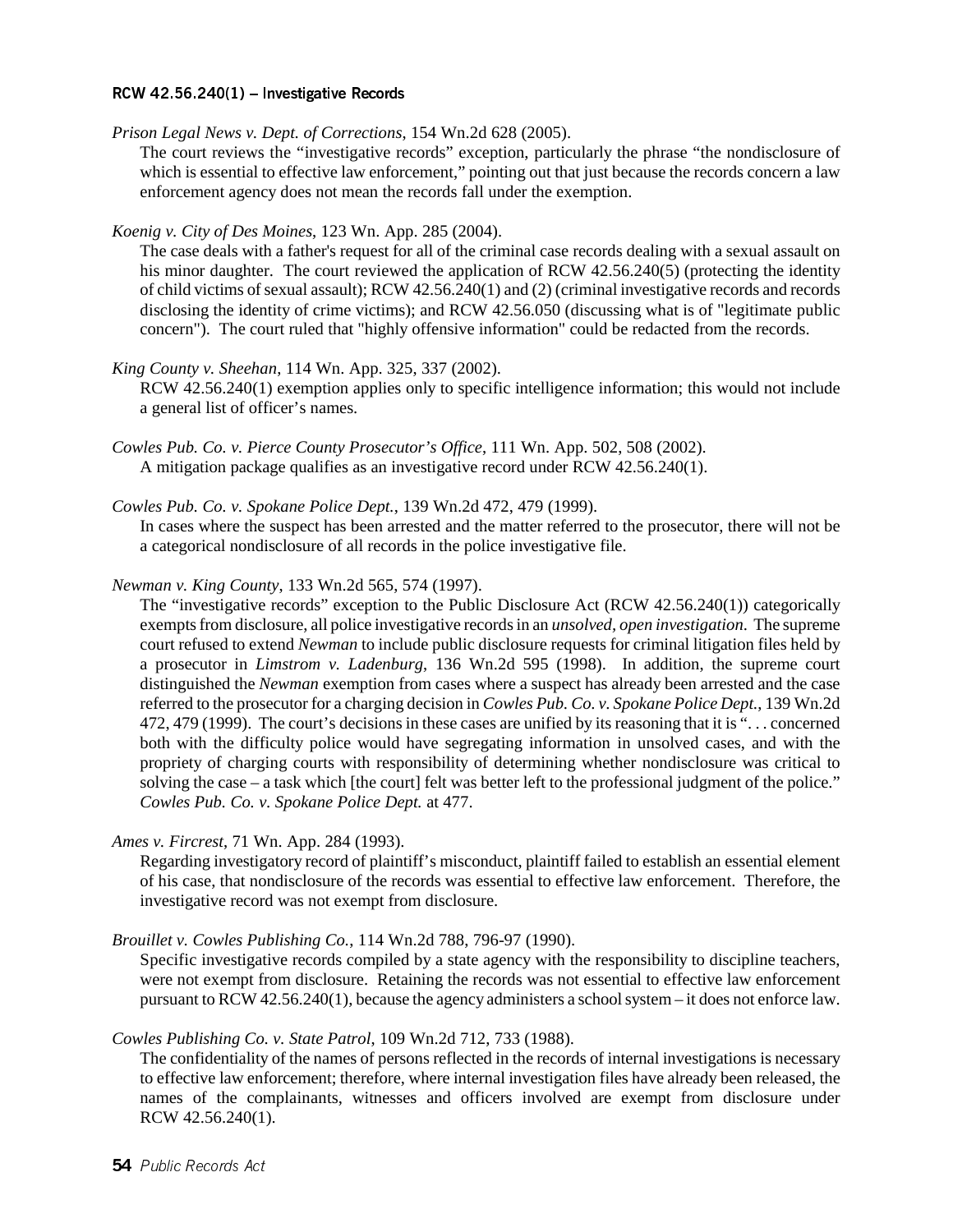### RCW 42.56.240(1) – Investigative Records

*Prison Legal News v. Dept. of Corrections*, 154 Wn.2d 628 (2005).

The court reviews the "investigative records" exception, particularly the phrase "the nondisclosure of which is essential to effective law enforcement," pointing out that just because the records concern a law enforcement agency does not mean the records fall under the exemption.

*Koenig v. City of Des Moines*, 123 Wn. App. 285 (2004).

The case deals with a father's request for all of the criminal case records dealing with a sexual assault on his minor daughter. The court reviewed the application of RCW 42.56.240(5) (protecting the identity of child victims of sexual assault); RCW 42.56.240(1) and (2) (criminal investigative records and records disclosing the identity of crime victims); and RCW 42.56.050 (discussing what is of "legitimate public concern"). The court ruled that "highly offensive information" could be redacted from the records.

*King County v. Sheehan*, 114 Wn. App. 325, 337 (2002).

RCW 42.56.240(1) exemption applies only to specific intelligence information; this would not include a general list of officer's names.

*Cowles Pub. Co. v. Pierce County Prosecutor's Office*, 111 Wn. App. 502, 508 (2002).

A mitigation package qualifies as an investigative record under RCW 42.56.240(1).

*Cowles Pub. Co. v. Spokane Police Dept.*, 139 Wn.2d 472, 479 (1999).

In cases where the suspect has been arrested and the matter referred to the prosecutor, there will not be a categorical nondisclosure of all records in the police investigative file.

*Newman v. King County*, 133 Wn.2d 565, 574 (1997).

The "investigative records" exception to the Public Disclosure Act (RCW 42.56.240(1)) categorically exempts from disclosure, all police investigative records in an *unsolved, open investigation*. The supreme court refused to extend *Newman* to include public disclosure requests for criminal litigation files held by a prosecutor in *Limstrom v. Ladenburg*, 136 Wn.2d 595 (1998). In addition, the supreme court distinguished the *Newman* exemption from cases where a suspect has already been arrested and the case referred to the prosecutor for a charging decision in *Cowles Pub. Co. v. Spokane Police Dept.*, 139 Wn.2d 472, 479 (1999). The court's decisions in these cases are unified by its reasoning that it is ". . . concerned both with the difficulty police would have segregating information in unsolved cases, and with the propriety of charging courts with responsibility of determining whether nondisclosure was critical to solving the case – a task which [the court] felt was better left to the professional judgment of the police." *Cowles Pub. Co. v. Spokane Police Dept.* at 477.

*Ames v. Fircrest*, 71 Wn. App. 284 (1993).

Regarding investigatory record of plaintiff's misconduct, plaintiff failed to establish an essential element of his case, that nondisclosure of the records was essential to effective law enforcement. Therefore, the investigative record was not exempt from disclosure.

*Brouillet v. Cowles Publishing Co.*, 114 Wn.2d 788, 796-97 (1990).

Specific investigative records compiled by a state agency with the responsibility to discipline teachers, were not exempt from disclosure. Retaining the records was not essential to effective law enforcement pursuant to RCW 42.56.240(1), because the agency administers a school system – it does not enforce law.

*Cowles Publishing Co. v. State Patrol*, 109 Wn.2d 712, 733 (1988).

The confidentiality of the names of persons reflected in the records of internal investigations is necessary to effective law enforcement; therefore, where internal investigation files have already been released, the names of the complainants, witnesses and officers involved are exempt from disclosure under RCW 42.56.240(1).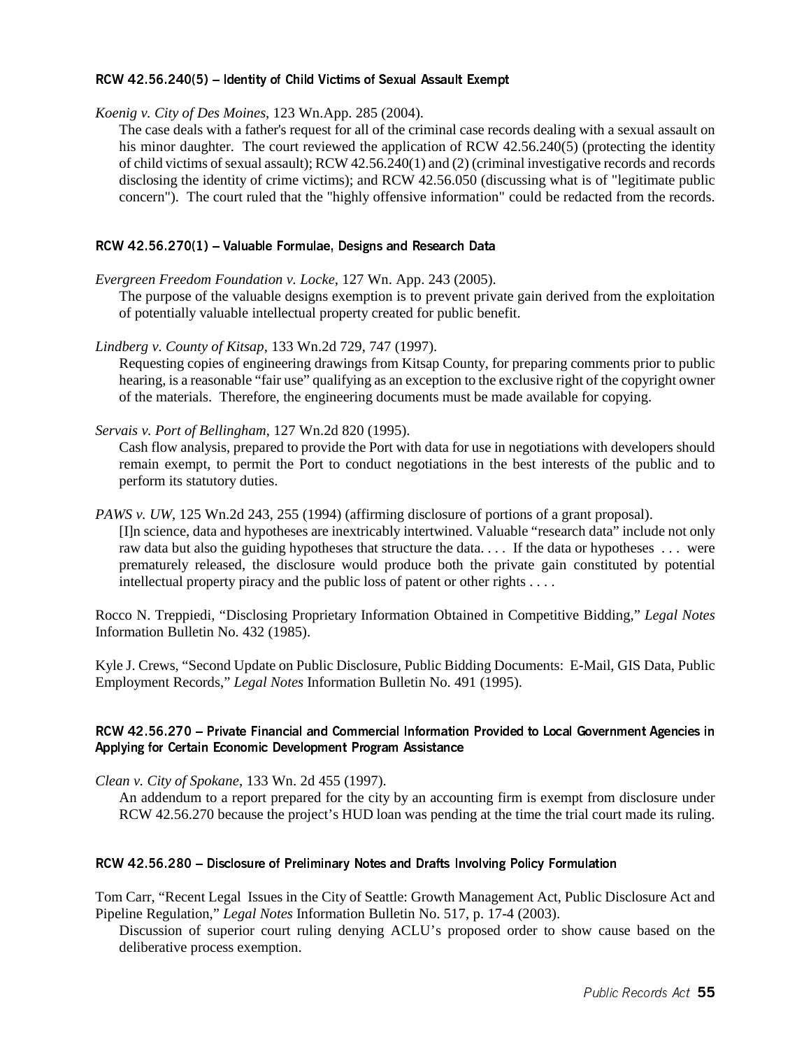### RCW 42.56.240(5) – Identity of Child Victims of Sexual Assault Exempt

*Koenig v. City of Des Moines*, 123 Wn.App. 285 (2004).

The case deals with a father's request for all of the criminal case records dealing with a sexual assault on his minor daughter. The court reviewed the application of RCW 42.56.240(5) (protecting the identity of child victims of sexual assault); RCW 42.56.240(1) and (2) (criminal investigative records and records disclosing the identity of crime victims); and RCW 42.56.050 (discussing what is of "legitimate public concern"). The court ruled that the "highly offensive information" could be redacted from the records.

### RCW 42.56.270(1) – Valuable Formulae, Designs and Research Data

*Evergreen Freedom Foundation v. Locke*, 127 Wn. App. 243 (2005).

The purpose of the valuable designs exemption is to prevent private gain derived from the exploitation of potentially valuable intellectual property created for public benefit.

*Lindberg v. County of Kitsap*, 133 Wn.2d 729, 747 (1997).

Requesting copies of engineering drawings from Kitsap County, for preparing comments prior to public hearing, is a reasonable "fair use" qualifying as an exception to the exclusive right of the copyright owner of the materials. Therefore, the engineering documents must be made available for copying.

*Servais v. Port of Bellingham*, 127 Wn.2d 820 (1995).

Cash flow analysis, prepared to provide the Port with data for use in negotiations with developers should remain exempt, to permit the Port to conduct negotiations in the best interests of the public and to perform its statutory duties.

*PAWS v. UW*, 125 Wn.2d 243, 255 (1994) (affirming disclosure of portions of a grant proposal).

[I]n science, data and hypotheses are inextricably intertwined. Valuable "research data" include not only raw data but also the guiding hypotheses that structure the data. . . . If the data or hypotheses . . . were prematurely released, the disclosure would produce both the private gain constituted by potential intellectual property piracy and the public loss of patent or other rights . . . .

Rocco N. Treppiedi, "Disclosing Proprietary Information Obtained in Competitive Bidding," *Legal Notes* Information Bulletin No. 432 (1985).

Kyle J. Crews, "Second Update on Public Disclosure, Public Bidding Documents: E-Mail, GIS Data, Public Employment Records," *Legal Notes* Information Bulletin No. 491 (1995).

### RCW 42.56.270 – Private Financial and Commercial Information Provided to Local Government Agencies in Applying for Certain Economic Development Program Assistance

*Clean v. City of Spokane*, 133 Wn. 2d 455 (1997).

An addendum to a report prepared for the city by an accounting firm is exempt from disclosure under RCW 42.56.270 because the project's HUD loan was pending at the time the trial court made its ruling.

### RCW 42.56.280 – Disclosure of Preliminary Notes and Drafts Involving Policy Formulation

Tom Carr, "Recent Legal Issues in the City of Seattle: Growth Management Act, Public Disclosure Act and Pipeline Regulation," *Legal Notes* Information Bulletin No. 517, p. 17-4 (2003).

Discussion of superior court ruling denying ACLU's proposed order to show cause based on the deliberative process exemption.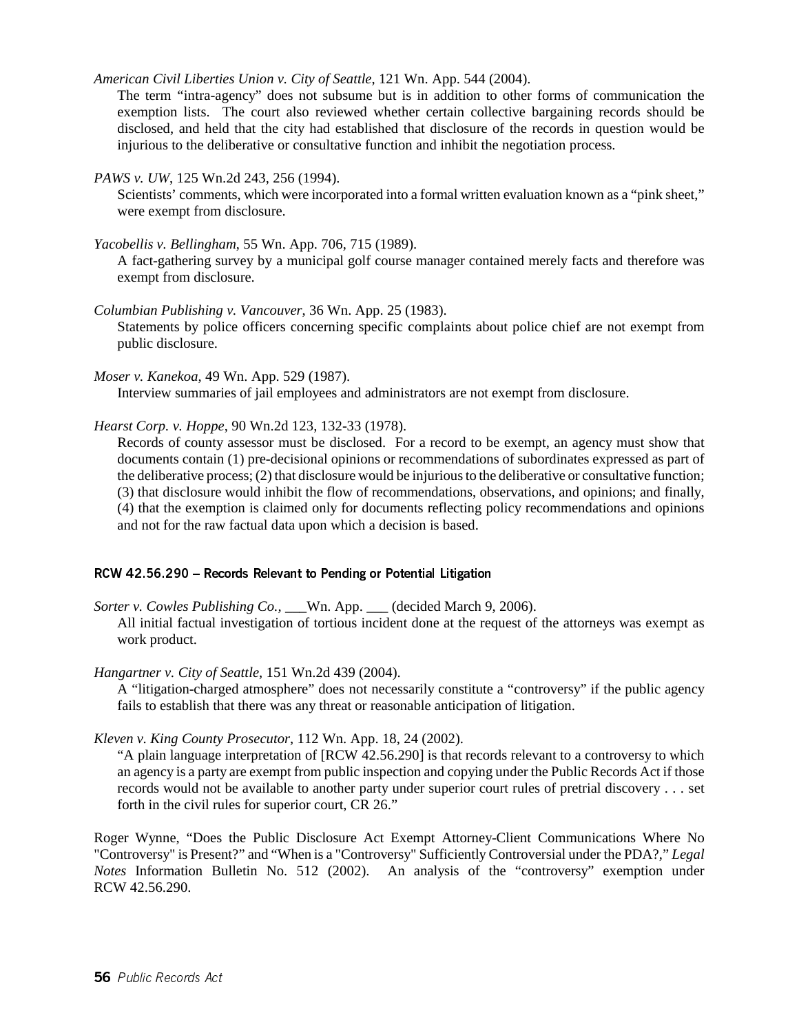*American Civil Liberties Union v. City of Seattle*, 121 Wn. App. 544 (2004).

The term "intra-agency" does not subsume but is in addition to other forms of communication the exemption lists. The court also reviewed whether certain collective bargaining records should be disclosed, and held that the city had established that disclosure of the records in question would be injurious to the deliberative or consultative function and inhibit the negotiation process.

*PAWS v. UW*, 125 Wn.2d 243, 256 (1994).

Scientists' comments, which were incorporated into a formal written evaluation known as a "pink sheet," were exempt from disclosure.

*Yacobellis v. Bellingham*, 55 Wn. App. 706, 715 (1989).

A fact-gathering survey by a municipal golf course manager contained merely facts and therefore was exempt from disclosure.

*Columbian Publishing v. Vancouver*, 36 Wn. App. 25 (1983).

Statements by police officers concerning specific complaints about police chief are not exempt from public disclosure.

*Moser v. Kanekoa*, 49 Wn. App. 529 (1987).

Interview summaries of jail employees and administrators are not exempt from disclosure.

*Hearst Corp. v. Hoppe*, 90 Wn.2d 123, 132-33 (1978).

Records of county assessor must be disclosed. For a record to be exempt, an agency must show that documents contain (1) pre-decisional opinions or recommendations of subordinates expressed as part of the deliberative process; (2) that disclosure would be injurious to the deliberative or consultative function; (3) that disclosure would inhibit the flow of recommendations, observations, and opinions; and finally, (4) that the exemption is claimed only for documents reflecting policy recommendations and opinions and not for the raw factual data upon which a decision is based.

### RCW 42.56.290 – Records Relevant to Pending or Potential Litigation

*Sorter v. Cowles Publishing Co.*, ___Wn. App. ___ (decided March 9, 2006).

All initial factual investigation of tortious incident done at the request of the attorneys was exempt as work product.

*Hangartner v. City of Seattle*, 151 Wn.2d 439 (2004).

A "litigation-charged atmosphere" does not necessarily constitute a "controversy" if the public agency fails to establish that there was any threat or reasonable anticipation of litigation.

*Kleven v. King County Prosecutor*, 112 Wn. App. 18, 24 (2002).

"A plain language interpretation of [RCW 42.56.290] is that records relevant to a controversy to which an agency is a party are exempt from public inspection and copying under the Public Records Act if those records would not be available to another party under superior court rules of pretrial discovery . . . set forth in the civil rules for superior court, CR 26."

Roger Wynne, "Does the Public Disclosure Act Exempt Attorney-Client Communications Where No "Controversy" is Present?" and "When is a "Controversy" Sufficiently Controversial under the PDA?," *Legal Notes* Information Bulletin No. 512 (2002). An analysis of the "controversy" exemption under RCW 42.56.290.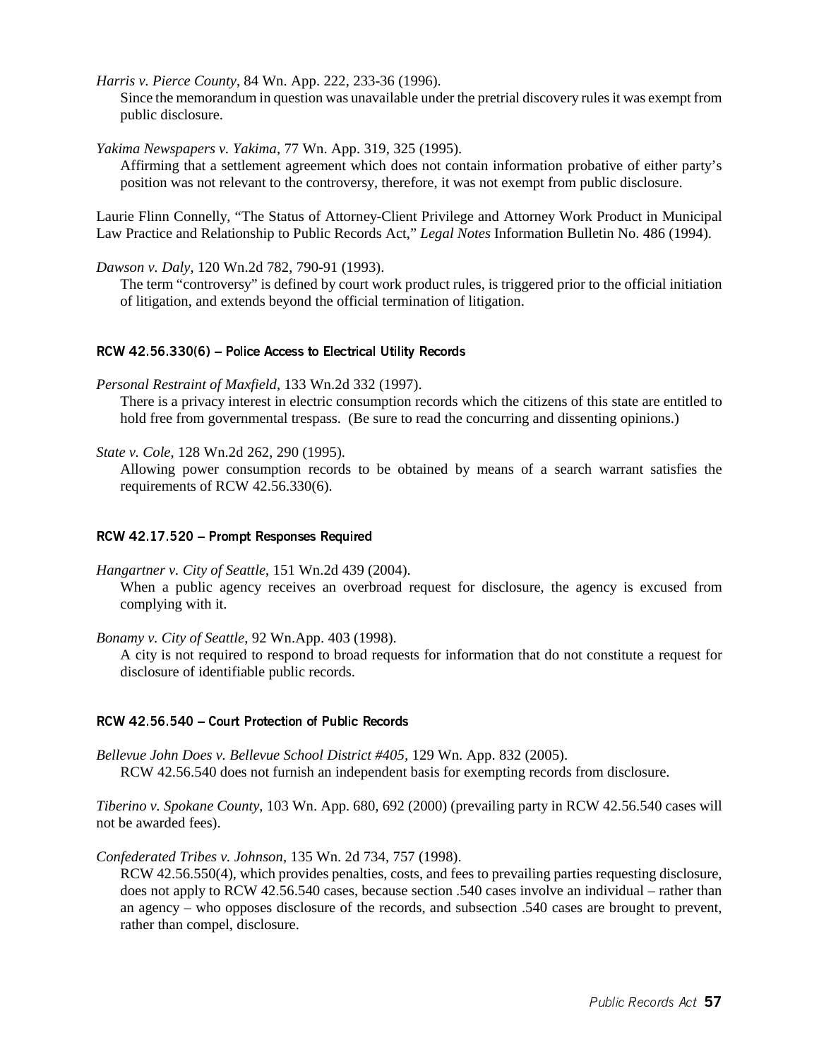*Harris v. Pierce County*, 84 Wn. App. 222, 233-36 (1996).

Since the memorandum in question was unavailable under the pretrial discovery rules it was exempt from public disclosure.

*Yakima Newspapers v. Yakima*, 77 Wn. App. 319, 325 (1995).

Affirming that a settlement agreement which does not contain information probative of either party's position was not relevant to the controversy, therefore, it was not exempt from public disclosure.

Laurie Flinn Connelly, "The Status of Attorney-Client Privilege and Attorney Work Product in Municipal Law Practice and Relationship to Public Records Act," *Legal Notes* Information Bulletin No. 486 (1994).

*Dawson v. Daly*, 120 Wn.2d 782, 790-91 (1993).

The term "controversy" is defined by court work product rules, is triggered prior to the official initiation of litigation, and extends beyond the official termination of litigation.

### RCW 42.56.330(6) – Police Access to Electrical Utility Records

*Personal Restraint of Maxfield*, 133 Wn.2d 332 (1997).

There is a privacy interest in electric consumption records which the citizens of this state are entitled to hold free from governmental trespass. (Be sure to read the concurring and dissenting opinions.)

*State v. Cole*, 128 Wn.2d 262, 290 (1995).

Allowing power consumption records to be obtained by means of a search warrant satisfies the requirements of RCW 42.56.330(6).

### RCW 42.17.520 – Prompt Responses Required

*Hangartner v. City of Seattle*, 151 Wn.2d 439 (2004).

When a public agency receives an overbroad request for disclosure, the agency is excused from complying with it.

*Bonamy v. City of Seattle*, 92 Wn.App. 403 (1998).

A city is not required to respond to broad requests for information that do not constitute a request for disclosure of identifiable public records.

### RCW 42.56.540 – Court Protection of Public Records

*Bellevue John Does v. Bellevue School District #405,* 129 Wn. App. 832 (2005).

RCW 42.56.540 does not furnish an independent basis for exempting records from disclosure.

*Tiberino v. Spokane County*, 103 Wn. App. 680, 692 (2000) (prevailing party in RCW 42.56.540 cases will not be awarded fees).

*Confederated Tribes v. Johnson*, 135 Wn. 2d 734, 757 (1998).

RCW 42.56.550(4), which provides penalties, costs, and fees to prevailing parties requesting disclosure, does not apply to RCW 42.56.540 cases, because section .540 cases involve an individual – rather than an agency – who opposes disclosure of the records, and subsection .540 cases are brought to prevent, rather than compel, disclosure.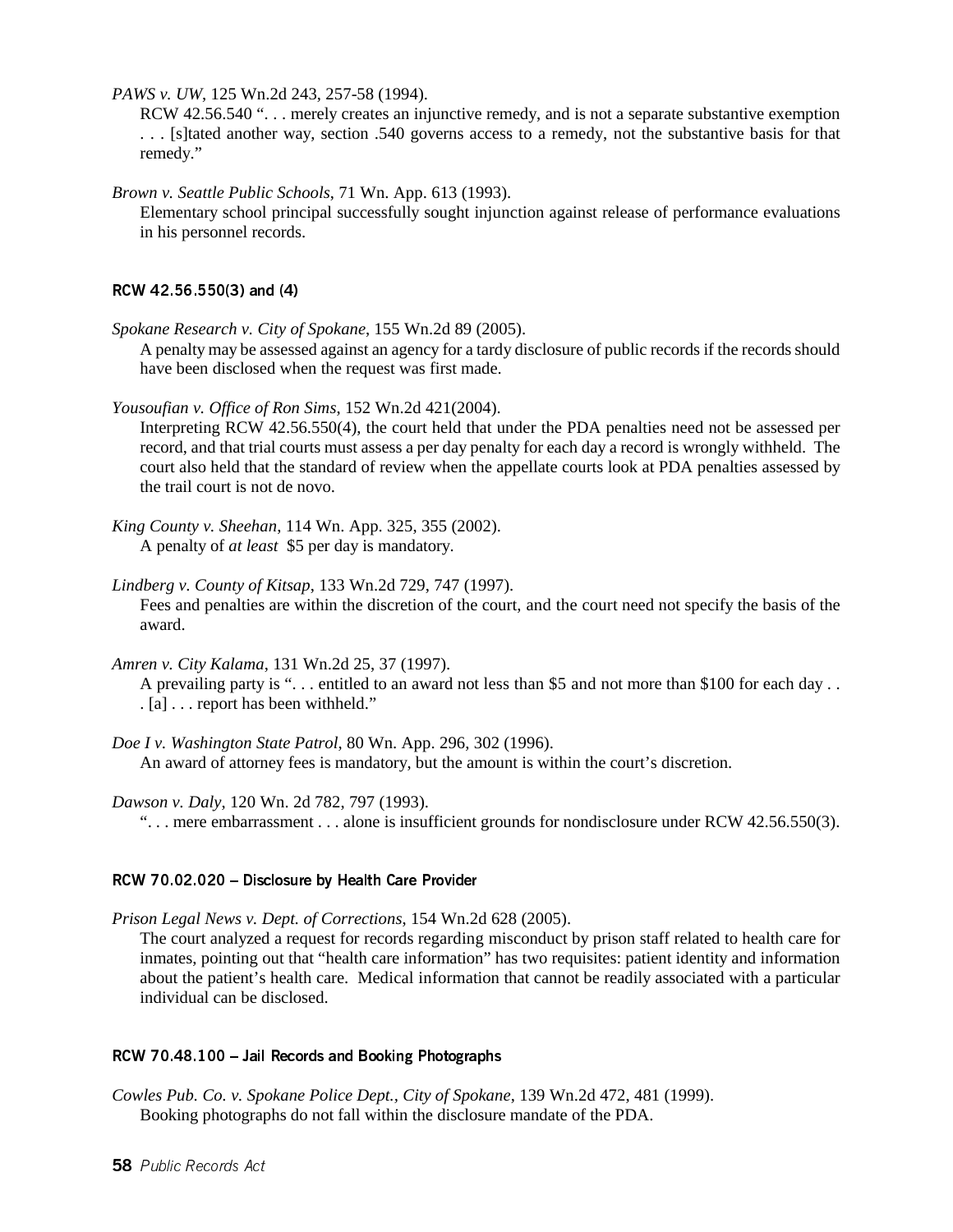*PAWS v. UW*, 125 Wn.2d 243, 257-58 (1994).

RCW 42.56.540 ". . . merely creates an injunctive remedy, and is not a separate substantive exemption . . . [s]tated another way, section .540 governs access to a remedy, not the substantive basis for that remedy."

*Brown v. Seattle Public Schools*, 71 Wn. App. 613 (1993).

Elementary school principal successfully sought injunction against release of performance evaluations in his personnel records.

### RCW 42.56.550(3) and (4)

*Spokane Research v. City of Spokane*, 155 Wn.2d 89 (2005).

A penalty may be assessed against an agency for a tardy disclosure of public records if the records should have been disclosed when the request was first made.

*Yousoufian v. Office of Ron Sims*, 152 Wn.2d 421(2004).

Interpreting RCW 42.56.550(4), the court held that under the PDA penalties need not be assessed per record, and that trial courts must assess a per day penalty for each day a record is wrongly withheld. The court also held that the standard of review when the appellate courts look at PDA penalties assessed by the trail court is not de novo.

*King County v. Sheehan*, 114 Wn. App. 325, 355 (2002).

A penalty of *at least* \$5 per day is mandatory.

*Lindberg v. County of Kitsap*, 133 Wn.2d 729, 747 (1997).

Fees and penalties are within the discretion of the court, and the court need not specify the basis of the award.

*Amren v. City Kalama*, 131 Wn.2d 25, 37 (1997).

A prevailing party is ". . . entitled to an award not less than \$5 and not more than \$100 for each day . . . [a] . . . report has been withheld."

*Doe I v. Washington State Patrol*, 80 Wn. App. 296, 302 (1996).

An award of attorney fees is mandatory, but the amount is within the court's discretion.

*Dawson v. Daly*, 120 Wn. 2d 782, 797 (1993).

". . . mere embarrassment . . . alone is insufficient grounds for nondisclosure under RCW 42.56.550(3).

### RCW 70.02.020 – Disclosure by Health Care Provider

*Prison Legal News v. Dept. of Corrections*, 154 Wn.2d 628 (2005).

The court analyzed a request for records regarding misconduct by prison staff related to health care for inmates, pointing out that "health care information" has two requisites: patient identity and information about the patient's health care. Medical information that cannot be readily associated with a particular individual can be disclosed.

### RCW 70.48.100 – Jail Records and Booking Photographs

*Cowles Pub. Co. v. Spokane Police Dept., City of Spokane*, 139 Wn.2d 472, 481 (1999).

Booking photographs do not fall within the disclosure mandate of the PDA.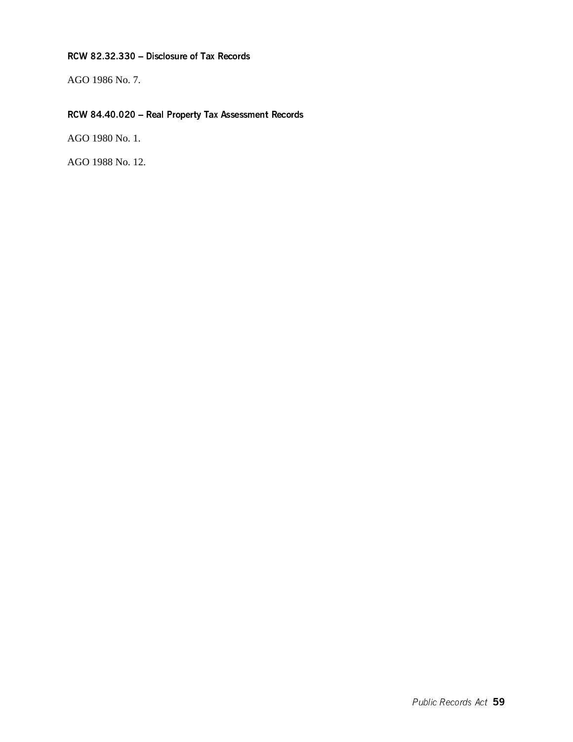### RCW 82.32.330 – Disclosure of Tax Records

AGO 1986 No. 7.

### RCW 84.40.020 – Real Property Tax Assessment Records

AGO 1980 No. 1.

AGO 1988 No. 12.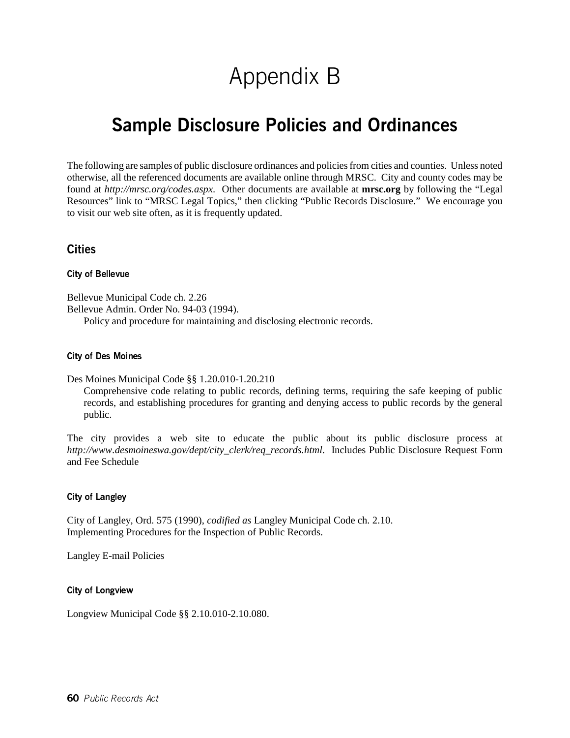# Appendix B

## Sample Disclosure Policies and Ordinances

The following are samples of public disclosure ordinances and policies from cities and counties. Unless noted otherwise, all the referenced documents are available online through MRSC. City and county codes may be found at *http://mrsc.org/codes.aspx*. Other documents are available at **mrsc.org** by following the "Legal Resources" link to "MRSC Legal Topics," then clicking "Public Records Disclosure." We encourage you to visit our web site often, as it is frequently updated.

### Cities

#### City of Bellevue

Bellevue Municipal Code ch. 2.26
Bellevue Admin. Order No. 94-03 (1994).
Policy and procedure for maintaining and disclosing electronic records.

#### City of Des Moines

Des Moines Municipal Code §§ 1.20.010-1.20.210
Comprehensive code relating to public records, defining terms, requiring the safe keeping of public records, and establishing procedures for granting and denying access to public records by the general public.

The city provides a web site to educate the public about its public disclosure process at *http://www.desmoineswa.gov/dept/city_clerk/req_records.html*. Includes Public Disclosure Request Form and Fee Schedule

#### City of Langley

City of Langley, Ord. 575 (1990), *codified as* Langley Municipal Code ch. 2.10.
Implementing Procedures for the Inspection of Public Records.

Langley E-mail Policies

#### City of Longview

Longview Municipal Code §§ 2.10.010-2.10.080.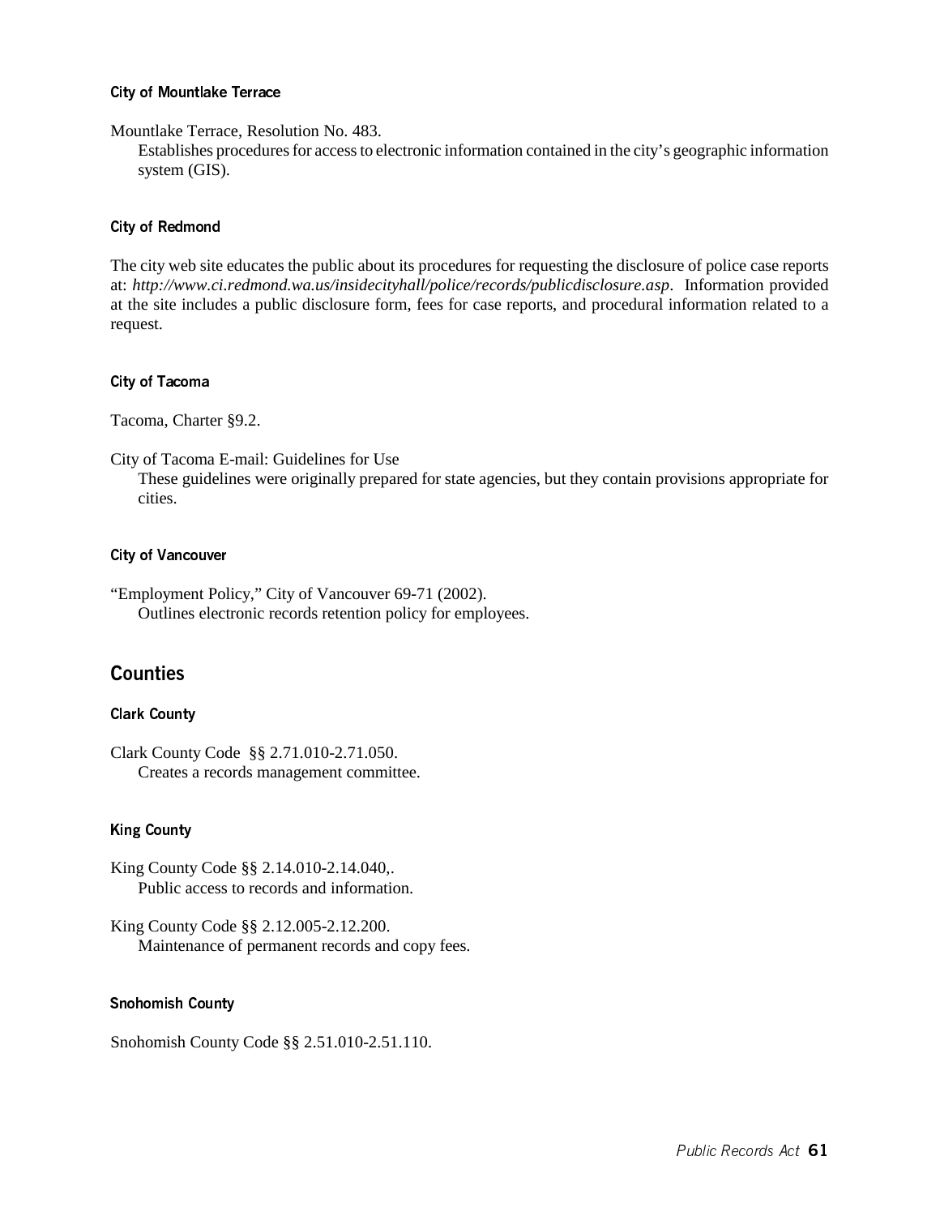#### City of Mountlake Terrace

Mountlake Terrace, Resolution No. 483.

Establishes procedures for access to electronic information contained in the city's geographic information system (GIS).

#### City of Redmond

The city web site educates the public about its procedures for requesting the disclosure of police case reports at: *http://www.ci.redmond.wa.us/insidecityhall/police/records/publicdisclosure.asp*. Information provided at the site includes a public disclosure form, fees for case reports, and procedural information related to a request.

#### City of Tacoma

Tacoma, Charter §9.2.

City of Tacoma E-mail: Guidelines for Use

These guidelines were originally prepared for state agencies, but they contain provisions appropriate for cities.

#### City of Vancouver

"Employment Policy," City of Vancouver 69-71 (2002).

Outlines electronic records retention policy for employees.

### Counties

#### Clark County

Clark County Code §§ 2.71.010-2.71.050.

Creates a records management committee.

#### King County

King County Code §§ 2.14.010-2.14.040,.

Public access to records and information.

King County Code §§ 2.12.005-2.12.200.

Maintenance of permanent records and copy fees.

#### Snohomish County

Snohomish County Code §§ 2.51.010-2.51.110.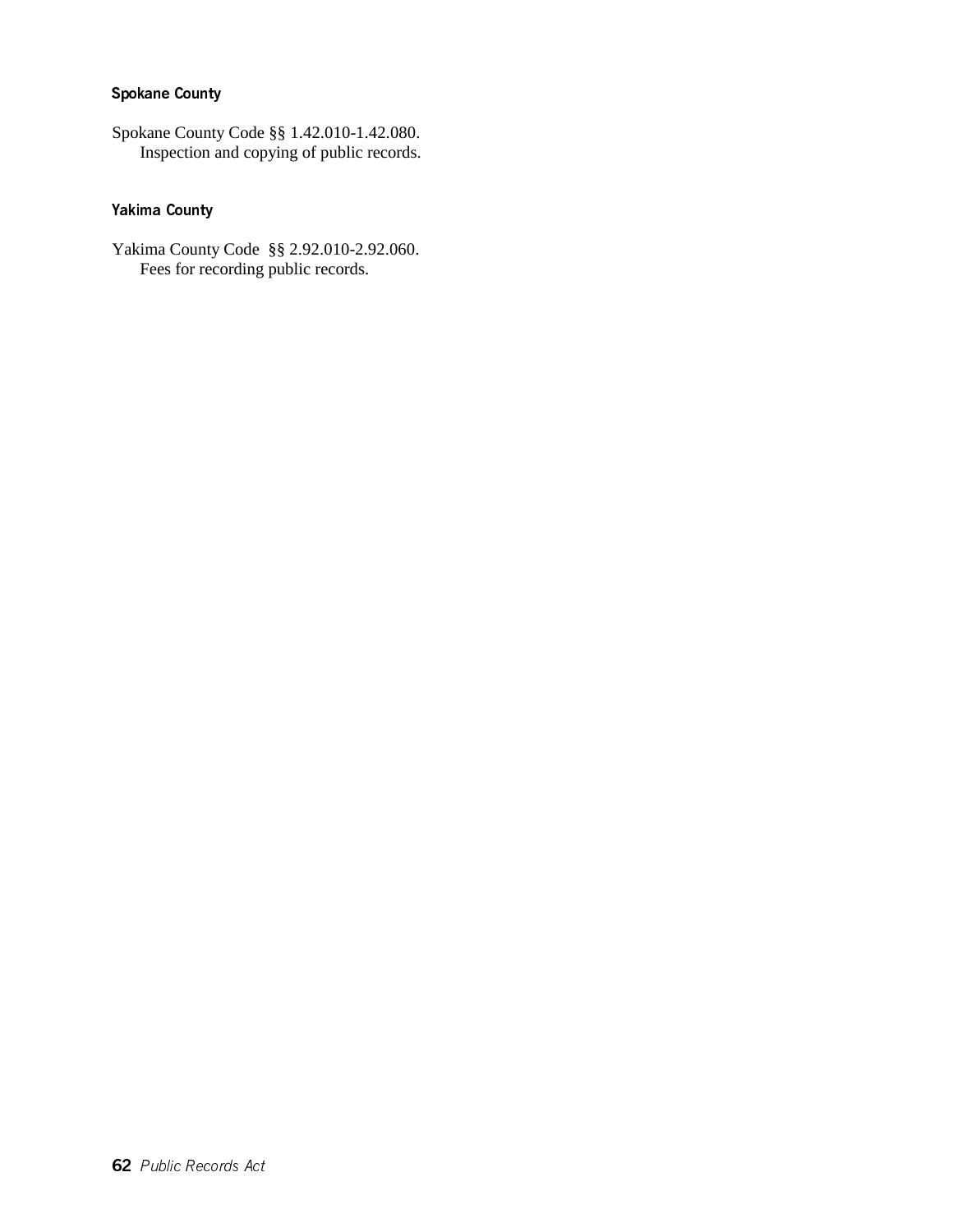### Spokane County

Spokane County Code §§ 1.42.010-1.42.080.
Inspection and copying of public records.

### Yakima County

Yakima County Code §§ 2.92.010-2.92.060.
Fees for recording public records.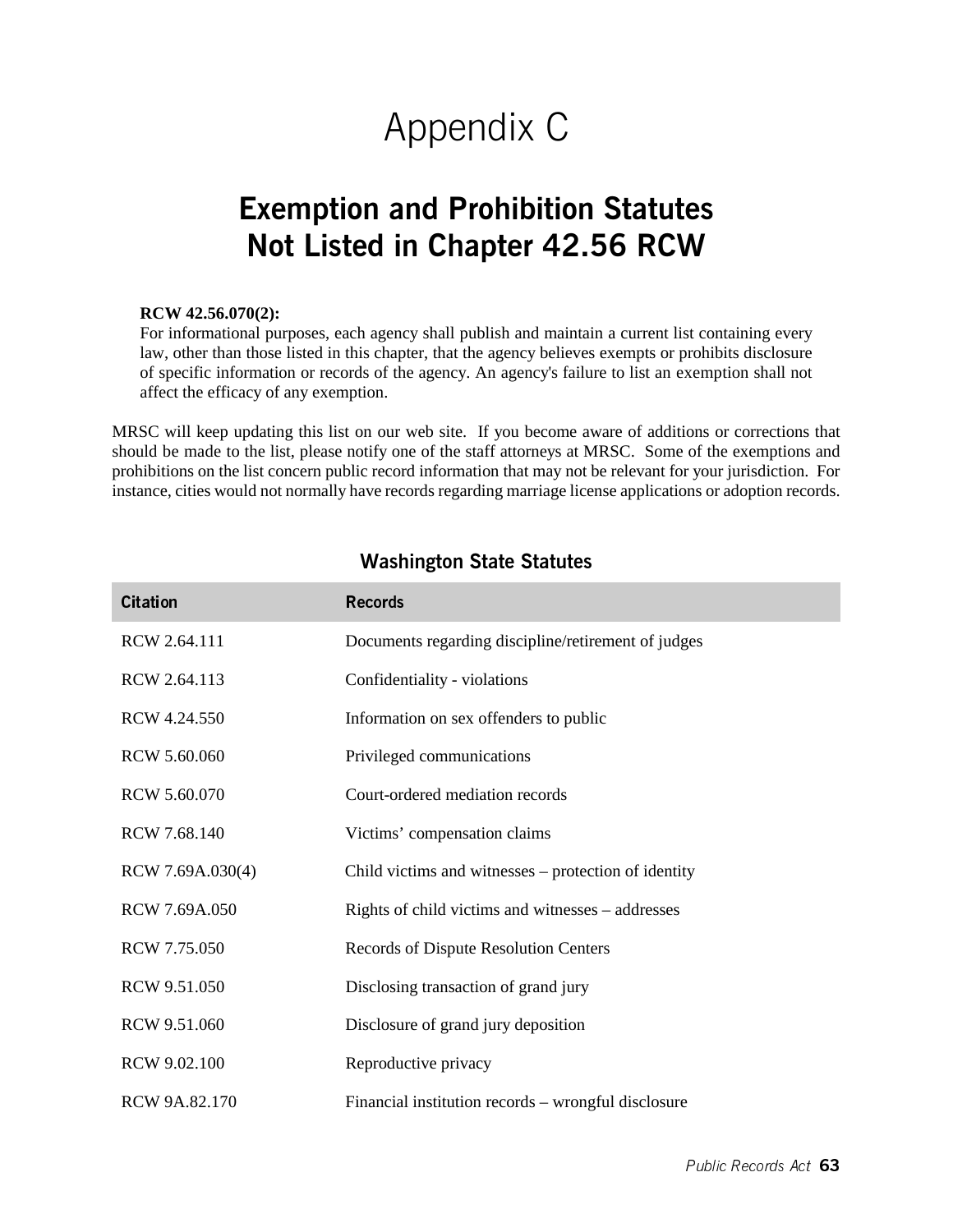# Appendix C

## Exemption and Prohibition Statutes Not Listed in Chapter 42.56 RCW

**RCW 42.56.070(2):**
For informational purposes, each agency shall publish and maintain a current list containing every law, other than those listed in this chapter, that the agency believes exempts or prohibits disclosure of specific information or records of the agency. An agency's failure to list an exemption shall not affect the efficacy of any exemption.

MRSC will keep updating this list on our web site. If you become aware of additions or corrections that should be made to the list, please notify one of the staff attorneys at MRSC. Some of the exemptions and prohibitions on the list concern public record information that may not be relevant for your jurisdiction. For instance, cities would not normally have records regarding marriage license applications or adoption records.

### Washington State Statutes

| Citation | Records |
|---|---|
| RCW 2.64.111 | Documents regarding discipline/retirement of judges |
| RCW 2.64.113 | Confidentiality - violations |
| RCW 4.24.550 | Information on sex offenders to public |
| RCW 5.60.060 | Privileged communications |
| RCW 5.60.070 | Court-ordered mediation records |
| RCW 7.68.140 | Victims' compensation claims |
| RCW 7.69A.030(4) | Child victims and witnesses – protection of identity |
| RCW 7.69A.050 | Rights of child victims and witnesses – addresses |
| RCW 7.75.050 | Records of Dispute Resolution Centers |
| RCW 9.51.050 | Disclosing transaction of grand jury |
| RCW 9.51.060 | Disclosure of grand jury deposition |
| RCW 9.02.100 | Reproductive privacy |
| RCW 9A.82.170 | Financial institution records – wrongful disclosure |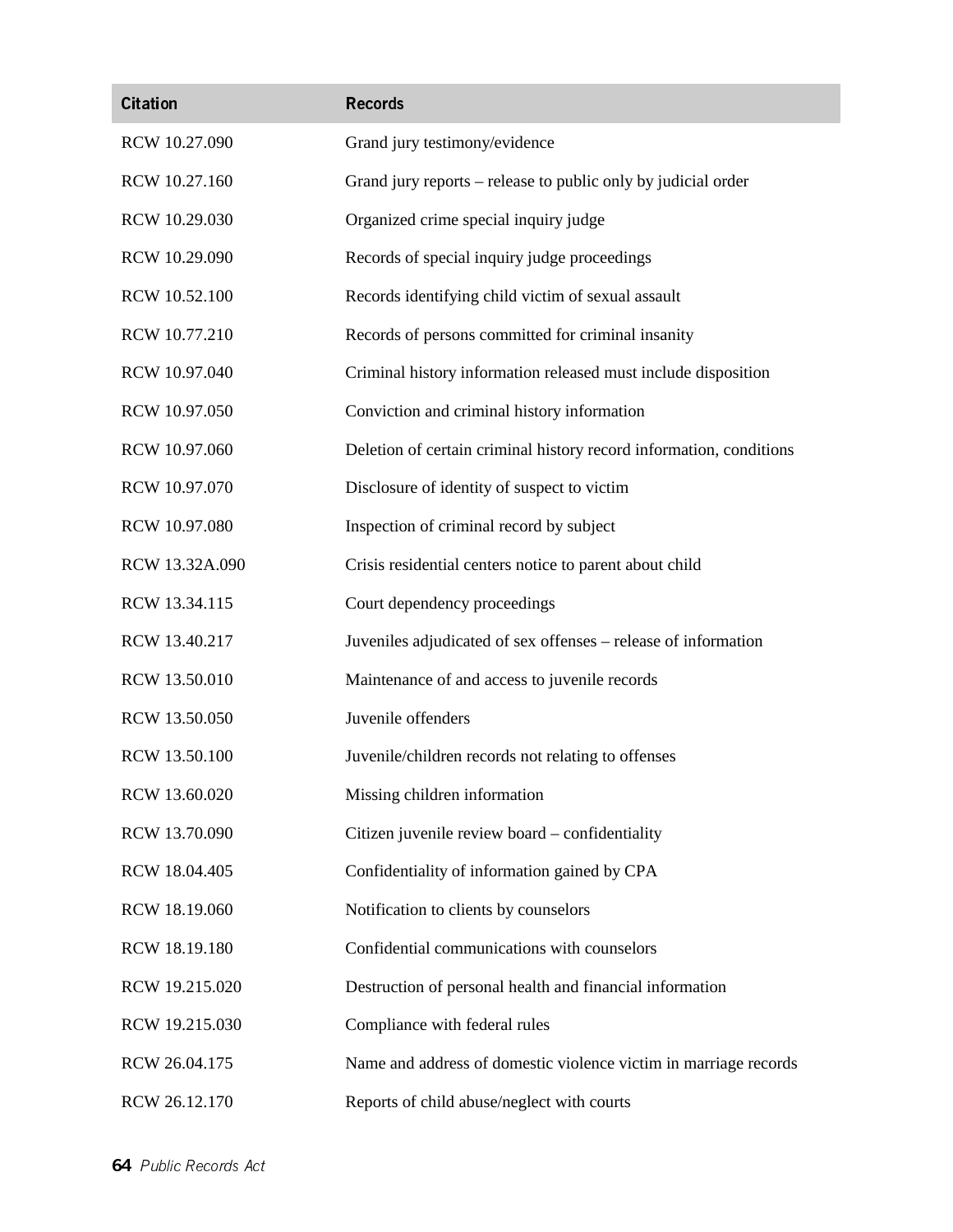| Citation | Records |
| --- | --- |
| RCW 10.27.090 | Grand jury testimony/evidence |
| RCW 10.27.160 | Grand jury reports – release to public only by judicial order |
| RCW 10.29.030 | Organized crime special inquiry judge |
| RCW 10.29.090 | Records of special inquiry judge proceedings |
| RCW 10.52.100 | Records identifying child victim of sexual assault |
| RCW 10.77.210 | Records of persons committed for criminal insanity |
| RCW 10.97.040 | Criminal history information released must include disposition |
| RCW 10.97.050 | Conviction and criminal history information |
| RCW 10.97.060 | Deletion of certain criminal history record information, conditions |
| RCW 10.97.070 | Disclosure of identity of suspect to victim |
| RCW 10.97.080 | Inspection of criminal record by subject |
| RCW 13.32A.090 | Crisis residential centers notice to parent about child |
| RCW 13.34.115 | Court dependency proceedings |
| RCW 13.40.217 | Juveniles adjudicated of sex offenses – release of information |
| RCW 13.50.010 | Maintenance of and access to juvenile records |
| RCW 13.50.050 | Juvenile offenders |
| RCW 13.50.100 | Juvenile/children records not relating to offenses |
| RCW 13.60.020 | Missing children information |
| RCW 13.70.090 | Citizen juvenile review board – confidentiality |
| RCW 18.04.405 | Confidentiality of information gained by CPA |
| RCW 18.19.060 | Notification to clients by counselors |
| RCW 18.19.180 | Confidential communications with counselors |
| RCW 19.215.020 | Destruction of personal health and financial information |
| RCW 19.215.030 | Compliance with federal rules |
| RCW 26.04.175 | Name and address of domestic violence victim in marriage records |
| RCW 26.12.170 | Reports of child abuse/neglect with courts |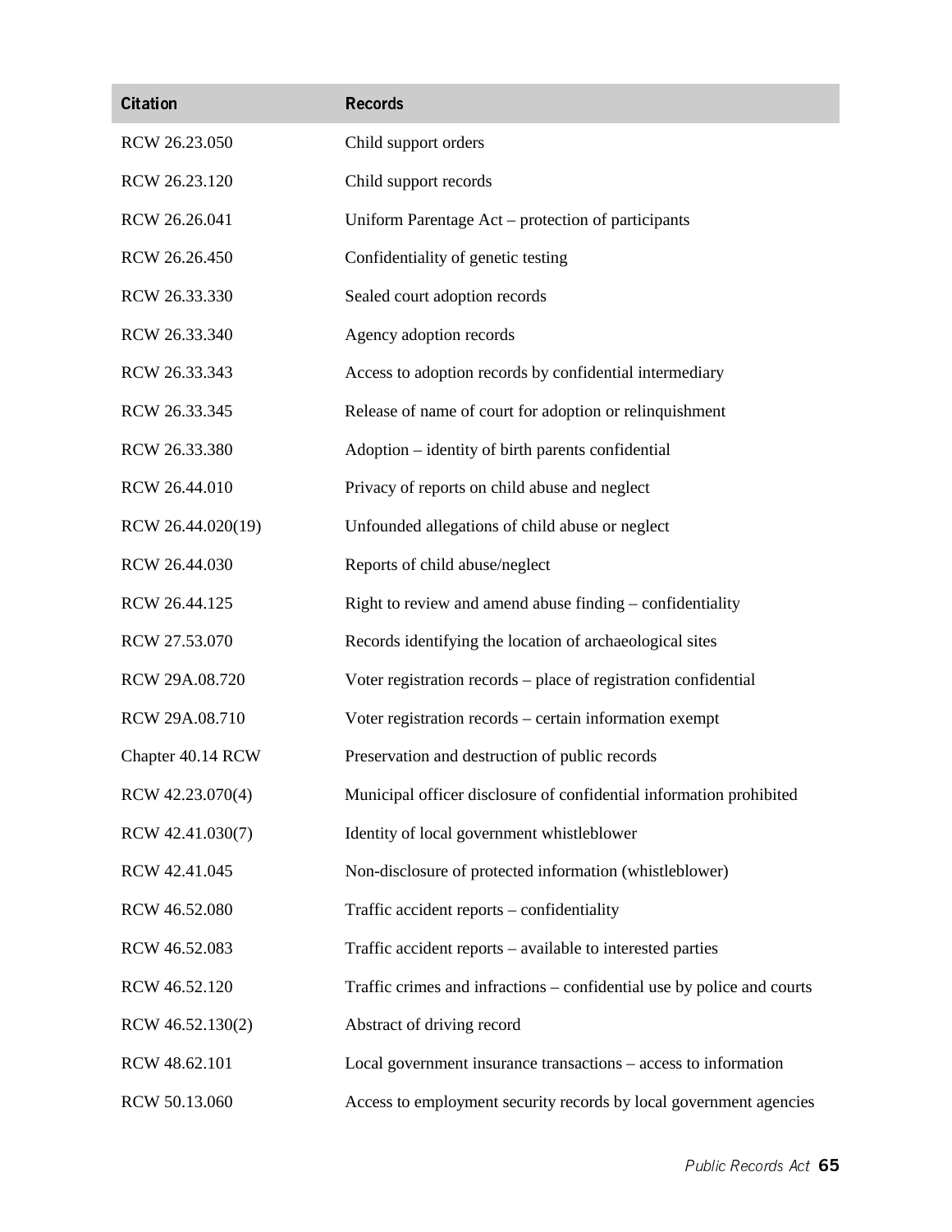| Citation | Records |
| --- | --- |
| RCW 26.23.050 | Child support orders |
| RCW 26.23.120 | Child support records |
| RCW 26.26.041 | Uniform Parentage Act – protection of participants |
| RCW 26.26.450 | Confidentiality of genetic testing |
| RCW 26.33.330 | Sealed court adoption records |
| RCW 26.33.340 | Agency adoption records |
| RCW 26.33.343 | Access to adoption records by confidential intermediary |
| RCW 26.33.345 | Release of name of court for adoption or relinquishment |
| RCW 26.33.380 | Adoption – identity of birth parents confidential |
| RCW 26.44.010 | Privacy of reports on child abuse and neglect |
| RCW 26.44.020(19) | Unfounded allegations of child abuse or neglect |
| RCW 26.44.030 | Reports of child abuse/neglect |
| RCW 26.44.125 | Right to review and amend abuse finding – confidentiality |
| RCW 27.53.070 | Records identifying the location of archaeological sites |
| RCW 29A.08.720 | Voter registration records – place of registration confidential |
| RCW 29A.08.710 | Voter registration records – certain information exempt |
| Chapter 40.14 RCW | Preservation and destruction of public records |
| RCW 42.23.070(4) | Municipal officer disclosure of confidential information prohibited |
| RCW 42.41.030(7) | Identity of local government whistleblower |
| RCW 42.41.045 | Non-disclosure of protected information (whistleblower) |
| RCW 46.52.080 | Traffic accident reports – confidentiality |
| RCW 46.52.083 | Traffic accident reports – available to interested parties |
| RCW 46.52.120 | Traffic crimes and infractions – confidential use by police and courts |
| RCW 46.52.130(2) | Abstract of driving record |
| RCW 48.62.101 | Local government insurance transactions – access to information |
| RCW 50.13.060 | Access to employment security records by local government agencies |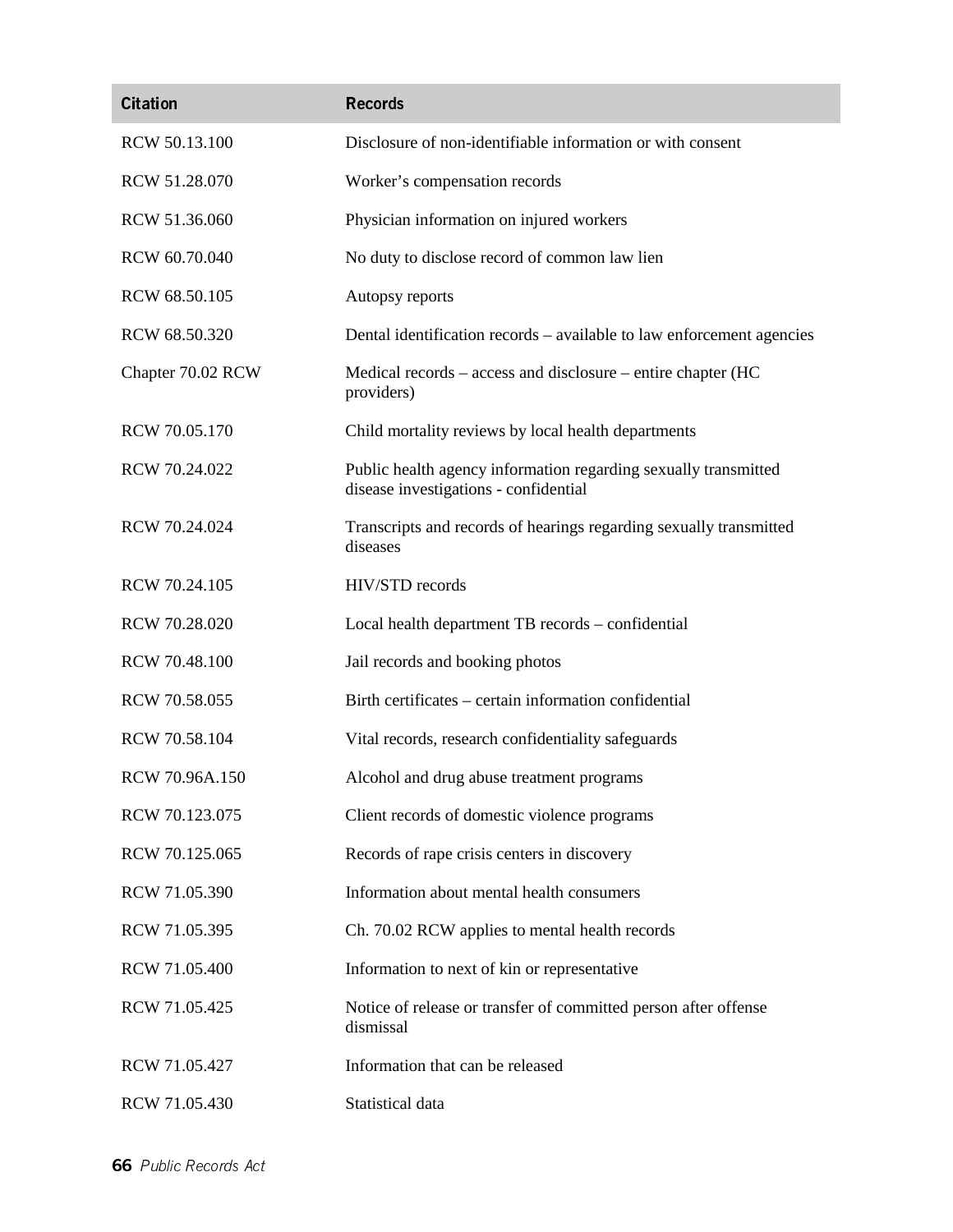| Citation | Records |
| --- | --- |
| RCW 50.13.100 | Disclosure of non-identifiable information or with consent |
| RCW 51.28.070 | Worker's compensation records |
| RCW 51.36.060 | Physician information on injured workers |
| RCW 60.70.040 | No duty to disclose record of common law lien |
| RCW 68.50.105 | Autopsy reports |
| RCW 68.50.320 | Dental identification records – available to law enforcement agencies |
| Chapter 70.02 RCW | Medical records – access and disclosure – entire chapter (HC providers) |
| RCW 70.05.170 | Child mortality reviews by local health departments |
| RCW 70.24.022 | Public health agency information regarding sexually transmitted disease investigations - confidential |
| RCW 70.24.024 | Transcripts and records of hearings regarding sexually transmitted diseases |
| RCW 70.24.105 | HIV/STD records |
| RCW 70.28.020 | Local health department TB records – confidential |
| RCW 70.48.100 | Jail records and booking photos |
| RCW 70.58.055 | Birth certificates – certain information confidential |
| RCW 70.58.104 | Vital records, research confidentiality safeguards |
| RCW 70.96A.150 | Alcohol and drug abuse treatment programs |
| RCW 70.123.075 | Client records of domestic violence programs |
| RCW 70.125.065 | Records of rape crisis centers in discovery |
| RCW 71.05.390 | Information about mental health consumers |
| RCW 71.05.395 | Ch. 70.02 RCW applies to mental health records |
| RCW 71.05.400 | Information to next of kin or representative |
| RCW 71.05.425 | Notice of release or transfer of committed person after offense dismissal |
| RCW 71.05.427 | Information that can be released |
| RCW 71.05.430 | Statistical data |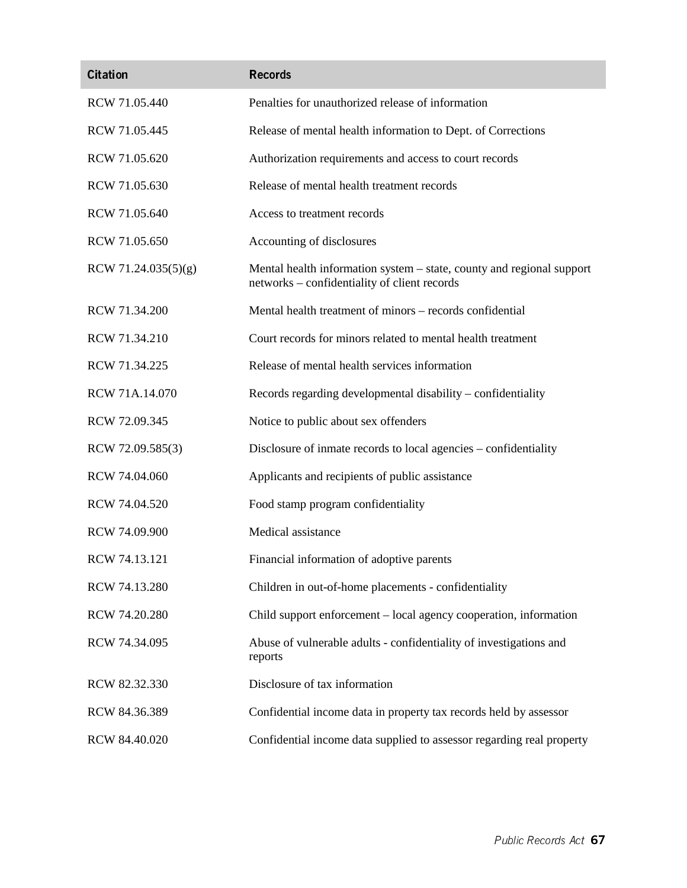| Citation | Records |
| --- | --- |
| RCW 71.05.440 | Penalties for unauthorized release of information |
| RCW 71.05.445 | Release of mental health information to Dept. of Corrections |
| RCW 71.05.620 | Authorization requirements and access to court records |
| RCW 71.05.630 | Release of mental health treatment records |
| RCW 71.05.640 | Access to treatment records |
| RCW 71.05.650 | Accounting of disclosures |
| RCW 71.24.035(5)(g) | Mental health information system – state, county and regional support networks – confidentiality of client records |
| RCW 71.34.200 | Mental health treatment of minors – records confidential |
| RCW 71.34.210 | Court records for minors related to mental health treatment |
| RCW 71.34.225 | Release of mental health services information |
| RCW 71A.14.070 | Records regarding developmental disability – confidentiality |
| RCW 72.09.345 | Notice to public about sex offenders |
| RCW 72.09.585(3) | Disclosure of inmate records to local agencies – confidentiality |
| RCW 74.04.060 | Applicants and recipients of public assistance |
| RCW 74.04.520 | Food stamp program confidentiality |
| RCW 74.09.900 | Medical assistance |
| RCW 74.13.121 | Financial information of adoptive parents |
| RCW 74.13.280 | Children in out-of-home placements - confidentiality |
| RCW 74.20.280 | Child support enforcement – local agency cooperation, information |
| RCW 74.34.095 | Abuse of vulnerable adults - confidentiality of investigations and reports |
| RCW 82.32.330 | Disclosure of tax information |
| RCW 84.36.389 | Confidential income data in property tax records held by assessor |
| RCW 84.40.020 | Confidential income data supplied to assessor regarding real property |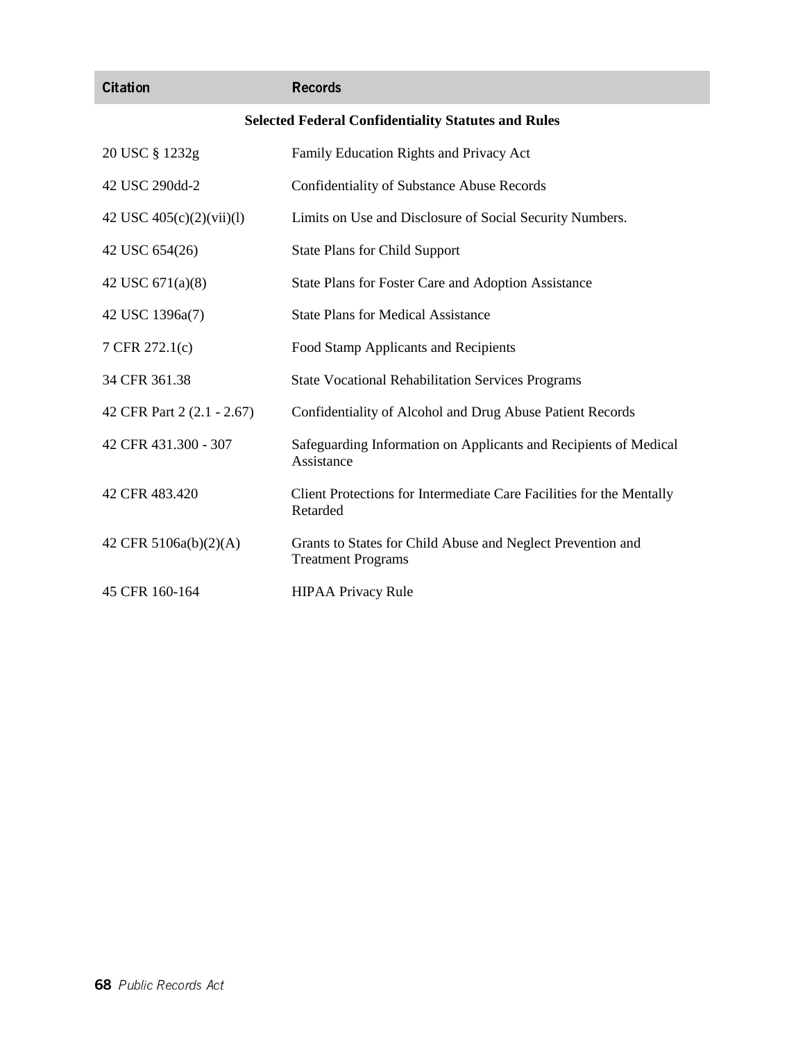| Citation | Records |
|---|---|
| **Selected Federal Confidentiality Statutes and Rules** | |
| 20 USC § 1232g | Family Education Rights and Privacy Act |
| 42 USC 290dd-2 | Confidentiality of Substance Abuse Records |
| 42 USC 405(c)(2)(vii)(l) | Limits on Use and Disclosure of Social Security Numbers. |
| 42 USC 654(26) | State Plans for Child Support |
| 42 USC 671(a)(8) | State Plans for Foster Care and Adoption Assistance |
| 42 USC 1396a(7) | State Plans for Medical Assistance |
| 7 CFR 272.1(c) | Food Stamp Applicants and Recipients |
| 34 CFR 361.38 | State Vocational Rehabilitation Services Programs |
| 42 CFR Part 2 (2.1 - 2.67) | Confidentiality of Alcohol and Drug Abuse Patient Records |
| 42 CFR 431.300 - 307 | Safeguarding Information on Applicants and Recipients of Medical Assistance |
| 42 CFR 483.420 | Client Protections for Intermediate Care Facilities for the Mentally Retarded |
| 42 CFR 5106a(b)(2)(A) | Grants to States for Child Abuse and Neglect Prevention and Treatment Programs |
| 45 CFR 160-164 | HIPAA Privacy Rule |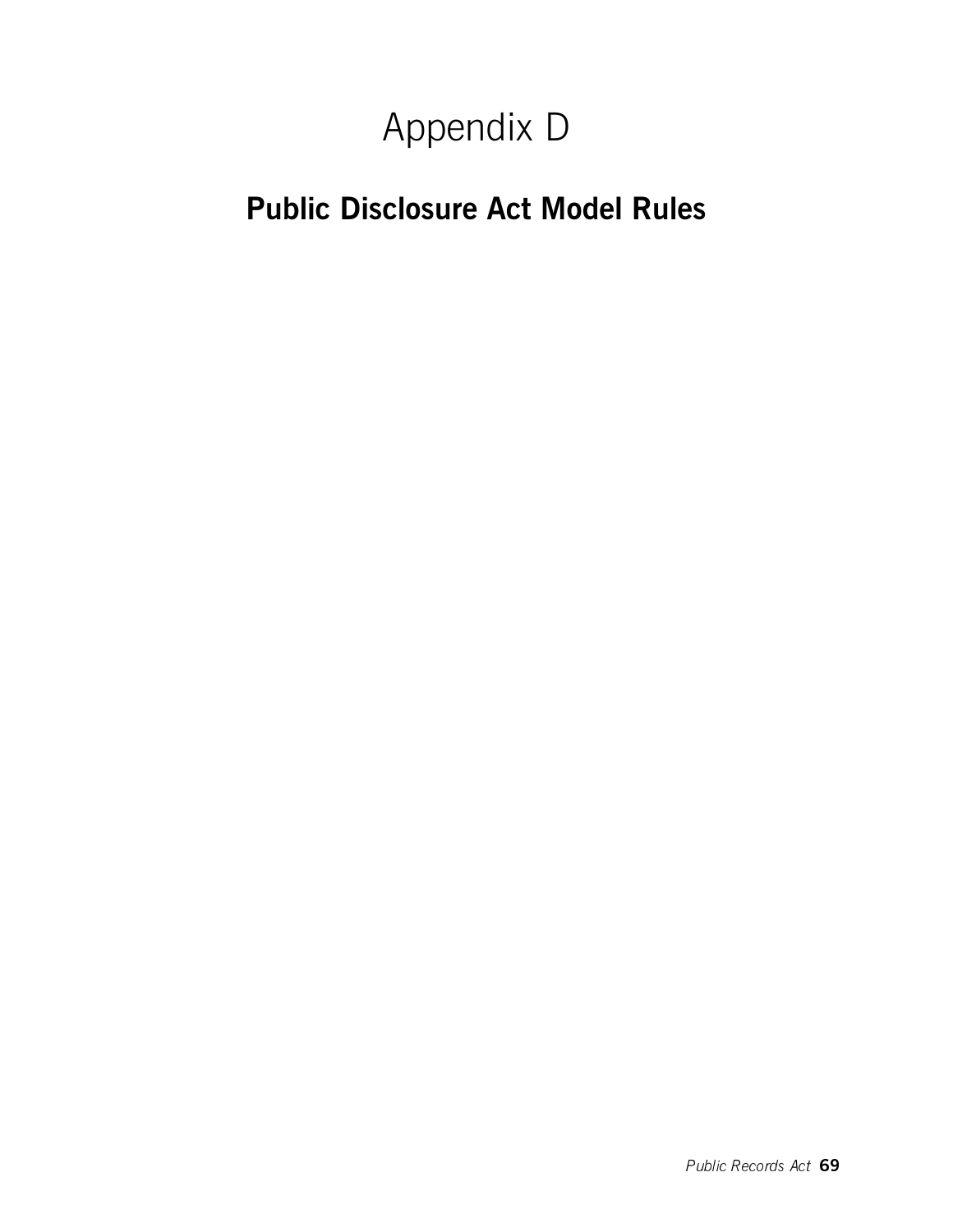# Appendix D

## Public Disclosure Act Model Rules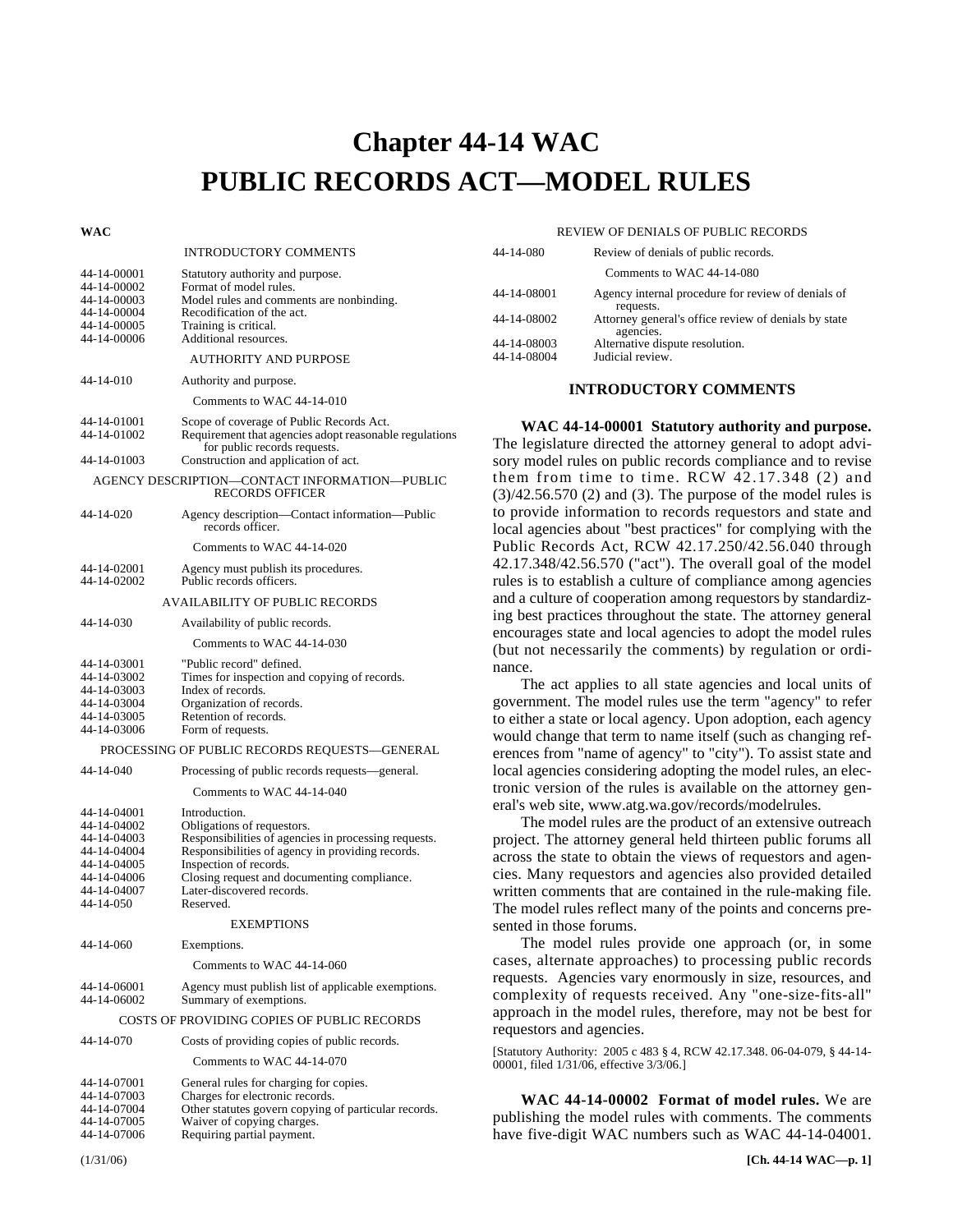# Chapter 44-14 WAC
# PUBLIC RECORDS ACT—MODEL RULES

**WAC**

INTRODUCTORY COMMENTS

| | |
|---|---|
| 44-14-00001 | Statutory authority and purpose. |
| 44-14-00002 | Format of model rules. |
| 44-14-00003 | Model rules and comments are nonbinding. |
| 44-14-00004 | Recodification of the act. |
| 44-14-00005 | Training is critical. |
| 44-14-00006 | Additional resources. |

AUTHORITY AND PURPOSE

| | |
|---|---|
| 44-14-010 | Authority and purpose. |
| | Comments to WAC 44-14-010 |
| 44-14-01001 | Scope of coverage of Public Records Act. |
| 44-14-01002 | Requirement that agencies adopt reasonable regulations for public records requests. |
| 44-14-01003 | Construction and application of act. |

AGENCY DESCRIPTION—CONTACT INFORMATION—PUBLIC RECORDS OFFICER

| | |
|---|---|
| 44-14-020 | Agency description—Contact information—Public records officer. |
| | Comments to WAC 44-14-020 |
| 44-14-02001 | Agency must publish its procedures. |
| 44-14-02002 | Public records officers. |

AVAILABILITY OF PUBLIC RECORDS

| | |
|---|---|
| 44-14-030 | Availability of public records. |
| | Comments to WAC 44-14-030 |
| 44-14-03001 | "Public record" defined. |
| 44-14-03002 | Times for inspection and copying of records. |
| 44-14-03003 | Index of records. |
| 44-14-03004 | Organization of records. |
| 44-14-03005 | Retention of records. |
| 44-14-03006 | Form of requests. |

PROCESSING OF PUBLIC RECORDS REQUESTS—GENERAL

| | |
|---|---|
| 44-14-040 | Processing of public records requests—general. |
| | Comments to WAC 44-14-040 |
| 44-14-04001 | Introduction. |
| 44-14-04002 | Obligations of requestors. |
| 44-14-04003 | Responsibilities of agencies in processing requests. |
| 44-14-04004 | Responsibilities of agency in providing records. |
| 44-14-04005 | Inspection of records. |
| 44-14-04006 | Closing request and documenting compliance. |
| 44-14-04007 | Later-discovered records. |
| 44-14-050 | Reserved. |

EXEMPTIONS

| | |
|---|---|
| 44-14-060 | Exemptions. |
| | Comments to WAC 44-14-060 |
| 44-14-06001 | Agency must publish list of applicable exemptions. |
| 44-14-06002 | Summary of exemptions. |

COSTS OF PROVIDING COPIES OF PUBLIC RECORDS

| | |
|---|---|
| 44-14-070 | Costs of providing copies of public records. |
| | Comments to WAC 44-14-070 |
| 44-14-07001 | General rules for charging for copies. |
| 44-14-07003 | Charges for electronic records. |
| 44-14-07004 | Other statutes govern copying of particular records. |
| 44-14-07005 | Waiver of copying charges. |
| 44-14-07006 | Requiring partial payment. |

REVIEW OF DENIALS OF PUBLIC RECORDS

| | |
|---|---|
| 44-14-080 | Review of denials of public records. |
| | Comments to WAC 44-14-080 |
| 44-14-08001 | Agency internal procedure for review of denials of requests. |
| 44-14-08002 | Attorney general's office review of denials by state agencies. |
| 44-14-08003 | Alternative dispute resolution. |
| 44-14-08004 | Judicial review. |

## INTRODUCTORY COMMENTS

**WAC 44-14-00001 Statutory authority and purpose.** The legislature directed the attorney general to adopt advisory model rules on public records compliance and to revise them from time to time. RCW 42.17.348 (2) and (3)/42.56.570 (2) and (3). The purpose of the model rules is to provide information to records requestors and state and local agencies about "best practices" for complying with the Public Records Act, RCW 42.17.250/42.56.040 through 42.17.348/42.56.570 ("act"). The overall goal of the model rules is to establish a culture of compliance among agencies and a culture of cooperation among requestors by standardizing best practices throughout the state. The attorney general encourages state and local agencies to adopt the model rules (but not necessarily the comments) by regulation or ordinance.

The act applies to all state agencies and local units of government. The model rules use the term "agency" to refer to either a state or local agency. Upon adoption, each agency would change that term to name itself (such as changing references from "name of agency" to "city"). To assist state and local agencies considering adopting the model rules, an electronic version of the rules is available on the attorney general's web site, www.atg.wa.gov/records/modelrules.

The model rules are the product of an extensive outreach project. The attorney general held thirteen public forums all across the state to obtain the views of requestors and agencies. Many requestors and agencies also provided detailed written comments that are contained in the rule-making file. The model rules reflect many of the points and concerns presented in those forums.

The model rules provide one approach (or, in some cases, alternate approaches) to processing public records requests. Agencies vary enormously in size, resources, and complexity of requests received. Any "one-size-fits-all" approach in the model rules, therefore, may not be best for requestors and agencies.

[Statutory Authority: 2005 c 483 § 4, RCW 42.17.348. 06-04-079, § 44-14-00001, filed 1/31/06, effective 3/3/06.]

**WAC 44-14-00002 Format of model rules.** We are publishing the model rules with comments. The comments have five-digit WAC numbers such as WAC 44-14-04001.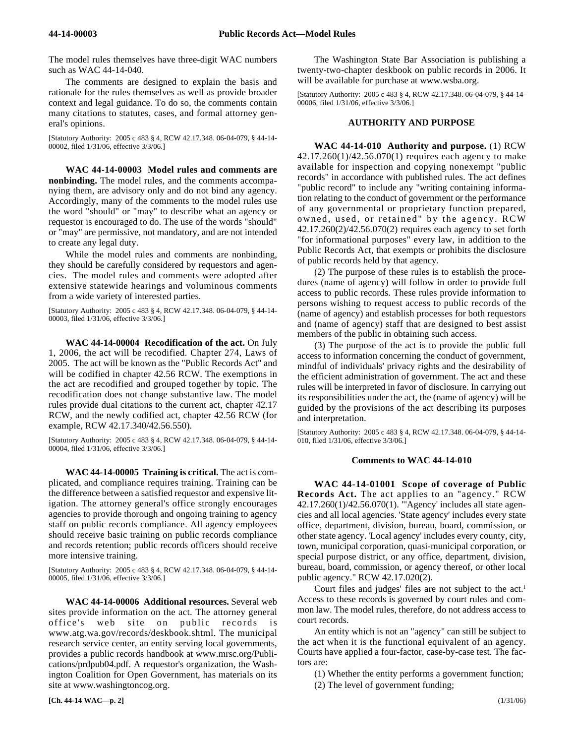The model rules themselves have three-digit WAC numbers such as WAC 44-14-040.

The comments are designed to explain the basis and rationale for the rules themselves as well as provide broader context and legal guidance. To do so, the comments contain many citations to statutes, cases, and formal attorney general's opinions.

[Statutory Authority: 2005 c 483 § 4, RCW 42.17.348. 06-04-079, § 44-14-00002, filed 1/31/06, effective 3/3/06.]

**WAC 44-14-00003 Model rules and comments are nonbinding.** The model rules, and the comments accompanying them, are advisory only and do not bind any agency. Accordingly, many of the comments to the model rules use the word "should" or "may" to describe what an agency or requestor is encouraged to do. The use of the words "should" or "may" are permissive, not mandatory, and are not intended to create any legal duty.

While the model rules and comments are nonbinding, they should be carefully considered by requestors and agencies. The model rules and comments were adopted after extensive statewide hearings and voluminous comments from a wide variety of interested parties.

[Statutory Authority: 2005 c 483 § 4, RCW 42.17.348. 06-04-079, § 44-14-00003, filed 1/31/06, effective 3/3/06.]

**WAC 44-14-00004 Recodification of the act.** On July 1, 2006, the act will be recodified. Chapter 274, Laws of 2005. The act will be known as the "Public Records Act" and will be codified in chapter 42.56 RCW. The exemptions in the act are recodified and grouped together by topic. The recodification does not change substantive law. The model rules provide dual citations to the current act, chapter 42.17 RCW, and the newly codified act, chapter 42.56 RCW (for example, RCW 42.17.340/42.56.550).

[Statutory Authority: 2005 c 483 § 4, RCW 42.17.348. 06-04-079, § 44-14-00004, filed 1/31/06, effective 3/3/06.]

**WAC 44-14-00005 Training is critical.** The act is complicated, and compliance requires training. Training can be the difference between a satisfied requestor and expensive litigation. The attorney general's office strongly encourages agencies to provide thorough and ongoing training to agency staff on public records compliance. All agency employees should receive basic training on public records compliance and records retention; public records officers should receive more intensive training.

[Statutory Authority: 2005 c 483 § 4, RCW 42.17.348. 06-04-079, § 44-14-00005, filed 1/31/06, effective 3/3/06.]

**WAC 44-14-00006 Additional resources.** Several web sites provide information on the act. The attorney general office's web site on public records is www.atg.wa.gov/records/deskbook.shtml. The municipal research service center, an entity serving local governments, provides a public records handbook at www.mrsc.org/Publications/prdpub04.pdf. A requestor's organization, the Washington Coalition for Open Government, has materials on its site at www.washingtoncog.org.

The Washington State Bar Association is publishing a twenty-two-chapter deskbook on public records in 2006. It will be available for purchase at www.wsba.org.

[Statutory Authority: 2005 c 483 § 4, RCW 42.17.348. 06-04-079, § 44-14-00006, filed 1/31/06, effective 3/3/06.]

## AUTHORITY AND PURPOSE

**WAC 44-14-010 Authority and purpose.** (1) RCW 42.17.260(1)/42.56.070(1) requires each agency to make available for inspection and copying nonexempt "public records" in accordance with published rules. The act defines "public record" to include any "writing containing information relating to the conduct of government or the performance of any governmental or proprietary function prepared, owned, used, or retained" by the agency. RCW 42.17.260(2)/42.56.070(2) requires each agency to set forth "for informational purposes" every law, in addition to the Public Records Act, that exempts or prohibits the disclosure of public records held by that agency.

(2) The purpose of these rules is to establish the procedures (name of agency) will follow in order to provide full access to public records. These rules provide information to persons wishing to request access to public records of the (name of agency) and establish processes for both requestors and (name of agency) staff that are designed to best assist members of the public in obtaining such access.

(3) The purpose of the act is to provide the public full access to information concerning the conduct of government, mindful of individuals' privacy rights and the desirability of the efficient administration of government. The act and these rules will be interpreted in favor of disclosure. In carrying out its responsibilities under the act, the (name of agency) will be guided by the provisions of the act describing its purposes and interpretation.

[Statutory Authority: 2005 c 483 § 4, RCW 42.17.348. 06-04-079, § 44-14-010, filed 1/31/06, effective 3/3/06.]

### Comments to WAC 44-14-010

**WAC 44-14-01001 Scope of coverage of Public Records Act.** The act applies to an "agency." RCW 42.17.260(1)/42.56.070(1). "'Agency' includes all state agencies and all local agencies. 'State agency' includes every state office, department, division, bureau, board, commission, or other state agency. 'Local agency' includes every county, city, town, municipal corporation, quasi-municipal corporation, or special purpose district, or any office, department, division, bureau, board, commission, or agency thereof, or other local public agency." RCW 42.17.020(2).

Court files and judges' files are not subject to the act.[1] Access to these records is governed by court rules and common law. The model rules, therefore, do not address access to court records.

An entity which is not an "agency" can still be subject to the act when it is the functional equivalent of an agency. Courts have applied a four-factor, case-by-case test. The factors are:

(1) Whether the entity performs a government function;

(2) The level of government funding;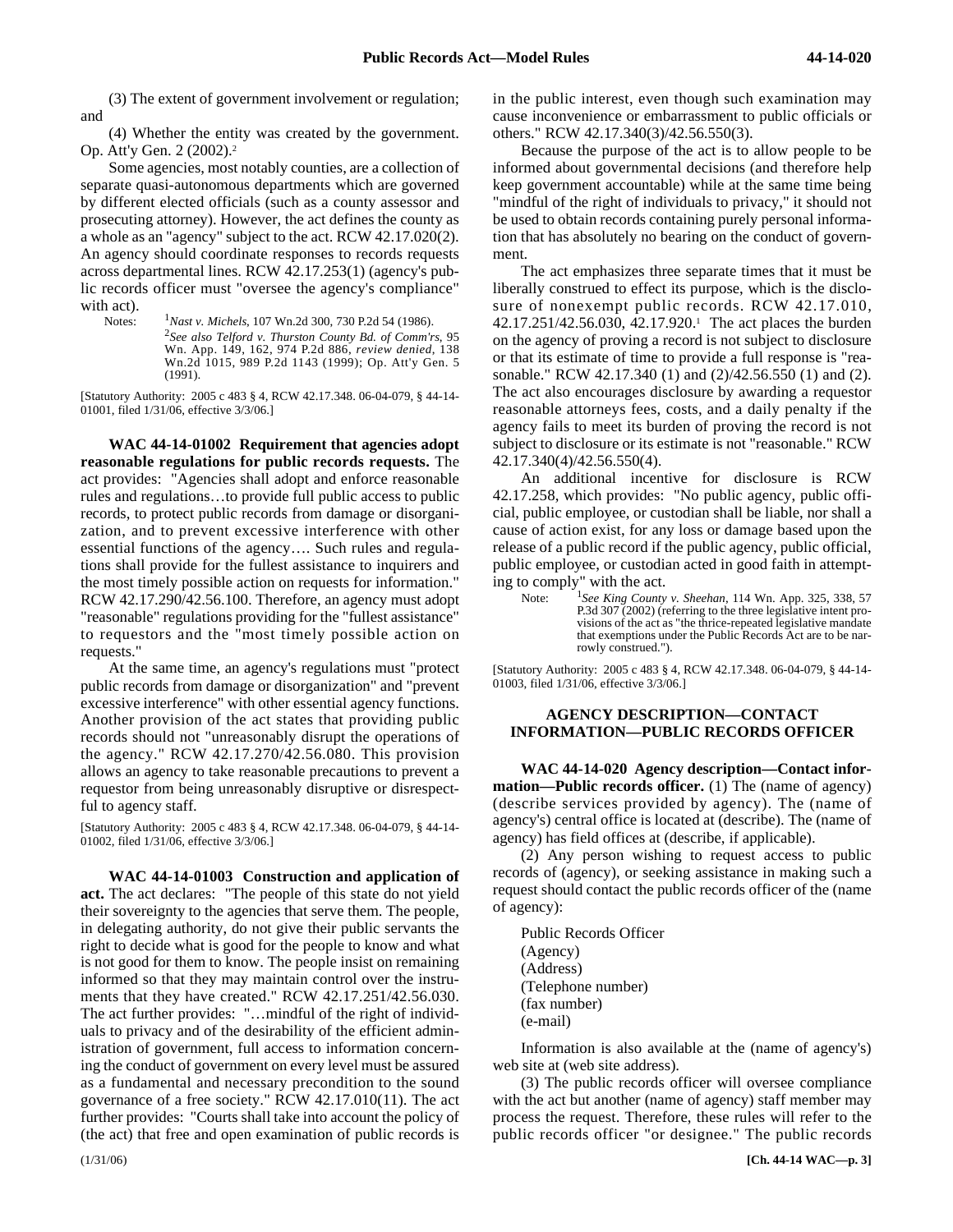(3) The extent of government involvement or regulation; and

(4) Whether the entity was created by the government. Op. Att'y Gen. 2 (2002).[2]

Some agencies, most notably counties, are a collection of separate quasi-autonomous departments which are governed by different elected officials (such as a county assessor and prosecuting attorney). However, the act defines the county as a whole as an "agency" subject to the act. RCW 42.17.020(2). An agency should coordinate responses to records requests across departmental lines. RCW 42.17.253(1) (agency's public records officer must "oversee the agency's compliance" with act).

Notes: [1]*Nast v. Michels*, 107 Wn.2d 300, 730 P.2d 54 (1986).
[2]*See also Telford v. Thurston County Bd. of Comm'rs*, 95 Wn. App. 149, 162, 974 P.2d 886, *review denied*, 138 Wn.2d 1015, 989 P.2d 1143 (1999); Op. Att'y Gen. 5 (1991).

[Statutory Authority: 2005 c 483 § 4, RCW 42.17.348. 06-04-079, § 44-14-01001, filed 1/31/06, effective 3/3/06.]

**WAC 44-14-01002 Requirement that agencies adopt reasonable regulations for public records requests.** The act provides: "Agencies shall adopt and enforce reasonable rules and regulations…to provide full public access to public records, to protect public records from damage or disorganization, and to prevent excessive interference with other essential functions of the agency…. Such rules and regulations shall provide for the fullest assistance to inquirers and the most timely possible action on requests for information." RCW 42.17.290/42.56.100. Therefore, an agency must adopt "reasonable" regulations providing for the "fullest assistance" to requestors and the "most timely possible action on requests."

At the same time, an agency's regulations must "protect public records from damage or disorganization" and "prevent excessive interference" with other essential agency functions. Another provision of the act states that providing public records should not "unreasonably disrupt the operations of the agency." RCW 42.17.270/42.56.080. This provision allows an agency to take reasonable precautions to prevent a requestor from being unreasonably disruptive or disrespectful to agency staff.

[Statutory Authority: 2005 c 483 § 4, RCW 42.17.348. 06-04-079, § 44-14-01002, filed 1/31/06, effective 3/3/06.]

**WAC 44-14-01003 Construction and application of act.** The act declares: "The people of this state do not yield their sovereignty to the agencies that serve them. The people, in delegating authority, do not give their public servants the right to decide what is good for the people to know and what is not good for them to know. The people insist on remaining informed so that they may maintain control over the instruments that they have created." RCW 42.17.251/42.56.030. The act further provides: "…mindful of the right of individuals to privacy and of the desirability of the efficient administration of government, full access to information concerning the conduct of government on every level must be assured as a fundamental and necessary precondition to the sound governance of a free society." RCW 42.17.010(11). The act further provides: "Courts shall take into account the policy of (the act) that free and open examination of public records is in the public interest, even though such examination may cause inconvenience or embarrassment to public officials or others." RCW 42.17.340(3)/42.56.550(3).

Because the purpose of the act is to allow people to be informed about governmental decisions (and therefore help keep government accountable) while at the same time being "mindful of the right of individuals to privacy," it should not be used to obtain records containing purely personal information that has absolutely no bearing on the conduct of government.

The act emphasizes three separate times that it must be liberally construed to effect its purpose, which is the disclosure of nonexempt public records. RCW 42.17.010, 42.17.251/42.56.030, 42.17.920.[1] The act places the burden on the agency of proving a record is not subject to disclosure or that its estimate of time to provide a full response is "reasonable." RCW 42.17.340 (1) and (2)/42.56.550 (1) and (2). The act also encourages disclosure by awarding a requestor reasonable attorneys fees, costs, and a daily penalty if the agency fails to meet its burden of proving the record is not subject to disclosure or its estimate is not "reasonable." RCW 42.17.340(4)/42.56.550(4).

An additional incentive for disclosure is RCW 42.17.258, which provides: "No public agency, public official, public employee, or custodian shall be liable, nor shall a cause of action exist, for any loss or damage based upon the release of a public record if the public agency, public official, public employee, or custodian acted in good faith in attempting to comply" with the act.

Note: [1]*See King County v. Sheehan*, 114 Wn. App. 325, 338, 57 P.3d 307 (2002) (referring to the three legislative intent provisions of the act as "the thrice-repeated legislative mandate that exemptions under the Public Records Act are to be narrowly construed.").

[Statutory Authority: 2005 c 483 § 4, RCW 42.17.348. 06-04-079, § 44-14-01003, filed 1/31/06, effective 3/3/06.]

## AGENCY DESCRIPTION—CONTACT INFORMATION—PUBLIC RECORDS OFFICER

**WAC 44-14-020 Agency description—Contact information—Public records officer.** (1) The (name of agency) (describe services provided by agency). The (name of agency's) central office is located at (describe). The (name of agency) has field offices at (describe, if applicable).

(2) Any person wishing to request access to public records of (agency), or seeking assistance in making such a request should contact the public records officer of the (name of agency):

Public Records Officer
(Agency)
(Address)
(Telephone number)
(fax number)
(e-mail)

Information is also available at the (name of agency's) web site at (web site address).

(3) The public records officer will oversee compliance with the act but another (name of agency) staff member may process the request. Therefore, these rules will refer to the public records officer "or designee." The public records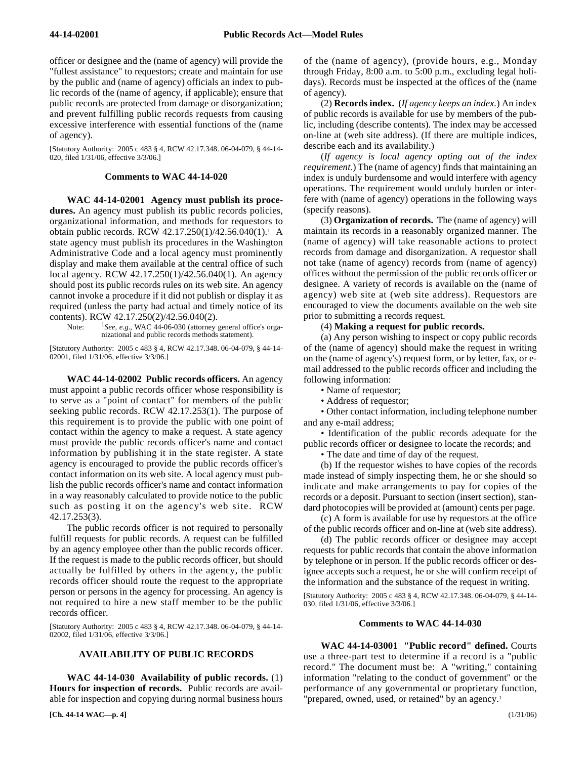officer or designee and the (name of agency) will provide the "fullest assistance" to requestors; create and maintain for use by the public and (name of agency) officials an index to public records of the (name of agency, if applicable); ensure that public records are protected from damage or disorganization; and prevent fulfilling public records requests from causing excessive interference with essential functions of the (name of agency).

[Statutory Authority: 2005 c 483 § 4, RCW 42.17.348. 06-04-079, § 44-14-020, filed 1/31/06, effective 3/3/06.]

### Comments to WAC 44-14-020

**WAC 44-14-02001 Agency must publish its procedures.** An agency must publish its public records policies, organizational information, and methods for requestors to obtain public records. RCW 42.17.250(1)/42.56.040(1).[1] A state agency must publish its procedures in the Washington Administrative Code and a local agency must prominently display and make them available at the central office of such local agency. RCW 42.17.250(1)/42.56.040(1). An agency should post its public records rules on its web site. An agency cannot invoke a procedure if it did not publish or display it as required (unless the party had actual and timely notice of its contents). RCW 42.17.250(2)/42.56.040(2).

Note: [1]*See, e.g.*, WAC 44-06-030 (attorney general office's organizational and public records methods statement).

[Statutory Authority: 2005 c 483 § 4, RCW 42.17.348. 06-04-079, § 44-14-02001, filed 1/31/06, effective 3/3/06.]

**WAC 44-14-02002 Public records officers.** An agency must appoint a public records officer whose responsibility is to serve as a "point of contact" for members of the public seeking public records. RCW 42.17.253(1). The purpose of this requirement is to provide the public with one point of contact within the agency to make a request. A state agency must provide the public records officer's name and contact information by publishing it in the state register. A state agency is encouraged to provide the public records officer's contact information on its web site. A local agency must publish the public records officer's name and contact information in a way reasonably calculated to provide notice to the public such as posting it on the agency's web site. RCW 42.17.253(3).

The public records officer is not required to personally fulfill requests for public records. A request can be fulfilled by an agency employee other than the public records officer. If the request is made to the public records officer, but should actually be fulfilled by others in the agency, the public records officer should route the request to the appropriate person or persons in the agency for processing. An agency is not required to hire a new staff member to be the public records officer.

[Statutory Authority: 2005 c 483 § 4, RCW 42.17.348. 06-04-079, § 44-14-02002, filed 1/31/06, effective 3/3/06.]

## AVAILABILITY OF PUBLIC RECORDS

**WAC 44-14-030 Availability of public records.** (1) **Hours for inspection of records.** Public records are available for inspection and copying during normal business hours of the (name of agency), (provide hours, e.g., Monday through Friday, 8:00 a.m. to 5:00 p.m., excluding legal holidays). Records must be inspected at the offices of the (name of agency).

(2) **Records index.** (*If agency keeps an index.*) An index of public records is available for use by members of the public, including (describe contents). The index may be accessed on-line at (web site address). (If there are multiple indices, describe each and its availability.)

(*If agency is local agency opting out of the index requirement.*) The (name of agency) finds that maintaining an index is unduly burdensome and would interfere with agency operations. The requirement would unduly burden or interfere with (name of agency) operations in the following ways (specify reasons).

(3) **Organization of records.** The (name of agency) will maintain its records in a reasonably organized manner. The (name of agency) will take reasonable actions to protect records from damage and disorganization. A requestor shall not take (name of agency) records from (name of agency) offices without the permission of the public records officer or designee. A variety of records is available on the (name of agency) web site at (web site address). Requestors are encouraged to view the documents available on the web site prior to submitting a records request.

(4) **Making a request for public records.**

(a) Any person wishing to inspect or copy public records of the (name of agency) should make the request in writing on the (name of agency's) request form, or by letter, fax, or e-mail addressed to the public records officer and including the following information:

- Name of requestor;
- Address of requestor;
- Other contact information, including telephone number and any e-mail address;
- Identification of the public records adequate for the public records officer or designee to locate the records; and
- The date and time of day of the request.

(b) If the requestor wishes to have copies of the records made instead of simply inspecting them, he or she should so indicate and make arrangements to pay for copies of the records or a deposit. Pursuant to section (insert section), standard photocopies will be provided at (amount) cents per page.

(c) A form is available for use by requestors at the office of the public records officer and on-line at (web site address).

(d) The public records officer or designee may accept requests for public records that contain the above information by telephone or in person. If the public records officer or designee accepts such a request, he or she will confirm receipt of the information and the substance of the request in writing.

[Statutory Authority: 2005 c 483 § 4, RCW 42.17.348. 06-04-079, § 44-14-030, filed 1/31/06, effective 3/3/06.]

### Comments to WAC 44-14-030

**WAC 44-14-03001 "Public record" defined.** Courts use a three-part test to determine if a record is a "public record." The document must be: A "writing," containing information "relating to the conduct of government" or the performance of any governmental or proprietary function, "prepared, owned, used, or retained" by an agency.[1]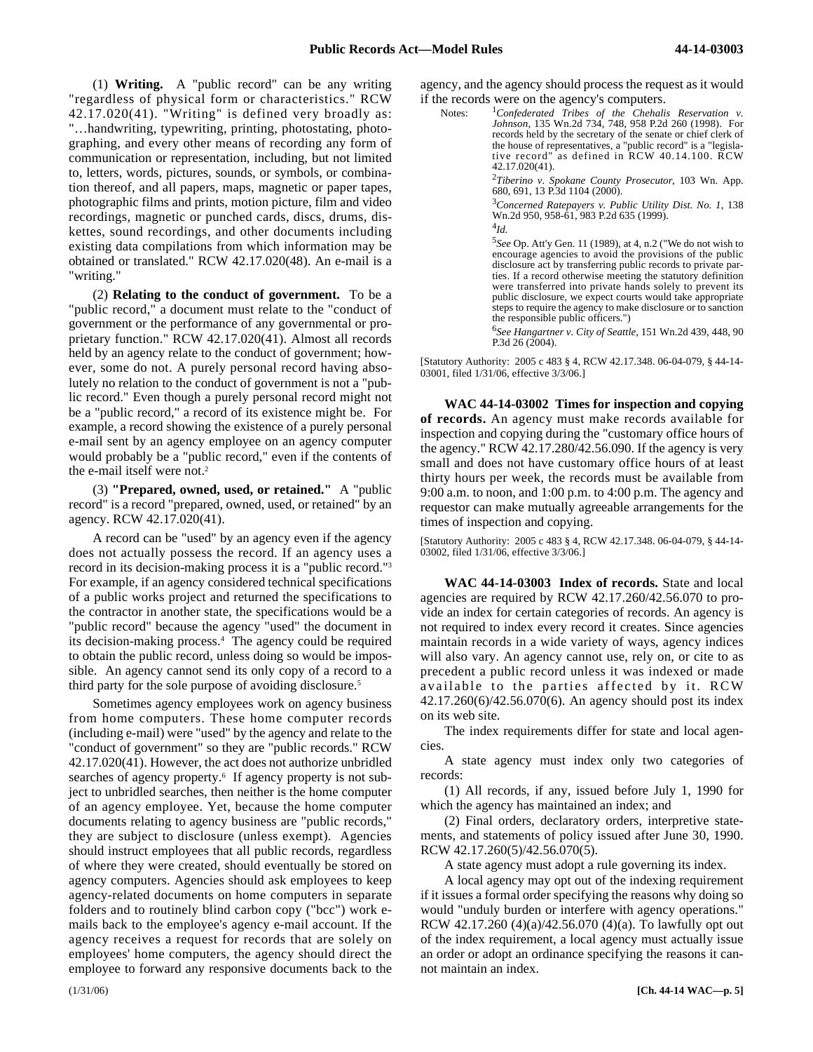(1) **Writing.** A "public record" can be any writing "regardless of physical form or characteristics." RCW 42.17.020(41). "Writing" is defined very broadly as: "...handwriting, typewriting, printing, photostating, photographing, and every other means of recording any form of communication or representation, including, but not limited to, letters, words, pictures, sounds, or symbols, or combination thereof, and all papers, maps, magnetic or paper tapes, photographic films and prints, motion picture, film and video recordings, magnetic or punched cards, discs, drums, diskettes, sound recordings, and other documents including existing data compilations from which information may be obtained or translated." RCW 42.17.020(48). An e-mail is a "writing."

(2) **Relating to the conduct of government.** To be a "public record," a document must relate to the "conduct of government or the performance of any governmental or proprietary function." RCW 42.17.020(41). Almost all records held by an agency relate to the conduct of government; however, some do not. A purely personal record having absolutely no relation to the conduct of government is not a "public record." Even though a purely personal record might not be a "public record," a record of its existence might be. For example, a record showing the existence of a purely personal e-mail sent by an agency employee on an agency computer would probably be a "public record," even if the contents of the e-mail itself were not.[2]

(3) **"Prepared, owned, used, or retained."** A "public record" is a record "prepared, owned, used, or retained" by an agency. RCW 42.17.020(41).

A record can be "used" by an agency even if the agency does not actually possess the record. If an agency uses a record in its decision-making process it is a "public record."[3] For example, if an agency considered technical specifications of a public works project and returned the specifications to the contractor in another state, the specifications would be a "public record" because the agency "used" the document in its decision-making process.[4] The agency could be required to obtain the public record, unless doing so would be impossible. An agency cannot send its only copy of a record to a third party for the sole purpose of avoiding disclosure.[5]

Sometimes agency employees work on agency business from home computers. These home computer records (including e-mail) were "used" by the agency and relate to the "conduct of government" so they are "public records." RCW 42.17.020(41). However, the act does not authorize unbridled searches of agency property.[6] If agency property is not subject to unbridled searches, then neither is the home computer of an agency employee. Yet, because the home computer documents relating to agency business are "public records," they are subject to disclosure (unless exempt). Agencies should instruct employees that all public records, regardless of where they were created, should eventually be stored on agency computers. Agencies should ask employees to keep agency-related documents on home computers in separate folders and to routinely blind carbon copy ("bcc") work e-mails back to the employee's agency e-mail account. If the agency receives a request for records that are solely on employees' home computers, the agency should direct the employee to forward any responsive documents back to the agency, and the agency should process the request as it would if the records were on the agency's computers.

Notes:

[1] *Confederated Tribes of the Chehalis Reservation v. Johnson*, 135 Wn.2d 734, 748, 958 P.2d 260 (1998). For records held by the secretary of the senate or chief clerk of the house of representatives, a "public record" is a "legislative record" as defined in RCW 40.14.100. RCW 42.17.020(41).

[2] *Tiberino v. Spokane County Prosecutor*, 103 Wn. App. 680, 691, 13 P.3d 1104 (2000).

[3] *Concerned Ratepayers v. Public Utility Dist. No. 1*, 138 Wn.2d 950, 958-61, 983 P.2d 635 (1999).

[4] *Id.*

[5] *See* Op. Att'y Gen. 11 (1989), at 4, n.2 ("We do not wish to encourage agencies to avoid the provisions of the public disclosure act by transferring public records to private parties. If a record otherwise meeting the statutory definition were transferred into private hands solely to prevent its public disclosure, we expect courts would take appropriate steps to require the agency to make disclosure or to sanction the responsible public officers.")

[6] *See Hangartner v. City of Seattle*, 151 Wn.2d 439, 448, 90 P.3d 26 (2004).

[Statutory Authority: 2005 c 483 § 4, RCW 42.17.348. 06-04-079, § 44-14-03001, filed 1/31/06, effective 3/3/06.]

**WAC 44-14-03002 Times for inspection and copying of records.** An agency must make records available for inspection and copying during the "customary office hours of the agency." RCW 42.17.280/42.56.090. If the agency is very small and does not have customary office hours of at least thirty hours per week, the records must be available from 9:00 a.m. to noon, and 1:00 p.m. to 4:00 p.m. The agency and requestor can make mutually agreeable arrangements for the times of inspection and copying.

[Statutory Authority: 2005 c 483 § 4, RCW 42.17.348. 06-04-079, § 44-14-03002, filed 1/31/06, effective 3/3/06.]

**WAC 44-14-03003 Index of records.** State and local agencies are required by RCW 42.17.260/42.56.070 to provide an index for certain categories of records. An agency is not required to index every record it creates. Since agencies maintain records in a wide variety of ways, agency indices will also vary. An agency cannot use, rely on, or cite to as precedent a public record unless it was indexed or made available to the parties affected by it. RCW 42.17.260(6)/42.56.070(6). An agency should post its index on its web site.

The index requirements differ for state and local agencies.

A state agency must index only two categories of records:

(1) All records, if any, issued before July 1, 1990 for which the agency has maintained an index; and

(2) Final orders, declaratory orders, interpretive statements, and statements of policy issued after June 30, 1990. RCW 42.17.260(5)/42.56.070(5).

A state agency must adopt a rule governing its index.

A local agency may opt out of the indexing requirement if it issues a formal order specifying the reasons why doing so would "unduly burden or interfere with agency operations." RCW 42.17.260 (4)(a)/42.56.070 (4)(a). To lawfully opt out of the index requirement, a local agency must actually issue an order or adopt an ordinance specifying the reasons it cannot maintain an index.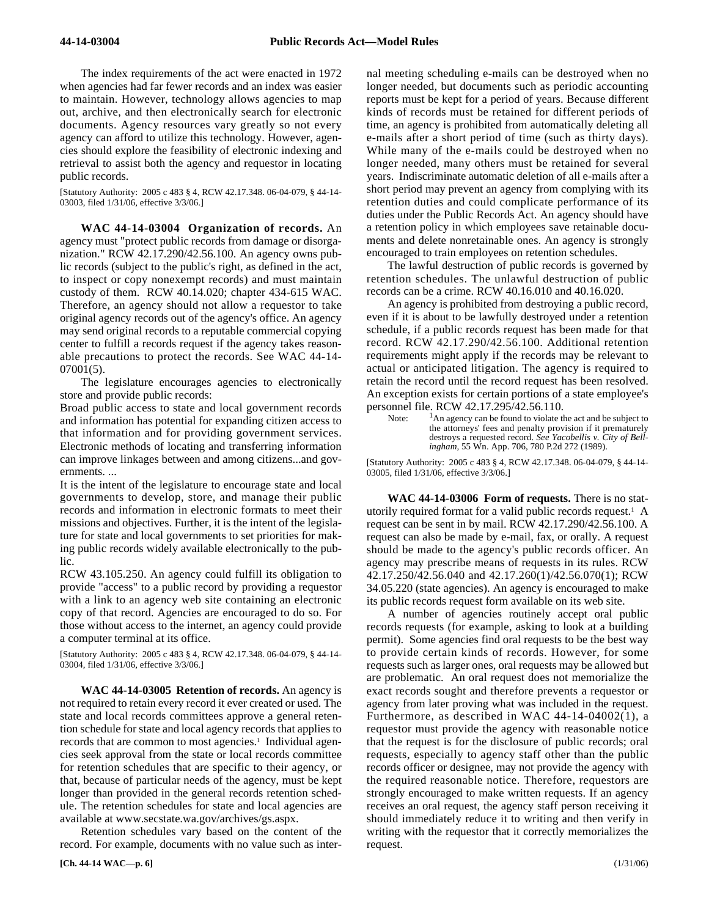The index requirements of the act were enacted in 1972 when agencies had far fewer records and an index was easier to maintain. However, technology allows agencies to map out, archive, and then electronically search for electronic documents. Agency resources vary greatly so not every agency can afford to utilize this technology. However, agencies should explore the feasibility of electronic indexing and retrieval to assist both the agency and requestor in locating public records.

[Statutory Authority: 2005 c 483 § 4, RCW 42.17.348. 06-04-079, § 44-14-03003, filed 1/31/06, effective 3/3/06.]

**WAC 44-14-03004 Organization of records.** An agency must "protect public records from damage or disorganization." RCW 42.17.290/42.56.100. An agency owns public records (subject to the public's right, as defined in the act, to inspect or copy nonexempt records) and must maintain custody of them. RCW 40.14.020; chapter 434-615 WAC. Therefore, an agency should not allow a requestor to take original agency records out of the agency's office. An agency may send original records to a reputable commercial copying center to fulfill a records request if the agency takes reasonable precautions to protect the records. See WAC 44-14-07001(5).

The legislature encourages agencies to electronically store and provide public records:

Broad public access to state and local government records and information has potential for expanding citizen access to that information and for providing government services. Electronic methods of locating and transferring information can improve linkages between and among citizens...and governments. ...

It is the intent of the legislature to encourage state and local governments to develop, store, and manage their public records and information in electronic formats to meet their missions and objectives. Further, it is the intent of the legislature for state and local governments to set priorities for making public records widely available electronically to the public.

RCW 43.105.250. An agency could fulfill its obligation to provide "access" to a public record by providing a requestor with a link to an agency web site containing an electronic copy of that record. Agencies are encouraged to do so. For those without access to the internet, an agency could provide a computer terminal at its office.

[Statutory Authority: 2005 c 483 § 4, RCW 42.17.348. 06-04-079, § 44-14-03004, filed 1/31/06, effective 3/3/06.]

**WAC 44-14-03005 Retention of records.** An agency is not required to retain every record it ever created or used. The state and local records committees approve a general retention schedule for state and local agency records that applies to records that are common to most agencies.[1] Individual agencies seek approval from the state or local records committee for retention schedules that are specific to their agency, or that, because of particular needs of the agency, must be kept longer than provided in the general records retention schedule. The retention schedules for state and local agencies are available at www.secstate.wa.gov/archives/gs.aspx.

Retention schedules vary based on the content of the record. For example, documents with no value such as internal meeting scheduling e-mails can be destroyed when no longer needed, but documents such as periodic accounting reports must be kept for a period of years. Because different kinds of records must be retained for different periods of time, an agency is prohibited from automatically deleting all e-mails after a short period of time (such as thirty days). While many of the e-mails could be destroyed when no longer needed, many others must be retained for several years. Indiscriminate automatic deletion of all e-mails after a short period may prevent an agency from complying with its retention duties and could complicate performance of its duties under the Public Records Act. An agency should have a retention policy in which employees save retainable documents and delete nonretainable ones. An agency is strongly encouraged to train employees on retention schedules.

The lawful destruction of public records is governed by retention schedules. The unlawful destruction of public records can be a crime. RCW 40.16.010 and 40.16.020.

An agency is prohibited from destroying a public record, even if it is about to be lawfully destroyed under a retention schedule, if a public records request has been made for that record. RCW 42.17.290/42.56.100. Additional retention requirements might apply if the records may be relevant to actual or anticipated litigation. The agency is required to retain the record until the record request has been resolved. An exception exists for certain portions of a state employee's personnel file. RCW 42.17.295/42.56.110.

Note: [1]An agency can be found to violate the act and be subject to the attorneys' fees and penalty provision if it prematurely destroys a requested record. *See Yacobellis v. City of Bellingham*, 55 Wn. App. 706, 780 P.2d 272 (1989).

[Statutory Authority: 2005 c 483 § 4, RCW 42.17.348. 06-04-079, § 44-14-03005, filed 1/31/06, effective 3/3/06.]

**WAC 44-14-03006 Form of requests.** There is no statutorily required format for a valid public records request.[1] A request can be sent in by mail. RCW 42.17.290/42.56.100. A request can also be made by e-mail, fax, or orally. A request should be made to the agency's public records officer. An agency may prescribe means of requests in its rules. RCW 42.17.250/42.56.040 and 42.17.260(1)/42.56.070(1); RCW 34.05.220 (state agencies). An agency is encouraged to make its public records request form available on its web site.

A number of agencies routinely accept oral public records requests (for example, asking to look at a building permit). Some agencies find oral requests to be the best way to provide certain kinds of records. However, for some requests such as larger ones, oral requests may be allowed but are problematic. An oral request does not memorialize the exact records sought and therefore prevents a requestor or agency from later proving what was included in the request. Furthermore, as described in WAC 44-14-04002(1), a requestor must provide the agency with reasonable notice that the request is for the disclosure of public records; oral requests, especially to agency staff other than the public records officer or designee, may not provide the agency with the required reasonable notice. Therefore, requestors are strongly encouraged to make written requests. If an agency receives an oral request, the agency staff person receiving it should immediately reduce it to writing and then verify in writing with the requestor that it correctly memorializes the request.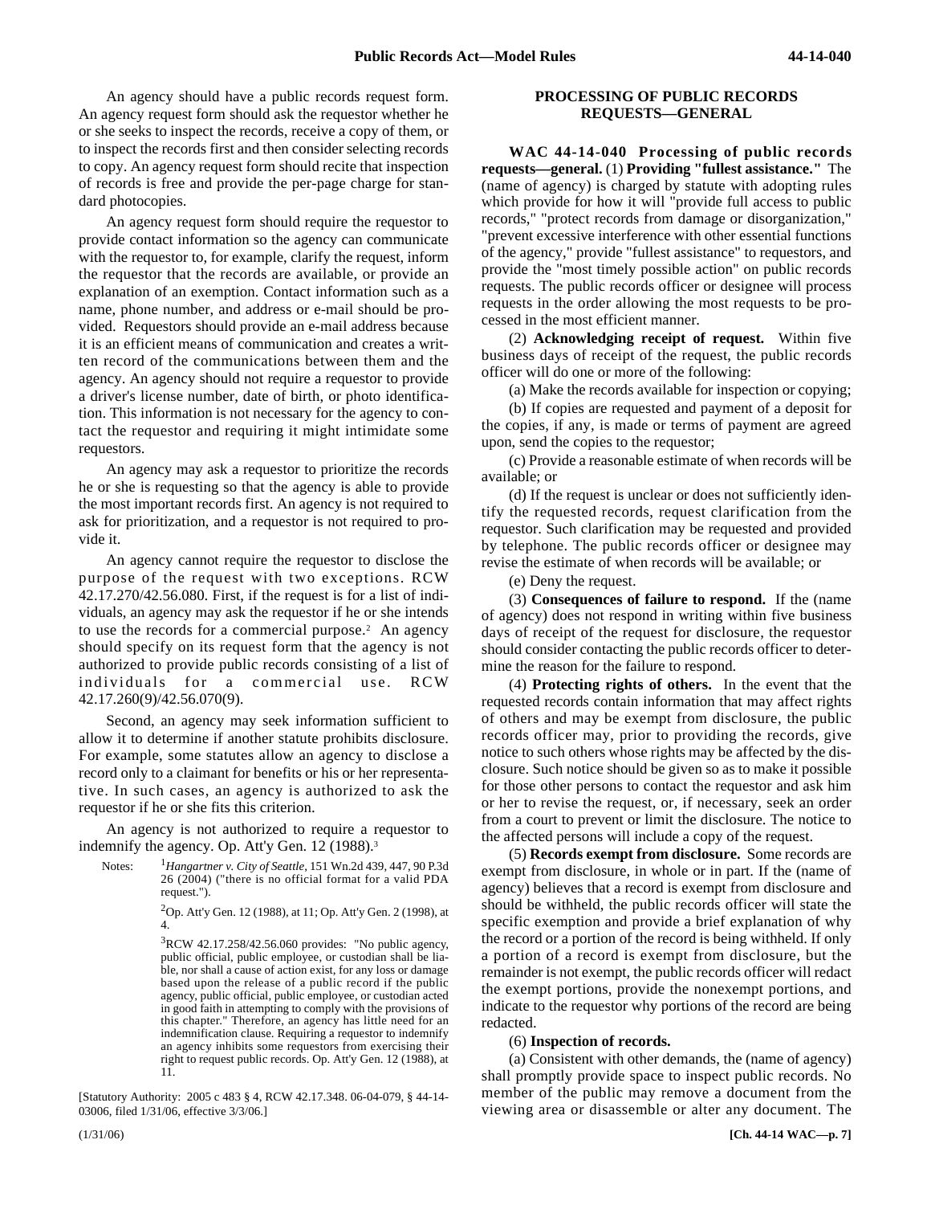An agency should have a public records request form. An agency request form should ask the requestor whether he or she seeks to inspect the records, receive a copy of them, or to inspect the records first and then consider selecting records to copy. An agency request form should recite that inspection of records is free and provide the per-page charge for standard photocopies.

An agency request form should require the requestor to provide contact information so the agency can communicate with the requestor to, for example, clarify the request, inform the requestor that the records are available, or provide an explanation of an exemption. Contact information such as a name, phone number, and address or e-mail should be provided. Requestors should provide an e-mail address because it is an efficient means of communication and creates a written record of the communications between them and the agency. An agency should not require a requestor to provide a driver's license number, date of birth, or photo identification. This information is not necessary for the agency to contact the requestor and requiring it might intimidate some requestors.

An agency may ask a requestor to prioritize the records he or she is requesting so that the agency is able to provide the most important records first. An agency is not required to ask for prioritization, and a requestor is not required to provide it.

An agency cannot require the requestor to disclose the purpose of the request with two exceptions. RCW 42.17.270/42.56.080. First, if the request is for a list of individuals, an agency may ask the requestor if he or she intends to use the records for a commercial purpose.[2] An agency should specify on its request form that the agency is not authorized to provide public records consisting of a list of individuals for a commercial use. RCW 42.17.260(9)/42.56.070(9).

Second, an agency may seek information sufficient to allow it to determine if another statute prohibits disclosure. For example, some statutes allow an agency to disclose a record only to a claimant for benefits or his or her representative. In such cases, an agency is authorized to ask the requestor if he or she fits this criterion.

An agency is not authorized to require a requestor to indemnify the agency. Op. Att'y Gen. 12 (1988).[3]

Notes: [1]*Hangartner v. City of Seattle*, 151 Wn.2d 439, 447, 90 P.3d 26 (2004) ("there is no official format for a valid PDA request.").

[2]Op. Att'y Gen. 12 (1988), at 11; Op. Att'y Gen. 2 (1998), at 4.

[3]RCW 42.17.258/42.56.060 provides: "No public agency, public official, public employee, or custodian shall be liable, nor shall a cause of action exist, for any loss or damage based upon the release of a public record if the public agency, public official, public employee, or custodian acted in good faith in attempting to comply with the provisions of this chapter." Therefore, an agency has little need for an indemnification clause. Requiring a requestor to indemnify an agency inhibits some requestors from exercising their right to request public records. Op. Att'y Gen. 12 (1988), at 11.

[Statutory Authority: 2005 c 483 § 4, RCW 42.17.348. 06-04-079, § 44-14-03006, filed 1/31/06, effective 3/3/06.]

## PROCESSING OF PUBLIC RECORDS REQUESTS—GENERAL

**WAC 44-14-040 Processing of public records requests—general.** (1) **Providing "fullest assistance."** The (name of agency) is charged by statute with adopting rules which provide for how it will "provide full access to public records," "protect records from damage or disorganization," "prevent excessive interference with other essential functions of the agency," provide "fullest assistance" to requestors, and provide the "most timely possible action" on public records requests. The public records officer or designee will process requests in the order allowing the most requests to be processed in the most efficient manner.

(2) **Acknowledging receipt of request.** Within five business days of receipt of the request, the public records officer will do one or more of the following:

(a) Make the records available for inspection or copying;

(b) If copies are requested and payment of a deposit for the copies, if any, is made or terms of payment are agreed upon, send the copies to the requestor;

(c) Provide a reasonable estimate of when records will be available; or

(d) If the request is unclear or does not sufficiently identify the requested records, request clarification from the requestor. Such clarification may be requested and provided by telephone. The public records officer or designee may revise the estimate of when records will be available; or

(e) Deny the request.

(3) **Consequences of failure to respond.** If the (name of agency) does not respond in writing within five business days of receipt of the request for disclosure, the requestor should consider contacting the public records officer to determine the reason for the failure to respond.

(4) **Protecting rights of others.** In the event that the requested records contain information that may affect rights of others and may be exempt from disclosure, the public records officer may, prior to providing the records, give notice to such others whose rights may be affected by the disclosure. Such notice should be given so as to make it possible for those other persons to contact the requestor and ask him or her to revise the request, or, if necessary, seek an order from a court to prevent or limit the disclosure. The notice to the affected persons will include a copy of the request.

(5) **Records exempt from disclosure.** Some records are exempt from disclosure, in whole or in part. If the (name of agency) believes that a record is exempt from disclosure and should be withheld, the public records officer will state the specific exemption and provide a brief explanation of why the record or a portion of the record is being withheld. If only a portion of a record is exempt from disclosure, but the remainder is not exempt, the public records officer will redact the exempt portions, provide the nonexempt portions, and indicate to the requestor why portions of the record are being redacted.

(6) **Inspection of records.**

(a) Consistent with other demands, the (name of agency) shall promptly provide space to inspect public records. No member of the public may remove a document from the viewing area or disassemble or alter any document. The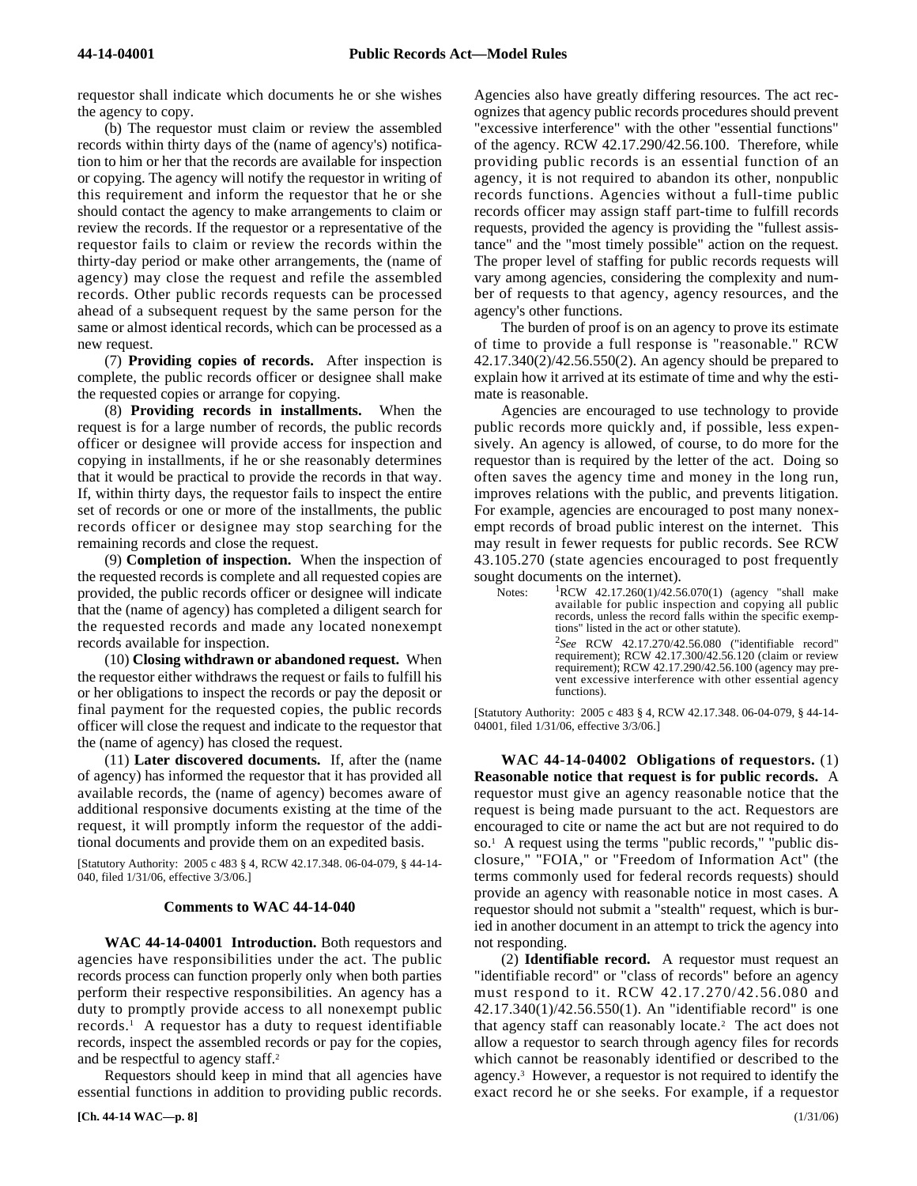requestor shall indicate which documents he or she wishes the agency to copy.

(b) The requestor must claim or review the assembled records within thirty days of the (name of agency's) notification to him or her that the records are available for inspection or copying. The agency will notify the requestor in writing of this requirement and inform the requestor that he or she should contact the agency to make arrangements to claim or review the records. If the requestor or a representative of the requestor fails to claim or review the records within the thirty-day period or make other arrangements, the (name of agency) may close the request and refile the assembled records. Other public records requests can be processed ahead of a subsequent request by the same person for the same or almost identical records, which can be processed as a new request.

(7) **Providing copies of records.** After inspection is complete, the public records officer or designee shall make the requested copies or arrange for copying.

(8) **Providing records in installments.** When the request is for a large number of records, the public records officer or designee will provide access for inspection and copying in installments, if he or she reasonably determines that it would be practical to provide the records in that way. If, within thirty days, the requestor fails to inspect the entire set of records or one or more of the installments, the public records officer or designee may stop searching for the remaining records and close the request.

(9) **Completion of inspection.** When the inspection of the requested records is complete and all requested copies are provided, the public records officer or designee will indicate that the (name of agency) has completed a diligent search for the requested records and made any located nonexempt records available for inspection.

(10) **Closing withdrawn or abandoned request.** When the requestor either withdraws the request or fails to fulfill his or her obligations to inspect the records or pay the deposit or final payment for the requested copies, the public records officer will close the request and indicate to the requestor that the (name of agency) has closed the request.

(11) **Later discovered documents.** If, after the (name of agency) has informed the requestor that it has provided all available records, the (name of agency) becomes aware of additional responsive documents existing at the time of the request, it will promptly inform the requestor of the additional documents and provide them on an expedited basis.

[Statutory Authority: 2005 c 483 § 4, RCW 42.17.348. 06-04-079, § 44-14-040, filed 1/31/06, effective 3/3/06.]

### Comments to WAC 44-14-040

**WAC 44-14-04001 Introduction.** Both requestors and agencies have responsibilities under the act. The public records process can function properly only when both parties perform their respective responsibilities. An agency has a duty to promptly provide access to all nonexempt public records.[1] A requestor has a duty to request identifiable records, inspect the assembled records or pay for the copies, and be respectful to agency staff.[2]

Requestors should keep in mind that all agencies have essential functions in addition to providing public records. Agencies also have greatly differing resources. The act recognizes that agency public records procedures should prevent "excessive interference" with the other "essential functions" of the agency. RCW 42.17.290/42.56.100. Therefore, while providing public records is an essential function of an agency, it is not required to abandon its other, nonpublic records functions. Agencies without a full-time public records officer may assign staff part-time to fulfill records requests, provided the agency is providing the "fullest assistance" and the "most timely possible" action on the request. The proper level of staffing for public records requests will vary among agencies, considering the complexity and number of requests to that agency, agency resources, and the agency's other functions.

The burden of proof is on an agency to prove its estimate of time to provide a full response is "reasonable." RCW 42.17.340(2)/42.56.550(2). An agency should be prepared to explain how it arrived at its estimate of time and why the estimate is reasonable.

Agencies are encouraged to use technology to provide public records more quickly and, if possible, less expensively. An agency is allowed, of course, to do more for the requestor than is required by the letter of the act. Doing so often saves the agency time and money in the long run, improves relations with the public, and prevents litigation. For example, agencies are encouraged to post many nonexempt records of broad public interest on the internet. This may result in fewer requests for public records. See RCW 43.105.270 (state agencies encouraged to post frequently sought documents on the internet).

Notes: [1]RCW 42.17.260(1)/42.56.070(1) (agency "shall make available for public inspection and copying all public records, unless the record falls within the specific exemptions" listed in the act or other statute).

[2]*See* RCW 42.17.270/42.56.080 ("identifiable record" requirement); RCW 42.17.300/42.56.120 (claim or review requirement); RCW 42.17.290/42.56.100 (agency may prevent excessive interference with other essential agency functions).

[Statutory Authority: 2005 c 483 § 4, RCW 42.17.348. 06-04-079, § 44-14-04001, filed 1/31/06, effective 3/3/06.]

**WAC 44-14-04002 Obligations of requestors.** (1) **Reasonable notice that request is for public records.** A requestor must give an agency reasonable notice that the request is being made pursuant to the act. Requestors are encouraged to cite or name the act but are not required to do so.[1] A request using the terms "public records," "public disclosure," "FOIA," or "Freedom of Information Act" (the terms commonly used for federal records requests) should provide an agency with reasonable notice in most cases. A requestor should not submit a "stealth" request, which is buried in another document in an attempt to trick the agency into not responding.

(2) **Identifiable record.** A requestor must request an "identifiable record" or "class of records" before an agency must respond to it. RCW 42.17.270/42.56.080 and 42.17.340(1)/42.56.550(1). An "identifiable record" is one that agency staff can reasonably locate.[2] The act does not allow a requestor to search through agency files for records which cannot be reasonably identified or described to the agency.[3] However, a requestor is not required to identify the exact record he or she seeks. For example, if a requestor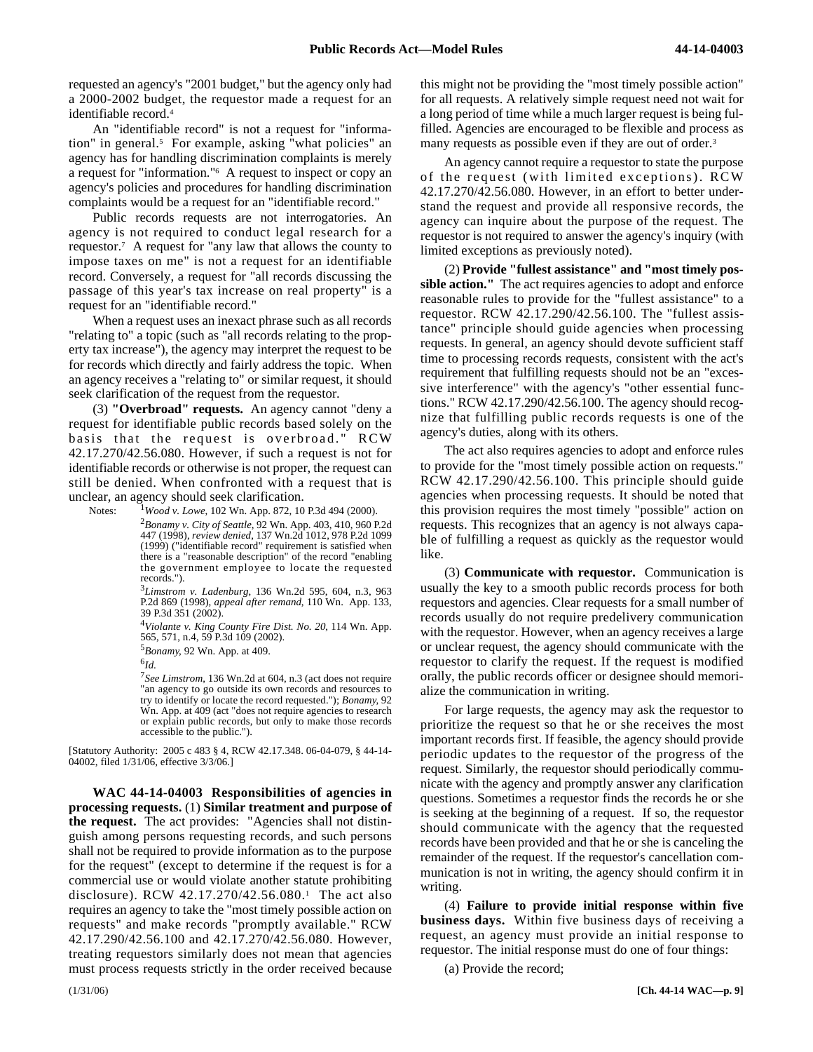requested an agency's "2001 budget," but the agency only had a 2000-2002 budget, the requestor made a request for an identifiable record.[4]

An "identifiable record" is not a request for "information" in general.[5] For example, asking "what policies" an agency has for handling discrimination complaints is merely a request for "information."[6] A request to inspect or copy an agency's policies and procedures for handling discrimination complaints would be a request for an "identifiable record."

Public records requests are not interrogatories. An agency is not required to conduct legal research for a requestor.[7] A request for "any law that allows the county to impose taxes on me" is not a request for an identifiable record. Conversely, a request for "all records discussing the passage of this year's tax increase on real property" is a request for an "identifiable record."

When a request uses an inexact phrase such as all records "relating to" a topic (such as "all records relating to the property tax increase"), the agency may interpret the request to be for records which directly and fairly address the topic. When an agency receives a "relating to" or similar request, it should seek clarification of the request from the requestor.

(3) **"Overbroad" requests.** An agency cannot "deny a request for identifiable public records based solely on the basis that the request is overbroad." RCW 42.17.270/42.56.080. However, if such a request is not for identifiable records or otherwise is not proper, the request can still be denied. When confronted with a request that is unclear, an agency should seek clarification.

Notes:
[1] *Wood v. Lowe*, 102 Wn. App. 872, 10 P.3d 494 (2000).

[2] *Bonamy v. City of Seattle*, 92 Wn. App. 403, 410, 960 P.2d 447 (1998), *review denied*, 137 Wn.2d 1012, 978 P.2d 1099 (1999) ("identifiable record" requirement is satisfied when there is a "reasonable description" of the record "enabling the government employee to locate the requested records.").

[3] *Limstrom v. Ladenburg*, 136 Wn.2d 595, 604, n.3, 963 P.2d 869 (1998), *appeal after remand*, 110 Wn. App. 133, 39 P.3d 351 (2002).

[4] *Violante v. King County Fire Dist. No. 20*, 114 Wn. App. 565, 571, n.4, 59 P.3d 109 (2002).

[5] *Bonamy*, 92 Wn. App. at 409.

[6] *Id.*

[7] *See Limstrom*, 136 Wn.2d at 604, n.3 (act does not require "an agency to go outside its own records and resources to try to identify or locate the record requested."); *Bonamy*, 92 Wn. App. at 409 (act "does not require agencies to research or explain public records, but only to make those records accessible to the public.").

[Statutory Authority: 2005 c 483 § 4, RCW 42.17.348. 06-04-079, § 44-14-04002, filed 1/31/06, effective 3/3/06.]

**WAC 44-14-04003 Responsibilities of agencies in processing requests.** (1) **Similar treatment and purpose of the request.** The act provides: "Agencies shall not distinguish among persons requesting records, and such persons shall not be required to provide information as to the purpose for the request" (except to determine if the request is for a commercial use or would violate another statute prohibiting disclosure). RCW 42.17.270/42.56.080.[1] The act also requires an agency to take the "most timely possible action on requests" and make records "promptly available." RCW 42.17.290/42.56.100 and 42.17.270/42.56.080. However, treating requestors similarly does not mean that agencies must process requests strictly in the order received because this might not be providing the "most timely possible action" for all requests. A relatively simple request need not wait for a long period of time while a much larger request is being fulfilled. Agencies are encouraged to be flexible and process as many requests as possible even if they are out of order.[3]

An agency cannot require a requestor to state the purpose of the request (with limited exceptions). RCW 42.17.270/42.56.080. However, in an effort to better understand the request and provide all responsive records, the agency can inquire about the purpose of the request. The requestor is not required to answer the agency's inquiry (with limited exceptions as previously noted).

(2) **Provide "fullest assistance" and "most timely possible action."** The act requires agencies to adopt and enforce reasonable rules to provide for the "fullest assistance" to a requestor. RCW 42.17.290/42.56.100. The "fullest assistance" principle should guide agencies when processing requests. In general, an agency should devote sufficient staff time to processing records requests, consistent with the act's requirement that fulfilling requests should not be an "excessive interference" with the agency's "other essential functions." RCW 42.17.290/42.56.100. The agency should recognize that fulfilling public records requests is one of the agency's duties, along with its others.

The act also requires agencies to adopt and enforce rules to provide for the "most timely possible action on requests." RCW 42.17.290/42.56.100. This principle should guide agencies when processing requests. It should be noted that this provision requires the most timely "possible" action on requests. This recognizes that an agency is not always capable of fulfilling a request as quickly as the requestor would like.

(3) **Communicate with requestor.** Communication is usually the key to a smooth public records process for both requestors and agencies. Clear requests for a small number of records usually do not require predelivery communication with the requestor. However, when an agency receives a large or unclear request, the agency should communicate with the requestor to clarify the request. If the request is modified orally, the public records officer or designee should memorialize the communication in writing.

For large requests, the agency may ask the requestor to prioritize the request so that he or she receives the most important records first. If feasible, the agency should provide periodic updates to the requestor of the progress of the request. Similarly, the requestor should periodically communicate with the agency and promptly answer any clarification questions. Sometimes a requestor finds the records he or she is seeking at the beginning of a request. If so, the requestor should communicate with the agency that the requested records have been provided and that he or she is canceling the remainder of the request. If the requestor's cancellation communication is not in writing, the agency should confirm it in writing.

(4) **Failure to provide initial response within five business days.** Within five business days of receiving a request, an agency must provide an initial response to requestor. The initial response must do one of four things:

(a) Provide the record;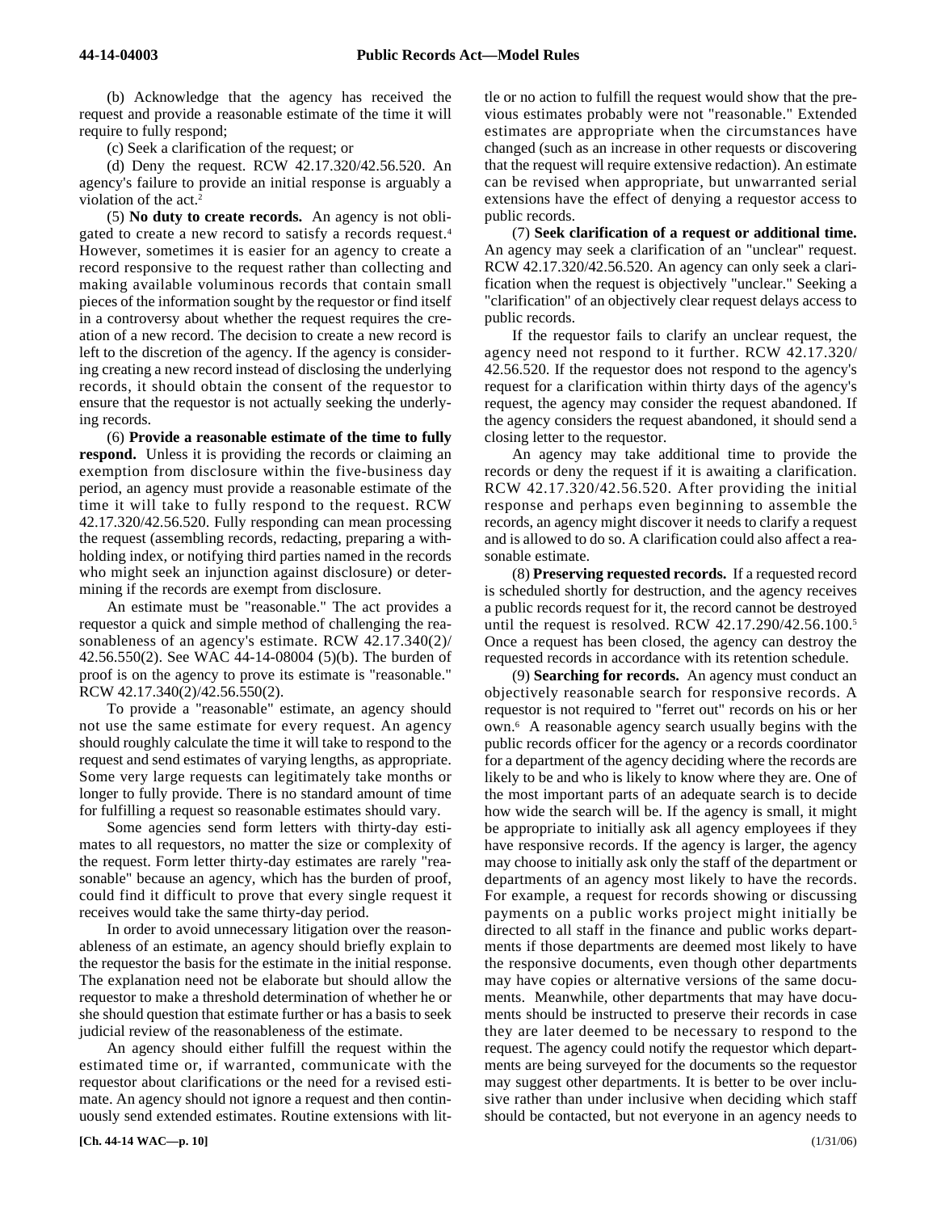(b) Acknowledge that the agency has received the request and provide a reasonable estimate of the time it will require to fully respond;

(c) Seek a clarification of the request; or

(d) Deny the request. RCW 42.17.320/42.56.520. An agency's failure to provide an initial response is arguably a violation of the act.[2]

(5) **No duty to create records.** An agency is not obligated to create a new record to satisfy a records request.[4] However, sometimes it is easier for an agency to create a record responsive to the request rather than collecting and making available voluminous records that contain small pieces of the information sought by the requestor or find itself in a controversy about whether the request requires the creation of a new record. The decision to create a new record is left to the discretion of the agency. If the agency is considering creating a new record instead of disclosing the underlying records, it should obtain the consent of the requestor to ensure that the requestor is not actually seeking the underlying records.

(6) **Provide a reasonable estimate of the time to fully respond.** Unless it is providing the records or claiming an exemption from disclosure within the five-business day period, an agency must provide a reasonable estimate of the time it will take to fully respond to the request. RCW 42.17.320/42.56.520. Fully responding can mean processing the request (assembling records, redacting, preparing a withholding index, or notifying third parties named in the records who might seek an injunction against disclosure) or determining if the records are exempt from disclosure.

An estimate must be "reasonable." The act provides a requestor a quick and simple method of challenging the reasonableness of an agency's estimate. RCW 42.17.340(2)/42.56.550(2). See WAC 44-14-08004 (5)(b). The burden of proof is on the agency to prove its estimate is "reasonable." RCW 42.17.340(2)/42.56.550(2).

To provide a "reasonable" estimate, an agency should not use the same estimate for every request. An agency should roughly calculate the time it will take to respond to the request and send estimates of varying lengths, as appropriate. Some very large requests can legitimately take months or longer to fully provide. There is no standard amount of time for fulfilling a request so reasonable estimates should vary.

Some agencies send form letters with thirty-day estimates to all requestors, no matter the size or complexity of the request. Form letter thirty-day estimates are rarely "reasonable" because an agency, which has the burden of proof, could find it difficult to prove that every single request it receives would take the same thirty-day period.

In order to avoid unnecessary litigation over the reasonableness of an estimate, an agency should briefly explain to the requestor the basis for the estimate in the initial response. The explanation need not be elaborate but should allow the requestor to make a threshold determination of whether he or she should question that estimate further or has a basis to seek judicial review of the reasonableness of the estimate.

An agency should either fulfill the request within the estimated time or, if warranted, communicate with the requestor about clarifications or the need for a revised estimate. An agency should not ignore a request and then continuously send extended estimates. Routine extensions with little or no action to fulfill the request would show that the previous estimates probably were not "reasonable." Extended estimates are appropriate when the circumstances have changed (such as an increase in other requests or discovering that the request will require extensive redaction). An estimate can be revised when appropriate, but unwarranted serial extensions have the effect of denying a requestor access to public records.

(7) **Seek clarification of a request or additional time.** An agency may seek a clarification of an "unclear" request. RCW 42.17.320/42.56.520. An agency can only seek a clarification when the request is objectively "unclear." Seeking a "clarification" of an objectively clear request delays access to public records.

If the requestor fails to clarify an unclear request, the agency need not respond to it further. RCW 42.17.320/42.56.520. If the requestor does not respond to the agency's request for a clarification within thirty days of the agency's request, the agency may consider the request abandoned. If the agency considers the request abandoned, it should send a closing letter to the requestor.

An agency may take additional time to provide the records or deny the request if it is awaiting a clarification. RCW 42.17.320/42.56.520. After providing the initial response and perhaps even beginning to assemble the records, an agency might discover it needs to clarify a request and is allowed to do so. A clarification could also affect a reasonable estimate.

(8) **Preserving requested records.** If a requested record is scheduled shortly for destruction, and the agency receives a public records request for it, the record cannot be destroyed until the request is resolved. RCW 42.17.290/42.56.100.[5] Once a request has been closed, the agency can destroy the requested records in accordance with its retention schedule.

(9) **Searching for records.** An agency must conduct an objectively reasonable search for responsive records. A requestor is not required to "ferret out" records on his or her own.[6] A reasonable agency search usually begins with the public records officer for the agency or a records coordinator for a department of the agency deciding where the records are likely to be and who is likely to know where they are. One of the most important parts of an adequate search is to decide how wide the search will be. If the agency is small, it might be appropriate to initially ask all agency employees if they have responsive records. If the agency is larger, the agency may choose to initially ask only the staff of the department or departments of an agency most likely to have the records. For example, a request for records showing or discussing payments on a public works project might initially be directed to all staff in the finance and public works departments if those departments are deemed most likely to have the responsive documents, even though other departments may have copies or alternative versions of the same documents. Meanwhile, other departments that may have documents should be instructed to preserve their records in case they are later deemed to be necessary to respond to the request. The agency could notify the requestor which departments are being surveyed for the documents so the requestor may suggest other departments. It is better to be over inclusive rather than under inclusive when deciding which staff should be contacted, but not everyone in an agency needs to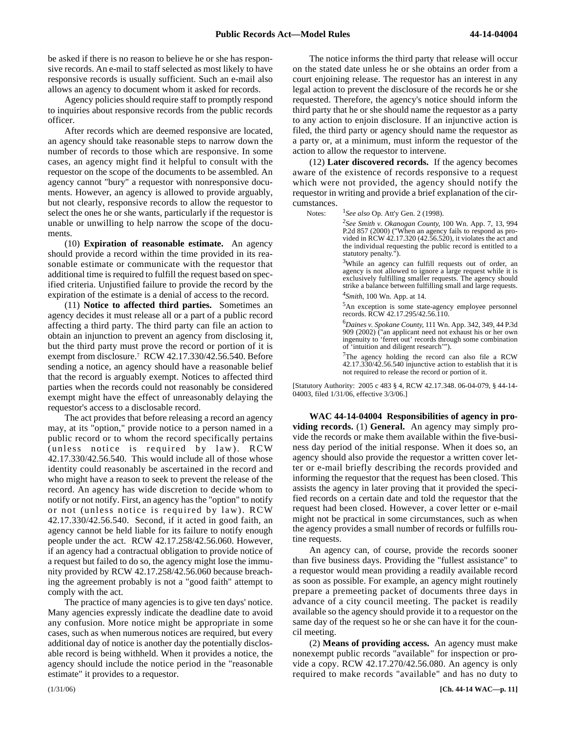be asked if there is no reason to believe he or she has responsive records. An e-mail to staff selected as most likely to have responsive records is usually sufficient. Such an e-mail also allows an agency to document whom it asked for records.

Agency policies should require staff to promptly respond to inquiries about responsive records from the public records officer.

After records which are deemed responsive are located, an agency should take reasonable steps to narrow down the number of records to those which are responsive. In some cases, an agency might find it helpful to consult with the requestor on the scope of the documents to be assembled. An agency cannot "bury" a requestor with nonresponsive documents. However, an agency is allowed to provide arguably, but not clearly, responsive records to allow the requestor to select the ones he or she wants, particularly if the requestor is unable or unwilling to help narrow the scope of the documents.

(10) **Expiration of reasonable estimate.** An agency should provide a record within the time provided in its reasonable estimate or communicate with the requestor that additional time is required to fulfill the request based on specified criteria. Unjustified failure to provide the record by the expiration of the estimate is a denial of access to the record.

(11) **Notice to affected third parties.** Sometimes an agency decides it must release all or a part of a public record affecting a third party. The third party can file an action to obtain an injunction to prevent an agency from disclosing it, but the third party must prove the record or portion of it is exempt from disclosure.[7] RCW 42.17.330/42.56.540. Before sending a notice, an agency should have a reasonable belief that the record is arguably exempt. Notices to affected third parties when the records could not reasonably be considered exempt might have the effect of unreasonably delaying the requestor's access to a disclosable record.

The act provides that before releasing a record an agency may, at its "option," provide notice to a person named in a public record or to whom the record specifically pertains (unless notice is required by law). RCW 42.17.330/42.56.540. This would include all of those whose identity could reasonably be ascertained in the record and who might have a reason to seek to prevent the release of the record. An agency has wide discretion to decide whom to notify or not notify. First, an agency has the "option" to notify or not (unless notice is required by law). RCW 42.17.330/42.56.540. Second, if it acted in good faith, an agency cannot be held liable for its failure to notify enough people under the act. RCW 42.17.258/42.56.060. However, if an agency had a contractual obligation to provide notice of a request but failed to do so, the agency might lose the immunity provided by RCW 42.17.258/42.56.060 because breaching the agreement probably is not a "good faith" attempt to comply with the act.

The practice of many agencies is to give ten days' notice. Many agencies expressly indicate the deadline date to avoid any confusion. More notice might be appropriate in some cases, such as when numerous notices are required, but every additional day of notice is another day the potentially disclosable record is being withheld. When it provides a notice, the agency should include the notice period in the "reasonable estimate" it provides to a requestor.

The notice informs the third party that release will occur on the stated date unless he or she obtains an order from a court enjoining release. The requestor has an interest in any legal action to prevent the disclosure of the records he or she requested. Therefore, the agency's notice should inform the third party that he or she should name the requestor as a party to any action to enjoin disclosure. If an injunctive action is filed, the third party or agency should name the requestor as a party or, at a minimum, must inform the requestor of the action to allow the requestor to intervene.

(12) **Later discovered records.** If the agency becomes aware of the existence of records responsive to a request which were not provided, the agency should notify the requestor in writing and provide a brief explanation of the circumstances.

Notes: [1]*See also* Op. Att'y Gen. 2 (1998).

[2]*See Smith v. Okanogan County*, 100 Wn. App. 7, 13, 994 P.2d 857 (2000) ("When an agency fails to respond as provided in RCW 42.17.320 (42.56.520), it violates the act and the individual requesting the public record is entitled to a statutory penalty.").

[3]While an agency can fulfill requests out of order, an agency is not allowed to ignore a large request while it is exclusively fulfilling smaller requests. The agency should strike a balance between fulfilling small and large requests.

[4]*Smith*, 100 Wn. App. at 14.

[5]An exception is some state-agency employee personnel records. RCW 42.17.295/42.56.110.

[6]*Daines v. Spokane County*, 111 Wn. App. 342, 349, 44 P.3d 909 (2002) ("an applicant need not exhaust his or her own ingenuity to 'ferret out' records through some combination of 'intuition and diligent research'").

[7]The agency holding the record can also file a RCW 42.17.330/42.56.540 injunctive action to establish that it is not required to release the record or portion of it.

[Statutory Authority: 2005 c 483 § 4, RCW 42.17.348. 06-04-079, § 44-14-04003, filed 1/31/06, effective 3/3/06.]

**WAC 44-14-04004 Responsibilities of agency in providing records.** (1) **General.** An agency may simply provide the records or make them available within the five-business day period of the initial response. When it does so, an agency should also provide the requestor a written cover letter or e-mail briefly describing the records provided and informing the requestor that the request has been closed. This assists the agency in later proving that it provided the specified records on a certain date and told the requestor that the request had been closed. However, a cover letter or e-mail might not be practical in some circumstances, such as when the agency provides a small number of records or fulfills routine requests.

An agency can, of course, provide the records sooner than five business days. Providing the "fullest assistance" to a requestor would mean providing a readily available record as soon as possible. For example, an agency might routinely prepare a premeeting packet of documents three days in advance of a city council meeting. The packet is readily available so the agency should provide it to a requestor on the same day of the request so he or she can have it for the council meeting.

(2) **Means of providing access.** An agency must make nonexempt public records "available" for inspection or provide a copy. RCW 42.17.270/42.56.080. An agency is only required to make records "available" and has no duty to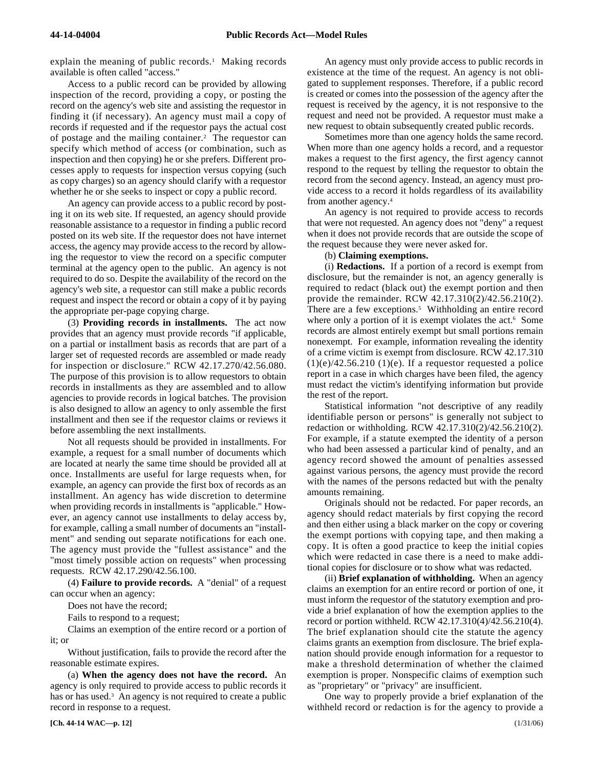explain the meaning of public records.[1] Making records available is often called "access."

Access to a public record can be provided by allowing inspection of the record, providing a copy, or posting the record on the agency's web site and assisting the requestor in finding it (if necessary). An agency must mail a copy of records if requested and if the requestor pays the actual cost of postage and the mailing container.[2] The requestor can specify which method of access (or combination, such as inspection and then copying) he or she prefers. Different processes apply to requests for inspection versus copying (such as copy charges) so an agency should clarify with a requestor whether he or she seeks to inspect or copy a public record.

An agency can provide access to a public record by posting it on its web site. If requested, an agency should provide reasonable assistance to a requestor in finding a public record posted on its web site. If the requestor does not have internet access, the agency may provide access to the record by allowing the requestor to view the record on a specific computer terminal at the agency open to the public. An agency is not required to do so. Despite the availability of the record on the agency's web site, a requestor can still make a public records request and inspect the record or obtain a copy of it by paying the appropriate per-page copying charge.

(3) **Providing records in installments.** The act now provides that an agency must provide records "if applicable, on a partial or installment basis as records that are part of a larger set of requested records are assembled or made ready for inspection or disclosure." RCW 42.17.270/42.56.080. The purpose of this provision is to allow requestors to obtain records in installments as they are assembled and to allow agencies to provide records in logical batches. The provision is also designed to allow an agency to only assemble the first installment and then see if the requestor claims or reviews it before assembling the next installments.

Not all requests should be provided in installments. For example, a request for a small number of documents which are located at nearly the same time should be provided all at once. Installments are useful for large requests when, for example, an agency can provide the first box of records as an installment. An agency has wide discretion to determine when providing records in installments is "applicable." However, an agency cannot use installments to delay access by, for example, calling a small number of documents an "installment" and sending out separate notifications for each one. The agency must provide the "fullest assistance" and the "most timely possible action on requests" when processing requests. RCW 42.17.290/42.56.100.

(4) **Failure to provide records.** A "denial" of a request can occur when an agency:

Does not have the record;

Fails to respond to a request;

Claims an exemption of the entire record or a portion of it; or

Without justification, fails to provide the record after the reasonable estimate expires.

(a) **When the agency does not have the record.** An agency is only required to provide access to public records it has or has used.[3] An agency is not required to create a public record in response to a request.

An agency must only provide access to public records in existence at the time of the request. An agency is not obligated to supplement responses. Therefore, if a public record is created or comes into the possession of the agency after the request is received by the agency, it is not responsive to the request and need not be provided. A requestor must make a new request to obtain subsequently created public records.

Sometimes more than one agency holds the same record. When more than one agency holds a record, and a requestor makes a request to the first agency, the first agency cannot respond to the request by telling the requestor to obtain the record from the second agency. Instead, an agency must provide access to a record it holds regardless of its availability from another agency.[4]

An agency is not required to provide access to records that were not requested. An agency does not "deny" a request when it does not provide records that are outside the scope of the request because they were never asked for.

(b) **Claiming exemptions.**

(i) **Redactions.** If a portion of a record is exempt from disclosure, but the remainder is not, an agency generally is required to redact (black out) the exempt portion and then provide the remainder. RCW 42.17.310(2)/42.56.210(2). There are a few exceptions.[5] Withholding an entire record where only a portion of it is exempt violates the act.[6] Some records are almost entirely exempt but small portions remain nonexempt. For example, information revealing the identity of a crime victim is exempt from disclosure. RCW 42.17.310 (1)(e)/42.56.210 (1)(e). If a requestor requested a police report in a case in which charges have been filed, the agency must redact the victim's identifying information but provide the rest of the report.

Statistical information "not descriptive of any readily identifiable person or persons" is generally not subject to redaction or withholding. RCW 42.17.310(2)/42.56.210(2). For example, if a statute exempted the identity of a person who had been assessed a particular kind of penalty, and an agency record showed the amount of penalties assessed against various persons, the agency must provide the record with the names of the persons redacted but with the penalty amounts remaining.

Originals should not be redacted. For paper records, an agency should redact materials by first copying the record and then either using a black marker on the copy or covering the exempt portions with copying tape, and then making a copy. It is often a good practice to keep the initial copies which were redacted in case there is a need to make additional copies for disclosure or to show what was redacted.

(ii) **Brief explanation of withholding.** When an agency claims an exemption for an entire record or portion of one, it must inform the requestor of the statutory exemption and provide a brief explanation of how the exemption applies to the record or portion withheld. RCW 42.17.310(4)/42.56.210(4). The brief explanation should cite the statute the agency claims grants an exemption from disclosure. The brief explanation should provide enough information for a requestor to make a threshold determination of whether the claimed exemption is proper. Nonspecific claims of exemption such as "proprietary" or "privacy" are insufficient.

One way to properly provide a brief explanation of the withheld record or redaction is for the agency to provide a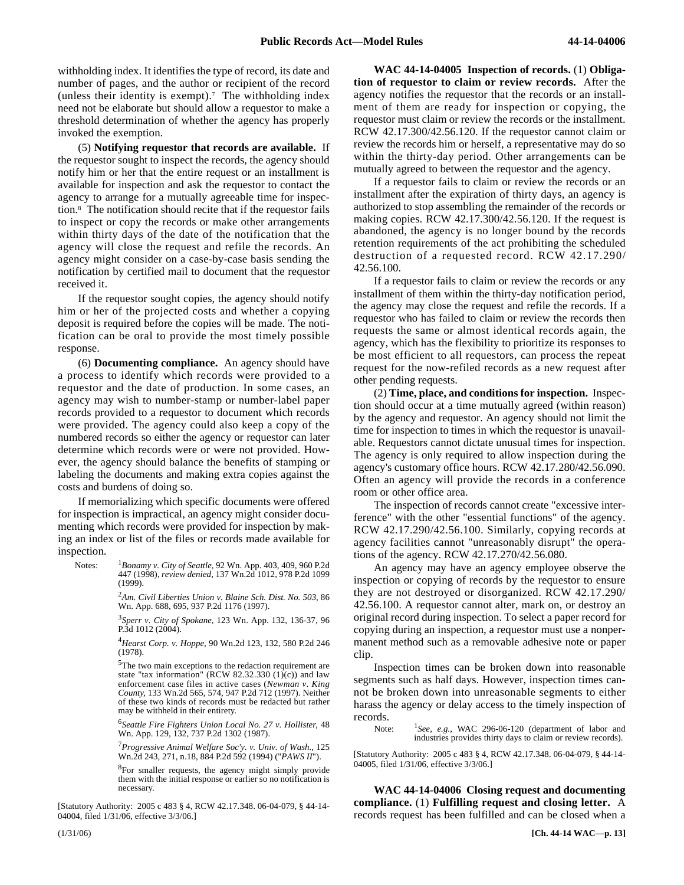withholding index. It identifies the type of record, its date and number of pages, and the author or recipient of the record (unless their identity is exempt).[7] The withholding index need not be elaborate but should allow a requestor to make a threshold determination of whether the agency has properly invoked the exemption.

(5) **Notifying requestor that records are available.** If the requestor sought to inspect the records, the agency should notify him or her that the entire request or an installment is available for inspection and ask the requestor to contact the agency to arrange for a mutually agreeable time for inspection.[8] The notification should recite that if the requestor fails to inspect or copy the records or make other arrangements within thirty days of the date of the notification that the agency will close the request and refile the records. An agency might consider on a case-by-case basis sending the notification by certified mail to document that the requestor received it.

If the requestor sought copies, the agency should notify him or her of the projected costs and whether a copying deposit is required before the copies will be made. The notification can be oral to provide the most timely possible response.

(6) **Documenting compliance.** An agency should have a process to identify which records were provided to a requestor and the date of production. In some cases, an agency may wish to number-stamp or number-label paper records provided to a requestor to document which records were provided. The agency could also keep a copy of the numbered records so either the agency or requestor can later determine which records were or were not provided. However, the agency should balance the benefits of stamping or labeling the documents and making extra copies against the costs and burdens of doing so.

If memorializing which specific documents were offered for inspection is impractical, an agency might consider documenting which records were provided for inspection by making an index or list of the files or records made available for inspection.

Notes:

[1]*Bonamy v. City of Seattle*, 92 Wn. App. 403, 409, 960 P.2d 447 (1998), *review denied*, 137 Wn.2d 1012, 978 P.2d 1099 (1999).

[2]*Am. Civil Liberties Union v. Blaine Sch. Dist. No. 503*, 86 Wn. App. 688, 695, 937 P.2d 1176 (1997).

[3]*Sperr v. City of Spokane*, 123 Wn. App. 132, 136-37, 96 P.3d 1012 (2004).

[4]*Hearst Corp. v. Hoppe*, 90 Wn.2d 123, 132, 580 P.2d 246 (1978).

[5]The two main exceptions to the redaction requirement are state "tax information" (RCW 82.32.330 (1)(c)) and law enforcement case files in active cases (*Newman v. King County*, 133 Wn.2d 565, 574, 947 P.2d 712 (1997). Neither of these two kinds of records must be redacted but rather may be withheld in their entirety.

[6]*Seattle Fire Fighters Union Local No. 27 v. Hollister*, 48 Wn. App. 129, 132, 737 P.2d 1302 (1987).

[7]*Progressive Animal Welfare Soc'y. v. Univ. of Wash.*, 125 Wn.2d 243, 271, n.18, 884 P.2d 592 (1994) ("*PAWS II*").

[8]For smaller requests, the agency might simply provide them with the initial response or earlier so no notification is necessary.

[Statutory Authority: 2005 c 483 § 4, RCW 42.17.348. 06-04-079, § 44-14-04004, filed 1/31/06, effective 3/3/06.]

**WAC 44-14-04005 Inspection of records.** (1) **Obligation of requestor to claim or review records.** After the agency notifies the requestor that the records or an installment of them are ready for inspection or copying, the requestor must claim or review the records or the installment. RCW 42.17.300/42.56.120. If the requestor cannot claim or review the records him or herself, a representative may do so within the thirty-day period. Other arrangements can be mutually agreed to between the requestor and the agency.

If a requestor fails to claim or review the records or an installment after the expiration of thirty days, an agency is authorized to stop assembling the remainder of the records or making copies. RCW 42.17.300/42.56.120. If the request is abandoned, the agency is no longer bound by the records retention requirements of the act prohibiting the scheduled destruction of a requested record. RCW 42.17.290/42.56.100.

If a requestor fails to claim or review the records or any installment of them within the thirty-day notification period, the agency may close the request and refile the records. If a requestor who has failed to claim or review the records then requests the same or almost identical records again, the agency, which has the flexibility to prioritize its responses to be most efficient to all requestors, can process the repeat request for the now-refiled records as a new request after other pending requests.

(2) **Time, place, and conditions for inspection.** Inspection should occur at a time mutually agreed (within reason) by the agency and requestor. An agency should not limit the time for inspection to times in which the requestor is unavailable. Requestors cannot dictate unusual times for inspection. The agency is only required to allow inspection during the agency's customary office hours. RCW 42.17.280/42.56.090. Often an agency will provide the records in a conference room or other office area.

The inspection of records cannot create "excessive interference" with the other "essential functions" of the agency. RCW 42.17.290/42.56.100. Similarly, copying records at agency facilities cannot "unreasonably disrupt" the operations of the agency. RCW 42.17.270/42.56.080.

An agency may have an agency employee observe the inspection or copying of records by the requestor to ensure they are not destroyed or disorganized. RCW 42.17.290/42.56.100. A requestor cannot alter, mark on, or destroy an original record during inspection. To select a paper record for copying during an inspection, a requestor must use a nonpermanent method such as a removable adhesive note or paper clip.

Inspection times can be broken down into reasonable segments such as half days. However, inspection times cannot be broken down into unreasonable segments to either harass the agency or delay access to the timely inspection of records.

Note: [1]*See, e.g.*, WAC 296-06-120 (department of labor and industries provides thirty days to claim or review records).

[Statutory Authority: 2005 c 483 § 4, RCW 42.17.348. 06-04-079, § 44-14-04005, filed 1/31/06, effective 3/3/06.]

**WAC 44-14-04006 Closing request and documenting compliance.** (1) **Fulfilling request and closing letter.** A records request has been fulfilled and can be closed when a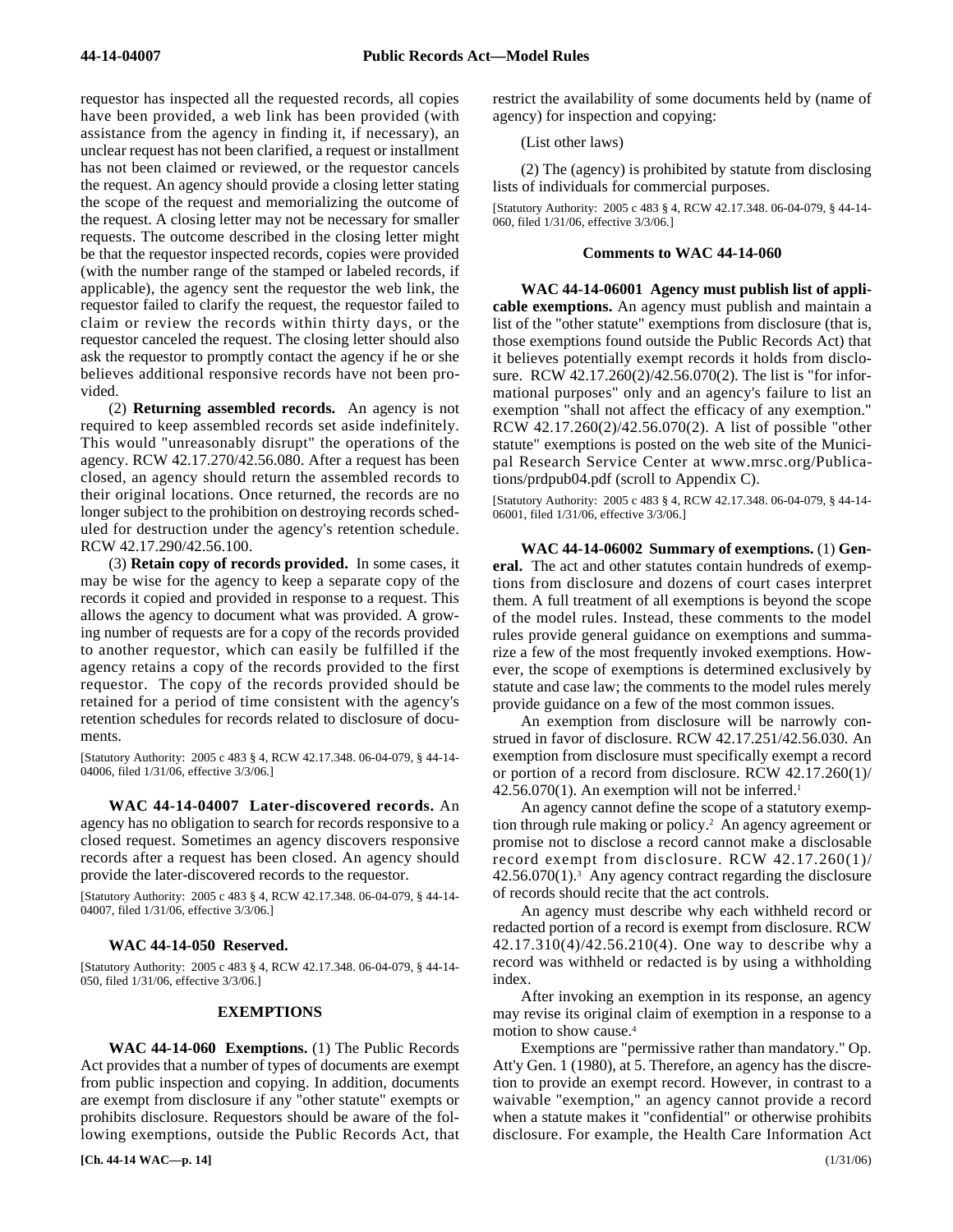requestor has inspected all the requested records, all copies have been provided, a web link has been provided (with assistance from the agency in finding it, if necessary), an unclear request has not been clarified, a request or installment has not been claimed or reviewed, or the requestor cancels the request. An agency should provide a closing letter stating the scope of the request and memorializing the outcome of the request. A closing letter may not be necessary for smaller requests. The outcome described in the closing letter might be that the requestor inspected records, copies were provided (with the number range of the stamped or labeled records, if applicable), the agency sent the requestor the web link, the requestor failed to clarify the request, the requestor failed to claim or review the records within thirty days, or the requestor canceled the request. The closing letter should also ask the requestor to promptly contact the agency if he or she believes additional responsive records have not been provided.

(2) **Returning assembled records.** An agency is not required to keep assembled records set aside indefinitely. This would "unreasonably disrupt" the operations of the agency. RCW 42.17.270/42.56.080. After a request has been closed, an agency should return the assembled records to their original locations. Once returned, the records are no longer subject to the prohibition on destroying records scheduled for destruction under the agency's retention schedule. RCW 42.17.290/42.56.100.

(3) **Retain copy of records provided.** In some cases, it may be wise for the agency to keep a separate copy of the records it copied and provided in response to a request. This allows the agency to document what was provided. A growing number of requests are for a copy of the records provided to another requestor, which can easily be fulfilled if the agency retains a copy of the records provided to the first requestor. The copy of the records provided should be retained for a period of time consistent with the agency's retention schedules for records related to disclosure of documents.

[Statutory Authority: 2005 c 483 § 4, RCW 42.17.348. 06-04-079, § 44-14-04006, filed 1/31/06, effective 3/3/06.]

**WAC 44-14-04007 Later-discovered records.** An agency has no obligation to search for records responsive to a closed request. Sometimes an agency discovers responsive records after a request has been closed. An agency should provide the later-discovered records to the requestor.

[Statutory Authority: 2005 c 483 § 4, RCW 42.17.348. 06-04-079, § 44-14-04007, filed 1/31/06, effective 3/3/06.]

**WAC 44-14-050 Reserved.**

[Statutory Authority: 2005 c 483 § 4, RCW 42.17.348. 06-04-079, § 44-14-050, filed 1/31/06, effective 3/3/06.]

## EXEMPTIONS

**WAC 44-14-060 Exemptions.** (1) The Public Records Act provides that a number of types of documents are exempt from public inspection and copying. In addition, documents are exempt from disclosure if any "other statute" exempts or prohibits disclosure. Requestors should be aware of the following exemptions, outside the Public Records Act, that restrict the availability of some documents held by (name of agency) for inspection and copying:

(List other laws)

(2) The (agency) is prohibited by statute from disclosing lists of individuals for commercial purposes.

[Statutory Authority: 2005 c 483 § 4, RCW 42.17.348. 06-04-079, § 44-14-060, filed 1/31/06, effective 3/3/06.]

### Comments to WAC 44-14-060

**WAC 44-14-06001 Agency must publish list of applicable exemptions.** An agency must publish and maintain a list of the "other statute" exemptions from disclosure (that is, those exemptions found outside the Public Records Act) that it believes potentially exempt records it holds from disclosure. RCW 42.17.260(2)/42.56.070(2). The list is "for informational purposes" only and an agency's failure to list an exemption "shall not affect the efficacy of any exemption." RCW 42.17.260(2)/42.56.070(2). A list of possible "other statute" exemptions is posted on the web site of the Municipal Research Service Center at www.mrsc.org/Publications/prdpub04.pdf (scroll to Appendix C).

[Statutory Authority: 2005 c 483 § 4, RCW 42.17.348. 06-04-079, § 44-14-06001, filed 1/31/06, effective 3/3/06.]

**WAC 44-14-06002 Summary of exemptions.** (1) **General.** The act and other statutes contain hundreds of exemptions from disclosure and dozens of court cases interpret them. A full treatment of all exemptions is beyond the scope of the model rules. Instead, these comments to the model rules provide general guidance on exemptions and summarize a few of the most frequently invoked exemptions. However, the scope of exemptions is determined exclusively by statute and case law; the comments to the model rules merely provide guidance on a few of the most common issues.

An exemption from disclosure will be narrowly construed in favor of disclosure. RCW 42.17.251/42.56.030. An exemption from disclosure must specifically exempt a record or portion of a record from disclosure. RCW 42.17.260(1)/42.56.070(1). An exemption will not be inferred.[1]

An agency cannot define the scope of a statutory exemption through rule making or policy.[2] An agency agreement or promise not to disclose a record cannot make a disclosable record exempt from disclosure. RCW 42.17.260(1)/42.56.070(1).[3] Any agency contract regarding the disclosure of records should recite that the act controls.

An agency must describe why each withheld record or redacted portion of a record is exempt from disclosure. RCW 42.17.310(4)/42.56.210(4). One way to describe why a record was withheld or redacted is by using a withholding index.

After invoking an exemption in its response, an agency may revise its original claim of exemption in a response to a motion to show cause.[4]

Exemptions are "permissive rather than mandatory." Op. Att'y Gen. 1 (1980), at 5. Therefore, an agency has the discretion to provide an exempt record. However, in contrast to a waivable "exemption," an agency cannot provide a record when a statute makes it "confidential" or otherwise prohibits disclosure. For example, the Health Care Information Act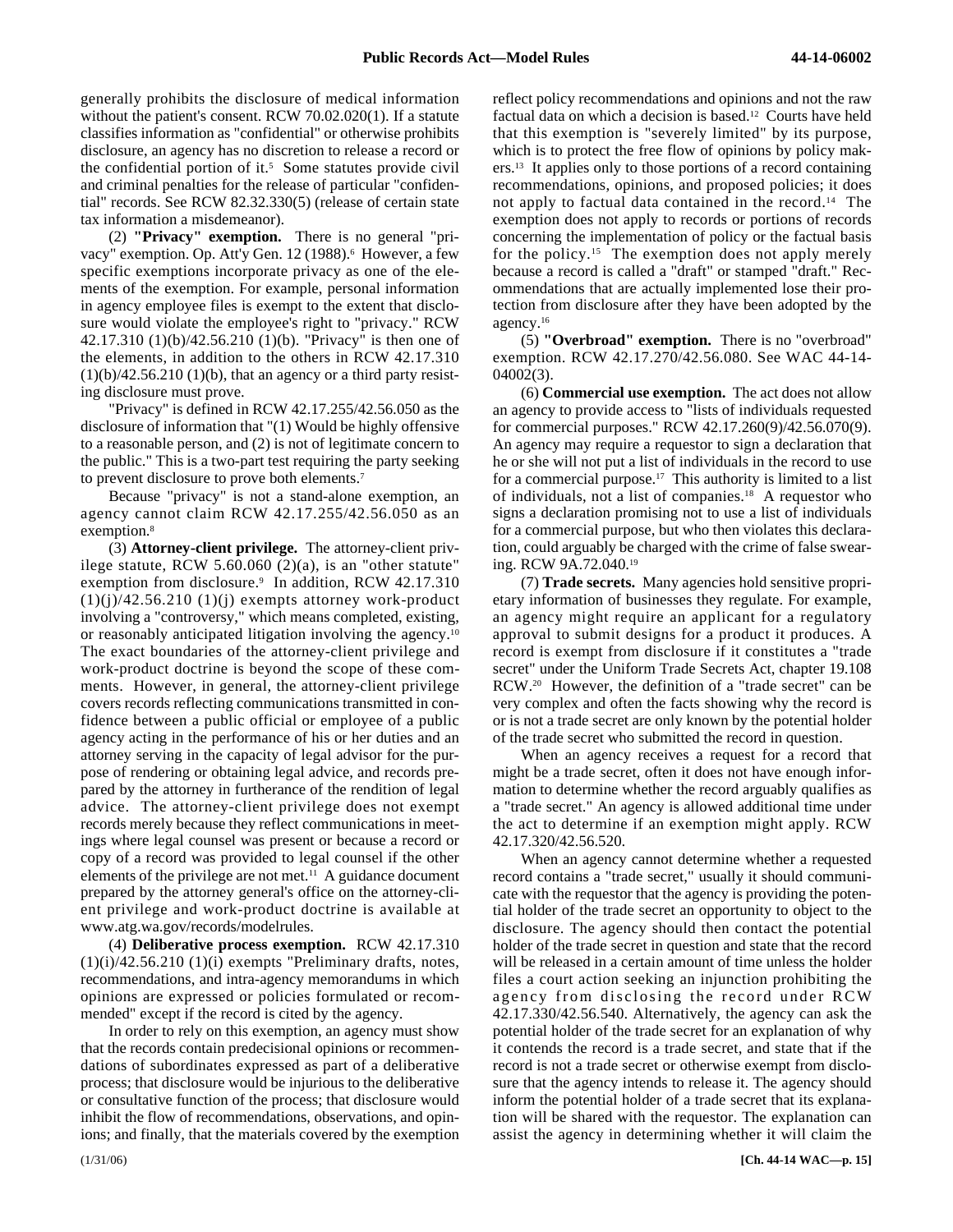generally prohibits the disclosure of medical information without the patient's consent. RCW 70.02.020(1). If a statute classifies information as "confidential" or otherwise prohibits disclosure, an agency has no discretion to release a record or the confidential portion of it.[5] Some statutes provide civil and criminal penalties for the release of particular "confidential" records. See RCW 82.32.330(5) (release of certain state tax information a misdemeanor).

(2) **"Privacy" exemption.** There is no general "privacy" exemption. Op. Att'y Gen. 12 (1988).[6] However, a few specific exemptions incorporate privacy as one of the elements of the exemption. For example, personal information in agency employee files is exempt to the extent that disclosure would violate the employee's right to "privacy." RCW 42.17.310 (1)(b)/42.56.210 (1)(b). "Privacy" is then one of the elements, in addition to the others in RCW 42.17.310 (1)(b)/42.56.210 (1)(b), that an agency or a third party resisting disclosure must prove.

"Privacy" is defined in RCW 42.17.255/42.56.050 as the disclosure of information that "(1) Would be highly offensive to a reasonable person, and (2) is not of legitimate concern to the public." This is a two-part test requiring the party seeking to prevent disclosure to prove both elements.[7]

Because "privacy" is not a stand-alone exemption, an agency cannot claim RCW 42.17.255/42.56.050 as an exemption.[8]

(3) **Attorney-client privilege.** The attorney-client privilege statute, RCW 5.60.060 (2)(a), is an "other statute" exemption from disclosure.[9] In addition, RCW 42.17.310 (1)(j)/42.56.210 (1)(j) exempts attorney work-product involving a "controversy," which means completed, existing, or reasonably anticipated litigation involving the agency.[10] The exact boundaries of the attorney-client privilege and work-product doctrine is beyond the scope of these comments. However, in general, the attorney-client privilege covers records reflecting communications transmitted in confidence between a public official or employee of a public agency acting in the performance of his or her duties and an attorney serving in the capacity of legal advisor for the purpose of rendering or obtaining legal advice, and records prepared by the attorney in furtherance of the rendition of legal advice. The attorney-client privilege does not exempt records merely because they reflect communications in meetings where legal counsel was present or because a record or copy of a record was provided to legal counsel if the other elements of the privilege are not met.[11] A guidance document prepared by the attorney general's office on the attorney-client privilege and work-product doctrine is available at www.atg.wa.gov/records/modelrules.

(4) **Deliberative process exemption.** RCW 42.17.310 (1)(i)/42.56.210 (1)(i) exempts "Preliminary drafts, notes, recommendations, and intra-agency memorandums in which opinions are expressed or policies formulated or recommended" except if the record is cited by the agency.

In order to rely on this exemption, an agency must show that the records contain predecisional opinions or recommendations of subordinates expressed as part of a deliberative process; that disclosure would be injurious to the deliberative or consultative function of the process; that disclosure would inhibit the flow of recommendations, observations, and opinions; and finally, that the materials covered by the exemption reflect policy recommendations and opinions and not the raw factual data on which a decision is based.[12] Courts have held that this exemption is "severely limited" by its purpose, which is to protect the free flow of opinions by policy makers.[13] It applies only to those portions of a record containing recommendations, opinions, and proposed policies; it does not apply to factual data contained in the record.[14] The exemption does not apply to records or portions of records concerning the implementation of policy or the factual basis for the policy.[15] The exemption does not apply merely because a record is called a "draft" or stamped "draft." Recommendations that are actually implemented lose their protection from disclosure after they have been adopted by the agency.[16]

(5) **"Overbroad" exemption.** There is no "overbroad" exemption. RCW 42.17.270/42.56.080. See WAC 44-14-04002(3).

(6) **Commercial use exemption.** The act does not allow an agency to provide access to "lists of individuals requested for commercial purposes." RCW 42.17.260(9)/42.56.070(9). An agency may require a requestor to sign a declaration that he or she will not put a list of individuals in the record to use for a commercial purpose.[17] This authority is limited to a list of individuals, not a list of companies.[18] A requestor who signs a declaration promising not to use a list of individuals for a commercial purpose, but who then violates this declaration, could arguably be charged with the crime of false swearing. RCW 9A.72.040.[19]

(7) **Trade secrets.** Many agencies hold sensitive proprietary information of businesses they regulate. For example, an agency might require an applicant for a regulatory approval to submit designs for a product it produces. A record is exempt from disclosure if it constitutes a "trade secret" under the Uniform Trade Secrets Act, chapter 19.108 RCW.[20] However, the definition of a "trade secret" can be very complex and often the facts showing why the record is or is not a trade secret are only known by the potential holder of the trade secret who submitted the record in question.

When an agency receives a request for a record that might be a trade secret, often it does not have enough information to determine whether the record arguably qualifies as a "trade secret." An agency is allowed additional time under the act to determine if an exemption might apply. RCW 42.17.320/42.56.520.

When an agency cannot determine whether a requested record contains a "trade secret," usually it should communicate with the requestor that the agency is providing the potential holder of the trade secret an opportunity to object to the disclosure. The agency should then contact the potential holder of the trade secret in question and state that the record will be released in a certain amount of time unless the holder files a court action seeking an injunction prohibiting the agency from disclosing the record under RCW 42.17.330/42.56.540. Alternatively, the agency can ask the potential holder of the trade secret for an explanation of why it contends the record is a trade secret, and state that if the record is not a trade secret or otherwise exempt from disclosure that the agency intends to release it. The agency should inform the potential holder of a trade secret that its explanation will be shared with the requestor. The explanation can assist the agency in determining whether it will claim the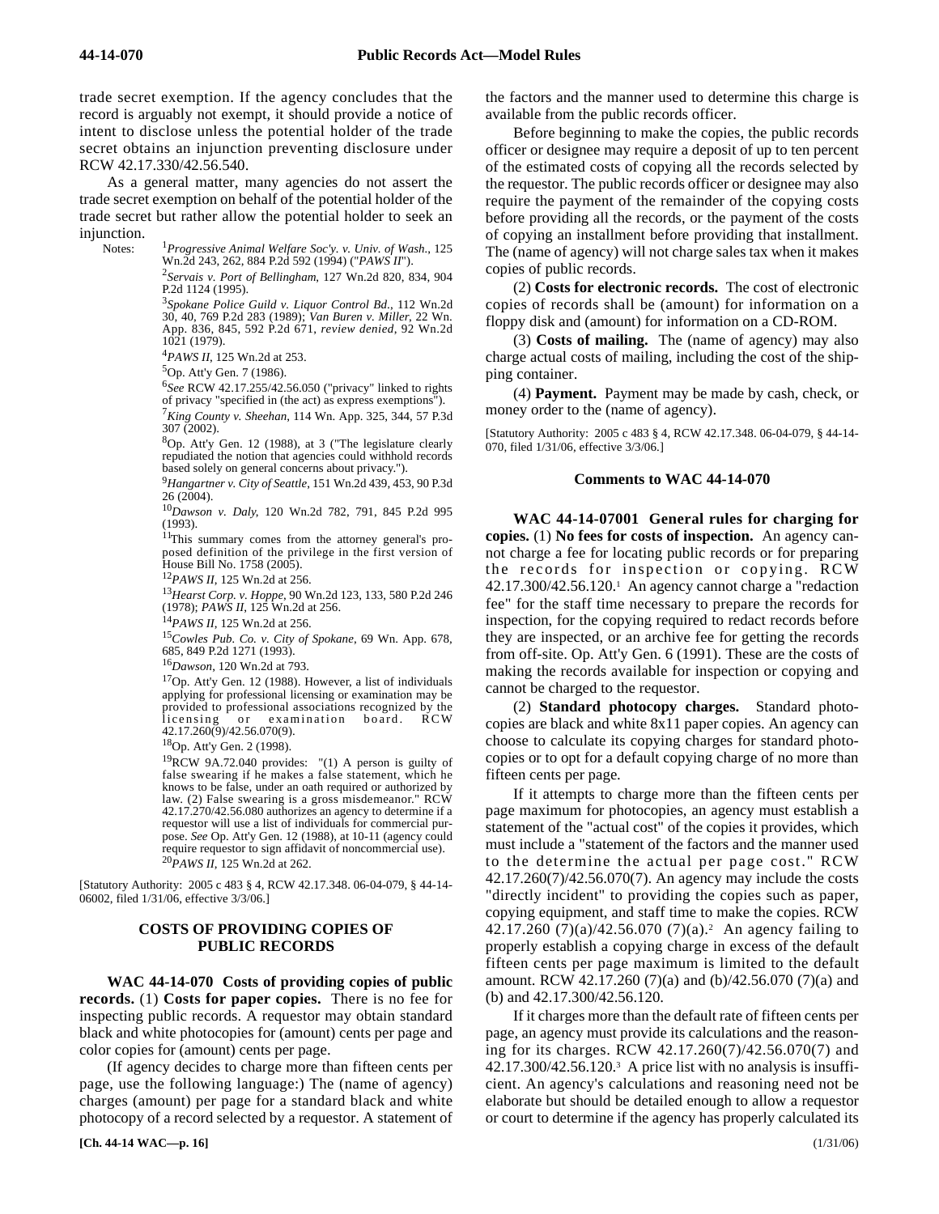trade secret exemption. If the agency concludes that the record is arguably not exempt, it should provide a notice of intent to disclose unless the potential holder of the trade secret obtains an injunction preventing disclosure under RCW 42.17.330/42.56.540.

As a general matter, many agencies do not assert the trade secret exemption on behalf of the potential holder of the trade secret but rather allow the potential holder to seek an injunction.

Notes:

[1]*Progressive Animal Welfare Soc'y. v. Univ. of Wash.*, 125 Wn.2d 243, 262, 884 P.2d 592 (1994) ("*PAWS II*").

[2]*Servais v. Port of Bellingham*, 127 Wn.2d 820, 834, 904 P.2d 1124 (1995).

[3]*Spokane Police Guild v. Liquor Control Bd.*, 112 Wn.2d 30, 40, 769 P.2d 283 (1989); *Van Buren v. Miller*, 22 Wn. App. 836, 845, 592 P.2d 671, *review denied*, 92 Wn.2d 1021 (1979).

[4]*PAWS II*, 125 Wn.2d at 253.

[5]Op. Att'y Gen. 7 (1986).

[6]*See* RCW 42.17.255/42.56.050 ("privacy" linked to rights of privacy "specified in (the act) as express exemptions").

[7]*King County v. Sheehan*, 114 Wn. App. 325, 344, 57 P.3d 307 (2002).

[8]Op. Att'y Gen. 12 (1988), at 3 ("The legislature clearly repudiated the notion that agencies could withhold records based solely on general concerns about privacy.").

[9]*Hangartner v. City of Seattle*, 151 Wn.2d 439, 453, 90 P.3d 26 (2004).

[10]*Dawson v. Daly*, 120 Wn.2d 782, 791, 845 P.2d 995 (1993).

[11]This summary comes from the attorney general's proposed definition of the privilege in the first version of House Bill No. 1758 (2005).

[12]*PAWS II*, 125 Wn.2d at 256.

[13]*Hearst Corp. v. Hoppe*, 90 Wn.2d 123, 133, 580 P.2d 246 (1978); *PAWS II*, 125 Wn.2d at 256.

[14]*PAWS II*, 125 Wn.2d at 256.

[15]*Cowles Pub. Co. v. City of Spokane*, 69 Wn. App. 678, 685, 849 P.2d 1271 (1993).

[16]*Dawson*, 120 Wn.2d at 793.

[17]Op. Att'y Gen. 12 (1988). However, a list of individuals applying for professional licensing or examination may be provided to professional associations recognized by the licensing or examination board. RCW 42.17.260(9)/42.56.070(9).

[18]Op. Att'y Gen. 2 (1998).

[19]RCW 9A.72.040 provides: "(1) A person is guilty of false swearing if he makes a false statement, which he knows to be false, under an oath required or authorized by law. (2) False swearing is a gross misdemeanor." RCW 42.17.270/42.56.080 authorizes an agency to determine if a requestor will use a list of individuals for commercial purpose. *See* Op. Att'y Gen. 12 (1988), at 10-11 (agency could require requestor to sign affidavit of noncommercial use).

[20]*PAWS II*, 125 Wn.2d at 262.

[Statutory Authority: 2005 c 483 § 4, RCW 42.17.348. 06-04-079, § 44-14-06002, filed 1/31/06, effective 3/3/06.]

## COSTS OF PROVIDING COPIES OF PUBLIC RECORDS

**WAC 44-14-070 Costs of providing copies of public records.** (1) **Costs for paper copies.** There is no fee for inspecting public records. A requestor may obtain standard black and white photocopies for (amount) cents per page and color copies for (amount) cents per page.

(If agency decides to charge more than fifteen cents per page, use the following language:) The (name of agency) charges (amount) per page for a standard black and white photocopy of a record selected by a requestor. A statement of the factors and the manner used to determine this charge is available from the public records officer.

Before beginning to make the copies, the public records officer or designee may require a deposit of up to ten percent of the estimated costs of copying all the records selected by the requestor. The public records officer or designee may also require the payment of the remainder of the copying costs before providing all the records, or the payment of the costs of copying an installment before providing that installment. The (name of agency) will not charge sales tax when it makes copies of public records.

(2) **Costs for electronic records.** The cost of electronic copies of records shall be (amount) for information on a floppy disk and (amount) for information on a CD-ROM.

(3) **Costs of mailing.** The (name of agency) may also charge actual costs of mailing, including the cost of the shipping container.

(4) **Payment.** Payment may be made by cash, check, or money order to the (name of agency).

[Statutory Authority: 2005 c 483 § 4, RCW 42.17.348. 06-04-079, § 44-14-070, filed 1/31/06, effective 3/3/06.]

### Comments to WAC 44-14-070

**WAC 44-14-07001 General rules for charging for copies.** (1) **No fees for costs of inspection.** An agency cannot charge a fee for locating public records or for preparing the records for inspection or copying. RCW 42.17.300/42.56.120.[1] An agency cannot charge a "redaction fee" for the staff time necessary to prepare the records for inspection, for the copying required to redact records before they are inspected, or for an archive fee for getting the records from off-site. Op. Att'y Gen. 6 (1991). These are the costs of making the records available for inspection or copying and cannot be charged to the requestor.

(2) **Standard photocopy charges.** Standard photocopies are black and white 8x11 paper copies. An agency can choose to calculate its copying charges for standard photocopies or to opt for a default copying charge of no more than fifteen cents per page.

If it attempts to charge more than the fifteen cents per page maximum for photocopies, an agency must establish a statement of the "actual cost" of the copies it provides, which must include a "statement of the factors and the manner used to the determine the actual per page cost." RCW 42.17.260(7)/42.56.070(7). An agency may include the costs "directly incident" to providing the copies such as paper, copying equipment, and staff time to make the copies. RCW 42.17.260 (7)(a)/42.56.070 (7)(a).[2] An agency failing to properly establish a copying charge in excess of the default fifteen cents per page maximum is limited to the default amount. RCW 42.17.260 (7)(a) and (b)/42.56.070 (7)(a) and (b) and 42.17.300/42.56.120.

If it charges more than the default rate of fifteen cents per page, an agency must provide its calculations and the reasoning for its charges. RCW 42.17.260(7)/42.56.070(7) and 42.17.300/42.56.120.[3] A price list with no analysis is insufficient. An agency's calculations and reasoning need not be elaborate but should be detailed enough to allow a requestor or court to determine if the agency has properly calculated its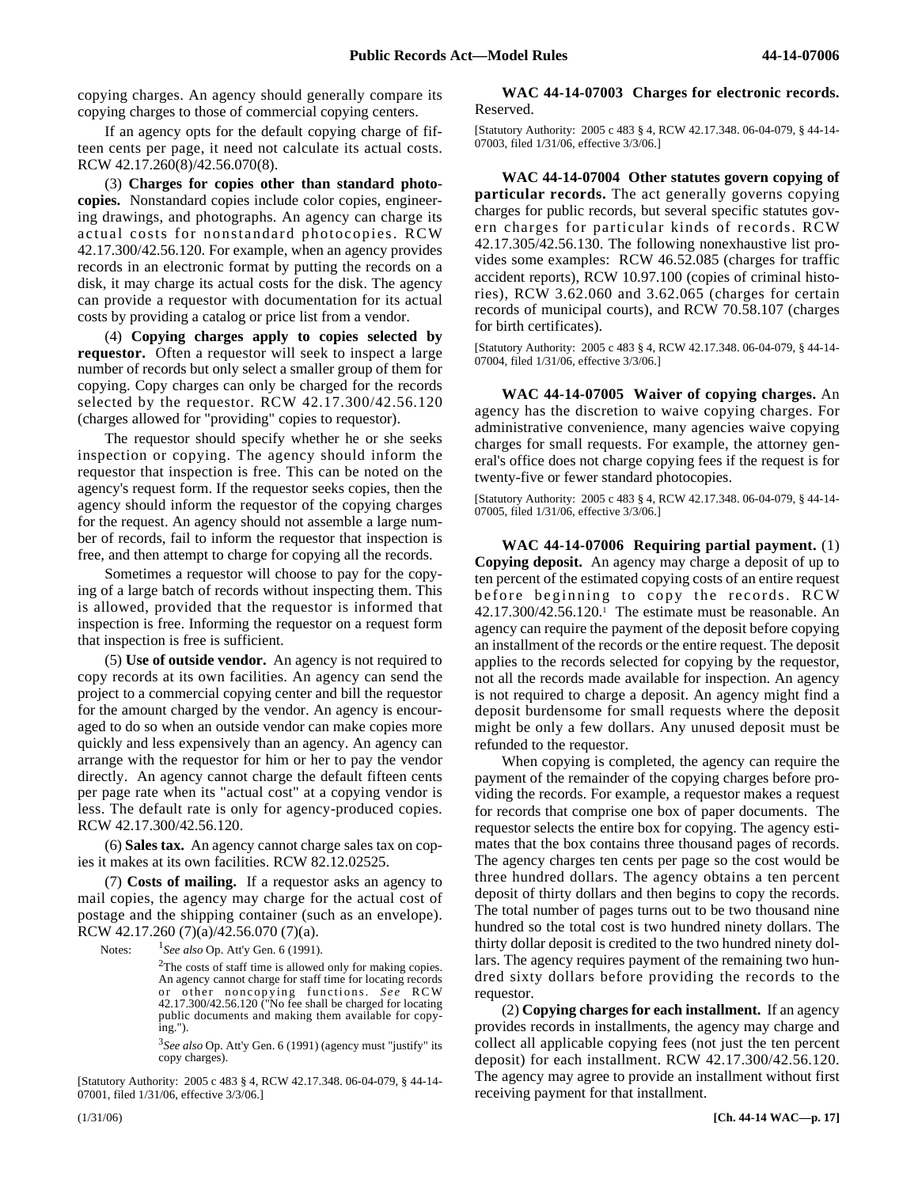copying charges. An agency should generally compare its copying charges to those of commercial copying centers.

If an agency opts for the default copying charge of fifteen cents per page, it need not calculate its actual costs. RCW 42.17.260(8)/42.56.070(8).

(3) **Charges for copies other than standard photocopies.** Nonstandard copies include color copies, engineering drawings, and photographs. An agency can charge its actual costs for nonstandard photocopies. RCW 42.17.300/42.56.120. For example, when an agency provides records in an electronic format by putting the records on a disk, it may charge its actual costs for the disk. The agency can provide a requestor with documentation for its actual costs by providing a catalog or price list from a vendor.

(4) **Copying charges apply to copies selected by requestor.** Often a requestor will seek to inspect a large number of records but only select a smaller group of them for copying. Copy charges can only be charged for the records selected by the requestor. RCW 42.17.300/42.56.120 (charges allowed for "providing" copies to requestor).

The requestor should specify whether he or she seeks inspection or copying. The agency should inform the requestor that inspection is free. This can be noted on the agency's request form. If the requestor seeks copies, then the agency should inform the requestor of the copying charges for the request. An agency should not assemble a large number of records, fail to inform the requestor that inspection is free, and then attempt to charge for copying all the records.

Sometimes a requestor will choose to pay for the copying of a large batch of records without inspecting them. This is allowed, provided that the requestor is informed that inspection is free. Informing the requestor on a request form that inspection is free is sufficient.

(5) **Use of outside vendor.** An agency is not required to copy records at its own facilities. An agency can send the project to a commercial copying center and bill the requestor for the amount charged by the vendor. An agency is encouraged to do so when an outside vendor can make copies more quickly and less expensively than an agency. An agency can arrange with the requestor for him or her to pay the vendor directly. An agency cannot charge the default fifteen cents per page rate when its "actual cost" at a copying vendor is less. The default rate is only for agency-produced copies. RCW 42.17.300/42.56.120.

(6) **Sales tax.** An agency cannot charge sales tax on copies it makes at its own facilities. RCW 82.12.02525.

(7) **Costs of mailing.** If a requestor asks an agency to mail copies, the agency may charge for the actual cost of postage and the shipping container (such as an envelope). RCW 42.17.260 (7)(a)/42.56.070 (7)(a).

Notes: [1] *See also* Op. Att'y Gen. 6 (1991).

[2] The costs of staff time is allowed only for making copies. An agency cannot charge for staff time for locating records or other noncopying functions. *See* RCW 42.17.300/42.56.120 ("No fee shall be charged for locating public documents and making them available for copying.").

[3] *See also* Op. Att'y Gen. 6 (1991) (agency must "justify" its copy charges).

[Statutory Authority: 2005 c 483 § 4, RCW 42.17.348. 06-04-079, § 44-14-07001, filed 1/31/06, effective 3/3/06.]

**WAC 44-14-07003 Charges for electronic records.** Reserved.

[Statutory Authority: 2005 c 483 § 4, RCW 42.17.348. 06-04-079, § 44-14-07003, filed 1/31/06, effective 3/3/06.]

**WAC 44-14-07004 Other statutes govern copying of particular records.** The act generally governs copying charges for public records, but several specific statutes govern charges for particular kinds of records. RCW 42.17.305/42.56.130. The following nonexhaustive list provides some examples: RCW 46.52.085 (charges for traffic accident reports), RCW 10.97.100 (copies of criminal histories), RCW 3.62.060 and 3.62.065 (charges for certain records of municipal courts), and RCW 70.58.107 (charges for birth certificates).

[Statutory Authority: 2005 c 483 § 4, RCW 42.17.348. 06-04-079, § 44-14-07004, filed 1/31/06, effective 3/3/06.]

**WAC 44-14-07005 Waiver of copying charges.** An agency has the discretion to waive copying charges. For administrative convenience, many agencies waive copying charges for small requests. For example, the attorney general's office does not charge copying fees if the request is for twenty-five or fewer standard photocopies.

[Statutory Authority: 2005 c 483 § 4, RCW 42.17.348. 06-04-079, § 44-14-07005, filed 1/31/06, effective 3/3/06.]

**WAC 44-14-07006 Requiring partial payment.** (1) **Copying deposit.** An agency may charge a deposit of up to ten percent of the estimated copying costs of an entire request before beginning to copy the records. RCW 42.17.300/42.56.120.[1] The estimate must be reasonable. An agency can require the payment of the deposit before copying an installment of the records or the entire request. The deposit applies to the records selected for copying by the requestor, not all the records made available for inspection. An agency is not required to charge a deposit. An agency might find a deposit burdensome for small requests where the deposit might be only a few dollars. Any unused deposit must be refunded to the requestor.

When copying is completed, the agency can require the payment of the remainder of the copying charges before providing the records. For example, a requestor makes a request for records that comprise one box of paper documents. The requestor selects the entire box for copying. The agency estimates that the box contains three thousand pages of records. The agency charges ten cents per page so the cost would be three hundred dollars. The agency obtains a ten percent deposit of thirty dollars and then begins to copy the records. The total number of pages turns out to be two thousand nine hundred so the total cost is two hundred ninety dollars. The thirty dollar deposit is credited to the two hundred ninety dollars. The agency requires payment of the remaining two hundred sixty dollars before providing the records to the requestor.

(2) **Copying charges for each installment.** If an agency provides records in installments, the agency may charge and collect all applicable copying fees (not just the ten percent deposit) for each installment. RCW 42.17.300/42.56.120. The agency may agree to provide an installment without first receiving payment for that installment.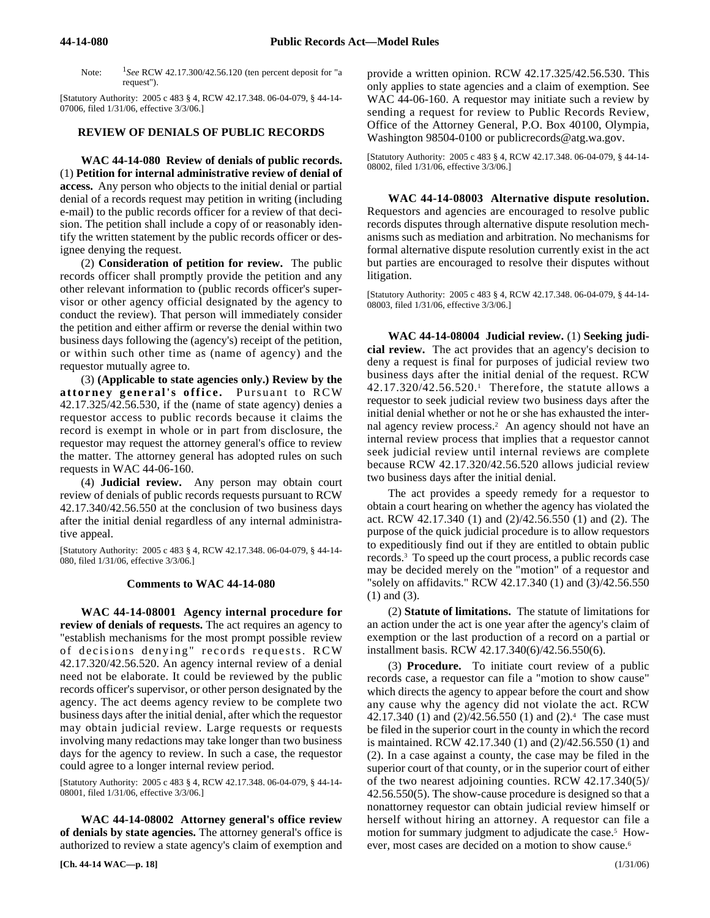Note: [1]*See* RCW 42.17.300/42.56.120 (ten percent deposit for "a request").

[Statutory Authority: 2005 c 483 § 4, RCW 42.17.348. 06-04-079, § 44-14-07006, filed 1/31/06, effective 3/3/06.]

## REVIEW OF DENIALS OF PUBLIC RECORDS

**WAC 44-14-080 Review of denials of public records.** (1) **Petition for internal administrative review of denial of access.** Any person who objects to the initial denial or partial denial of a records request may petition in writing (including e-mail) to the public records officer for a review of that decision. The petition shall include a copy of or reasonably identify the written statement by the public records officer or designee denying the request.

(2) **Consideration of petition for review.** The public records officer shall promptly provide the petition and any other relevant information to (public records officer's supervisor or other agency official designated by the agency to conduct the review). That person will immediately consider the petition and either affirm or reverse the denial within two business days following the (agency's) receipt of the petition, or within such other time as (name of agency) and the requestor mutually agree to.

(3) **(Applicable to state agencies only.) Review by the attorney general's office.** Pursuant to RCW 42.17.325/42.56.530, if the (name of state agency) denies a requestor access to public records because it claims the record is exempt in whole or in part from disclosure, the requestor may request the attorney general's office to review the matter. The attorney general has adopted rules on such requests in WAC 44-06-160.

(4) **Judicial review.** Any person may obtain court review of denials of public records requests pursuant to RCW 42.17.340/42.56.550 at the conclusion of two business days after the initial denial regardless of any internal administrative appeal.

[Statutory Authority: 2005 c 483 § 4, RCW 42.17.348. 06-04-079, § 44-14-080, filed 1/31/06, effective 3/3/06.]

### Comments to WAC 44-14-080

**WAC 44-14-08001 Agency internal procedure for review of denials of requests.** The act requires an agency to "establish mechanisms for the most prompt possible review of decisions denying" records requests. RCW 42.17.320/42.56.520. An agency internal review of a denial need not be elaborate. It could be reviewed by the public records officer's supervisor, or other person designated by the agency. The act deems agency review to be complete two business days after the initial denial, after which the requestor may obtain judicial review. Large requests or requests involving many redactions may take longer than two business days for the agency to review. In such a case, the requestor could agree to a longer internal review period.

[Statutory Authority: 2005 c 483 § 4, RCW 42.17.348. 06-04-079, § 44-14-08001, filed 1/31/06, effective 3/3/06.]

**WAC 44-14-08002 Attorney general's office review of denials by state agencies.** The attorney general's office is authorized to review a state agency's claim of exemption and provide a written opinion. RCW 42.17.325/42.56.530. This only applies to state agencies and a claim of exemption. See WAC 44-06-160. A requestor may initiate such a review by sending a request for review to Public Records Review, Office of the Attorney General, P.O. Box 40100, Olympia, Washington 98504-0100 or publicrecords@atg.wa.gov.

[Statutory Authority: 2005 c 483 § 4, RCW 42.17.348. 06-04-079, § 44-14-08002, filed 1/31/06, effective 3/3/06.]

**WAC 44-14-08003 Alternative dispute resolution.** Requestors and agencies are encouraged to resolve public records disputes through alternative dispute resolution mechanisms such as mediation and arbitration. No mechanisms for formal alternative dispute resolution currently exist in the act but parties are encouraged to resolve their disputes without litigation.

[Statutory Authority: 2005 c 483 § 4, RCW 42.17.348. 06-04-079, § 44-14-08003, filed 1/31/06, effective 3/3/06.]

**WAC 44-14-08004 Judicial review.** (1) **Seeking judicial review.** The act provides that an agency's decision to deny a request is final for purposes of judicial review two business days after the initial denial of the request. RCW 42.17.320/42.56.520.[1] Therefore, the statute allows a requestor to seek judicial review two business days after the initial denial whether or not he or she has exhausted the internal agency review process.[2] An agency should not have an internal review process that implies that a requestor cannot seek judicial review until internal reviews are complete because RCW 42.17.320/42.56.520 allows judicial review two business days after the initial denial.

The act provides a speedy remedy for a requestor to obtain a court hearing on whether the agency has violated the act. RCW 42.17.340 (1) and (2)/42.56.550 (1) and (2). The purpose of the quick judicial procedure is to allow requestors to expeditiously find out if they are entitled to obtain public records.[3] To speed up the court process, a public records case may be decided merely on the "motion" of a requestor and "solely on affidavits." RCW 42.17.340 (1) and (3)/42.56.550 (1) and (3).

(2) **Statute of limitations.** The statute of limitations for an action under the act is one year after the agency's claim of exemption or the last production of a record on a partial or installment basis. RCW 42.17.340(6)/42.56.550(6).

(3) **Procedure.** To initiate court review of a public records case, a requestor can file a "motion to show cause" which directs the agency to appear before the court and show any cause why the agency did not violate the act. RCW 42.17.340 (1) and (2)/42.56.550 (1) and (2).[4] The case must be filed in the superior court in the county in which the record is maintained. RCW 42.17.340 (1) and (2)/42.56.550 (1) and (2). In a case against a county, the case may be filed in the superior court of that county, or in the superior court of either of the two nearest adjoining counties. RCW 42.17.340(5)/42.56.550(5). The show-cause procedure is designed so that a nonattorney requestor can obtain judicial review himself or herself without hiring an attorney. A requestor can file a motion for summary judgment to adjudicate the case.[5] However, most cases are decided on a motion to show cause.[6]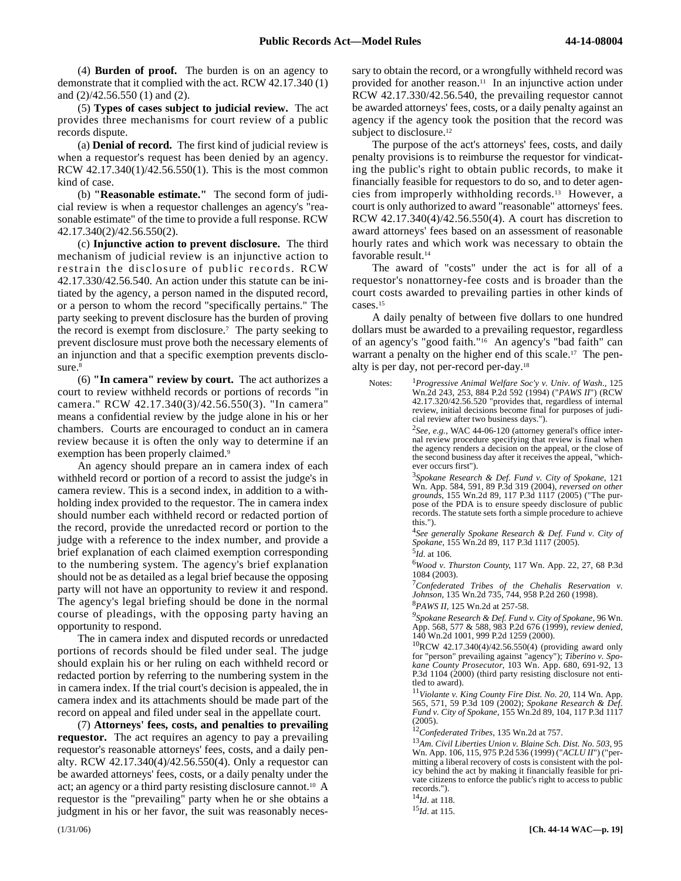(4) **Burden of proof.** The burden is on an agency to demonstrate that it complied with the act. RCW 42.17.340 (1) and (2)/42.56.550 (1) and (2).

(5) **Types of cases subject to judicial review.** The act provides three mechanisms for court review of a public records dispute.

(a) **Denial of record.** The first kind of judicial review is when a requestor's request has been denied by an agency. RCW 42.17.340(1)/42.56.550(1). This is the most common kind of case.

(b) **"Reasonable estimate."** The second form of judicial review is when a requestor challenges an agency's "reasonable estimate" of the time to provide a full response. RCW 42.17.340(2)/42.56.550(2).

(c) **Injunctive action to prevent disclosure.** The third mechanism of judicial review is an injunctive action to restrain the disclosure of public records. RCW 42.17.330/42.56.540. An action under this statute can be initiated by the agency, a person named in the disputed record, or a person to whom the record "specifically pertains." The party seeking to prevent disclosure has the burden of proving the record is exempt from disclosure.[7] The party seeking to prevent disclosure must prove both the necessary elements of an injunction and that a specific exemption prevents disclosure.[8]

(6) **"In camera" review by court.** The act authorizes a court to review withheld records or portions of records "in camera." RCW 42.17.340(3)/42.56.550(3). "In camera" means a confidential review by the judge alone in his or her chambers. Courts are encouraged to conduct an in camera review because it is often the only way to determine if an exemption has been properly claimed.[9]

An agency should prepare an in camera index of each withheld record or portion of a record to assist the judge's in camera review. This is a second index, in addition to a withholding index provided to the requestor. The in camera index should number each withheld record or redacted portion of the record, provide the unredacted record or portion to the judge with a reference to the index number, and provide a brief explanation of each claimed exemption corresponding to the numbering system. The agency's brief explanation should not be as detailed as a legal brief because the opposing party will not have an opportunity to review it and respond. The agency's legal briefing should be done in the normal course of pleadings, with the opposing party having an opportunity to respond.

The in camera index and disputed records or unredacted portions of records should be filed under seal. The judge should explain his or her ruling on each withheld record or redacted portion by referring to the numbering system in the in camera index. If the trial court's decision is appealed, the in camera index and its attachments should be made part of the record on appeal and filed under seal in the appellate court.

(7) **Attorneys' fees, costs, and penalties to prevailing requestor.** The act requires an agency to pay a prevailing requestor's reasonable attorneys' fees, costs, and a daily penalty. RCW 42.17.340(4)/42.56.550(4). Only a requestor can be awarded attorneys' fees, costs, or a daily penalty under the act; an agency or a third party resisting disclosure cannot.[10] A requestor is the "prevailing" party when he or she obtains a judgment in his or her favor, the suit was reasonably necessary to obtain the record, or a wrongfully withheld record was provided for another reason.[11] In an injunctive action under RCW 42.17.330/42.56.540, the prevailing requestor cannot be awarded attorneys' fees, costs, or a daily penalty against an agency if the agency took the position that the record was subject to disclosure.[12]

The purpose of the act's attorneys' fees, costs, and daily penalty provisions is to reimburse the requestor for vindicating the public's right to obtain public records, to make it financially feasible for requestors to do so, and to deter agencies from improperly withholding records.[13] However, a court is only authorized to award "reasonable" attorneys' fees. RCW 42.17.340(4)/42.56.550(4). A court has discretion to award attorneys' fees based on an assessment of reasonable hourly rates and which work was necessary to obtain the favorable result.[14]

The award of "costs" under the act is for all of a requestor's nonattorney-fee costs and is broader than the court costs awarded to prevailing parties in other kinds of cases.[15]

A daily penalty of between five dollars to one hundred dollars must be awarded to a prevailing requestor, regardless of an agency's "good faith."[16] An agency's "bad faith" can warrant a penalty on the higher end of this scale.[17] The penalty is per day, not per-record per-day.[18]

Notes:

[1]*Progressive Animal Welfare Soc'y v. Univ. of Wash.*, 125 Wn.2d 243, 253, 884 P.2d 592 (1994) ("*PAWS II*") (RCW 42.17.320/42.56.520 "provides that, regardless of internal review, initial decisions become final for purposes of judicial review after two business days.").

[2]*See, e.g.*, WAC 44-06-120 (attorney general's office internal review procedure specifying that review is final when the agency renders a decision on the appeal, or the close of the second business day after it receives the appeal, "whichever occurs first").

[3]*Spokane Research & Def. Fund v. City of Spokane*, 121 Wn. App. 584, 591, 89 P.3d 319 (2004), *reversed on other grounds*, 155 Wn.2d 89, 117 P.3d 1117 (2005) ("The purpose of the PDA is to ensure speedy disclosure of public records. The statute sets forth a simple procedure to achieve this.").

[4]*See generally Spokane Research & Def. Fund v. City of Spokane*, 155 Wn.2d 89, 117 P.3d 1117 (2005).

[5]*Id.* at 106.

[6]*Wood v. Thurston County*, 117 Wn. App. 22, 27, 68 P.3d 1084 (2003).

[7]*Confederated Tribes of the Chehalis Reservation v. Johnson*, 135 Wn.2d 735, 744, 958 P.2d 260 (1998).

[8]*PAWS II*, 125 Wn.2d at 257-58.

[9]*Spokane Research & Def. Fund v. City of Spokane*, 96 Wn. App. 568, 577 & 588, 983 P.2d 676 (1999), *review denied*, 140 Wn.2d 1001, 999 P.2d 1259 (2000).

[10]RCW 42.17.340(4)/42.56.550(4) (providing award only for "person" prevailing against "agency"); *Tiberino v. Spokane County Prosecutor*, 103 Wn. App. 680, 691-92, 13 P.3d 1104 (2000) (third party resisting disclosure not entitled to award).

[11]*Violante v. King County Fire Dist. No. 20*, 114 Wn. App. 565, 571, 59 P.3d 109 (2002); *Spokane Research & Def. Fund v. City of Spokane*, 155 Wn.2d 89, 104, 117 P.3d 1117 (2005).

[12]*Confederated Tribes*, 135 Wn.2d at 757.

[13]*Am. Civil Liberties Union v. Blaine Sch. Dist. No. 503*, 95 Wn. App. 106, 115, 975 P.2d 536 (1999) ("*ACLU II*") ("permitting a liberal recovery of costs is consistent with the policy behind the act by making it financially feasible for private citizens to enforce the public's right to access to public records.").

[14]*Id.* at 118.

[15]*Id.* at 115.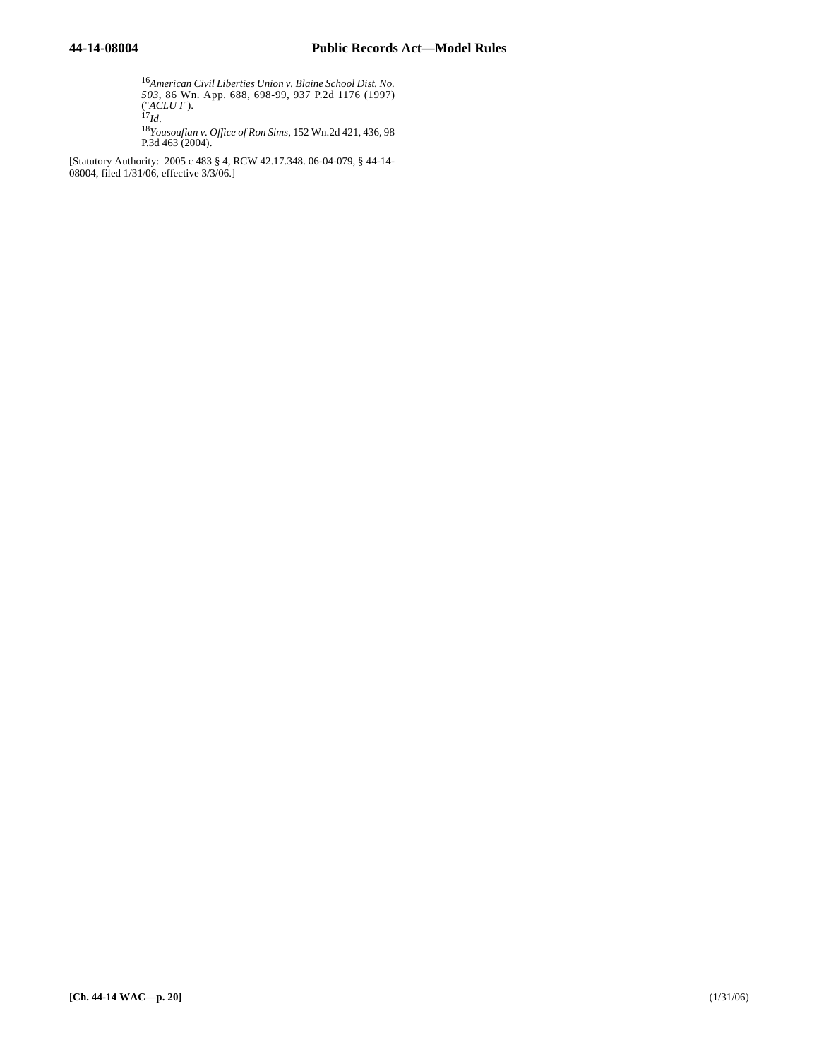[16] *American Civil Liberties Union v. Blaine School Dist. No. 503*, 86 Wn. App. 688, 698-99, 937 P.2d 1176 (1997) ("*ACLU I*").

[17] *Id*.

[18] *Yousoufian v. Office of Ron Sims*, 152 Wn.2d 421, 436, 98 P.3d 463 (2004).

[Statutory Authority: 2005 c 483 § 4, RCW 42.17.348. 06-04-079, § 44-14-08004, filed 1/31/06, effective 3/3/06.]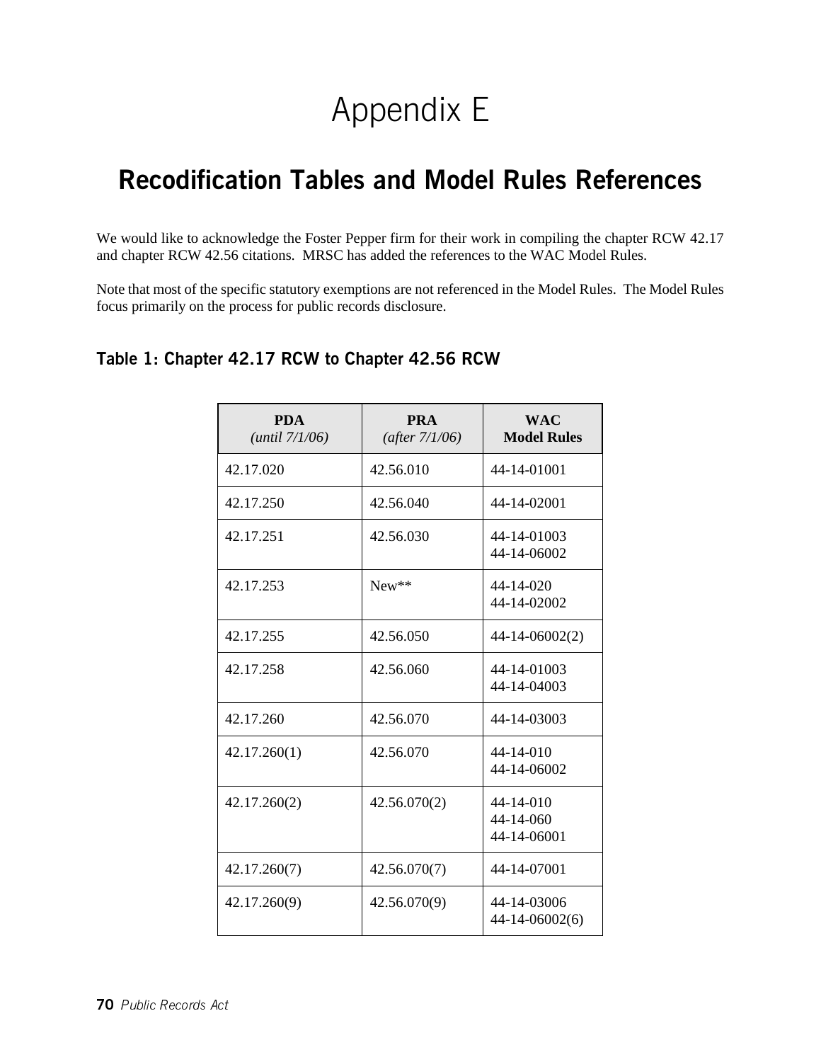# Appendix E

## Recodification Tables and Model Rules References

We would like to acknowledge the Foster Pepper firm for their work in compiling the chapter RCW 42.17 and chapter RCW 42.56 citations. MRSC has added the references to the WAC Model Rules.

Note that most of the specific statutory exemptions are not referenced in the Model Rules. The Model Rules focus primarily on the process for public records disclosure.

### Table 1: Chapter 42.17 RCW to Chapter 42.56 RCW

| **PDA** *(until 7/1/06)* | **PRA** *(after 7/1/06)* | **WAC Model Rules** |
|---|---|---|
| 42.17.020 | 42.56.010 | 44-14-01001 |
| 42.17.250 | 42.56.040 | 44-14-02001 |
| 42.17.251 | 42.56.030 | 44-14-01003<br>44-14-06002 |
| 42.17.253 | New** | 44-14-020<br>44-14-02002 |
| 42.17.255 | 42.56.050 | 44-14-06002(2) |
| 42.17.258 | 42.56.060 | 44-14-01003<br>44-14-04003 |
| 42.17.260 | 42.56.070 | 44-14-03003 |
| 42.17.260(1) | 42.56.070 | 44-14-010<br>44-14-06002 |
| 42.17.260(2) | 42.56.070(2) | 44-14-010<br>44-14-060<br>44-14-06001 |
| 42.17.260(7) | 42.56.070(7) | 44-14-07001 |
| 42.17.260(9) | 42.56.070(9) | 44-14-03006<br>44-14-06002(6) |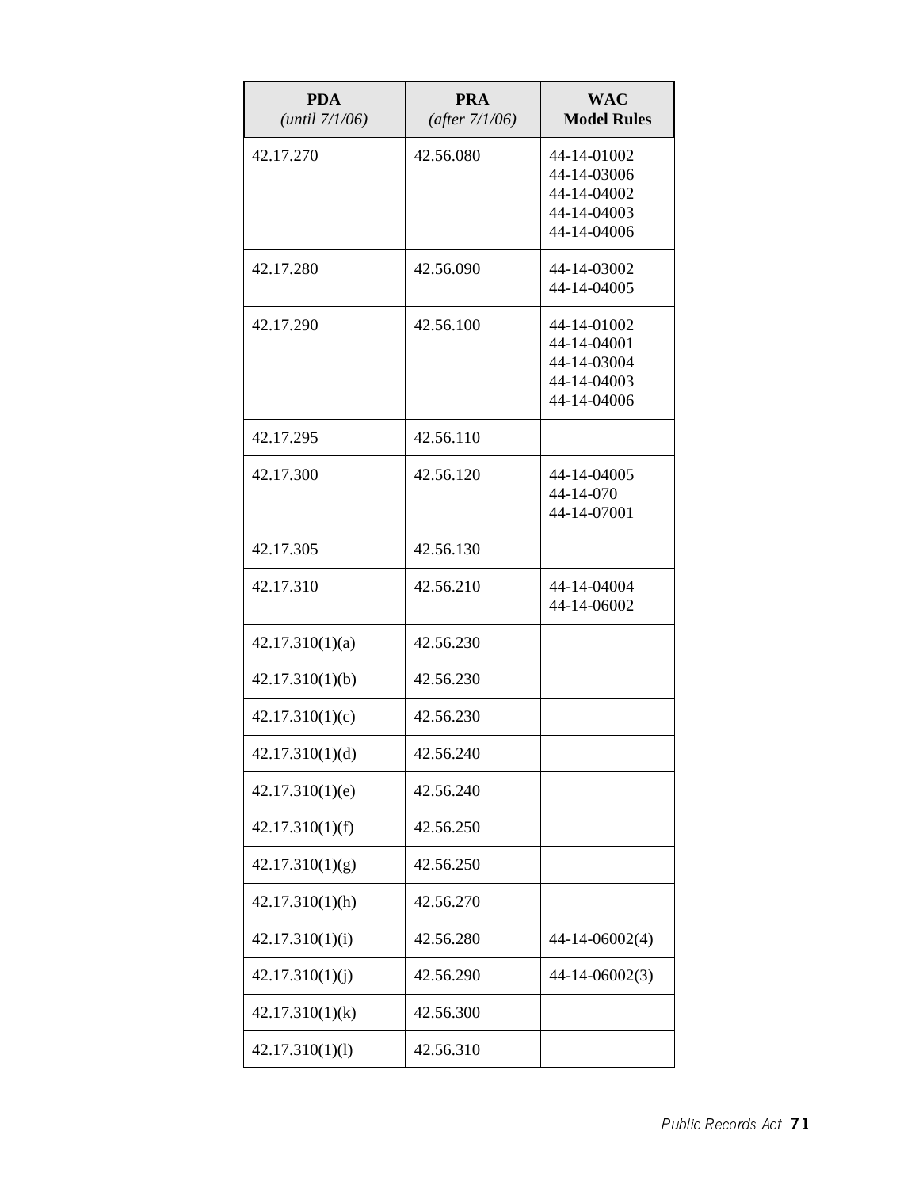| **PDA** *(until 7/1/06)* | **PRA** *(after 7/1/06)* | **WAC Model Rules** |
|---|---|---|
| 42.17.270 | 42.56.080 | 44-14-01002<br>44-14-03006<br>44-14-04002<br>44-14-04003<br>44-14-04006 |
| 42.17.280 | 42.56.090 | 44-14-03002<br>44-14-04005 |
| 42.17.290 | 42.56.100 | 44-14-01002<br>44-14-04001<br>44-14-03004<br>44-14-04003<br>44-14-04006 |
| 42.17.295 | 42.56.110 | |
| 42.17.300 | 42.56.120 | 44-14-04005<br>44-14-070<br>44-14-07001 |
| 42.17.305 | 42.56.130 | |
| 42.17.310 | 42.56.210 | 44-14-04004<br>44-14-06002 |
| 42.17.310(1)(a) | 42.56.230 | |
| 42.17.310(1)(b) | 42.56.230 | |
| 42.17.310(1)(c) | 42.56.230 | |
| 42.17.310(1)(d) | 42.56.240 | |
| 42.17.310(1)(e) | 42.56.240 | |
| 42.17.310(1)(f) | 42.56.250 | |
| 42.17.310(1)(g) | 42.56.250 | |
| 42.17.310(1)(h) | 42.56.270 | |
| 42.17.310(1)(i) | 42.56.280 | 44-14-06002(4) |
| 42.17.310(1)(j) | 42.56.290 | 44-14-06002(3) |
| 42.17.310(1)(k) | 42.56.300 | |
| 42.17.310(1)(l) | 42.56.310 | |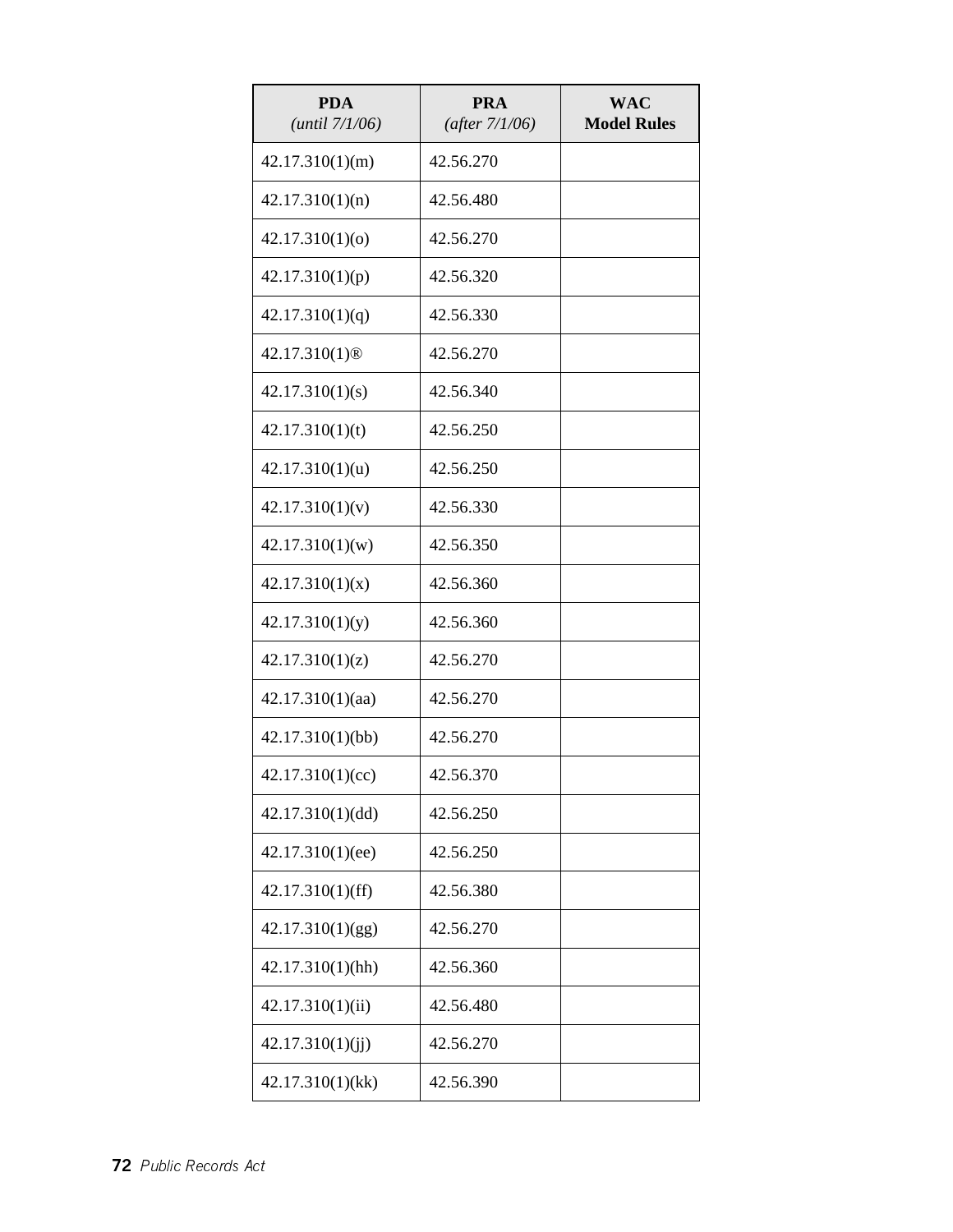| PDA<br>*(until 7/1/06)* | PRA<br>*(after 7/1/06)* | WAC<br>Model Rules |
|---|---|---|
| 42.17.310(1)(m) | 42.56.270 | |
| 42.17.310(1)(n) | 42.56.480 | |
| 42.17.310(1)(o) | 42.56.270 | |
| 42.17.310(1)(p) | 42.56.320 | |
| 42.17.310(1)(q) | 42.56.330 | |
| 42.17.310(1)® | 42.56.270 | |
| 42.17.310(1)(s) | 42.56.340 | |
| 42.17.310(1)(t) | 42.56.250 | |
| 42.17.310(1)(u) | 42.56.250 | |
| 42.17.310(1)(v) | 42.56.330 | |
| 42.17.310(1)(w) | 42.56.350 | |
| 42.17.310(1)(x) | 42.56.360 | |
| 42.17.310(1)(y) | 42.56.360 | |
| 42.17.310(1)(z) | 42.56.270 | |
| 42.17.310(1)(aa) | 42.56.270 | |
| 42.17.310(1)(bb) | 42.56.270 | |
| 42.17.310(1)(cc) | 42.56.370 | |
| 42.17.310(1)(dd) | 42.56.250 | |
| 42.17.310(1)(ee) | 42.56.250 | |
| 42.17.310(1)(ff) | 42.56.380 | |
| 42.17.310(1)(gg) | 42.56.270 | |
| 42.17.310(1)(hh) | 42.56.360 | |
| 42.17.310(1)(ii) | 42.56.480 | |
| 42.17.310(1)(jj) | 42.56.270 | |
| 42.17.310(1)(kk) | 42.56.390 | |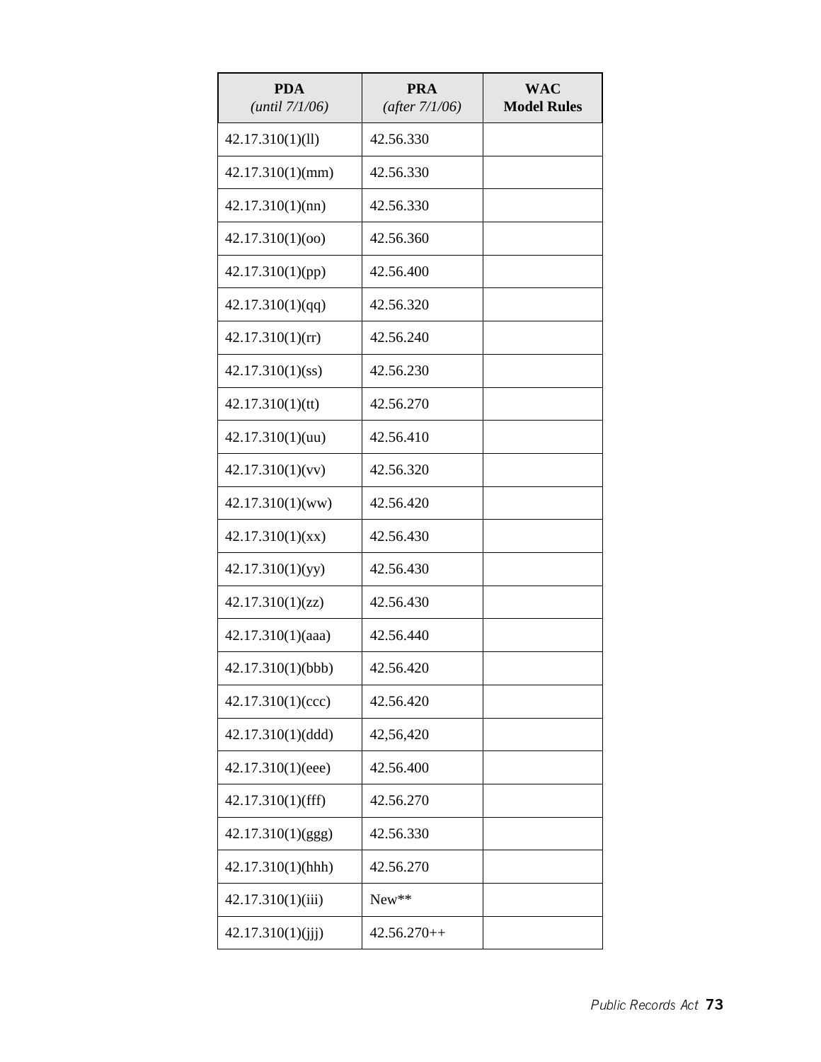| **PDA** *(until 7/1/06)* | **PRA** *(after 7/1/06)* | **WAC Model Rules** |
|---|---|---|
| 42.17.310(1)(ll) | 42.56.330 | |
| 42.17.310(1)(mm) | 42.56.330 | |
| 42.17.310(1)(nn) | 42.56.330 | |
| 42.17.310(1)(oo) | 42.56.360 | |
| 42.17.310(1)(pp) | 42.56.400 | |
| 42.17.310(1)(qq) | 42.56.320 | |
| 42.17.310(1)(rr) | 42.56.240 | |
| 42.17.310(1)(ss) | 42.56.230 | |
| 42.17.310(1)(tt) | 42.56.270 | |
| 42.17.310(1)(uu) | 42.56.410 | |
| 42.17.310(1)(vv) | 42.56.320 | |
| 42.17.310(1)(ww) | 42.56.420 | |
| 42.17.310(1)(xx) | 42.56.430 | |
| 42.17.310(1)(yy) | 42.56.430 | |
| 42.17.310(1)(zz) | 42.56.430 | |
| 42.17.310(1)(aaa) | 42.56.440 | |
| 42.17.310(1)(bbb) | 42.56.420 | |
| 42.17.310(1)(ccc) | 42.56.420 | |
| 42.17.310(1)(ddd) | 42,56,420 | |
| 42.17.310(1)(eee) | 42.56.400 | |
| 42.17.310(1)(fff) | 42.56.270 | |
| 42.17.310(1)(ggg) | 42.56.330 | |
| 42.17.310(1)(hhh) | 42.56.270 | |
| 42.17.310(1)(iii) | New** | |
| 42.17.310(1)(jjj) | 42.56.270++ | |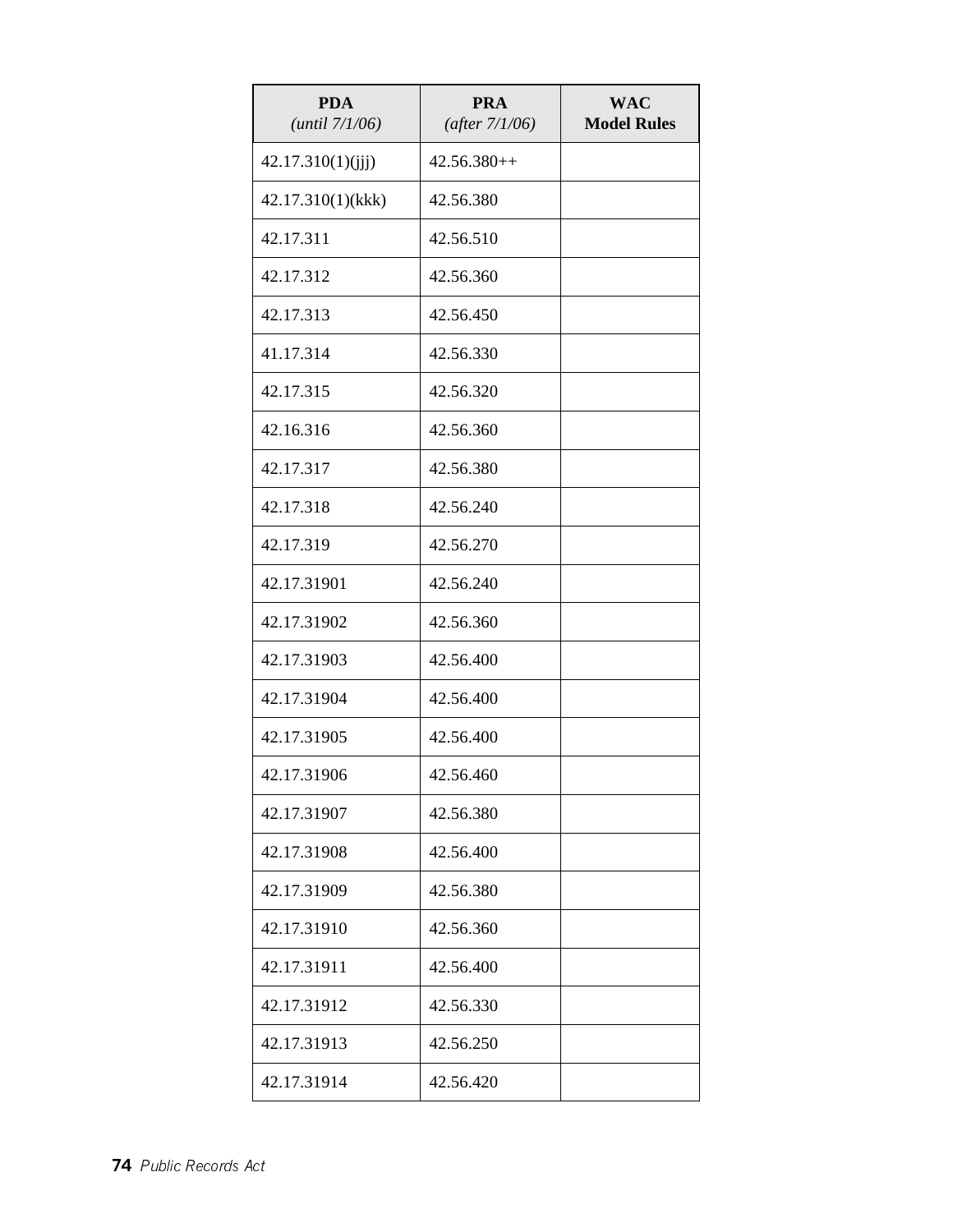| **PDA** *(until 7/1/06)* | **PRA** *(after 7/1/06)* | **WAC Model Rules** |
|---|---|---|
| 42.17.310(1)(jjj) | 42.56.380++ | |
| 42.17.310(1)(kkk) | 42.56.380 | |
| 42.17.311 | 42.56.510 | |
| 42.17.312 | 42.56.360 | |
| 42.17.313 | 42.56.450 | |
| 41.17.314 | 42.56.330 | |
| 42.17.315 | 42.56.320 | |
| 42.16.316 | 42.56.360 | |
| 42.17.317 | 42.56.380 | |
| 42.17.318 | 42.56.240 | |
| 42.17.319 | 42.56.270 | |
| 42.17.31901 | 42.56.240 | |
| 42.17.31902 | 42.56.360 | |
| 42.17.31903 | 42.56.400 | |
| 42.17.31904 | 42.56.400 | |
| 42.17.31905 | 42.56.400 | |
| 42.17.31906 | 42.56.460 | |
| 42.17.31907 | 42.56.380 | |
| 42.17.31908 | 42.56.400 | |
| 42.17.31909 | 42.56.380 | |
| 42.17.31910 | 42.56.360 | |
| 42.17.31911 | 42.56.400 | |
| 42.17.31912 | 42.56.330 | |
| 42.17.31913 | 42.56.250 | |
| 42.17.31914 | 42.56.420 | |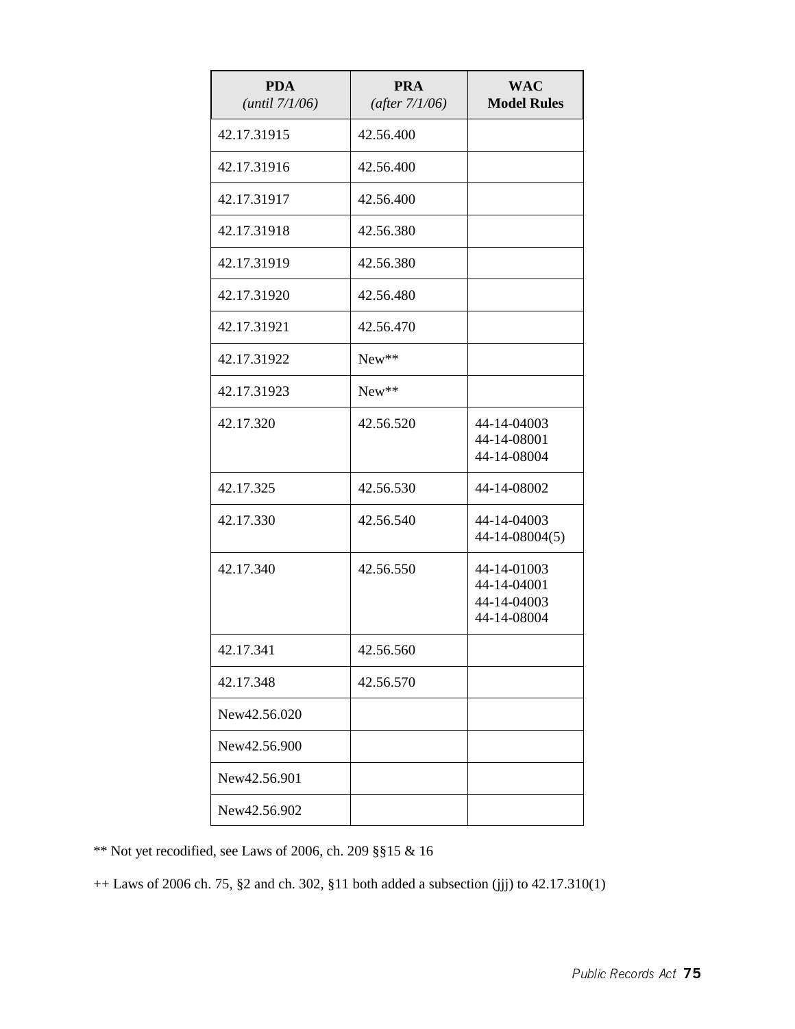| **PDA** *(until 7/1/06)* | **PRA** *(after 7/1/06)* | **WAC Model Rules** |
|---|---|---|
| 42.17.31915 | 42.56.400 | |
| 42.17.31916 | 42.56.400 | |
| 42.17.31917 | 42.56.400 | |
| 42.17.31918 | 42.56.380 | |
| 42.17.31919 | 42.56.380 | |
| 42.17.31920 | 42.56.480 | |
| 42.17.31921 | 42.56.470 | |
| 42.17.31922 | New** | |
| 42.17.31923 | New** | |
| 42.17.320 | 42.56.520 | 44-14-04003<br>44-14-08001<br>44-14-08004 |
| 42.17.325 | 42.56.530 | 44-14-08002 |
| 42.17.330 | 42.56.540 | 44-14-04003<br>44-14-08004(5) |
| 42.17.340 | 42.56.550 | 44-14-01003<br>44-14-04001<br>44-14-04003<br>44-14-08004 |
| 42.17.341 | 42.56.560 | |
| 42.17.348 | 42.56.570 | |
| New42.56.020 | | |
| New42.56.900 | | |
| New42.56.901 | | |
| New42.56.902 | | |

** Not yet recodified, see Laws of 2006, ch. 209 §§15 & 16

++ Laws of 2006 ch. 75, §2 and ch. 302, §11 both added a subsection (jjj) to 42.17.310(1)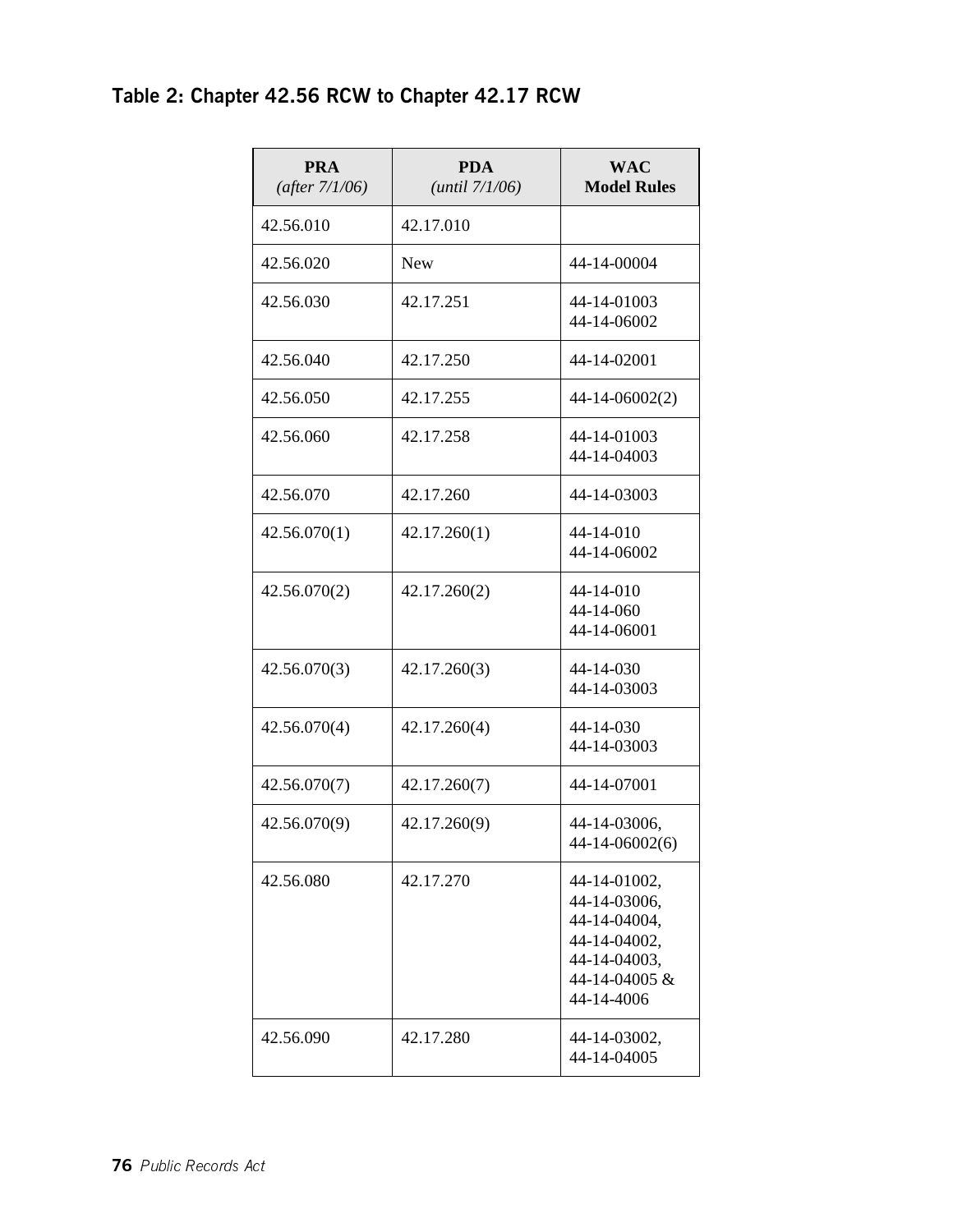## Table 2: Chapter 42.56 RCW to Chapter 42.17 RCW

| PRA *(after 7/1/06)* | PDA *(until 7/1/06)* | WAC Model Rules |
|---|---|---|
| 42.56.010 | 42.17.010 | |
| 42.56.020 | New | 44-14-00004 |
| 42.56.030 | 42.17.251 | 44-14-01003<br>44-14-06002 |
| 42.56.040 | 42.17.250 | 44-14-02001 |
| 42.56.050 | 42.17.255 | 44-14-06002(2) |
| 42.56.060 | 42.17.258 | 44-14-01003<br>44-14-04003 |
| 42.56.070 | 42.17.260 | 44-14-03003 |
| 42.56.070(1) | 42.17.260(1) | 44-14-010<br>44-14-06002 |
| 42.56.070(2) | 42.17.260(2) | 44-14-010<br>44-14-060<br>44-14-06001 |
| 42.56.070(3) | 42.17.260(3) | 44-14-030<br>44-14-03003 |
| 42.56.070(4) | 42.17.260(4) | 44-14-030<br>44-14-03003 |
| 42.56.070(7) | 42.17.260(7) | 44-14-07001 |
| 42.56.070(9) | 42.17.260(9) | 44-14-03006,<br>44-14-06002(6) |
| 42.56.080 | 42.17.270 | 44-14-01002,<br>44-14-03006,<br>44-14-04004,<br>44-14-04002,<br>44-14-04003,<br>44-14-04005 &<br>44-14-4006 |
| 42.56.090 | 42.17.280 | 44-14-03002,<br>44-14-04005 |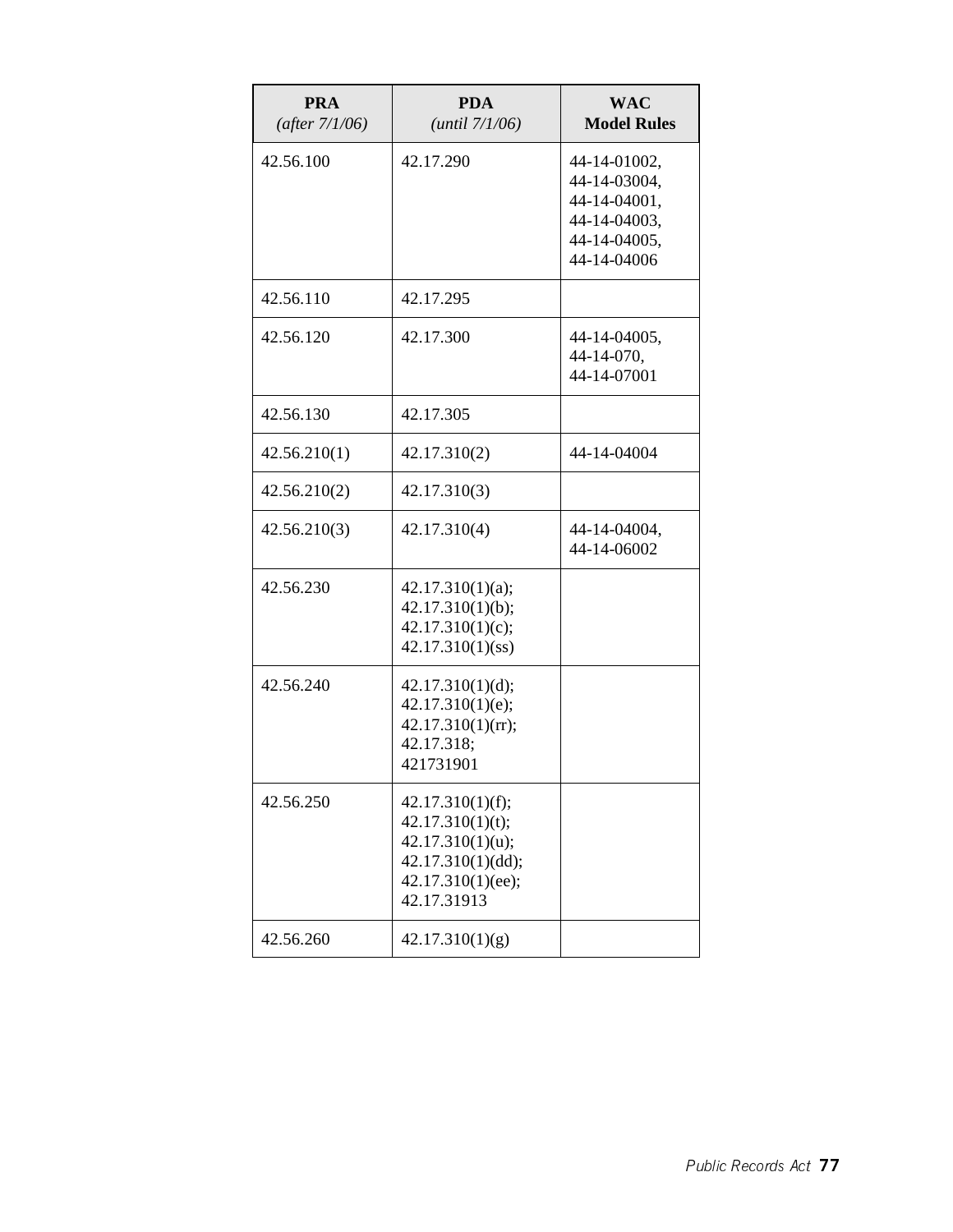| **PRA** *(after 7/1/06)* | **PDA** *(until 7/1/06)* | **WAC Model Rules** |
|---|---|---|
| 42.56.100 | 42.17.290 | 44-14-01002, 44-14-03004, 44-14-04001, 44-14-04003, 44-14-04005, 44-14-04006 |
| 42.56.110 | 42.17.295 | |
| 42.56.120 | 42.17.300 | 44-14-04005, 44-14-070, 44-14-07001 |
| 42.56.130 | 42.17.305 | |
| 42.56.210(1) | 42.17.310(2) | 44-14-04004 |
| 42.56.210(2) | 42.17.310(3) | |
| 42.56.210(3) | 42.17.310(4) | 44-14-04004, 44-14-06002 |
| 42.56.230 | 42.17.310(1)(a); 42.17.310(1)(b); 42.17.310(1)(c); 42.17.310(1)(ss) | |
| 42.56.240 | 42.17.310(1)(d); 42.17.310(1)(e); 42.17.310(1)(rr); 42.17.318; 421731901 | |
| 42.56.250 | 42.17.310(1)(f); 42.17.310(1)(t); 42.17.310(1)(u); 42.17.310(1)(dd); 42.17.310(1)(ee); 42.17.31913 | |
| 42.56.260 | 42.17.310(1)(g) | |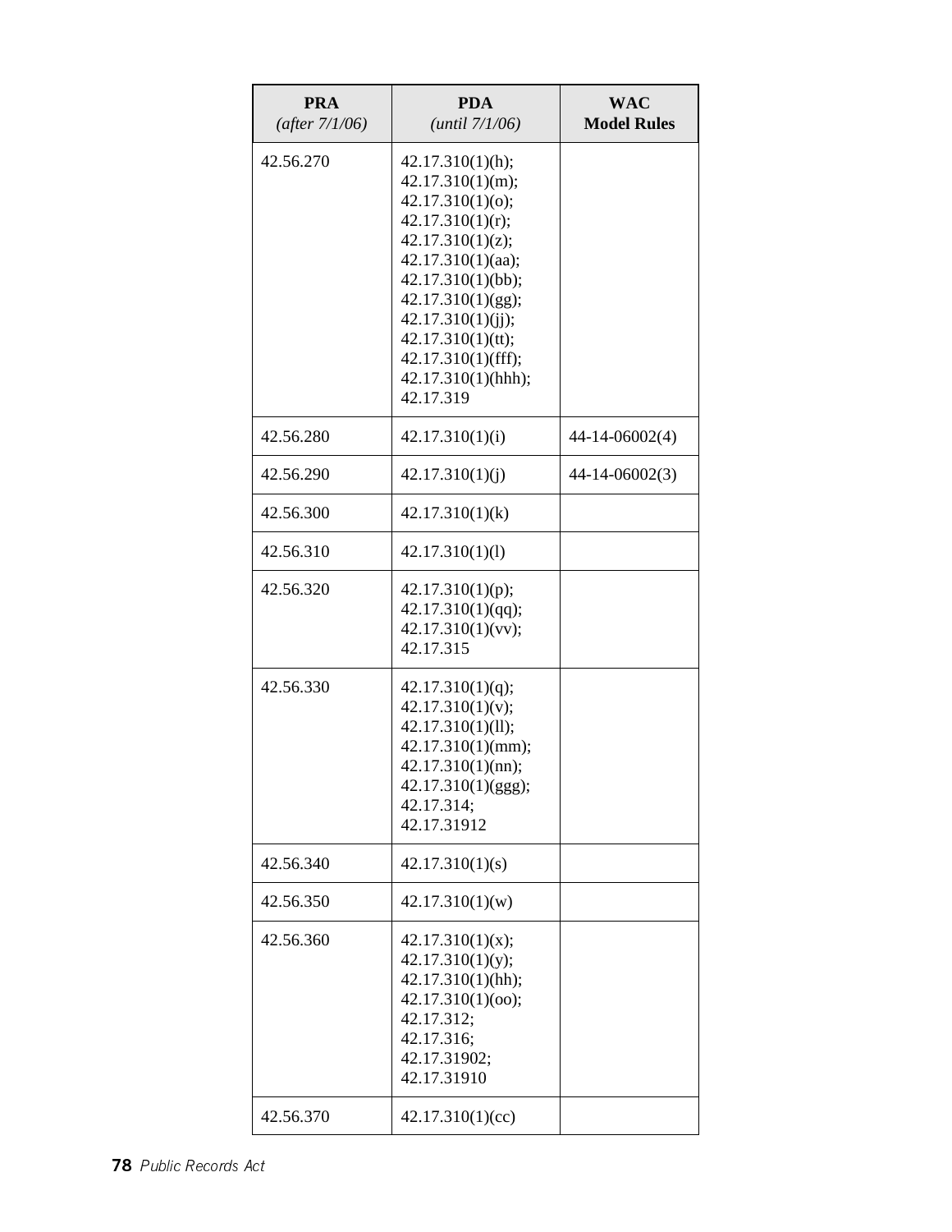| PRA (after 7/1/06) | PDA (until 7/1/06) | WAC Model Rules |
|---|---|---|
| 42.56.270 | 42.17.310(1)(h); 42.17.310(1)(m); 42.17.310(1)(o); 42.17.310(1)(r); 42.17.310(1)(z); 42.17.310(1)(aa); 42.17.310(1)(bb); 42.17.310(1)(gg); 42.17.310(1)(jj); 42.17.310(1)(tt); 42.17.310(1)(fff); 42.17.310(1)(hhh); 42.17.319 | |
| 42.56.280 | 42.17.310(1)(i) | 44-14-06002(4) |
| 42.56.290 | 42.17.310(1)(j) | 44-14-06002(3) |
| 42.56.300 | 42.17.310(1)(k) | |
| 42.56.310 | 42.17.310(1)(l) | |
| 42.56.320 | 42.17.310(1)(p); 42.17.310(1)(qq); 42.17.310(1)(vv); 42.17.315 | |
| 42.56.330 | 42.17.310(1)(q); 42.17.310(1)(v); 42.17.310(1)(ll); 42.17.310(1)(mm); 42.17.310(1)(nn); 42.17.310(1)(ggg); 42.17.314; 42.17.31912 | |
| 42.56.340 | 42.17.310(1)(s) | |
| 42.56.350 | 42.17.310(1)(w) | |
| 42.56.360 | 42.17.310(1)(x); 42.17.310(1)(y); 42.17.310(1)(hh); 42.17.310(1)(oo); 42.17.312; 42.17.316; 42.17.31902; 42.17.31910 | |
| 42.56.370 | 42.17.310(1)(cc) | |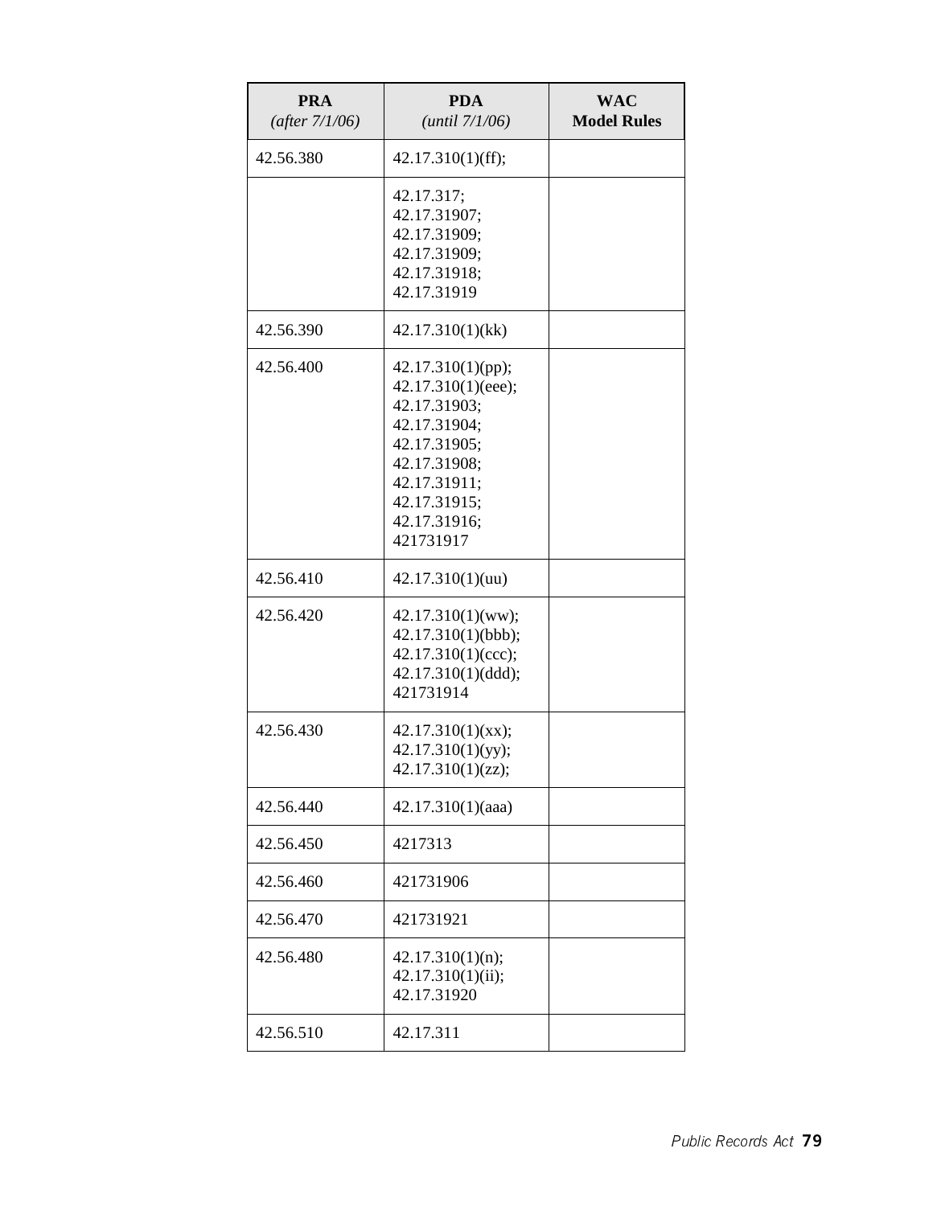| PRA (after 7/1/06) | PDA (until 7/1/06) | WAC Model Rules |
|---|---|---|
| 42.56.380 | 42.17.310(1)(ff); | |
| | 42.17.317; 42.17.31907; 42.17.31909; 42.17.31909; 42.17.31918; 42.17.31919 | |
| 42.56.390 | 42.17.310(1)(kk) | |
| 42.56.400 | 42.17.310(1)(pp); 42.17.310(1)(eee); 42.17.31903; 42.17.31904; 42.17.31905; 42.17.31908; 42.17.31911; 42.17.31915; 42.17.31916; 421731917 | |
| 42.56.410 | 42.17.310(1)(uu) | |
| 42.56.420 | 42.17.310(1)(ww); 42.17.310(1)(bbb); 42.17.310(1)(ccc); 42.17.310(1)(ddd); 421731914 | |
| 42.56.430 | 42.17.310(1)(xx); 42.17.310(1)(yy); 42.17.310(1)(zz); | |
| 42.56.440 | 42.17.310(1)(aaa) | |
| 42.56.450 | 4217313 | |
| 42.56.460 | 421731906 | |
| 42.56.470 | 421731921 | |
| 42.56.480 | 42.17.310(1)(n); 42.17.310(1)(ii); 42.17.31920 | |
| 42.56.510 | 42.17.311 | |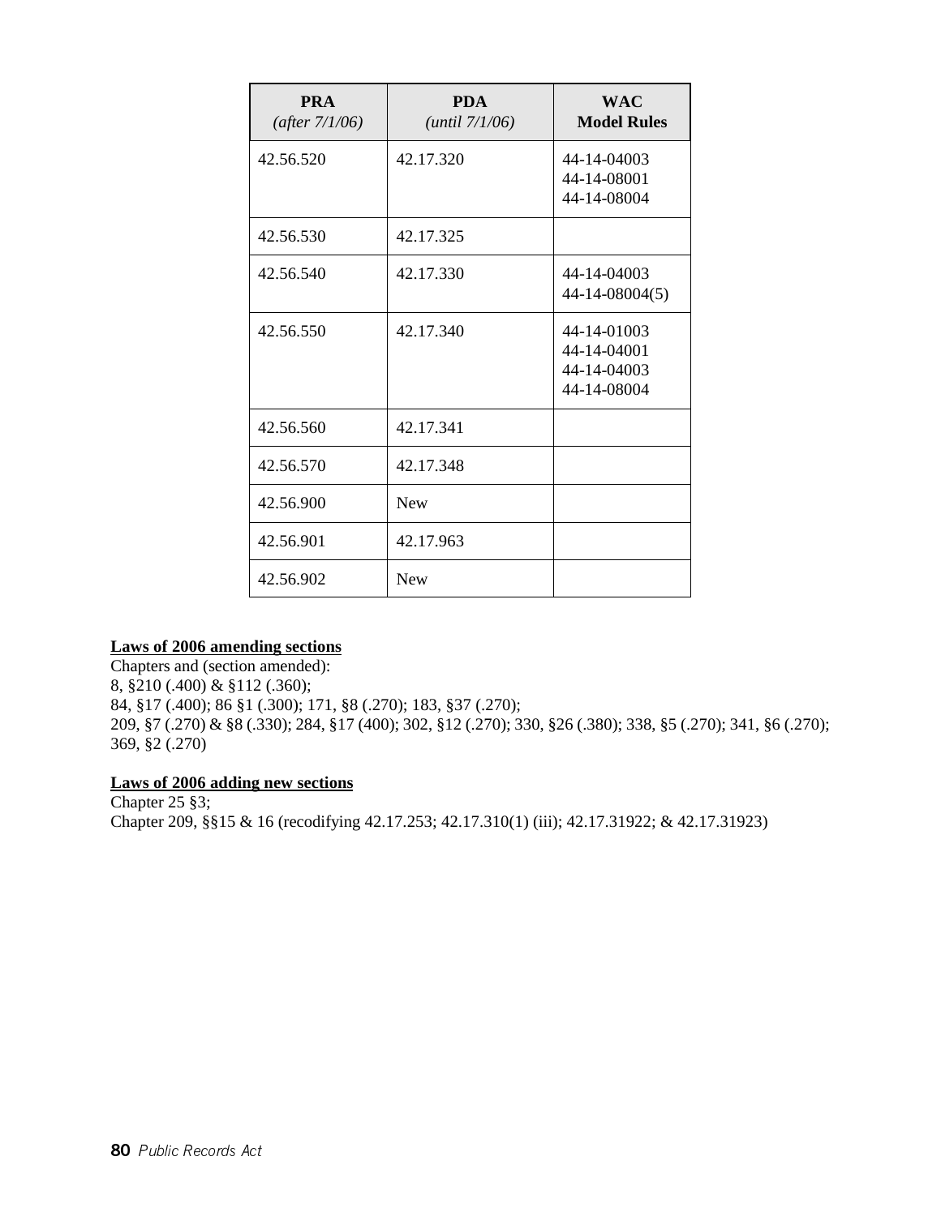| **PRA** *(after 7/1/06)* | **PDA** *(until 7/1/06)* | **WAC Model Rules** |
|---|---|---|
| 42.56.520 | 42.17.320 | 44-14-04003<br>44-14-08001<br>44-14-08004 |
| 42.56.530 | 42.17.325 | |
| 42.56.540 | 42.17.330 | 44-14-04003<br>44-14-08004(5) |
| 42.56.550 | 42.17.340 | 44-14-01003<br>44-14-04001<br>44-14-04003<br>44-14-08004 |
| 42.56.560 | 42.17.341 | |
| 42.56.570 | 42.17.348 | |
| 42.56.900 | New | |
| 42.56.901 | 42.17.963 | |
| 42.56.902 | New | |

**Laws of 2006 amending sections**

Chapters and (section amended):
8, §210 (.400) & §112 (.360);
84, §17 (.400); 86 §1 (.300); 171, §8 (.270); 183, §37 (.270);
209, §7 (.270) & §8 (.330); 284, §17 (400); 302, §12 (.270); 330, §26 (.380); 338, §5 (.270); 341, §6 (.270);
369, §2 (.270)

**Laws of 2006 adding new sections**

Chapter 25 §3;
Chapter 209, §§15 & 16 (recodifying 42.17.253; 42.17.310(1) (iii); 42.17.31922; & 42.17.31923)